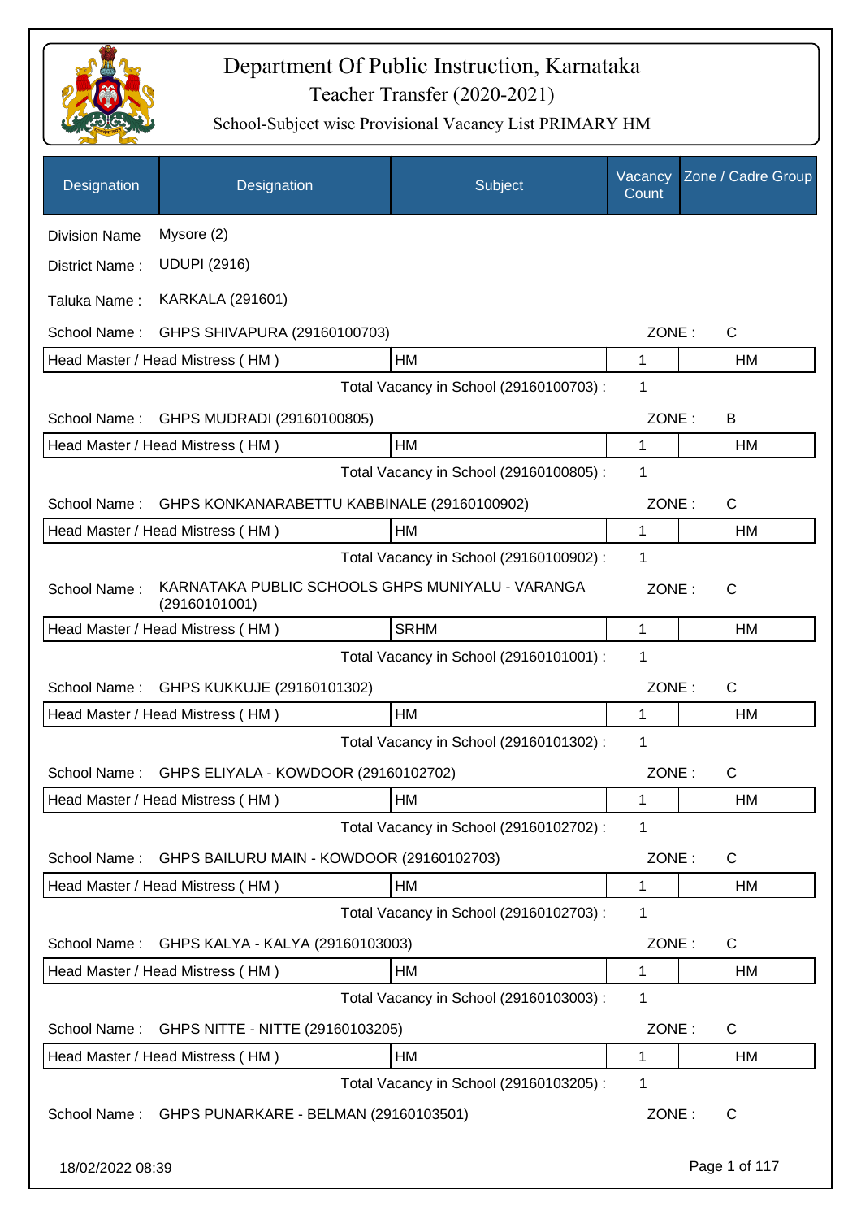# Department Of Public Instruction, Karnataka

## Teacher Transfer (2020-2021)

### School-Subject wise Provisional Vacancy List PRIMARY HM

| Designation | Designation | Subject | Vacancy Count | Zone / Cadre Group |
|---|---|---|---|---|

Division Name : Mysore (2)

District Name : UDUPI (2916)

Taluka Name : KARKALA (291601)

School Name : GHPS SHIVAPURA (29160100703) ZONE : C

| Head Master / Head Mistress ( HM ) | HM | 1 | HM |
|---|---|---|---|
| | Total Vacancy in School (29160100703) : | 1 | |

School Name : GHPS MUDRADI (29160100805) ZONE : B

| Head Master / Head Mistress ( HM ) | HM | 1 | HM |
|---|---|---|---|
| | Total Vacancy in School (29160100805) : | 1 | |

School Name : GHPS KONKANARABETTU KABBINALE (29160100902) ZONE : C

| Head Master / Head Mistress ( HM ) | HM | 1 | HM |
|---|---|---|---|
| | Total Vacancy in School (29160100902) : | 1 | |

School Name : KARNATAKA PUBLIC SCHOOLS GHPS MUNIYALU - VARANGA (29160101001) ZONE : C

| Head Master / Head Mistress ( HM ) | SRHM | 1 | HM |
|---|---|---|---|
| | Total Vacancy in School (29160101001) : | 1 | |

School Name : GHPS KUKKUJE (29160101302) ZONE : C

| Head Master / Head Mistress ( HM ) | HM | 1 | HM |
|---|---|---|---|
| | Total Vacancy in School (29160101302) : | 1 | |

School Name : GHPS ELIYALA - KOWDOOR (29160102702) ZONE : C

| Head Master / Head Mistress ( HM ) | HM | 1 | HM |
|---|---|---|---|
| | Total Vacancy in School (29160102702) : | 1 | |

School Name : GHPS BAILURU MAIN - KOWDOOR (29160102703) ZONE : C

| Head Master / Head Mistress ( HM ) | HM | 1 | HM |
|---|---|---|---|
| | Total Vacancy in School (29160102703) : | 1 | |

School Name : GHPS KALYA - KALYA (29160103003) ZONE : C

| Head Master / Head Mistress ( HM ) | HM | 1 | HM |
|---|---|---|---|
| | Total Vacancy in School (29160103003) : | 1 | |

School Name : GHPS NITTE - NITTE (29160103205) ZONE : C

| Head Master / Head Mistress ( HM ) | HM | 1 | HM |
|---|---|---|---|
| | Total Vacancy in School (29160103205) : | 1 | |

School Name : GHPS PUNARKARE - BELMAN (29160103501) ZONE : C

18/02/2022 08:39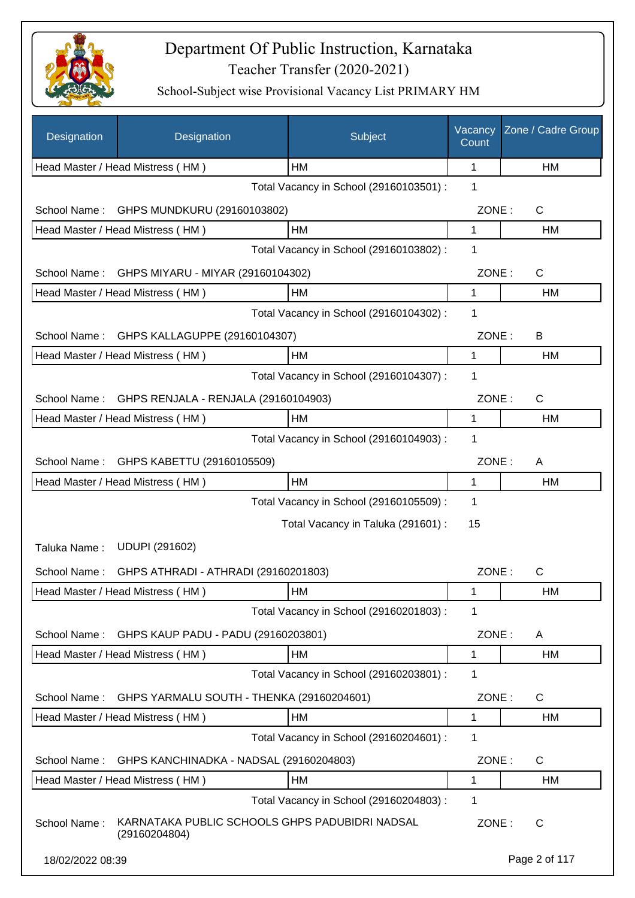# Department Of Public Instruction, Karnataka

Teacher Transfer (2020-2021)

School-Subject wise Provisional Vacancy List PRIMARY HM

| Designation | Designation | Subject | Vacancy Count | Zone / Cadre Group |
|---|---|---|---|---|
| Head Master / Head Mistress ( HM ) | | HM | 1 | HM |

Total Vacancy in School (29160103501) : 1

School Name : GHPS MUNDKURU (29160103802) ZONE : C

| Head Master / Head Mistress ( HM ) | HM | 1 | HM |
|---|---|---|---|

Total Vacancy in School (29160103802) : 1

School Name : GHPS MIYARU - MIYAR (29160104302) ZONE : C

| Head Master / Head Mistress ( HM ) | HM | 1 | HM |
|---|---|---|---|

Total Vacancy in School (29160104302) : 1

School Name : GHPS KALLAGUPPE (29160104307) ZONE : B

| Head Master / Head Mistress ( HM ) | HM | 1 | HM |
|---|---|---|---|

Total Vacancy in School (29160104307) : 1

School Name : GHPS RENJALA - RENJALA (29160104903) ZONE : C

| Head Master / Head Mistress ( HM ) | HM | 1 | HM |
|---|---|---|---|

Total Vacancy in School (29160104903) : 1

School Name : GHPS KABETTU (29160105509) ZONE : A

| Head Master / Head Mistress ( HM ) | HM | 1 | HM |
|---|---|---|---|

Total Vacancy in School (29160105509) : 1

Total Vacancy in Taluka (291601) : 15

Taluka Name : UDUPI (291602)

School Name : GHPS ATHRADI - ATHRADI (29160201803) ZONE : C

| Head Master / Head Mistress ( HM ) | HM | 1 | HM |
|---|---|---|---|

Total Vacancy in School (29160201803) : 1

School Name : GHPS KAUP PADU - PADU (29160203801) ZONE : A

| Head Master / Head Mistress ( HM ) | HM | 1 | HM |
|---|---|---|---|

Total Vacancy in School (29160203801) : 1

School Name : GHPS YARMALU SOUTH - THENKA (29160204601) ZONE : C

| Head Master / Head Mistress ( HM ) | HM | 1 | HM |
|---|---|---|---|

Total Vacancy in School (29160204601) : 1

School Name : GHPS KANCHINADKA - NADSAL (29160204803) ZONE : C

| Head Master / Head Mistress ( HM ) | HM | 1 | HM |
|---|---|---|---|

Total Vacancy in School (29160204803) : 1

School Name : KARNATAKA PUBLIC SCHOOLS GHPS PADUBIDRI NADSAL (29160204804) ZONE : C

18/02/2022 08:39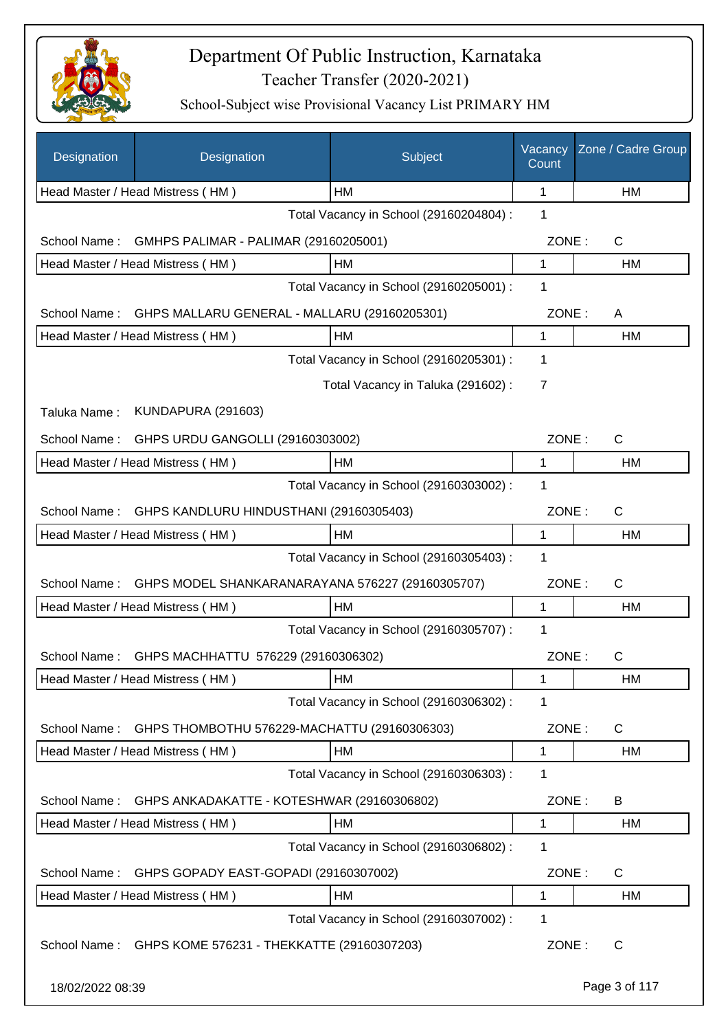# Department Of Public Instruction, Karnataka

Teacher Transfer (2020-2021)

School-Subject wise Provisional Vacancy List PRIMARY HM

| Designation | Designation | Subject | Vacancy Count | Zone / Cadre Group |
|---|---|---|---|---|
| Head Master / Head Mistress ( HM ) | | HM | 1 | HM |

Total Vacancy in School (29160204804) : 1

School Name : GMHPS PALIMAR - PALIMAR (29160205001) ZONE : C

| Designation | Subject | Vacancy Count | Zone / Cadre Group |
|---|---|---|---|
| Head Master / Head Mistress ( HM ) | HM | 1 | HM |

Total Vacancy in School (29160205001) : 1

School Name : GHPS MALLARU GENERAL - MALLARU (29160205301) ZONE : A

| Designation | Subject | Vacancy Count | Zone / Cadre Group |
|---|---|---|---|
| Head Master / Head Mistress ( HM ) | HM | 1 | HM |

Total Vacancy in School (29160205301) : 1

Total Vacancy in Taluka (291602) : 7

Taluka Name : KUNDAPURA (291603)

School Name : GHPS URDU GANGOLLI (29160303002) ZONE : C

| Designation | Subject | Vacancy Count | Zone / Cadre Group |
|---|---|---|---|
| Head Master / Head Mistress ( HM ) | HM | 1 | HM |

Total Vacancy in School (29160303002) : 1

School Name : GHPS KANDLURU HINDUSTHANI (29160305403) ZONE : C

| Designation | Subject | Vacancy Count | Zone / Cadre Group |
|---|---|---|---|
| Head Master / Head Mistress ( HM ) | HM | 1 | HM |

Total Vacancy in School (29160305403) : 1

School Name : GHPS MODEL SHANKARANARAYANA 576227 (29160305707) ZONE : C

| Designation | Subject | Vacancy Count | Zone / Cadre Group |
|---|---|---|---|
| Head Master / Head Mistress ( HM ) | HM | 1 | HM |

Total Vacancy in School (29160305707) : 1

School Name : GHPS MACHHATTU 576229 (29160306302) ZONE : C

| Designation | Subject | Vacancy Count | Zone / Cadre Group |
|---|---|---|---|
| Head Master / Head Mistress ( HM ) | HM | 1 | HM |

Total Vacancy in School (29160306302) : 1

School Name : GHPS THOMBOTHU 576229-MACHATTU (29160306303) ZONE : C

| Designation | Subject | Vacancy Count | Zone / Cadre Group |
|---|---|---|---|
| Head Master / Head Mistress ( HM ) | HM | 1 | HM |

Total Vacancy in School (29160306303) : 1

School Name : GHPS ANKADAKATTE - KOTESHWAR (29160306802) ZONE : B

| Designation | Subject | Vacancy Count | Zone / Cadre Group |
|---|---|---|---|
| Head Master / Head Mistress ( HM ) | HM | 1 | HM |

Total Vacancy in School (29160306802) : 1

School Name : GHPS GOPADY EAST-GOPADI (29160307002) ZONE : C

| Designation | Subject | Vacancy Count | Zone / Cadre Group |
|---|---|---|---|
| Head Master / Head Mistress ( HM ) | HM | 1 | HM |

Total Vacancy in School (29160307002) : 1

School Name : GHPS KOME 576231 - THEKKATTE (29160307203) ZONE : C

18/02/2022 08:39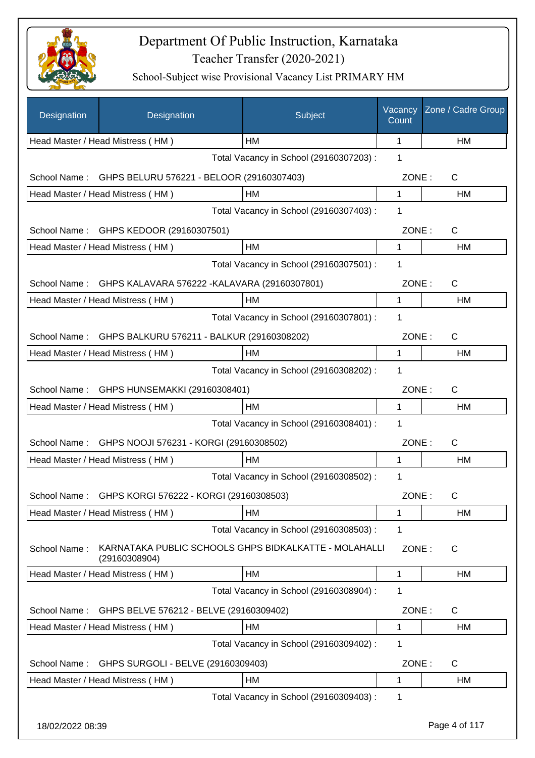# Department Of Public Instruction, Karnataka

Teacher Transfer (2020-2021)

School-Subject wise Provisional Vacancy List PRIMARY HM

| Designation | Designation | Subject | Vacancy Count | Zone / Cadre Group |
|---|---|---|---|---|
| Head Master / Head Mistress ( HM ) | | HM | 1 | HM |
| | | Total Vacancy in School (29160307203) : | 1 | |
| School Name : | GHPS BELURU 576221 - BELOOR (29160307403) | | ZONE : | C |
| Head Master / Head Mistress ( HM ) | | HM | 1 | HM |
| | | Total Vacancy in School (29160307403) : | 1 | |
| School Name : | GHPS KEDOOR (29160307501) | | ZONE : | C |
| Head Master / Head Mistress ( HM ) | | HM | 1 | HM |
| | | Total Vacancy in School (29160307501) : | 1 | |
| School Name : | GHPS KALAVARA 576222 -KALAVARA (29160307801) | | ZONE : | C |
| Head Master / Head Mistress ( HM ) | | HM | 1 | HM |
| | | Total Vacancy in School (29160307801) : | 1 | |
| School Name : | GHPS BALKURU 576211 - BALKUR (29160308202) | | ZONE : | C |
| Head Master / Head Mistress ( HM ) | | HM | 1 | HM |
| | | Total Vacancy in School (29160308202) : | 1 | |
| School Name : | GHPS HUNSEMAKKI (29160308401) | | ZONE : | C |
| Head Master / Head Mistress ( HM ) | | HM | 1 | HM |
| | | Total Vacancy in School (29160308401) : | 1 | |
| School Name : | GHPS NOOJI 576231 - KORGI (29160308502) | | ZONE : | C |
| Head Master / Head Mistress ( HM ) | | HM | 1 | HM |
| | | Total Vacancy in School (29160308502) : | 1 | |
| School Name : | GHPS KORGI 576222 - KORGI (29160308503) | | ZONE : | C |
| Head Master / Head Mistress ( HM ) | | HM | 1 | HM |
| | | Total Vacancy in School (29160308503) : | 1 | |
| School Name : | KARNATAKA PUBLIC SCHOOLS GHPS BIDKALKATTE - MOLAHALLI (29160308904) | | ZONE : | C |
| Head Master / Head Mistress ( HM ) | | HM | 1 | HM |
| | | Total Vacancy in School (29160308904) : | 1 | |
| School Name : | GHPS BELVE 576212 - BELVE (29160309402) | | ZONE : | C |
| Head Master / Head Mistress ( HM ) | | HM | 1 | HM |
| | | Total Vacancy in School (29160309402) : | 1 | |
| School Name : | GHPS SURGOLI - BELVE (29160309403) | | ZONE : | C |
| Head Master / Head Mistress ( HM ) | | HM | 1 | HM |
| | | Total Vacancy in School (29160309403) : | 1 | |

18/02/2022 08:39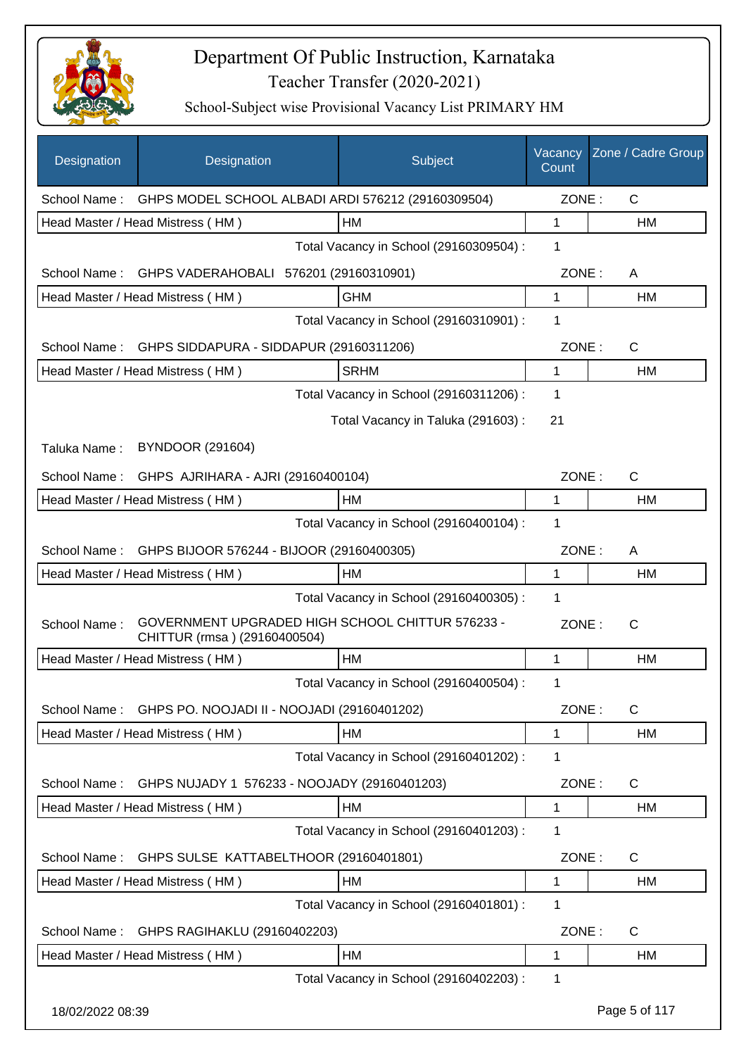# Department Of Public Instruction, Karnataka
## Teacher Transfer (2020-2021)
### School-Subject wise Provisional Vacancy List PRIMARY HM

| Designation | Designation | Subject | Vacancy Count | Zone / Cadre Group |
|---|---|---|---|---|
| School Name : | GHPS MODEL SCHOOL ALBADI ARDI 576212 (29160309504) | | ZONE : | C |
| Head Master / Head Mistress ( HM ) | | HM | 1 | HM |
| | | Total Vacancy in School (29160309504) : | 1 | |
| School Name : | GHPS VADERAHOBALI 576201 (29160310901) | | ZONE : | A |
| Head Master / Head Mistress ( HM ) | | GHM | 1 | HM |
| | | Total Vacancy in School (29160310901) : | 1 | |
| School Name : | GHPS SIDDAPURA - SIDDAPUR (29160311206) | | ZONE : | C |
| Head Master / Head Mistress ( HM ) | | SRHM | 1 | HM |
| | | Total Vacancy in School (29160311206) : | 1 | |
| | | Total Vacancy in Taluka (291603) : | 21 | |
| Taluka Name : | BYNDOOR (291604) | | | |
| School Name : | GHPS AJRIHARA - AJRI (29160400104) | | ZONE : | C |
| Head Master / Head Mistress ( HM ) | | HM | 1 | HM |
| | | Total Vacancy in School (29160400104) : | 1 | |
| School Name : | GHPS BIJOOR 576244 - BIJOOR (29160400305) | | ZONE : | A |
| Head Master / Head Mistress ( HM ) | | HM | 1 | HM |
| | | Total Vacancy in School (29160400305) : | 1 | |
| School Name : | GOVERNMENT UPGRADED HIGH SCHOOL CHITTUR 576233 - CHITTUR (rmsa ) (29160400504) | | ZONE : | C |
| Head Master / Head Mistress ( HM ) | | HM | 1 | HM |
| | | Total Vacancy in School (29160400504) : | 1 | |
| School Name : | GHPS PO. NOOJADI II - NOOJADI (29160401202) | | ZONE : | C |
| Head Master / Head Mistress ( HM ) | | HM | 1 | HM |
| | | Total Vacancy in School (29160401202) : | 1 | |
| School Name : | GHPS NUJADY 1 576233 - NOOJADY (29160401203) | | ZONE : | C |
| Head Master / Head Mistress ( HM ) | | HM | 1 | HM |
| | | Total Vacancy in School (29160401203) : | 1 | |
| School Name : | GHPS SULSE KATTABELTHOOR (29160401801) | | ZONE : | C |
| Head Master / Head Mistress ( HM ) | | HM | 1 | HM |
| | | Total Vacancy in School (29160401801) : | 1 | |
| School Name : | GHPS RAGIHAKLU (29160402203) | | ZONE : | C |
| Head Master / Head Mistress ( HM ) | | HM | 1 | HM |
| | | Total Vacancy in School (29160402203) : | 1 | |

18/02/2022 08:39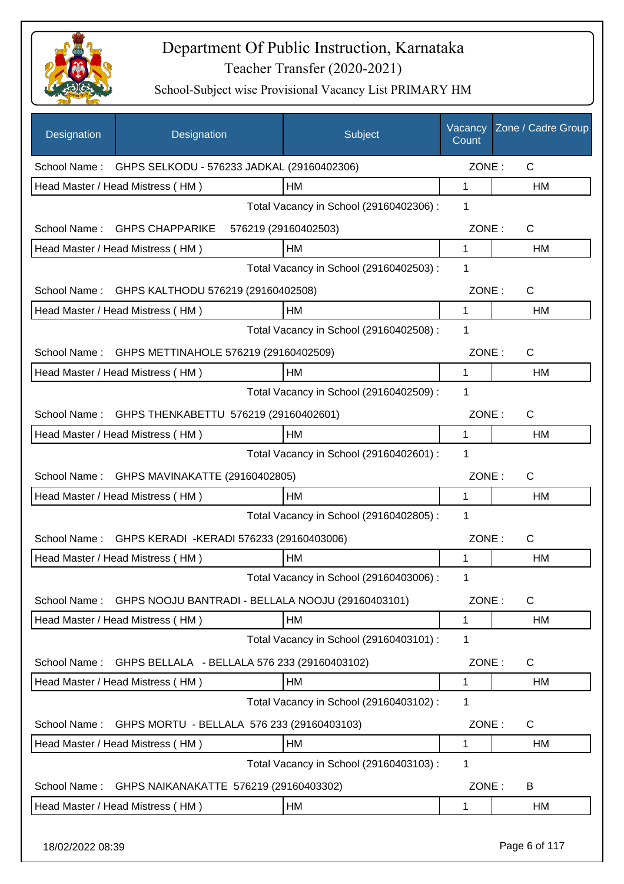# Department Of Public Instruction, Karnataka

## Teacher Transfer (2020-2021)

### School-Subject wise Provisional Vacancy List PRIMARY HM

| Designation | Designation | Subject | Vacancy Count | Zone / Cadre Group |
|---|---|---|---|---|
| School Name : | GHPS SELKODU - 576233 JADKAL (29160402306) | | ZONE : | C |
| Head Master / Head Mistress ( HM ) | | HM | 1 | HM |
| | | Total Vacancy in School (29160402306) : | 1 | |
| School Name : | GHPS CHAPPARIKE 576219 (29160402503) | | ZONE : | C |
| Head Master / Head Mistress ( HM ) | | HM | 1 | HM |
| | | Total Vacancy in School (29160402503) : | 1 | |
| School Name : | GHPS KALTHODU 576219 (29160402508) | | ZONE : | C |
| Head Master / Head Mistress ( HM ) | | HM | 1 | HM |
| | | Total Vacancy in School (29160402508) : | 1 | |
| School Name : | GHPS METTINAHOLE 576219 (29160402509) | | ZONE : | C |
| Head Master / Head Mistress ( HM ) | | HM | 1 | HM |
| | | Total Vacancy in School (29160402509) : | 1 | |
| School Name : | GHPS THENKABETTU 576219 (29160402601) | | ZONE : | C |
| Head Master / Head Mistress ( HM ) | | HM | 1 | HM |
| | | Total Vacancy in School (29160402601) : | 1 | |
| School Name : | GHPS MAVINAKATTE (29160402805) | | ZONE : | C |
| Head Master / Head Mistress ( HM ) | | HM | 1 | HM |
| | | Total Vacancy in School (29160402805) : | 1 | |
| School Name : | GHPS KERADI -KERADI 576233 (29160403006) | | ZONE : | C |
| Head Master / Head Mistress ( HM ) | | HM | 1 | HM |
| | | Total Vacancy in School (29160403006) : | 1 | |
| School Name : | GHPS NOOJU BANTRADI - BELLALA NOOJU (29160403101) | | ZONE : | C |
| Head Master / Head Mistress ( HM ) | | HM | 1 | HM |
| | | Total Vacancy in School (29160403101) : | 1 | |
| School Name : | GHPS BELLALA - BELLALA 576 233 (29160403102) | | ZONE : | C |
| Head Master / Head Mistress ( HM ) | | HM | 1 | HM |
| | | Total Vacancy in School (29160403102) : | 1 | |
| School Name : | GHPS MORTU - BELLALA 576 233 (29160403103) | | ZONE : | C |
| Head Master / Head Mistress ( HM ) | | HM | 1 | HM |
| | | Total Vacancy in School (29160403103) : | 1 | |
| School Name : | GHPS NAIKANAKATTE 576219 (29160403302) | | ZONE : | B |
| Head Master / Head Mistress ( HM ) | | HM | 1 | HM |

18/02/2022 08:39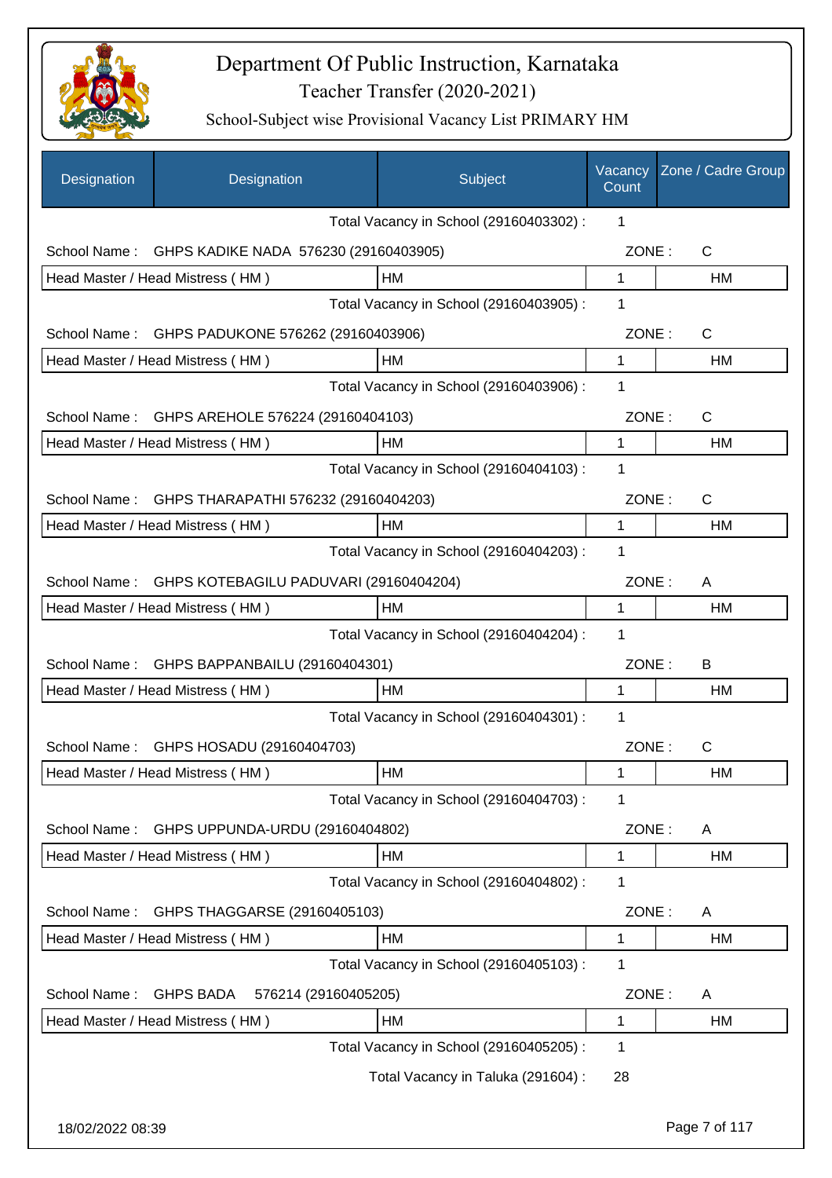# Department Of Public Instruction, Karnataka

## Teacher Transfer (2020-2021)

### School-Subject wise Provisional Vacancy List PRIMARY HM

| Designation | Designation | Subject | Vacancy Count | Zone / Cadre Group |
|---|---|---|---|---|
| | | Total Vacancy in School (29160403302) : | 1 | |
| School Name : | GHPS KADIKE NADA 576230 (29160403905) | | ZONE : | C |
| Head Master / Head Mistress ( HM ) | | HM | 1 | HM |
| | | Total Vacancy in School (29160403905) : | 1 | |
| School Name : | GHPS PADUKONE 576262 (29160403906) | | ZONE : | C |
| Head Master / Head Mistress ( HM ) | | HM | 1 | HM |
| | | Total Vacancy in School (29160403906) : | 1 | |
| School Name : | GHPS AREHOLE 576224 (29160404103) | | ZONE : | C |
| Head Master / Head Mistress ( HM ) | | HM | 1 | HM |
| | | Total Vacancy in School (29160404103) : | 1 | |
| School Name : | GHPS THARAPATHI 576232 (29160404203) | | ZONE : | C |
| Head Master / Head Mistress ( HM ) | | HM | 1 | HM |
| | | Total Vacancy in School (29160404203) : | 1 | |
| School Name : | GHPS KOTEBAGILU PADUVARI (29160404204) | | ZONE : | A |
| Head Master / Head Mistress ( HM ) | | HM | 1 | HM |
| | | Total Vacancy in School (29160404204) : | 1 | |
| School Name : | GHPS BAPPANBAILU (29160404301) | | ZONE : | B |
| Head Master / Head Mistress ( HM ) | | HM | 1 | HM |
| | | Total Vacancy in School (29160404301) : | 1 | |
| School Name : | GHPS HOSADU (29160404703) | | ZONE : | C |
| Head Master / Head Mistress ( HM ) | | HM | 1 | HM |
| | | Total Vacancy in School (29160404703) : | 1 | |
| School Name : | GHPS UPPUNDA-URDU (29160404802) | | ZONE : | A |
| Head Master / Head Mistress ( HM ) | | HM | 1 | HM |
| | | Total Vacancy in School (29160404802) : | 1 | |
| School Name : | GHPS THAGGARSE (29160405103) | | ZONE : | A |
| Head Master / Head Mistress ( HM ) | | HM | 1 | HM |
| | | Total Vacancy in School (29160405103) : | 1 | |
| School Name : | GHPS BADA 576214 (29160405205) | | ZONE : | A |
| Head Master / Head Mistress ( HM ) | | HM | 1 | HM |
| | | Total Vacancy in School (29160405205) : | 1 | |
| | | Total Vacancy in Taluka (291604) : | 28 | |

18/02/2022 08:39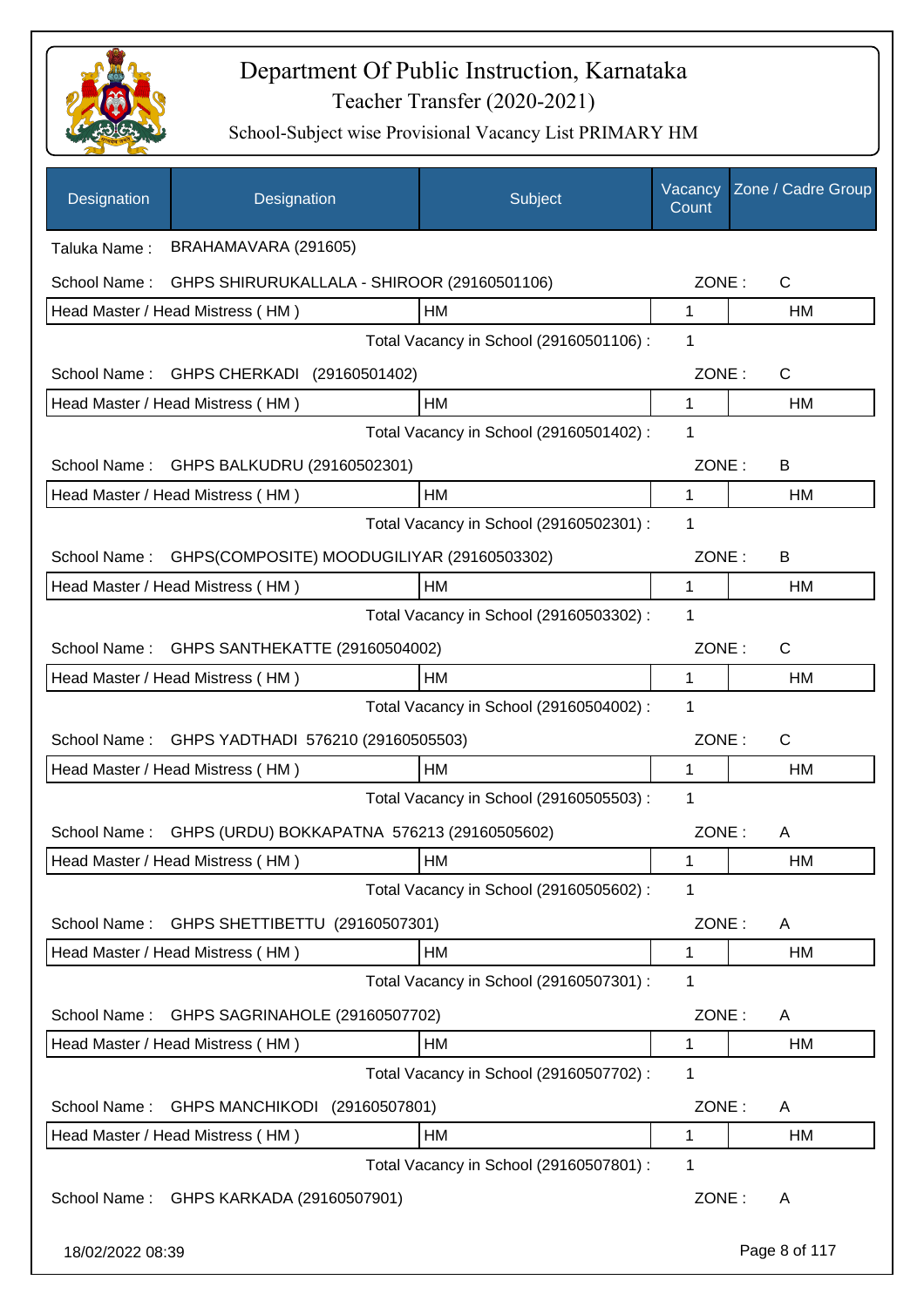# Department Of Public Instruction, Karnataka

Teacher Transfer (2020-2021)

School-Subject wise Provisional Vacancy List PRIMARY HM

| Designation | Designation | Subject | Vacancy Count | Zone / Cadre Group |
|---|---|---|---|---|
| Taluka Name : | BRAHAMAVARA (291605) | | | |
| School Name : | GHPS SHIRURUKALLALA - SHIROOR (29160501106) | | ZONE : | C |
| Head Master / Head Mistress ( HM ) | | HM | 1 | HM |
| | | Total Vacancy in School (29160501106) : | 1 | |
| School Name : | GHPS CHERKADI (29160501402) | | ZONE : | C |
| Head Master / Head Mistress ( HM ) | | HM | 1 | HM |
| | | Total Vacancy in School (29160501402) : | 1 | |
| School Name : | GHPS BALKUDRU (29160502301) | | ZONE : | B |
| Head Master / Head Mistress ( HM ) | | HM | 1 | HM |
| | | Total Vacancy in School (29160502301) : | 1 | |
| School Name : | GHPS(COMPOSITE) MOODUGILIYAR (29160503302) | | ZONE : | B |
| Head Master / Head Mistress ( HM ) | | HM | 1 | HM |
| | | Total Vacancy in School (29160503302) : | 1 | |
| School Name : | GHPS SANTHEKATTE (29160504002) | | ZONE : | C |
| Head Master / Head Mistress ( HM ) | | HM | 1 | HM |
| | | Total Vacancy in School (29160504002) : | 1 | |
| School Name : | GHPS YADTHADI 576210 (29160505503) | | ZONE : | C |
| Head Master / Head Mistress ( HM ) | | HM | 1 | HM |
| | | Total Vacancy in School (29160505503) : | 1 | |
| School Name : | GHPS (URDU) BOKKAPATNA 576213 (29160505602) | | ZONE : | A |
| Head Master / Head Mistress ( HM ) | | HM | 1 | HM |
| | | Total Vacancy in School (29160505602) : | 1 | |
| School Name : | GHPS SHETTIBETTU (29160507301) | | ZONE : | A |
| Head Master / Head Mistress ( HM ) | | HM | 1 | HM |
| | | Total Vacancy in School (29160507301) : | 1 | |
| School Name : | GHPS SAGRINAHOLE (29160507702) | | ZONE : | A |
| Head Master / Head Mistress ( HM ) | | HM | 1 | HM |
| | | Total Vacancy in School (29160507702) : | 1 | |
| School Name : | GHPS MANCHIKODI (29160507801) | | ZONE : | A |
| Head Master / Head Mistress ( HM ) | | HM | 1 | HM |
| | | Total Vacancy in School (29160507801) : | 1 | |
| School Name : | GHPS KARKADA (29160507901) | | ZONE : | A |

18/02/2022 08:39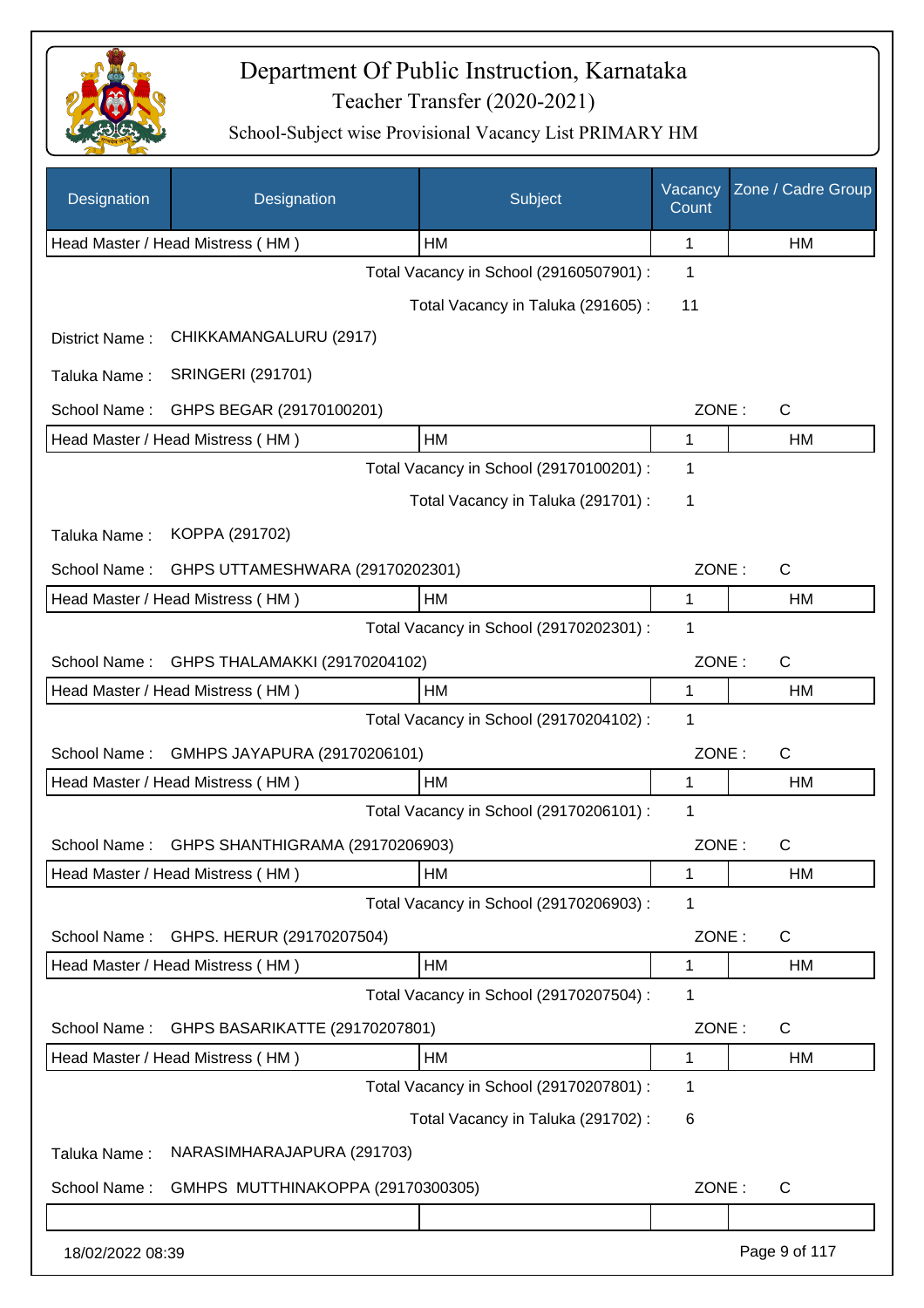# Department Of Public Instruction, Karnataka

## Teacher Transfer (2020-2021)

### School-Subject wise Provisional Vacancy List PRIMARY HM

| Designation | Designation | Subject | Vacancy Count | Zone / Cadre Group |
|---|---|---|---|---|
| Head Master / Head Mistress ( HM ) | | HM | 1 | HM |

Total Vacancy in School (29160507901) : 1

Total Vacancy in Taluka (291605) : 11

District Name : CHIKKAMANGALURU (2917)

Taluka Name : SRINGERI (291701)

School Name : GHPS BEGAR (29170100201) ZONE : C

| Designation | Designation | Subject | Vacancy Count | Zone / Cadre Group |
|---|---|---|---|---|
| Head Master / Head Mistress ( HM ) | | HM | 1 | HM |

Total Vacancy in School (29170100201) : 1

Total Vacancy in Taluka (291701) : 1

Taluka Name : KOPPA (291702)

School Name : GHPS UTTAMESHWARA (29170202301) ZONE : C

| Designation | Designation | Subject | Vacancy Count | Zone / Cadre Group |
|---|---|---|---|---|
| Head Master / Head Mistress ( HM ) | | HM | 1 | HM |

Total Vacancy in School (29170202301) : 1

School Name : GHPS THALAMAKKI (29170204102) ZONE : C

| Designation | Designation | Subject | Vacancy Count | Zone / Cadre Group |
|---|---|---|---|---|
| Head Master / Head Mistress ( HM ) | | HM | 1 | HM |

Total Vacancy in School (29170204102) : 1

School Name : GMHPS JAYAPURA (29170206101) ZONE : C

| Designation | Designation | Subject | Vacancy Count | Zone / Cadre Group |
|---|---|---|---|---|
| Head Master / Head Mistress ( HM ) | | HM | 1 | HM |

Total Vacancy in School (29170206101) : 1

School Name : GHPS SHANTHIGRAMA (29170206903) ZONE : C

| Designation | Designation | Subject | Vacancy Count | Zone / Cadre Group |
|---|---|---|---|---|
| Head Master / Head Mistress ( HM ) | | HM | 1 | HM |

Total Vacancy in School (29170206903) : 1

School Name : GHPS. HERUR (29170207504) ZONE : C

| Designation | Designation | Subject | Vacancy Count | Zone / Cadre Group |
|---|---|---|---|---|
| Head Master / Head Mistress ( HM ) | | HM | 1 | HM |

Total Vacancy in School (29170207504) : 1

School Name : GHPS BASARIKATTE (29170207801) ZONE : C

| Designation | Designation | Subject | Vacancy Count | Zone / Cadre Group |
|---|---|---|---|---|
| Head Master / Head Mistress ( HM ) | | HM | 1 | HM |

Total Vacancy in School (29170207801) : 1

Total Vacancy in Taluka (291702) : 6

Taluka Name : NARASIMHARAJAPURA (291703)

School Name : GMHPS MUTTHINAKOPPA (29170300305) ZONE : C

18/02/2022 08:39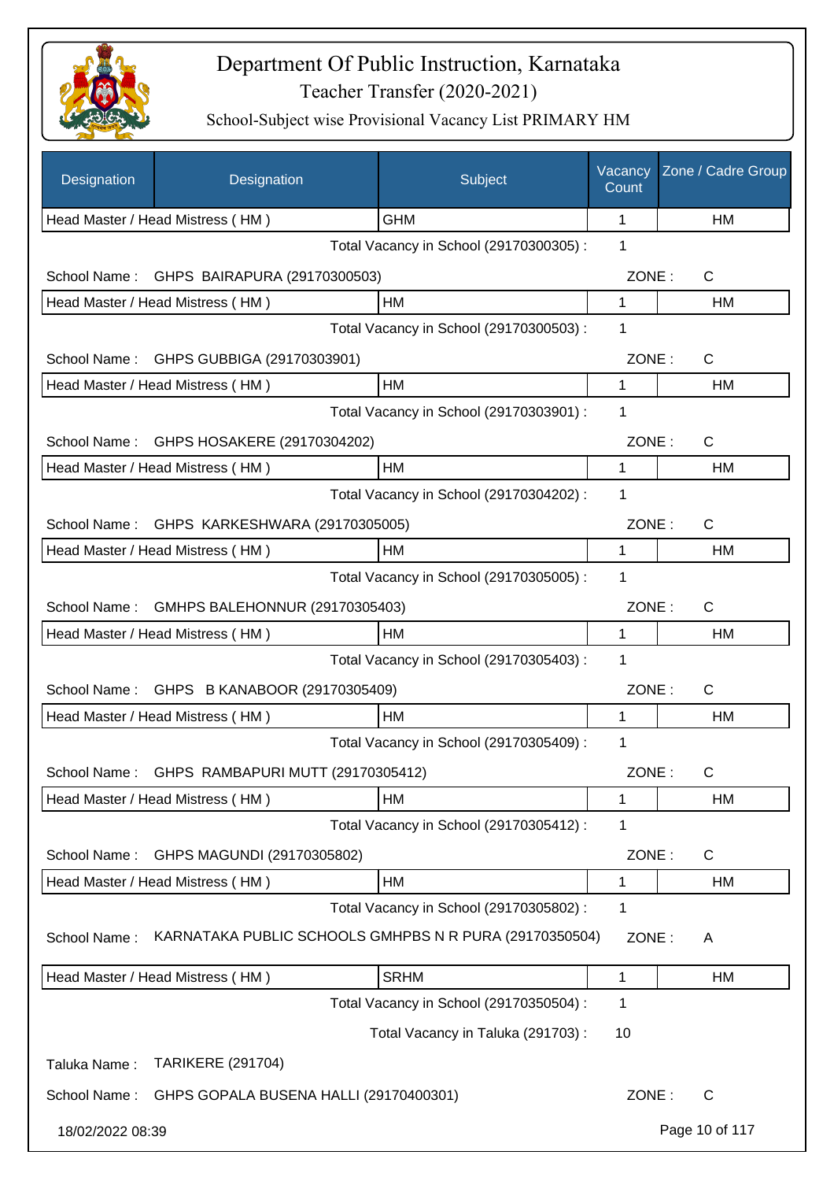# Department Of Public Instruction, Karnataka
## Teacher Transfer (2020-2021)
### School-Subject wise Provisional Vacancy List PRIMARY HM

| Designation | Designation | Subject | Vacancy Count | Zone / Cadre Group |
|---|---|---|---|---|
| Head Master / Head Mistress ( HM ) | | GHM | 1 | HM |
| | | Total Vacancy in School (29170300305) : | 1 | |
| School Name : | GHPS BAIRAPURA (29170300503) | | ZONE : | C |
| Head Master / Head Mistress ( HM ) | | HM | 1 | HM |
| | | Total Vacancy in School (29170300503) : | 1 | |
| School Name : | GHPS GUBBIGA (29170303901) | | ZONE : | C |
| Head Master / Head Mistress ( HM ) | | HM | 1 | HM |
| | | Total Vacancy in School (29170303901) : | 1 | |
| School Name : | GHPS HOSAKERE (29170304202) | | ZONE : | C |
| Head Master / Head Mistress ( HM ) | | HM | 1 | HM |
| | | Total Vacancy in School (29170304202) : | 1 | |
| School Name : | GHPS KARKESHWARA (29170305005) | | ZONE : | C |
| Head Master / Head Mistress ( HM ) | | HM | 1 | HM |
| | | Total Vacancy in School (29170305005) : | 1 | |
| School Name : | GMHPS BALEHONNUR (29170305403) | | ZONE : | C |
| Head Master / Head Mistress ( HM ) | | HM | 1 | HM |
| | | Total Vacancy in School (29170305403) : | 1 | |
| School Name : | GHPS B KANABOOR (29170305409) | | ZONE : | C |
| Head Master / Head Mistress ( HM ) | | HM | 1 | HM |
| | | Total Vacancy in School (29170305409) : | 1 | |
| School Name : | GHPS RAMBAPURI MUTT (29170305412) | | ZONE : | C |
| Head Master / Head Mistress ( HM ) | | HM | 1 | HM |
| | | Total Vacancy in School (29170305412) : | 1 | |
| School Name : | GHPS MAGUNDI (29170305802) | | ZONE : | C |
| Head Master / Head Mistress ( HM ) | | HM | 1 | HM |
| | | Total Vacancy in School (29170305802) : | 1 | |
| School Name : | KARNATAKA PUBLIC SCHOOLS GMHPBS N R PURA (29170350504) | | ZONE : | A |
| Head Master / Head Mistress ( HM ) | | SRHM | 1 | HM |
| | | Total Vacancy in School (29170350504) : | 1 | |
| | | Total Vacancy in Taluka (291703) : | 10 | |
| Taluka Name : | TARIKERE (291704) | | | |
| School Name : | GHPS GOPALA BUSENA HALLI (29170400301) | | ZONE : | C |

18/02/2022 08:39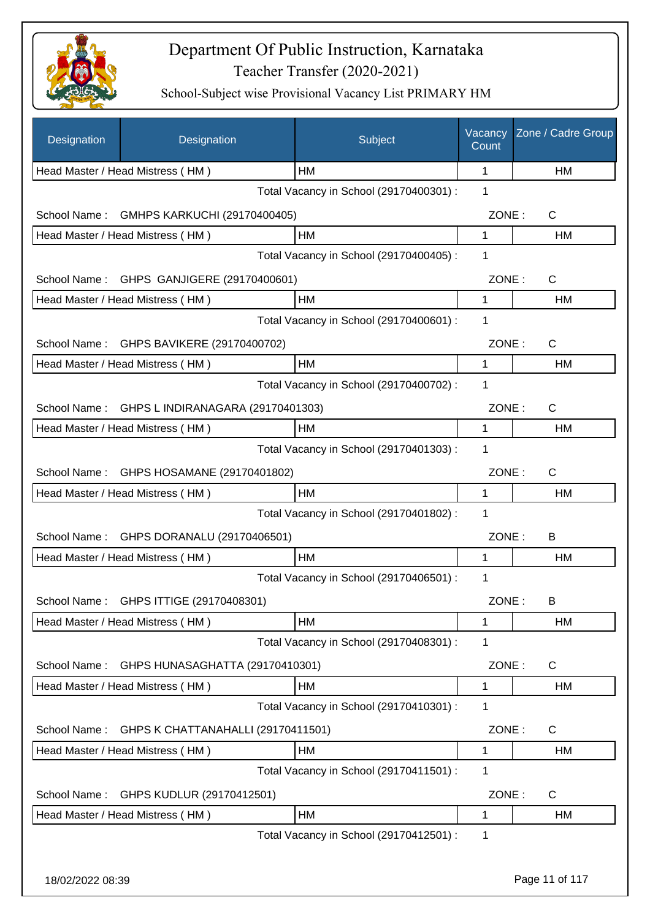# Department Of Public Instruction, Karnataka

Teacher Transfer (2020-2021)

School-Subject wise Provisional Vacancy List PRIMARY HM

| Designation | Designation | Subject | Vacancy Count | Zone / Cadre Group |
|---|---|---|---|---|
| Head Master / Head Mistress ( HM ) | | HM | 1 | HM |

Total Vacancy in School (29170400301) : 1

School Name : GMHPS KARKUCHI (29170400405) ZONE : C

| Designation | Subject | Vacancy Count | Zone / Cadre Group |
|---|---|---|---|
| Head Master / Head Mistress ( HM ) | HM | 1 | HM |

Total Vacancy in School (29170400405) : 1

School Name : GHPS GANJIGERE (29170400601) ZONE : C

| Designation | Subject | Vacancy Count | Zone / Cadre Group |
|---|---|---|---|
| Head Master / Head Mistress ( HM ) | HM | 1 | HM |

Total Vacancy in School (29170400601) : 1

School Name : GHPS BAVIKERE (29170400702) ZONE : C

| Designation | Subject | Vacancy Count | Zone / Cadre Group |
|---|---|---|---|
| Head Master / Head Mistress ( HM ) | HM | 1 | HM |

Total Vacancy in School (29170400702) : 1

School Name : GHPS L INDIRANAGARA (29170401303) ZONE : C

| Designation | Subject | Vacancy Count | Zone / Cadre Group |
|---|---|---|---|
| Head Master / Head Mistress ( HM ) | HM | 1 | HM |

Total Vacancy in School (29170401303) : 1

School Name : GHPS HOSAMANE (29170401802) ZONE : C

| Designation | Subject | Vacancy Count | Zone / Cadre Group |
|---|---|---|---|
| Head Master / Head Mistress ( HM ) | HM | 1 | HM |

Total Vacancy in School (29170401802) : 1

School Name : GHPS DORANALU (29170406501) ZONE : B

| Designation | Subject | Vacancy Count | Zone / Cadre Group |
|---|---|---|---|
| Head Master / Head Mistress ( HM ) | HM | 1 | HM |

Total Vacancy in School (29170406501) : 1

School Name : GHPS ITTIGE (29170408301) ZONE : B

| Designation | Subject | Vacancy Count | Zone / Cadre Group |
|---|---|---|---|
| Head Master / Head Mistress ( HM ) | HM | 1 | HM |

Total Vacancy in School (29170408301) : 1

School Name : GHPS HUNASAGHATTA (29170410301) ZONE : C

| Designation | Subject | Vacancy Count | Zone / Cadre Group |
|---|---|---|---|
| Head Master / Head Mistress ( HM ) | HM | 1 | HM |

Total Vacancy in School (29170410301) : 1

School Name : GHPS K CHATTANAHALLI (29170411501) ZONE : C

| Designation | Subject | Vacancy Count | Zone / Cadre Group |
|---|---|---|---|
| Head Master / Head Mistress ( HM ) | HM | 1 | HM |

Total Vacancy in School (29170411501) : 1

School Name : GHPS KUDLUR (29170412501) ZONE : C

| Designation | Subject | Vacancy Count | Zone / Cadre Group |
|---|---|---|---|
| Head Master / Head Mistress ( HM ) | HM | 1 | HM |

Total Vacancy in School (29170412501) : 1

18/02/2022 08:39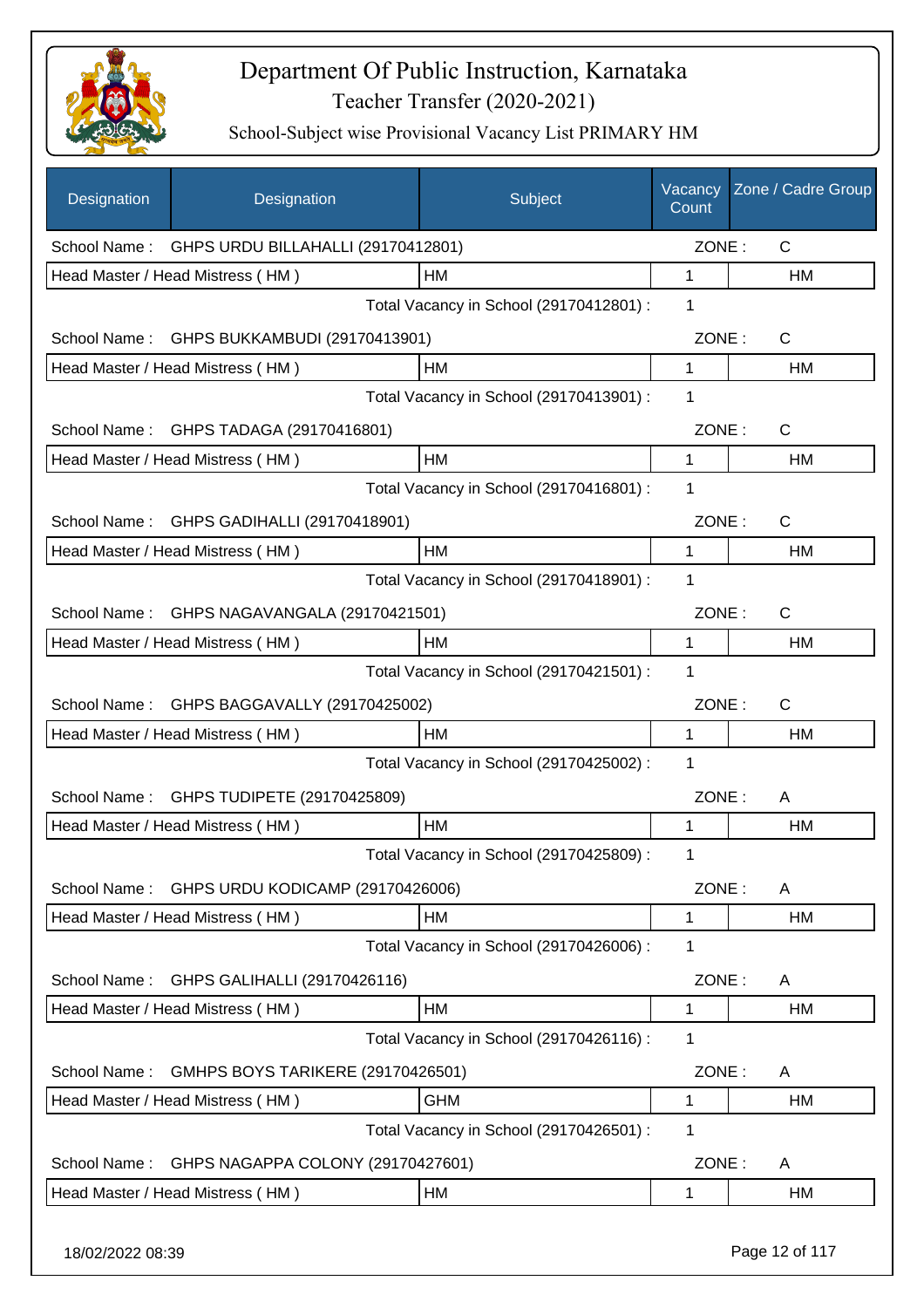# Department Of Public Instruction, Karnataka

## Teacher Transfer (2020-2021)

### School-Subject wise Provisional Vacancy List PRIMARY HM

| Designation | Designation | Subject | Vacancy Count | Zone / Cadre Group |
|---|---|---|---|---|
| School Name : | GHPS URDU BILLAHALLI (29170412801) | | ZONE : | C |
| Head Master / Head Mistress ( HM ) | | HM | 1 | HM |
| | | Total Vacancy in School (29170412801) : | 1 | |
| School Name : | GHPS BUKKAMBUDI (29170413901) | | ZONE : | C |
| Head Master / Head Mistress ( HM ) | | HM | 1 | HM |
| | | Total Vacancy in School (29170413901) : | 1 | |
| School Name : | GHPS TADAGA (29170416801) | | ZONE : | C |
| Head Master / Head Mistress ( HM ) | | HM | 1 | HM |
| | | Total Vacancy in School (29170416801) : | 1 | |
| School Name : | GHPS GADIHALLI (29170418901) | | ZONE : | C |
| Head Master / Head Mistress ( HM ) | | HM | 1 | HM |
| | | Total Vacancy in School (29170418901) : | 1 | |
| School Name : | GHPS NAGAVANGALA (29170421501) | | ZONE : | C |
| Head Master / Head Mistress ( HM ) | | HM | 1 | HM |
| | | Total Vacancy in School (29170421501) : | 1 | |
| School Name : | GHPS BAGGAVALLY (29170425002) | | ZONE : | C |
| Head Master / Head Mistress ( HM ) | | HM | 1 | HM |
| | | Total Vacancy in School (29170425002) : | 1 | |
| School Name : | GHPS TUDIPETE (29170425809) | | ZONE : | A |
| Head Master / Head Mistress ( HM ) | | HM | 1 | HM |
| | | Total Vacancy in School (29170425809) : | 1 | |
| School Name : | GHPS URDU KODICAMP (29170426006) | | ZONE : | A |
| Head Master / Head Mistress ( HM ) | | HM | 1 | HM |
| | | Total Vacancy in School (29170426006) : | 1 | |
| School Name : | GHPS GALIHALLI (29170426116) | | ZONE : | A |
| Head Master / Head Mistress ( HM ) | | HM | 1 | HM |
| | | Total Vacancy in School (29170426116) : | 1 | |
| School Name : | GMHPS BOYS TARIKERE (29170426501) | | ZONE : | A |
| Head Master / Head Mistress ( HM ) | | GHM | 1 | HM |
| | | Total Vacancy in School (29170426501) : | 1 | |
| School Name : | GHPS NAGAPPA COLONY (29170427601) | | ZONE : | A |
| Head Master / Head Mistress ( HM ) | | HM | 1 | HM |

18/02/2022 08:39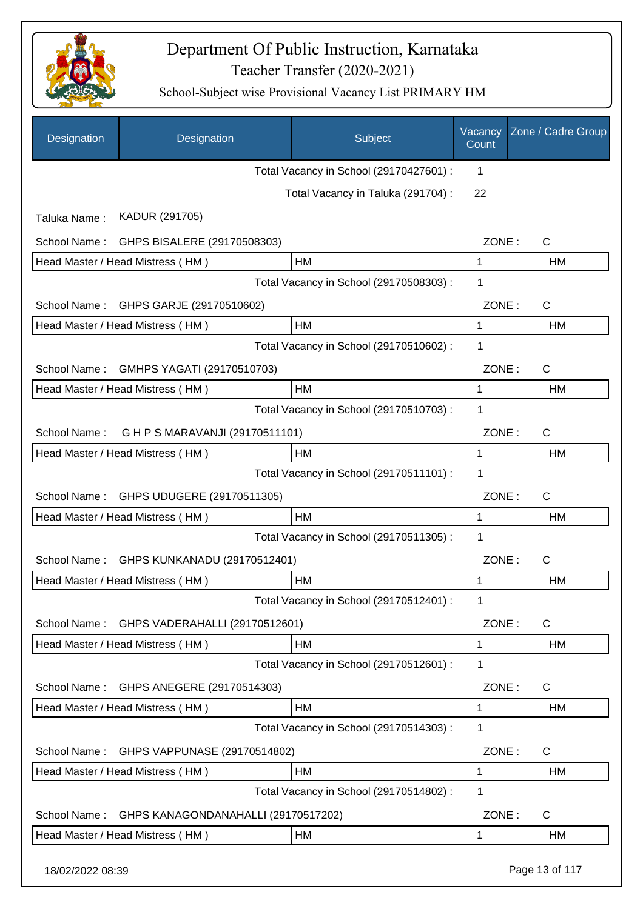# Department Of Public Instruction, Karnataka

Teacher Transfer (2020-2021)

School-Subject wise Provisional Vacancy List PRIMARY HM

| Designation | Designation | Subject | Vacancy Count | Zone / Cadre Group |
|---|---|---|---|---|
| | | Total Vacancy in School (29170427601) : | 1 | |
| | | Total Vacancy in Taluka (291704) : | 22 | |
| Taluka Name : | KADUR (291705) | | | |
| School Name : | GHPS BISALERE (29170508303) | | ZONE : | C |
| Head Master / Head Mistress ( HM ) | | HM | 1 | HM |
| | | Total Vacancy in School (29170508303) : | 1 | |
| School Name : | GHPS GARJE (29170510602) | | ZONE : | C |
| Head Master / Head Mistress ( HM ) | | HM | 1 | HM |
| | | Total Vacancy in School (29170510602) : | 1 | |
| School Name : | GMHPS YAGATI (29170510703) | | ZONE : | C |
| Head Master / Head Mistress ( HM ) | | HM | 1 | HM |
| | | Total Vacancy in School (29170510703) : | 1 | |
| School Name : | G H P S MARAVANJI (29170511101) | | ZONE : | C |
| Head Master / Head Mistress ( HM ) | | HM | 1 | HM |
| | | Total Vacancy in School (29170511101) : | 1 | |
| School Name : | GHPS UDUGERE (29170511305) | | ZONE : | C |
| Head Master / Head Mistress ( HM ) | | HM | 1 | HM |
| | | Total Vacancy in School (29170511305) : | 1 | |
| School Name : | GHPS KUNKANADU (29170512401) | | ZONE : | C |
| Head Master / Head Mistress ( HM ) | | HM | 1 | HM |
| | | Total Vacancy in School (29170512401) : | 1 | |
| School Name : | GHPS VADERAHALLI (29170512601) | | ZONE : | C |
| Head Master / Head Mistress ( HM ) | | HM | 1 | HM |
| | | Total Vacancy in School (29170512601) : | 1 | |
| School Name : | GHPS ANEGERE (29170514303) | | ZONE : | C |
| Head Master / Head Mistress ( HM ) | | HM | 1 | HM |
| | | Total Vacancy in School (29170514303) : | 1 | |
| School Name : | GHPS VAPPUNASE (29170514802) | | ZONE : | C |
| Head Master / Head Mistress ( HM ) | | HM | 1 | HM |
| | | Total Vacancy in School (29170514802) : | 1 | |
| School Name : | GHPS KANAGONDANAHALLI (29170517202) | | ZONE : | C |
| Head Master / Head Mistress ( HM ) | | HM | 1 | HM |

18/02/2022 08:39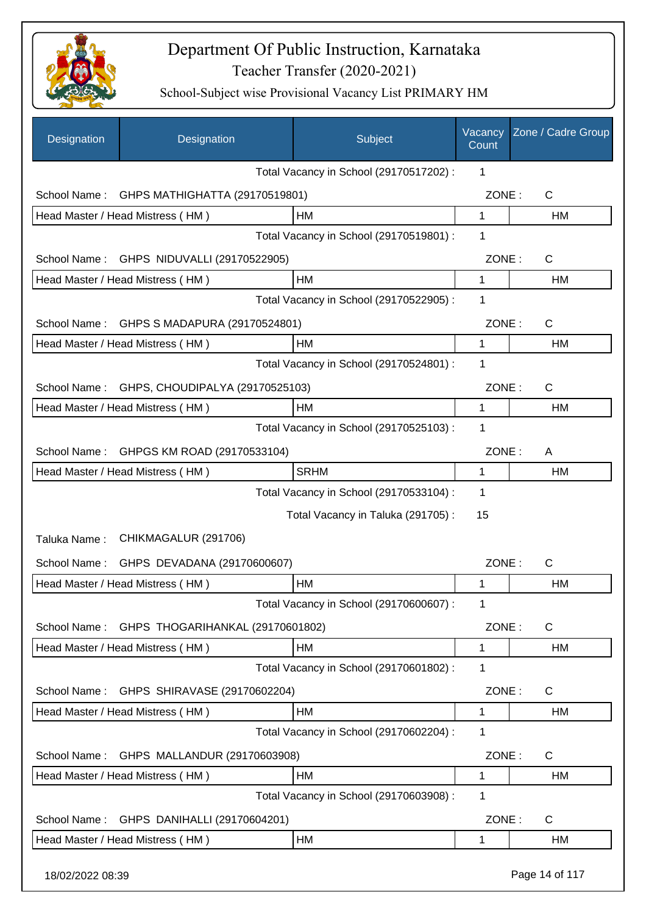# Department Of Public Instruction, Karnataka

Teacher Transfer (2020-2021)

School-Subject wise Provisional Vacancy List PRIMARY HM

| Designation | Designation | Subject | Vacancy Count | Zone / Cadre Group |
|---|---|---|---|---|
| | | Total Vacancy in School (29170517202) : | 1 | |
| School Name : | GHPS MATHIGHATTA (29170519801) | | ZONE : | C |
| Head Master / Head Mistress ( HM ) | | HM | 1 | HM |
| | | Total Vacancy in School (29170519801) : | 1 | |
| School Name : | GHPS NIDUVALLI (29170522905) | | ZONE : | C |
| Head Master / Head Mistress ( HM ) | | HM | 1 | HM |
| | | Total Vacancy in School (29170522905) : | 1 | |
| School Name : | GHPS S MADAPURA (29170524801) | | ZONE : | C |
| Head Master / Head Mistress ( HM ) | | HM | 1 | HM |
| | | Total Vacancy in School (29170524801) : | 1 | |
| School Name : | GHPS, CHOUDIPALYA (29170525103) | | ZONE : | C |
| Head Master / Head Mistress ( HM ) | | HM | 1 | HM |
| | | Total Vacancy in School (29170525103) : | 1 | |
| School Name : | GHPGS KM ROAD (29170533104) | | ZONE : | A |
| Head Master / Head Mistress ( HM ) | | SRHM | 1 | HM |
| | | Total Vacancy in School (29170533104) : | 1 | |
| | | Total Vacancy in Taluka (291705) : | 15 | |
| Taluka Name : | CHIKMAGALUR (291706) | | | |
| School Name : | GHPS DEVADANA (29170600607) | | ZONE : | C |
| Head Master / Head Mistress ( HM ) | | HM | 1 | HM |
| | | Total Vacancy in School (29170600607) : | 1 | |
| School Name : | GHPS THOGARIHANKAL (29170601802) | | ZONE : | C |
| Head Master / Head Mistress ( HM ) | | HM | 1 | HM |
| | | Total Vacancy in School (29170601802) : | 1 | |
| School Name : | GHPS SHIRAVASE (29170602204) | | ZONE : | C |
| Head Master / Head Mistress ( HM ) | | HM | 1 | HM |
| | | Total Vacancy in School (29170602204) : | 1 | |
| School Name : | GHPS MALLANDUR (29170603908) | | ZONE : | C |
| Head Master / Head Mistress ( HM ) | | HM | 1 | HM |
| | | Total Vacancy in School (29170603908) : | 1 | |
| School Name : | GHPS DANIHALLI (29170604201) | | ZONE : | C |
| Head Master / Head Mistress ( HM ) | | HM | 1 | HM |

18/02/2022 08:39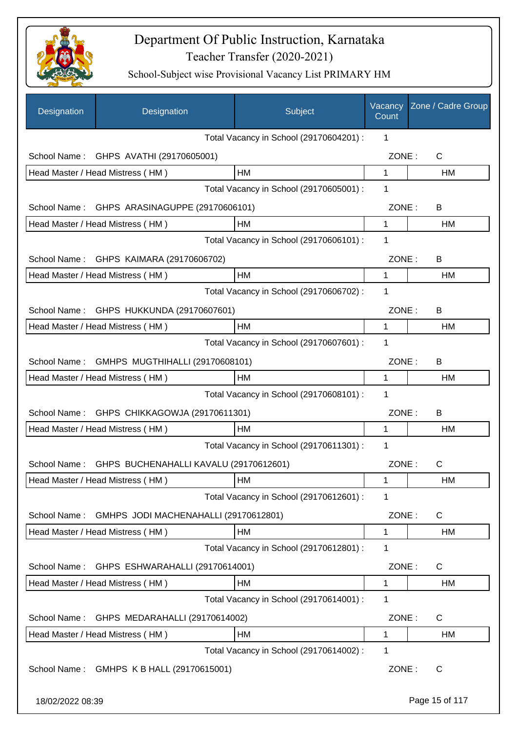# Department Of Public Instruction, Karnataka

## Teacher Transfer (2020-2021)

### School-Subject wise Provisional Vacancy List PRIMARY HM

| Designation | Designation | Subject | Vacancy Count | Zone / Cadre Group |
|---|---|---|---|---|
| | | Total Vacancy in School (29170604201) : | 1 | |
| School Name : | GHPS AVATHI (29170605001) | | ZONE : | C |
| Head Master / Head Mistress ( HM ) | | HM | 1 | HM |
| | | Total Vacancy in School (29170605001) : | 1 | |
| School Name : | GHPS ARASINAGUPPE (29170606101) | | ZONE : | B |
| Head Master / Head Mistress ( HM ) | | HM | 1 | HM |
| | | Total Vacancy in School (29170606101) : | 1 | |
| School Name : | GHPS KAIMARA (29170606702) | | ZONE : | B |
| Head Master / Head Mistress ( HM ) | | HM | 1 | HM |
| | | Total Vacancy in School (29170606702) : | 1 | |
| School Name : | GHPS HUKKUNDA (29170607601) | | ZONE : | B |
| Head Master / Head Mistress ( HM ) | | HM | 1 | HM |
| | | Total Vacancy in School (29170607601) : | 1 | |
| School Name : | GMHPS MUGTHIHALLI (29170608101) | | ZONE : | B |
| Head Master / Head Mistress ( HM ) | | HM | 1 | HM |
| | | Total Vacancy in School (29170608101) : | 1 | |
| School Name : | GHPS CHIKKAGOWJA (29170611301) | | ZONE : | B |
| Head Master / Head Mistress ( HM ) | | HM | 1 | HM |
| | | Total Vacancy in School (29170611301) : | 1 | |
| School Name : | GHPS BUCHENAHALLI KAVALU (29170612601) | | ZONE : | C |
| Head Master / Head Mistress ( HM ) | | HM | 1 | HM |
| | | Total Vacancy in School (29170612601) : | 1 | |
| School Name : | GMHPS JODI MACHENAHALLI (29170612801) | | ZONE : | C |
| Head Master / Head Mistress ( HM ) | | HM | 1 | HM |
| | | Total Vacancy in School (29170612801) : | 1 | |
| School Name : | GHPS ESHWARAHALLI (29170614001) | | ZONE : | C |
| Head Master / Head Mistress ( HM ) | | HM | 1 | HM |
| | | Total Vacancy in School (29170614001) : | 1 | |
| School Name : | GHPS MEDARAHALLI (29170614002) | | ZONE : | C |
| Head Master / Head Mistress ( HM ) | | HM | 1 | HM |
| | | Total Vacancy in School (29170614002) : | 1 | |
| School Name : | GMHPS K B HALL (29170615001) | | ZONE : | C |

18/02/2022 08:39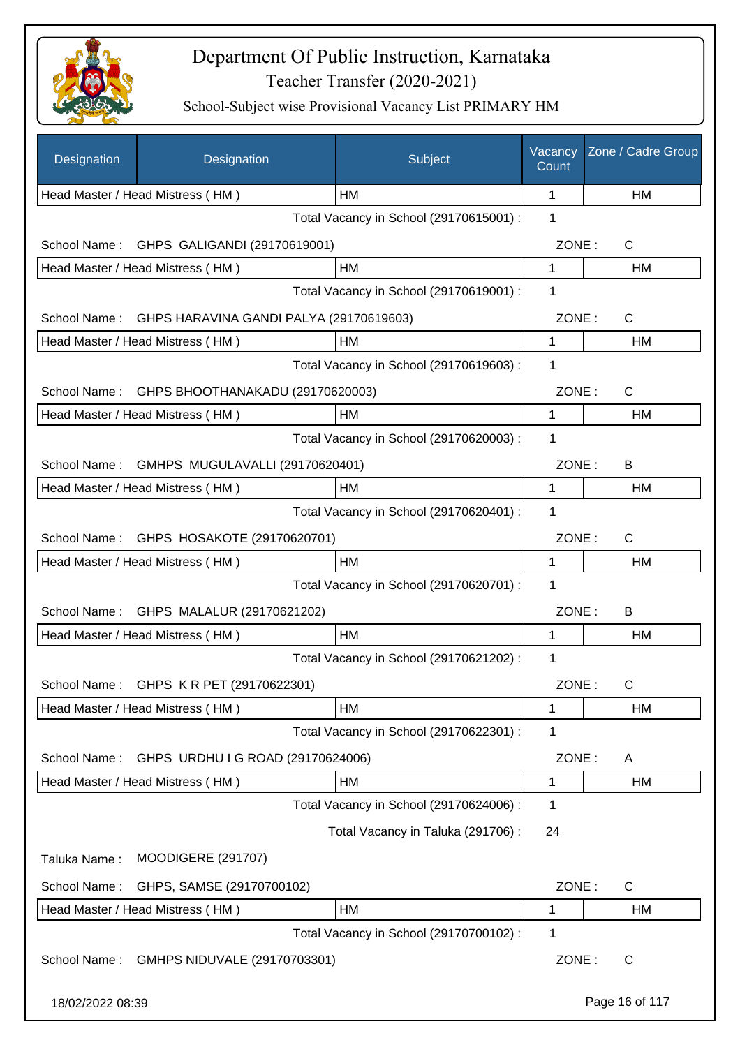# Department Of Public Instruction, Karnataka

Teacher Transfer (2020-2021)

School-Subject wise Provisional Vacancy List PRIMARY HM

| Designation | Designation | Subject | Vacancy Count | Zone / Cadre Group |
|---|---|---|---|---|
| Head Master / Head Mistress ( HM ) | | HM | 1 | HM |

Total Vacancy in School (29170615001) : 1

School Name : GHPS GALIGANDI (29170619001) ZONE : C

| Designation | Subject | Vacancy Count | Zone / Cadre Group |
|---|---|---|---|
| Head Master / Head Mistress ( HM ) | HM | 1 | HM |

Total Vacancy in School (29170619001) : 1

School Name : GHPS HARAVINA GANDI PALYA (29170619603) ZONE : C

| Designation | Subject | Vacancy Count | Zone / Cadre Group |
|---|---|---|---|
| Head Master / Head Mistress ( HM ) | HM | 1 | HM |

Total Vacancy in School (29170619603) : 1

School Name : GHPS BHOOTHANAKADU (29170620003) ZONE : C

| Designation | Subject | Vacancy Count | Zone / Cadre Group |
|---|---|---|---|
| Head Master / Head Mistress ( HM ) | HM | 1 | HM |

Total Vacancy in School (29170620003) : 1

School Name : GMHPS MUGULAVALLI (29170620401) ZONE : B

| Designation | Subject | Vacancy Count | Zone / Cadre Group |
|---|---|---|---|
| Head Master / Head Mistress ( HM ) | HM | 1 | HM |

Total Vacancy in School (29170620401) : 1

School Name : GHPS HOSAKOTE (29170620701) ZONE : C

| Designation | Subject | Vacancy Count | Zone / Cadre Group |
|---|---|---|---|
| Head Master / Head Mistress ( HM ) | HM | 1 | HM |

Total Vacancy in School (29170620701) : 1

School Name : GHPS MALALUR (29170621202) ZONE : B

| Designation | Subject | Vacancy Count | Zone / Cadre Group |
|---|---|---|---|
| Head Master / Head Mistress ( HM ) | HM | 1 | HM |

Total Vacancy in School (29170621202) : 1

School Name : GHPS K R PET (29170622301) ZONE : C

| Designation | Subject | Vacancy Count | Zone / Cadre Group |
|---|---|---|---|
| Head Master / Head Mistress ( HM ) | HM | 1 | HM |

Total Vacancy in School (29170622301) : 1

School Name : GHPS URDHU I G ROAD (29170624006) ZONE : A

| Designation | Subject | Vacancy Count | Zone / Cadre Group |
|---|---|---|---|
| Head Master / Head Mistress ( HM ) | HM | 1 | HM |

Total Vacancy in School (29170624006) : 1

Total Vacancy in Taluka (291706) : 24

Taluka Name : MOODIGERE (291707)

School Name : GHPS, SAMSE (29170700102) ZONE : C

| Designation | Subject | Vacancy Count | Zone / Cadre Group |
|---|---|---|---|
| Head Master / Head Mistress ( HM ) | HM | 1 | HM |

Total Vacancy in School (29170700102) : 1

School Name : GMHPS NIDUVALE (29170703301) ZONE : C

18/02/2022 08:39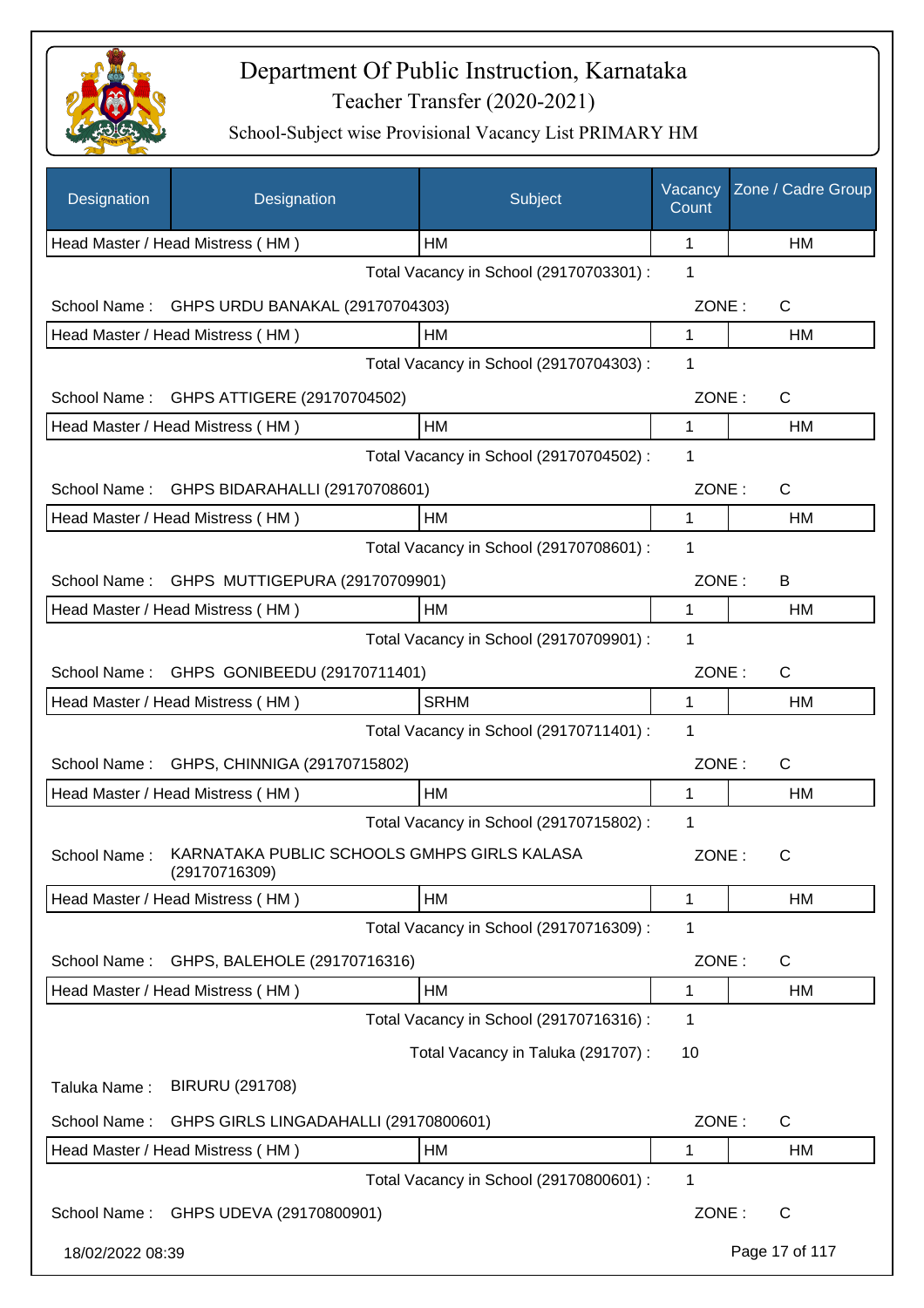# Department Of Public Instruction, Karnataka

Teacher Transfer (2020-2021)

School-Subject wise Provisional Vacancy List PRIMARY HM

| Designation | Designation | Subject | Vacancy Count | Zone / Cadre Group |
|---|---|---|---|---|
| Head Master / Head Mistress ( HM ) | | HM | 1 | HM |

Total Vacancy in School (29170703301) : 1

School Name : GHPS URDU BANAKAL (29170704303) ZONE : C

| Designation | Subject | Vacancy Count | Cadre Group |
|---|---|---|---|
| Head Master / Head Mistress ( HM ) | HM | 1 | HM |

Total Vacancy in School (29170704303) : 1

School Name : GHPS ATTIGERE (29170704502) ZONE : C

| Designation | Subject | Vacancy Count | Cadre Group |
|---|---|---|---|
| Head Master / Head Mistress ( HM ) | HM | 1 | HM |

Total Vacancy in School (29170704502) : 1

School Name : GHPS BIDARAHALLI (29170708601) ZONE : C

| Designation | Subject | Vacancy Count | Cadre Group |
|---|---|---|---|
| Head Master / Head Mistress ( HM ) | HM | 1 | HM |

Total Vacancy in School (29170708601) : 1

School Name : GHPS MUTTIGEPURA (29170709901) ZONE : B

| Designation | Subject | Vacancy Count | Cadre Group |
|---|---|---|---|
| Head Master / Head Mistress ( HM ) | HM | 1 | HM |

Total Vacancy in School (29170709901) : 1

School Name : GHPS GONIBEEDU (29170711401) ZONE : C

| Designation | Subject | Vacancy Count | Cadre Group |
|---|---|---|---|
| Head Master / Head Mistress ( HM ) | SRHM | 1 | HM |

Total Vacancy in School (29170711401) : 1

School Name : GHPS, CHINNIGA (29170715802) ZONE : C

| Designation | Subject | Vacancy Count | Cadre Group |
|---|---|---|---|
| Head Master / Head Mistress ( HM ) | HM | 1 | HM |

Total Vacancy in School (29170715802) : 1

School Name : KARNATAKA PUBLIC SCHOOLS GMHPS GIRLS KALASA (29170716309) ZONE : C

| Designation | Subject | Vacancy Count | Cadre Group |
|---|---|---|---|
| Head Master / Head Mistress ( HM ) | HM | 1 | HM |

Total Vacancy in School (29170716309) : 1

School Name : GHPS, BALEHOLE (29170716316) ZONE : C

| Designation | Subject | Vacancy Count | Cadre Group |
|---|---|---|---|
| Head Master / Head Mistress ( HM ) | HM | 1 | HM |

Total Vacancy in School (29170716316) : 1

Total Vacancy in Taluka (291707) : 10

Taluka Name : BIRURU (291708)

School Name : GHPS GIRLS LINGADAHALLI (29170800601) ZONE : C

| Designation | Subject | Vacancy Count | Cadre Group |
|---|---|---|---|
| Head Master / Head Mistress ( HM ) | HM | 1 | HM |

Total Vacancy in School (29170800601) : 1

School Name : GHPS UDEVA (29170800901) ZONE : C

18/02/2022 08:39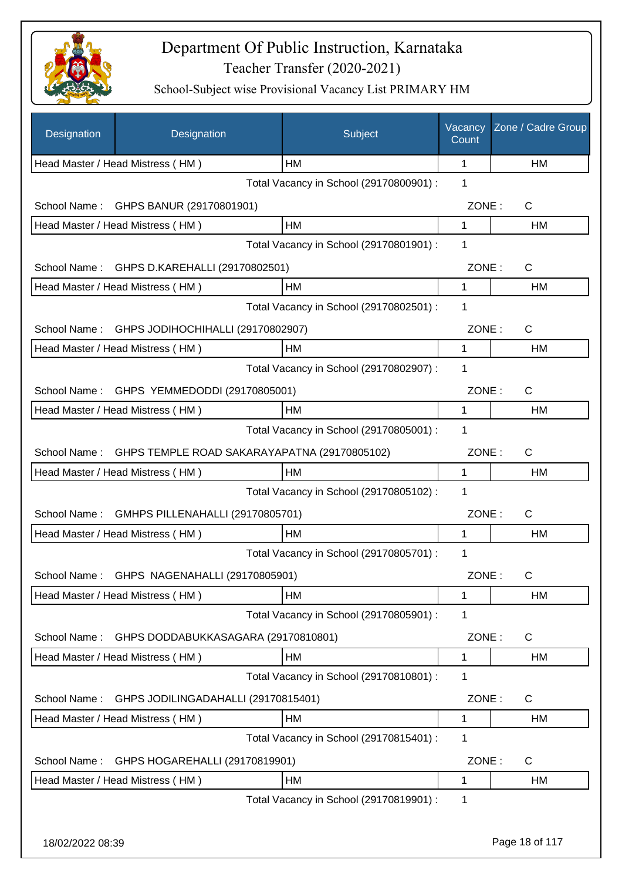# Department Of Public Instruction, Karnataka

## Teacher Transfer (2020-2021)

### School-Subject wise Provisional Vacancy List PRIMARY HM

| Designation | Designation | Subject | Vacancy Count | Zone / Cadre Group |
|---|---|---|---|---|
| Head Master / Head Mistress ( HM ) | | HM | 1 | HM |

Total Vacancy in School (29170800901) : 1

School Name : GHPS BANUR (29170801901) ZONE : C

| Designation | Designation | Subject | Vacancy Count | Zone / Cadre Group |
|---|---|---|---|---|
| Head Master / Head Mistress ( HM ) | | HM | 1 | HM |

Total Vacancy in School (29170801901) : 1

School Name : GHPS D.KAREHALLI (29170802501) ZONE : C

| Designation | Designation | Subject | Vacancy Count | Zone / Cadre Group |
|---|---|---|---|---|
| Head Master / Head Mistress ( HM ) | | HM | 1 | HM |

Total Vacancy in School (29170802501) : 1

School Name : GHPS JODIHOCHIHALLI (29170802907) ZONE : C

| Designation | Designation | Subject | Vacancy Count | Zone / Cadre Group |
|---|---|---|---|---|
| Head Master / Head Mistress ( HM ) | | HM | 1 | HM |

Total Vacancy in School (29170802907) : 1

School Name : GHPS YEMMEDODDI (29170805001) ZONE : C

| Designation | Designation | Subject | Vacancy Count | Zone / Cadre Group |
|---|---|---|---|---|
| Head Master / Head Mistress ( HM ) | | HM | 1 | HM |

Total Vacancy in School (29170805001) : 1

School Name : GHPS TEMPLE ROAD SAKARAYAPATNA (29170805102) ZONE : C

| Designation | Designation | Subject | Vacancy Count | Zone / Cadre Group |
|---|---|---|---|---|
| Head Master / Head Mistress ( HM ) | | HM | 1 | HM |

Total Vacancy in School (29170805102) : 1

School Name : GMHPS PILLENAHALLI (29170805701) ZONE : C

| Designation | Designation | Subject | Vacancy Count | Zone / Cadre Group |
|---|---|---|---|---|
| Head Master / Head Mistress ( HM ) | | HM | 1 | HM |

Total Vacancy in School (29170805701) : 1

School Name : GHPS NAGENAHALLI (29170805901) ZONE : C

| Designation | Designation | Subject | Vacancy Count | Zone / Cadre Group |
|---|---|---|---|---|
| Head Master / Head Mistress ( HM ) | | HM | 1 | HM |

Total Vacancy in School (29170805901) : 1

School Name : GHPS DODDABUKKASAGARA (29170810801) ZONE : C

| Designation | Designation | Subject | Vacancy Count | Zone / Cadre Group |
|---|---|---|---|---|
| Head Master / Head Mistress ( HM ) | | HM | 1 | HM |

Total Vacancy in School (29170810801) : 1

School Name : GHPS JODILINGADAHALLI (29170815401) ZONE : C

| Designation | Designation | Subject | Vacancy Count | Zone / Cadre Group |
|---|---|---|---|---|
| Head Master / Head Mistress ( HM ) | | HM | 1 | HM |

Total Vacancy in School (29170815401) : 1

School Name : GHPS HOGAREHALLI (29170819901) ZONE : C

| Designation | Designation | Subject | Vacancy Count | Zone / Cadre Group |
|---|---|---|---|---|
| Head Master / Head Mistress ( HM ) | | HM | 1 | HM |

Total Vacancy in School (29170819901) : 1

18/02/2022 08:39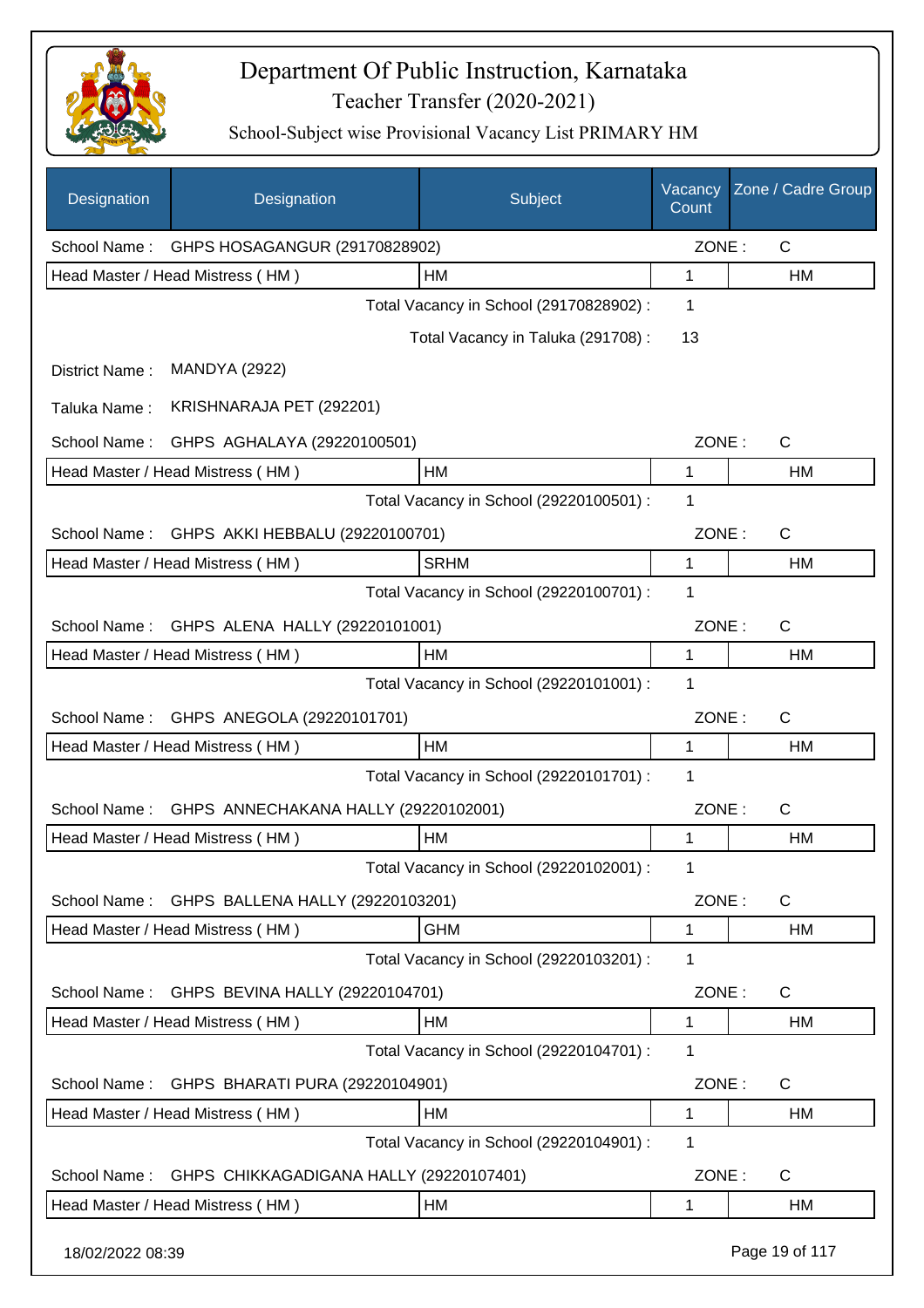# Department Of Public Instruction, Karnataka

## Teacher Transfer (2020-2021)

### School-Subject wise Provisional Vacancy List PRIMARY HM

| Designation | Designation | Subject | Vacancy Count | Zone / Cadre Group |
|---|---|---|---|---|
| School Name : | GHPS HOSAGANGUR (29170828902) | | ZONE : | C |
| Head Master / Head Mistress ( HM ) | | HM | 1 | HM |
| | | Total Vacancy in School (29170828902) : | 1 | |
| | | Total Vacancy in Taluka (291708) : | 13 | |
| District Name : | MANDYA (2922) | | | |
| Taluka Name : | KRISHNARAJA PET (292201) | | | |
| School Name : | GHPS AGHALAYA (29220100501) | | ZONE : | C |
| Head Master / Head Mistress ( HM ) | | HM | 1 | HM |
| | | Total Vacancy in School (29220100501) : | 1 | |
| School Name : | GHPS AKKI HEBBALU (29220100701) | | ZONE : | C |
| Head Master / Head Mistress ( HM ) | | SRHM | 1 | HM |
| | | Total Vacancy in School (29220100701) : | 1 | |
| School Name : | GHPS ALENA HALLY (29220101001) | | ZONE : | C |
| Head Master / Head Mistress ( HM ) | | HM | 1 | HM |
| | | Total Vacancy in School (29220101001) : | 1 | |
| School Name : | GHPS ANEGOLA (29220101701) | | ZONE : | C |
| Head Master / Head Mistress ( HM ) | | HM | 1 | HM |
| | | Total Vacancy in School (29220101701) : | 1 | |
| School Name : | GHPS ANNECHAKANA HALLY (29220102001) | | ZONE : | C |
| Head Master / Head Mistress ( HM ) | | HM | 1 | HM |
| | | Total Vacancy in School (29220102001) : | 1 | |
| School Name : | GHPS BALLENA HALLY (29220103201) | | ZONE : | C |
| Head Master / Head Mistress ( HM ) | | GHM | 1 | HM |
| | | Total Vacancy in School (29220103201) : | 1 | |
| School Name : | GHPS BEVINA HALLY (29220104701) | | ZONE : | C |
| Head Master / Head Mistress ( HM ) | | HM | 1 | HM |
| | | Total Vacancy in School (29220104701) : | 1 | |
| School Name : | GHPS BHARATI PURA (29220104901) | | ZONE : | C |
| Head Master / Head Mistress ( HM ) | | HM | 1 | HM |
| | | Total Vacancy in School (29220104901) : | 1 | |
| School Name : | GHPS CHIKKAGADIGANA HALLY (29220107401) | | ZONE : | C |
| Head Master / Head Mistress ( HM ) | | HM | 1 | HM |

18/02/2022 08:39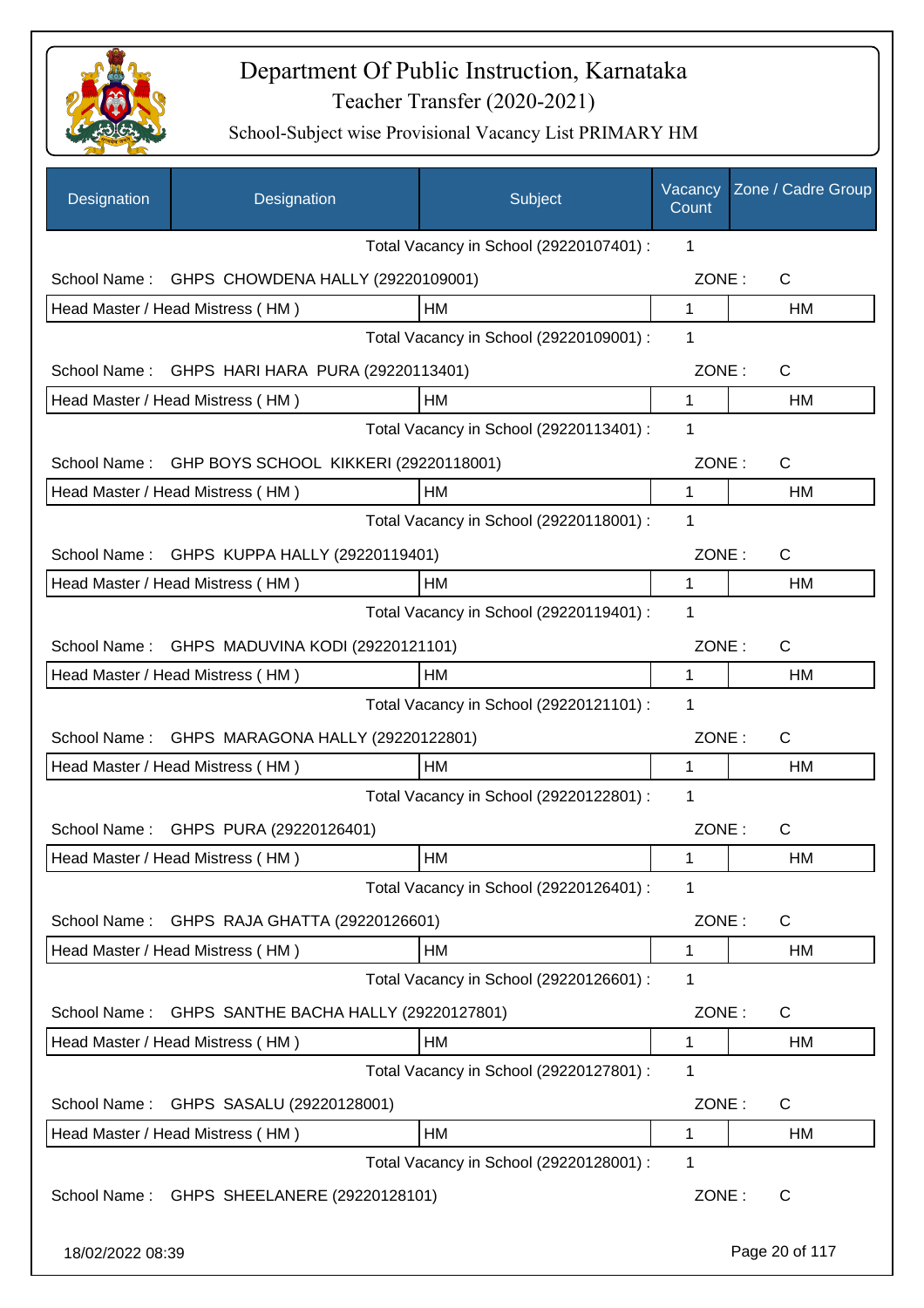# Department Of Public Instruction, Karnataka

## Teacher Transfer (2020-2021)

### School-Subject wise Provisional Vacancy List PRIMARY HM

| Designation | Designation | Subject | Vacancy Count | Zone / Cadre Group |
|---|---|---|---|---|
| | | Total Vacancy in School (29220107401) : | 1 | |
| School Name : | GHPS CHOWDENA HALLY (29220109001) | | ZONE : | C |
| Head Master / Head Mistress ( HM ) | | HM | 1 | HM |
| | | Total Vacancy in School (29220109001) : | 1 | |
| School Name : | GHPS HARI HARA PURA (29220113401) | | ZONE : | C |
| Head Master / Head Mistress ( HM ) | | HM | 1 | HM |
| | | Total Vacancy in School (29220113401) : | 1 | |
| School Name : | GHP BOYS SCHOOL KIKKERI (29220118001) | | ZONE : | C |
| Head Master / Head Mistress ( HM ) | | HM | 1 | HM |
| | | Total Vacancy in School (29220118001) : | 1 | |
| School Name : | GHPS KUPPA HALLY (29220119401) | | ZONE : | C |
| Head Master / Head Mistress ( HM ) | | HM | 1 | HM |
| | | Total Vacancy in School (29220119401) : | 1 | |
| School Name : | GHPS MADUVINA KODI (29220121101) | | ZONE : | C |
| Head Master / Head Mistress ( HM ) | | HM | 1 | HM |
| | | Total Vacancy in School (29220121101) : | 1 | |
| School Name : | GHPS MARAGONA HALLY (29220122801) | | ZONE : | C |
| Head Master / Head Mistress ( HM ) | | HM | 1 | HM |
| | | Total Vacancy in School (29220122801) : | 1 | |
| School Name : | GHPS PURA (29220126401) | | ZONE : | C |
| Head Master / Head Mistress ( HM ) | | HM | 1 | HM |
| | | Total Vacancy in School (29220126401) : | 1 | |
| School Name : | GHPS RAJA GHATTA (29220126601) | | ZONE : | C |
| Head Master / Head Mistress ( HM ) | | HM | 1 | HM |
| | | Total Vacancy in School (29220126601) : | 1 | |
| School Name : | GHPS SANTHE BACHA HALLY (29220127801) | | ZONE : | C |
| Head Master / Head Mistress ( HM ) | | HM | 1 | HM |
| | | Total Vacancy in School (29220127801) : | 1 | |
| School Name : | GHPS SASALU (29220128001) | | ZONE : | C |
| Head Master / Head Mistress ( HM ) | | HM | 1 | HM |
| | | Total Vacancy in School (29220128001) : | 1 | |
| School Name : | GHPS SHEELANERE (29220128101) | | ZONE : | C |

18/02/2022 08:39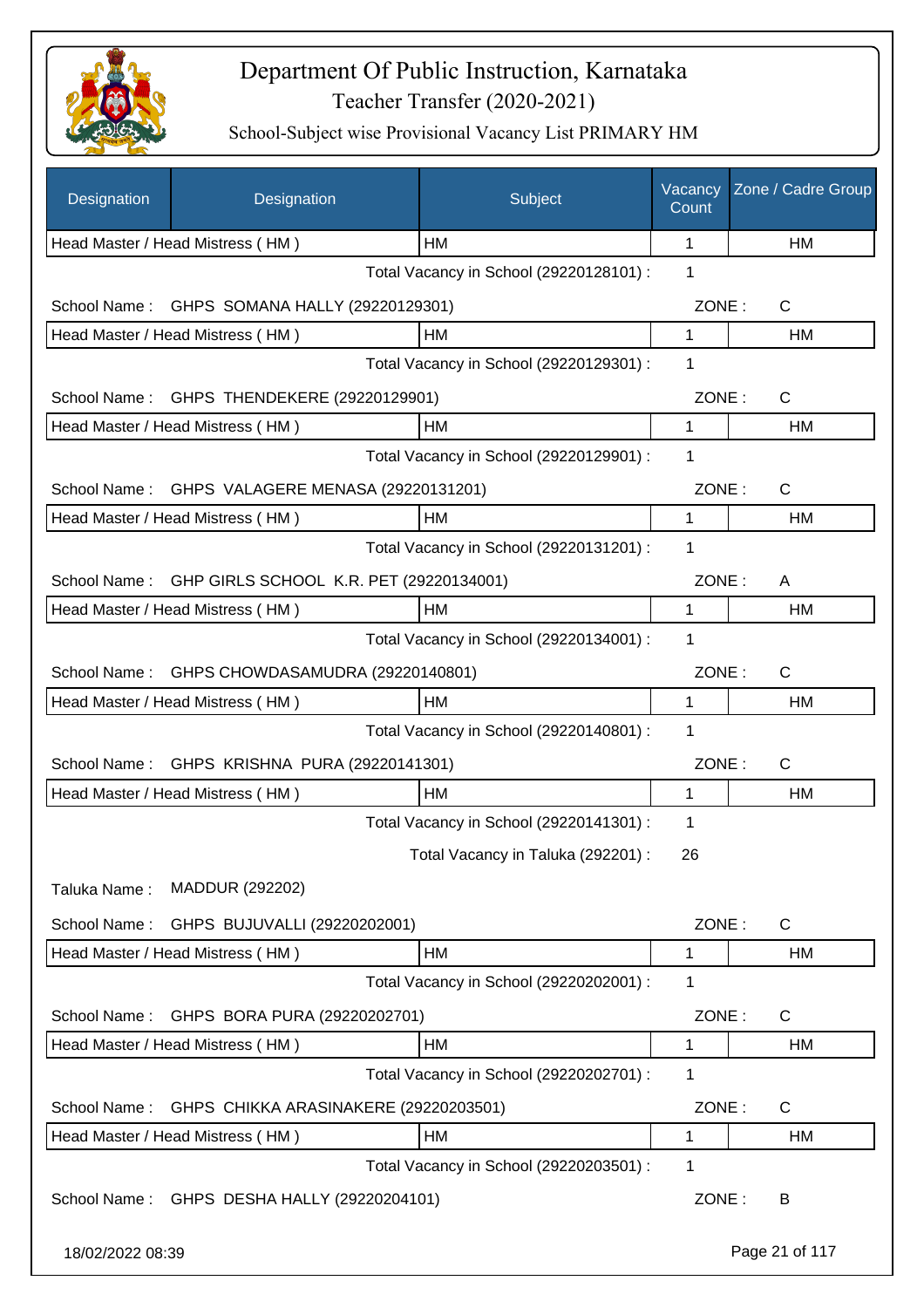# Department Of Public Instruction, Karnataka

Teacher Transfer (2020-2021)

School-Subject wise Provisional Vacancy List PRIMARY HM

| Designation | Designation | Subject | Vacancy Count | Zone / Cadre Group |
|---|---|---|---|---|
| Head Master / Head Mistress ( HM ) | | HM | 1 | HM |
| | | Total Vacancy in School (29220128101) : | 1 | |
| School Name : | GHPS SOMANA HALLY (29220129301) | | ZONE : | C |
| Head Master / Head Mistress ( HM ) | | HM | 1 | HM |
| | | Total Vacancy in School (29220129301) : | 1 | |
| School Name : | GHPS THENDEKERE (29220129901) | | ZONE : | C |
| Head Master / Head Mistress ( HM ) | | HM | 1 | HM |
| | | Total Vacancy in School (29220129901) : | 1 | |
| School Name : | GHPS VALAGERE MENASA (29220131201) | | ZONE : | C |
| Head Master / Head Mistress ( HM ) | | HM | 1 | HM |
| | | Total Vacancy in School (29220131201) : | 1 | |
| School Name : | GHP GIRLS SCHOOL K.R. PET (29220134001) | | ZONE : | A |
| Head Master / Head Mistress ( HM ) | | HM | 1 | HM |
| | | Total Vacancy in School (29220134001) : | 1 | |
| School Name : | GHPS CHOWDASAMUDRA (29220140801) | | ZONE : | C |
| Head Master / Head Mistress ( HM ) | | HM | 1 | HM |
| | | Total Vacancy in School (29220140801) : | 1 | |
| School Name : | GHPS KRISHNA PURA (29220141301) | | ZONE : | C |
| Head Master / Head Mistress ( HM ) | | HM | 1 | HM |
| | | Total Vacancy in School (29220141301) : | 1 | |
| | | Total Vacancy in Taluka (292201) : | 26 | |
| Taluka Name : | MADDUR (292202) | | | |
| School Name : | GHPS BUJUVALLI (29220202001) | | ZONE : | C |
| Head Master / Head Mistress ( HM ) | | HM | 1 | HM |
| | | Total Vacancy in School (29220202001) : | 1 | |
| School Name : | GHPS BORA PURA (29220202701) | | ZONE : | C |
| Head Master / Head Mistress ( HM ) | | HM | 1 | HM |
| | | Total Vacancy in School (29220202701) : | 1 | |
| School Name : | GHPS CHIKKA ARASINAKERE (29220203501) | | ZONE : | C |
| Head Master / Head Mistress ( HM ) | | HM | 1 | HM |
| | | Total Vacancy in School (29220203501) : | 1 | |
| School Name : | GHPS DESHA HALLY (29220204101) | | ZONE : | B |

18/02/2022 08:39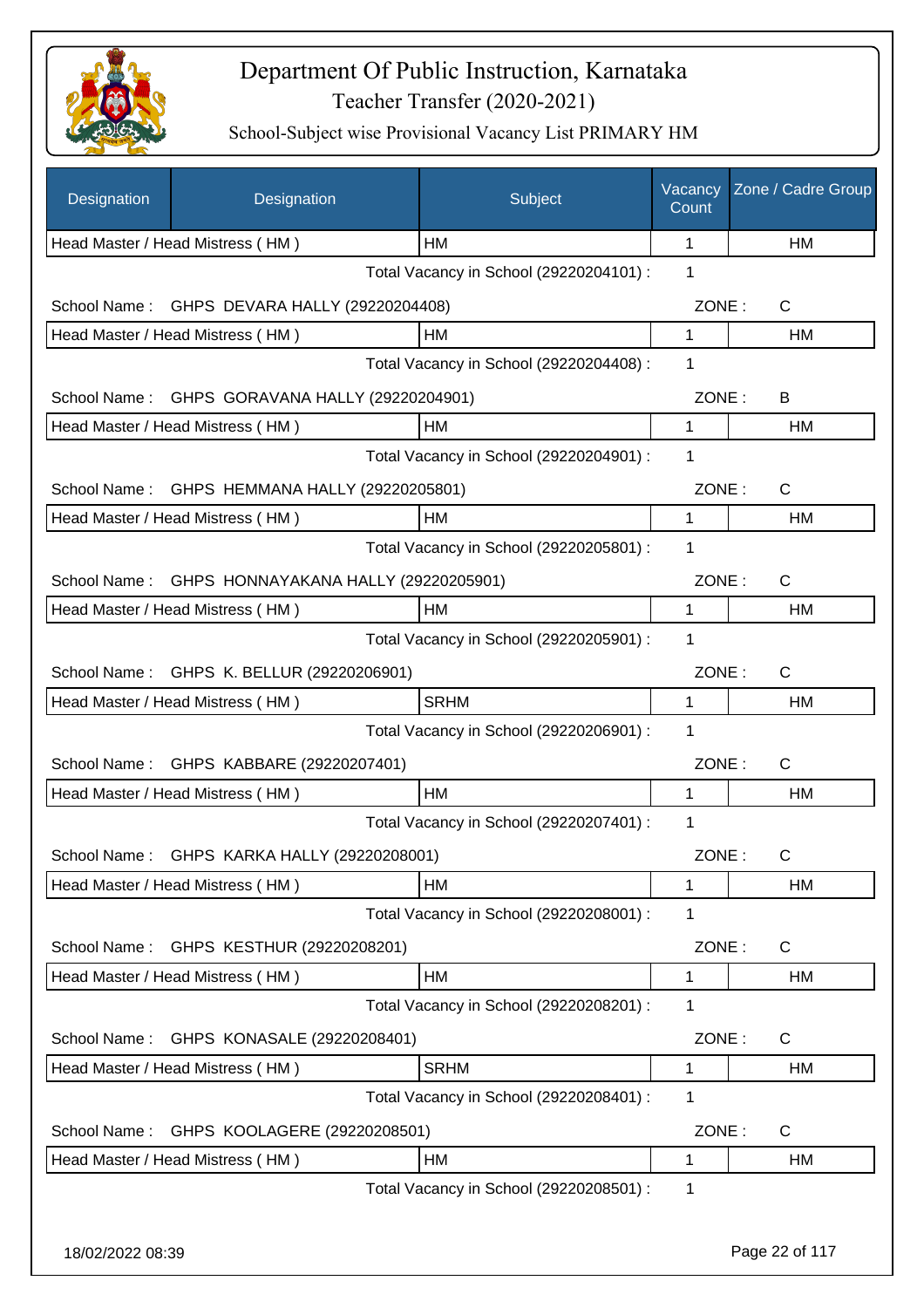# Department Of Public Instruction, Karnataka

Teacher Transfer (2020-2021)

School-Subject wise Provisional Vacancy List PRIMARY HM

| Designation | Designation | Subject | Vacancy Count | Zone / Cadre Group |
|---|---|---|---|---|
| Head Master / Head Mistress ( HM ) | | HM | 1 | HM |
| | | Total Vacancy in School (29220204101) : | 1 | |
| School Name : | GHPS DEVARA HALLY (29220204408) | | ZONE : | C |
| Head Master / Head Mistress ( HM ) | | HM | 1 | HM |
| | | Total Vacancy in School (29220204408) : | 1 | |
| School Name : | GHPS GORAVANA HALLY (29220204901) | | ZONE : | B |
| Head Master / Head Mistress ( HM ) | | HM | 1 | HM |
| | | Total Vacancy in School (29220204901) : | 1 | |
| School Name : | GHPS HEMMANA HALLY (29220205801) | | ZONE : | C |
| Head Master / Head Mistress ( HM ) | | HM | 1 | HM |
| | | Total Vacancy in School (29220205801) : | 1 | |
| School Name : | GHPS HONNAYAKANA HALLY (29220205901) | | ZONE : | C |
| Head Master / Head Mistress ( HM ) | | HM | 1 | HM |
| | | Total Vacancy in School (29220205901) : | 1 | |
| School Name : | GHPS K. BELLUR (29220206901) | | ZONE : | C |
| Head Master / Head Mistress ( HM ) | | SRHM | 1 | HM |
| | | Total Vacancy in School (29220206901) : | 1 | |
| School Name : | GHPS KABBARE (29220207401) | | ZONE : | C |
| Head Master / Head Mistress ( HM ) | | HM | 1 | HM |
| | | Total Vacancy in School (29220207401) : | 1 | |
| School Name : | GHPS KARKA HALLY (29220208001) | | ZONE : | C |
| Head Master / Head Mistress ( HM ) | | HM | 1 | HM |
| | | Total Vacancy in School (29220208001) : | 1 | |
| School Name : | GHPS KESTHUR (29220208201) | | ZONE : | C |
| Head Master / Head Mistress ( HM ) | | HM | 1 | HM |
| | | Total Vacancy in School (29220208201) : | 1 | |
| School Name : | GHPS KONASALE (29220208401) | | ZONE : | C |
| Head Master / Head Mistress ( HM ) | | SRHM | 1 | HM |
| | | Total Vacancy in School (29220208401) : | 1 | |
| School Name : | GHPS KOOLAGERE (29220208501) | | ZONE : | C |
| Head Master / Head Mistress ( HM ) | | HM | 1 | HM |
| | | Total Vacancy in School (29220208501) : | 1 | |

18/02/2022 08:39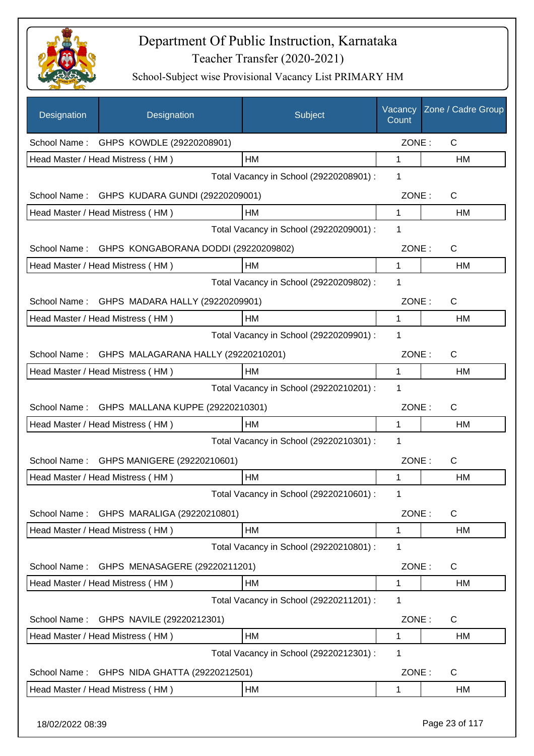# Department Of Public Instruction, Karnataka

Teacher Transfer (2020-2021)

School-Subject wise Provisional Vacancy List PRIMARY HM

| Designation | Designation | Subject | Vacancy Count | Zone / Cadre Group |
|---|---|---|---|---|
| School Name : | GHPS KOWDLE (29220208901) | | ZONE : | C |
| Head Master / Head Mistress ( HM ) | | HM | 1 | HM |
| | | Total Vacancy in School (29220208901) : | 1 | |
| School Name : | GHPS KUDARA GUNDI (29220209001) | | ZONE : | C |
| Head Master / Head Mistress ( HM ) | | HM | 1 | HM |
| | | Total Vacancy in School (29220209001) : | 1 | |
| School Name : | GHPS KONGABORANA DODDI (29220209802) | | ZONE : | C |
| Head Master / Head Mistress ( HM ) | | HM | 1 | HM |
| | | Total Vacancy in School (29220209802) : | 1 | |
| School Name : | GHPS MADARA HALLY (29220209901) | | ZONE : | C |
| Head Master / Head Mistress ( HM ) | | HM | 1 | HM |
| | | Total Vacancy in School (29220209901) : | 1 | |
| School Name : | GHPS MALAGARANA HALLY (29220210201) | | ZONE : | C |
| Head Master / Head Mistress ( HM ) | | HM | 1 | HM |
| | | Total Vacancy in School (29220210201) : | 1 | |
| School Name : | GHPS MALLANA KUPPE (29220210301) | | ZONE : | C |
| Head Master / Head Mistress ( HM ) | | HM | 1 | HM |
| | | Total Vacancy in School (29220210301) : | 1 | |
| School Name : | GHPS MANIGERE (29220210601) | | ZONE : | C |
| Head Master / Head Mistress ( HM ) | | HM | 1 | HM |
| | | Total Vacancy in School (29220210601) : | 1 | |
| School Name : | GHPS MARALIGA (29220210801) | | ZONE : | C |
| Head Master / Head Mistress ( HM ) | | HM | 1 | HM |
| | | Total Vacancy in School (29220210801) : | 1 | |
| School Name : | GHPS MENASAGERE (29220211201) | | ZONE : | C |
| Head Master / Head Mistress ( HM ) | | HM | 1 | HM |
| | | Total Vacancy in School (29220211201) : | 1 | |
| School Name : | GHPS NAVILE (29220212301) | | ZONE : | C |
| Head Master / Head Mistress ( HM ) | | HM | 1 | HM |
| | | Total Vacancy in School (29220212301) : | 1 | |
| School Name : | GHPS NIDA GHATTA (29220212501) | | ZONE : | C |
| Head Master / Head Mistress ( HM ) | | HM | 1 | HM |

18/02/2022 08:39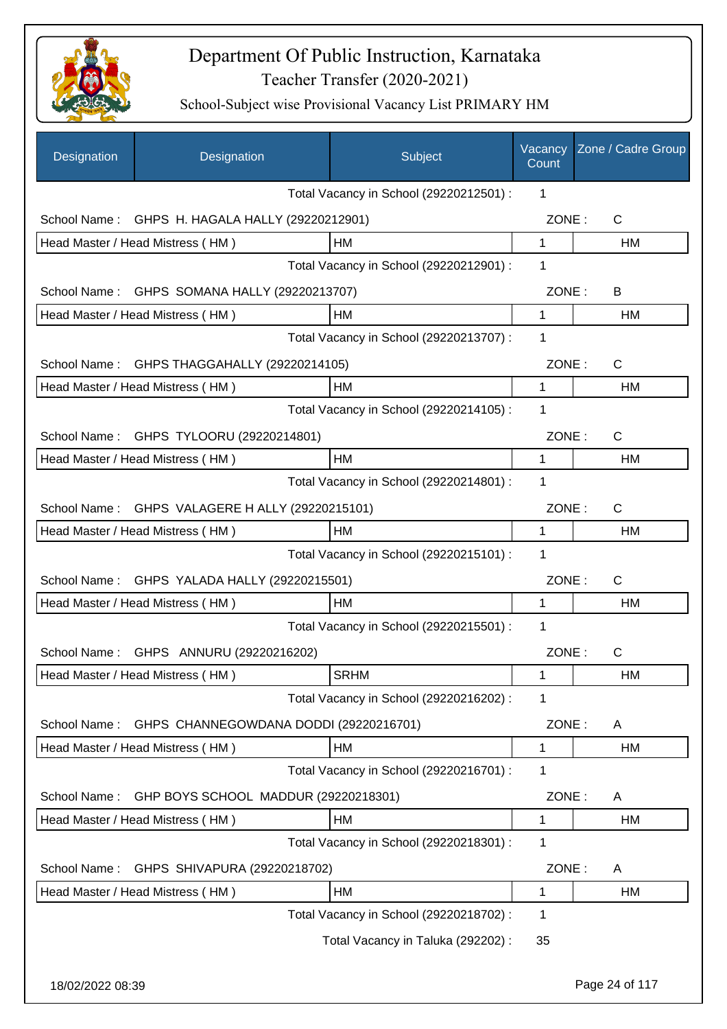# Department Of Public Instruction, Karnataka

## Teacher Transfer (2020-2021)

### School-Subject wise Provisional Vacancy List PRIMARY HM

| Designation | Designation | Subject | Vacancy Count | Zone / Cadre Group |
|---|---|---|---|---|
| | | Total Vacancy in School (29220212501) : | 1 | |
| School Name : | GHPS H. HAGALA HALLY (29220212901) | | ZONE : | C |
| Head Master / Head Mistress ( HM ) | | HM | 1 | HM |
| | | Total Vacancy in School (29220212901) : | 1 | |
| School Name : | GHPS SOMANA HALLY (29220213707) | | ZONE : | B |
| Head Master / Head Mistress ( HM ) | | HM | 1 | HM |
| | | Total Vacancy in School (29220213707) : | 1 | |
| School Name : | GHPS THAGGAHALLY (29220214105) | | ZONE : | C |
| Head Master / Head Mistress ( HM ) | | HM | 1 | HM |
| | | Total Vacancy in School (29220214105) : | 1 | |
| School Name : | GHPS TYLOORU (29220214801) | | ZONE : | C |
| Head Master / Head Mistress ( HM ) | | HM | 1 | HM |
| | | Total Vacancy in School (29220214801) : | 1 | |
| School Name : | GHPS VALAGERE H ALLY (29220215101) | | ZONE : | C |
| Head Master / Head Mistress ( HM ) | | HM | 1 | HM |
| | | Total Vacancy in School (29220215101) : | 1 | |
| School Name : | GHPS YALADA HALLY (29220215501) | | ZONE : | C |
| Head Master / Head Mistress ( HM ) | | HM | 1 | HM |
| | | Total Vacancy in School (29220215501) : | 1 | |
| School Name : | GHPS ANNURU (29220216202) | | ZONE : | C |
| Head Master / Head Mistress ( HM ) | | SRHM | 1 | HM |
| | | Total Vacancy in School (29220216202) : | 1 | |
| School Name : | GHPS CHANNEGOWDANA DODDI (29220216701) | | ZONE : | A |
| Head Master / Head Mistress ( HM ) | | HM | 1 | HM |
| | | Total Vacancy in School (29220216701) : | 1 | |
| School Name : | GHP BOYS SCHOOL MADDUR (29220218301) | | ZONE : | A |
| Head Master / Head Mistress ( HM ) | | HM | 1 | HM |
| | | Total Vacancy in School (29220218301) : | 1 | |
| School Name : | GHPS SHIVAPURA (29220218702) | | ZONE : | A |
| Head Master / Head Mistress ( HM ) | | HM | 1 | HM |
| | | Total Vacancy in School (29220218702) : | 1 | |
| | | Total Vacancy in Taluka (292202) : | 35 | |

18/02/2022 08:39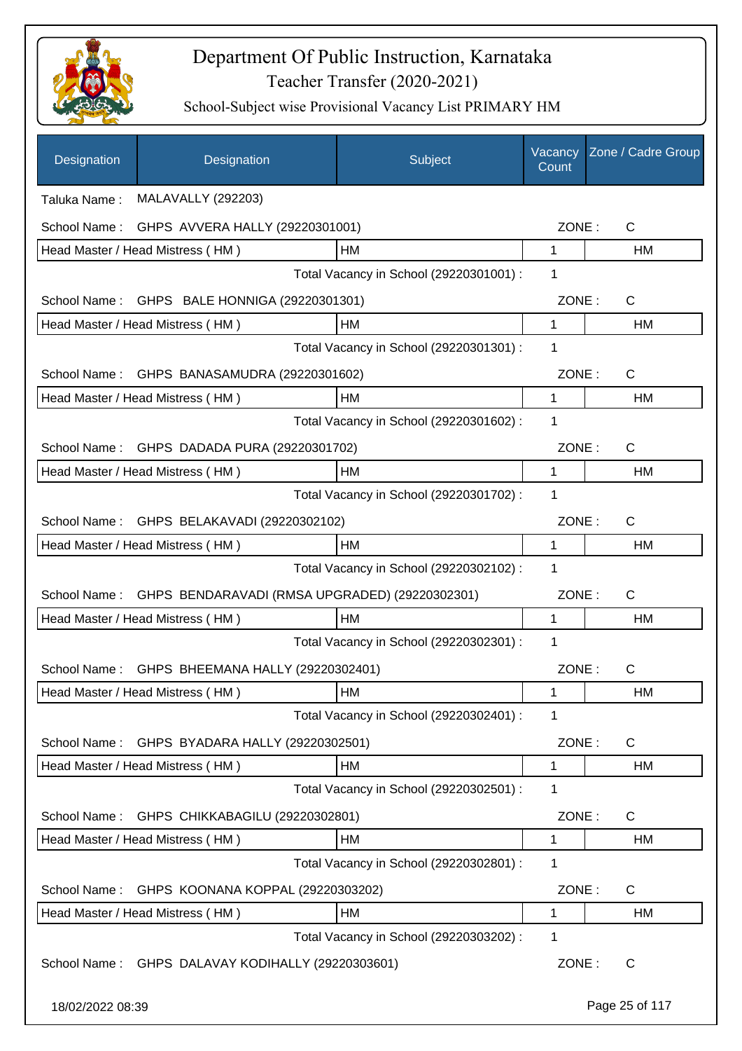# Department Of Public Instruction, Karnataka

## Teacher Transfer (2020-2021)

### School-Subject wise Provisional Vacancy List PRIMARY HM

| Designation | Designation | Subject | Vacancy Count | Zone / Cadre Group |
|---|---|---|---|---|

Taluka Name : MALAVALLY (292203)

School Name : GHPS AVVERA HALLY (29220301001) ZONE : C

| Head Master / Head Mistress ( HM ) | HM | 1 | HM |
|---|---|---|---|

Total Vacancy in School (29220301001) : 1

School Name : GHPS BALE HONNIGA (29220301301) ZONE : C

| Head Master / Head Mistress ( HM ) | HM | 1 | HM |
|---|---|---|---|

Total Vacancy in School (29220301301) : 1

School Name : GHPS BANASAMUDRA (29220301602) ZONE : C

| Head Master / Head Mistress ( HM ) | HM | 1 | HM |
|---|---|---|---|

Total Vacancy in School (29220301602) : 1

School Name : GHPS DADADA PURA (29220301702) ZONE : C

| Head Master / Head Mistress ( HM ) | HM | 1 | HM |
|---|---|---|---|

Total Vacancy in School (29220301702) : 1

School Name : GHPS BELAKAVADI (29220302102) ZONE : C

| Head Master / Head Mistress ( HM ) | HM | 1 | HM |
|---|---|---|---|

Total Vacancy in School (29220302102) : 1

School Name : GHPS BENDARAVADI (RMSA UPGRADED) (29220302301) ZONE : C

| Head Master / Head Mistress ( HM ) | HM | 1 | HM |
|---|---|---|---|

Total Vacancy in School (29220302301) : 1

School Name : GHPS BHEEMANA HALLY (29220302401) ZONE : C

| Head Master / Head Mistress ( HM ) | HM | 1 | HM |
|---|---|---|---|

Total Vacancy in School (29220302401) : 1

School Name : GHPS BYADARA HALLY (29220302501) ZONE : C

| Head Master / Head Mistress ( HM ) | HM | 1 | HM |
|---|---|---|---|

Total Vacancy in School (29220302501) : 1

School Name : GHPS CHIKKABAGILU (29220302801) ZONE : C

| Head Master / Head Mistress ( HM ) | HM | 1 | HM |
|---|---|---|---|

Total Vacancy in School (29220302801) : 1

School Name : GHPS KOONANA KOPPAL (29220303202) ZONE : C

| Head Master / Head Mistress ( HM ) | HM | 1 | HM |
|---|---|---|---|

Total Vacancy in School (29220303202) : 1

School Name : GHPS DALAVAY KODIHALLY (29220303601) ZONE : C

18/02/2022 08:39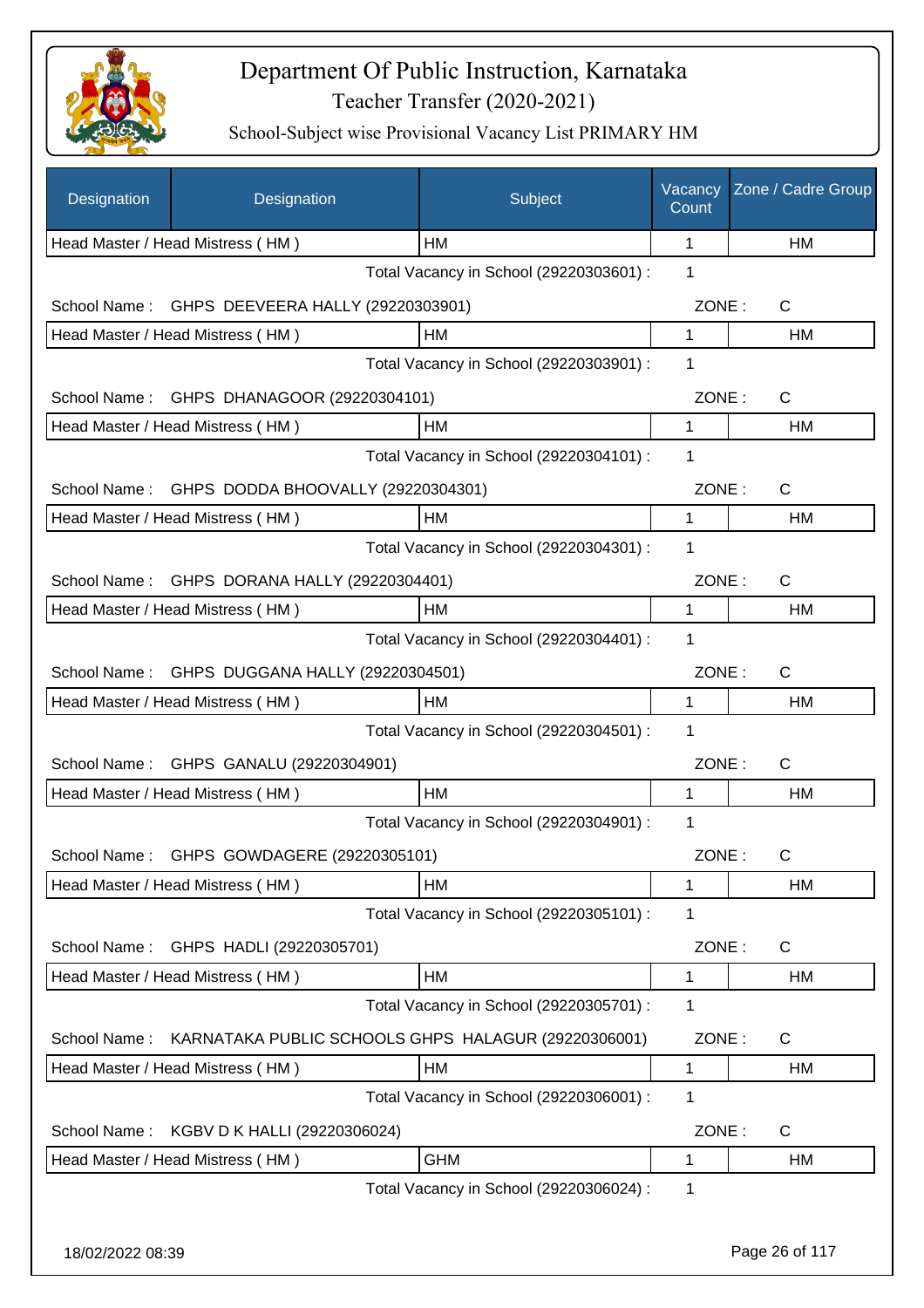# Department Of Public Instruction, Karnataka

Teacher Transfer (2020-2021)

School-Subject wise Provisional Vacancy List PRIMARY HM

| Designation | Designation | Subject | Vacancy Count | Zone / Cadre Group |
|---|---|---|---|---|
| Head Master / Head Mistress ( HM ) | | HM | 1 | HM |

Total Vacancy in School (29220303601) : 1

School Name : GHPS DEEVEERA HALLY (29220303901) ZONE : C

| Head Master / Head Mistress ( HM ) | HM | 1 | HM |
|---|---|---|---|

Total Vacancy in School (29220303901) : 1

School Name : GHPS DHANAGOOR (29220304101) ZONE : C

| Head Master / Head Mistress ( HM ) | HM | 1 | HM |
|---|---|---|---|

Total Vacancy in School (29220304101) : 1

School Name : GHPS DODDA BHOOVALLY (29220304301) ZONE : C

| Head Master / Head Mistress ( HM ) | HM | 1 | HM |
|---|---|---|---|

Total Vacancy in School (29220304301) : 1

School Name : GHPS DORANA HALLY (29220304401) ZONE : C

| Head Master / Head Mistress ( HM ) | HM | 1 | HM |
|---|---|---|---|

Total Vacancy in School (29220304401) : 1

School Name : GHPS DUGGANA HALLY (29220304501) ZONE : C

| Head Master / Head Mistress ( HM ) | HM | 1 | HM |
|---|---|---|---|

Total Vacancy in School (29220304501) : 1

School Name : GHPS GANALU (29220304901) ZONE : C

| Head Master / Head Mistress ( HM ) | HM | 1 | HM |
|---|---|---|---|

Total Vacancy in School (29220304901) : 1

School Name : GHPS GOWDAGERE (29220305101) ZONE : C

| Head Master / Head Mistress ( HM ) | HM | 1 | HM |
|---|---|---|---|

Total Vacancy in School (29220305101) : 1

School Name : GHPS HADLI (29220305701) ZONE : C

| Head Master / Head Mistress ( HM ) | HM | 1 | HM |
|---|---|---|---|

Total Vacancy in School (29220305701) : 1

School Name : KARNATAKA PUBLIC SCHOOLS GHPS HALAGUR (29220306001) ZONE : C

| Head Master / Head Mistress ( HM ) | HM | 1 | HM |
|---|---|---|---|

Total Vacancy in School (29220306001) : 1

School Name : KGBV D K HALLI (29220306024) ZONE : C

| Head Master / Head Mistress ( HM ) | GHM | 1 | HM |
|---|---|---|---|

Total Vacancy in School (29220306024) : 1

18/02/2022 08:39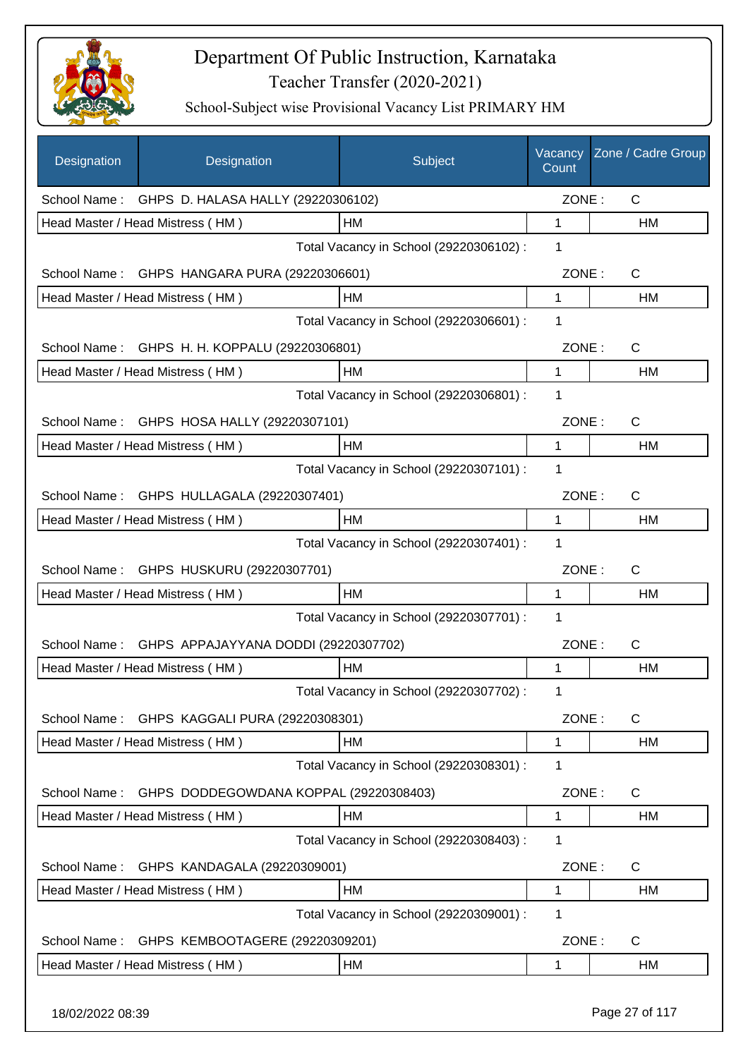# Department Of Public Instruction, Karnataka

## Teacher Transfer (2020-2021)

### School-Subject wise Provisional Vacancy List PRIMARY HM

| Designation | Designation | Subject | Vacancy Count | Zone / Cadre Group |
|---|---|---|---|---|
| School Name : | GHPS D. HALASA HALLY (29220306102) | | ZONE : | C |
| Head Master / Head Mistress ( HM ) | | HM | 1 | HM |
| | | Total Vacancy in School (29220306102) : | 1 | |
| School Name : | GHPS HANGARA PURA (29220306601) | | ZONE : | C |
| Head Master / Head Mistress ( HM ) | | HM | 1 | HM |
| | | Total Vacancy in School (29220306601) : | 1 | |
| School Name : | GHPS H. H. KOPPALU (29220306801) | | ZONE : | C |
| Head Master / Head Mistress ( HM ) | | HM | 1 | HM |
| | | Total Vacancy in School (29220306801) : | 1 | |
| School Name : | GHPS HOSA HALLY (29220307101) | | ZONE : | C |
| Head Master / Head Mistress ( HM ) | | HM | 1 | HM |
| | | Total Vacancy in School (29220307101) : | 1 | |
| School Name : | GHPS HULLAGALA (29220307401) | | ZONE : | C |
| Head Master / Head Mistress ( HM ) | | HM | 1 | HM |
| | | Total Vacancy in School (29220307401) : | 1 | |
| School Name : | GHPS HUSKURU (29220307701) | | ZONE : | C |
| Head Master / Head Mistress ( HM ) | | HM | 1 | HM |
| | | Total Vacancy in School (29220307701) : | 1 | |
| School Name : | GHPS APPAJAYYANA DODDI (29220307702) | | ZONE : | C |
| Head Master / Head Mistress ( HM ) | | HM | 1 | HM |
| | | Total Vacancy in School (29220307702) : | 1 | |
| School Name : | GHPS KAGGALI PURA (29220308301) | | ZONE : | C |
| Head Master / Head Mistress ( HM ) | | HM | 1 | HM |
| | | Total Vacancy in School (29220308301) : | 1 | |
| School Name : | GHPS DODDEGOWDANA KOPPAL (29220308403) | | ZONE : | C |
| Head Master / Head Mistress ( HM ) | | HM | 1 | HM |
| | | Total Vacancy in School (29220308403) : | 1 | |
| School Name : | GHPS KANDAGALA (29220309001) | | ZONE : | C |
| Head Master / Head Mistress ( HM ) | | HM | 1 | HM |
| | | Total Vacancy in School (29220309001) : | 1 | |
| School Name : | GHPS KEMBOOTAGERE (29220309201) | | ZONE : | C |
| Head Master / Head Mistress ( HM ) | | HM | 1 | HM |

18/02/2022 08:39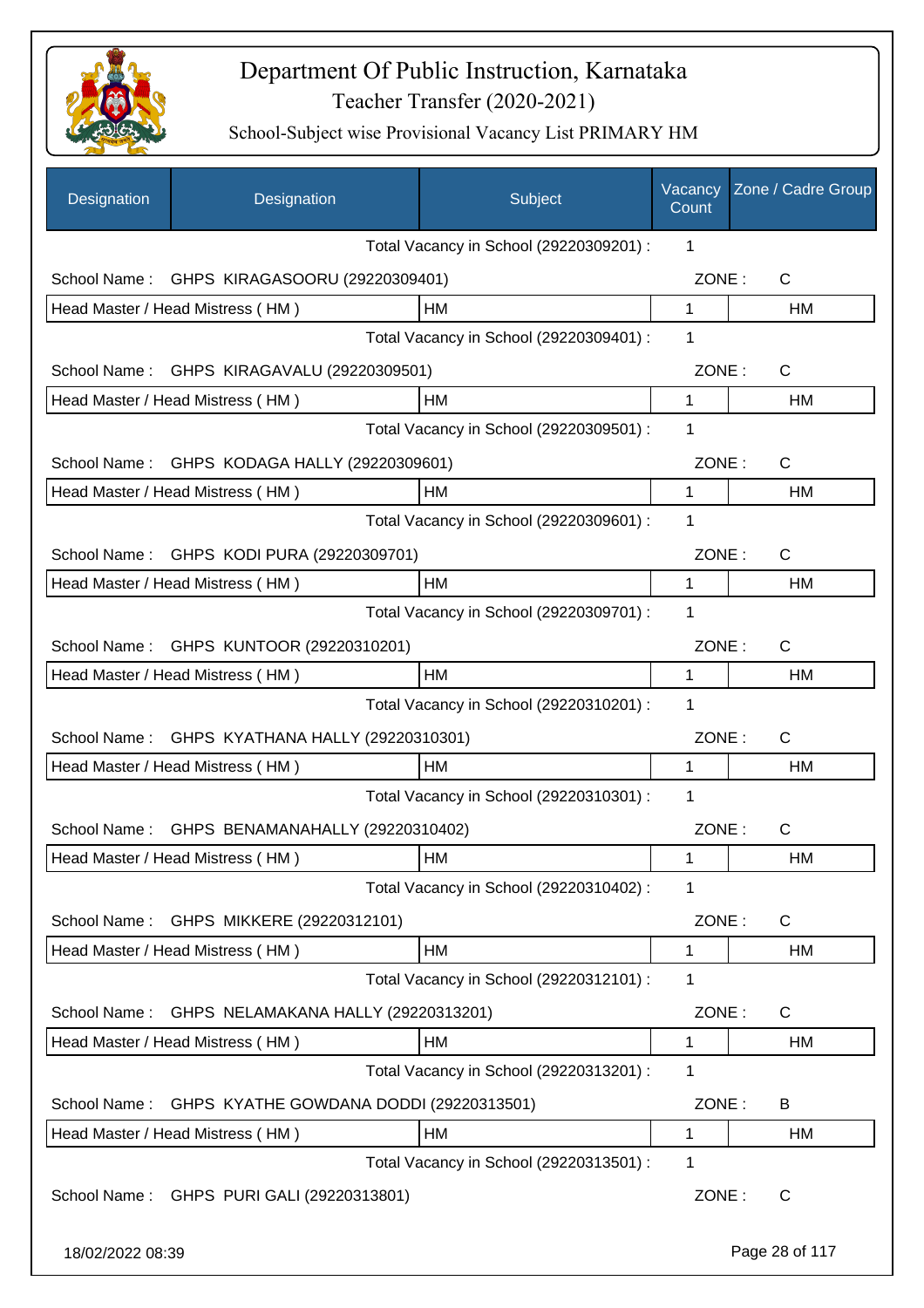# Department Of Public Instruction, Karnataka

## Teacher Transfer (2020-2021)

### School-Subject wise Provisional Vacancy List PRIMARY HM

| Designation | Designation | Subject | Vacancy Count | Zone / Cadre Group |
|---|---|---|---|---|
| | | Total Vacancy in School (29220309201) : | 1 | |
| School Name : | GHPS KIRAGASOORU (29220309401) | | ZONE : | C |
| Head Master / Head Mistress ( HM ) | | HM | 1 | HM |
| | | Total Vacancy in School (29220309401) : | 1 | |
| School Name : | GHPS KIRAGAVALU (29220309501) | | ZONE : | C |
| Head Master / Head Mistress ( HM ) | | HM | 1 | HM |
| | | Total Vacancy in School (29220309501) : | 1 | |
| School Name : | GHPS KODAGA HALLY (29220309601) | | ZONE : | C |
| Head Master / Head Mistress ( HM ) | | HM | 1 | HM |
| | | Total Vacancy in School (29220309601) : | 1 | |
| School Name : | GHPS KODI PURA (29220309701) | | ZONE : | C |
| Head Master / Head Mistress ( HM ) | | HM | 1 | HM |
| | | Total Vacancy in School (29220309701) : | 1 | |
| School Name : | GHPS KUNTOOR (29220310201) | | ZONE : | C |
| Head Master / Head Mistress ( HM ) | | HM | 1 | HM |
| | | Total Vacancy in School (29220310201) : | 1 | |
| School Name : | GHPS KYATHANA HALLY (29220310301) | | ZONE : | C |
| Head Master / Head Mistress ( HM ) | | HM | 1 | HM |
| | | Total Vacancy in School (29220310301) : | 1 | |
| School Name : | GHPS BENAMANAHALLY (29220310402) | | ZONE : | C |
| Head Master / Head Mistress ( HM ) | | HM | 1 | HM |
| | | Total Vacancy in School (29220310402) : | 1 | |
| School Name : | GHPS MIKKERE (29220312101) | | ZONE : | C |
| Head Master / Head Mistress ( HM ) | | HM | 1 | HM |
| | | Total Vacancy in School (29220312101) : | 1 | |
| School Name : | GHPS NELAMAKANA HALLY (29220313201) | | ZONE : | C |
| Head Master / Head Mistress ( HM ) | | HM | 1 | HM |
| | | Total Vacancy in School (29220313201) : | 1 | |
| School Name : | GHPS KYATHE GOWDANA DODDI (29220313501) | | ZONE : | B |
| Head Master / Head Mistress ( HM ) | | HM | 1 | HM |
| | | Total Vacancy in School (29220313501) : | 1 | |
| School Name : | GHPS PURI GALI (29220313801) | | ZONE : | C |

18/02/2022 08:39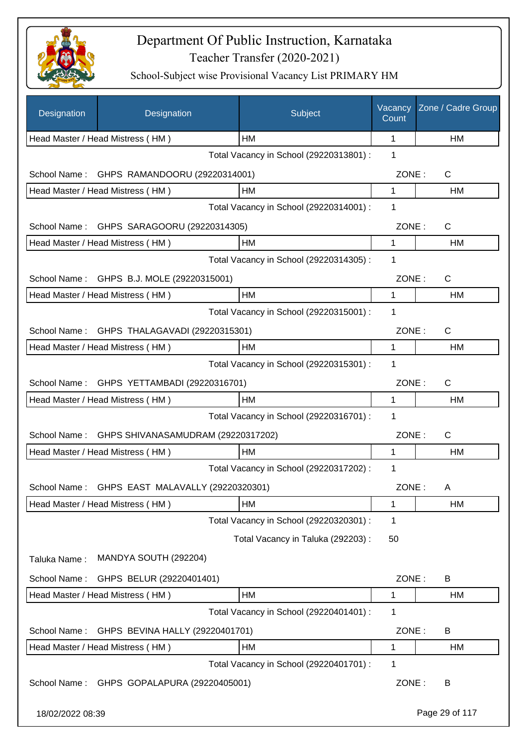# Department Of Public Instruction, Karnataka

## Teacher Transfer (2020-2021)

### School-Subject wise Provisional Vacancy List PRIMARY HM

| Designation | Designation | Subject | Vacancy Count | Zone / Cadre Group |
|---|---|---|---|---|
| Head Master / Head Mistress ( HM ) | | HM | 1 | HM |

Total Vacancy in School (29220313801) : 1

School Name : GHPS RAMANDOORU (29220314001) ZONE : C

| Head Master / Head Mistress ( HM ) | HM | 1 | HM |
|---|---|---|---|

Total Vacancy in School (29220314001) : 1

School Name : GHPS SARAGOORU (29220314305) ZONE : C

| Head Master / Head Mistress ( HM ) | HM | 1 | HM |
|---|---|---|---|

Total Vacancy in School (29220314305) : 1

School Name : GHPS B.J. MOLE (29220315001) ZONE : C

| Head Master / Head Mistress ( HM ) | HM | 1 | HM |
|---|---|---|---|

Total Vacancy in School (29220315001) : 1

School Name : GHPS THALAGAVADI (29220315301) ZONE : C

| Head Master / Head Mistress ( HM ) | HM | 1 | HM |
|---|---|---|---|

Total Vacancy in School (29220315301) : 1

School Name : GHPS YETTAMBADI (29220316701) ZONE : C

| Head Master / Head Mistress ( HM ) | HM | 1 | HM |
|---|---|---|---|

Total Vacancy in School (29220316701) : 1

School Name : GHPS SHIVANASAMUDRAM (29220317202) ZONE : C

| Head Master / Head Mistress ( HM ) | HM | 1 | HM |
|---|---|---|---|

Total Vacancy in School (29220317202) : 1

School Name : GHPS EAST MALAVALLY (29220320301) ZONE : A

| Head Master / Head Mistress ( HM ) | HM | 1 | HM |
|---|---|---|---|

Total Vacancy in School (29220320301) : 1

Total Vacancy in Taluka (292203) : 50

Taluka Name : MANDYA SOUTH (292204)

School Name : GHPS BELUR (29220401401) ZONE : B

| Head Master / Head Mistress ( HM ) | HM | 1 | HM |
|---|---|---|---|

Total Vacancy in School (29220401401) : 1

School Name : GHPS BEVINA HALLY (29220401701) ZONE : B

| Head Master / Head Mistress ( HM ) | HM | 1 | HM |
|---|---|---|---|

Total Vacancy in School (29220401701) : 1

School Name : GHPS GOPALAPURA (29220405001) ZONE : B

18/02/2022 08:39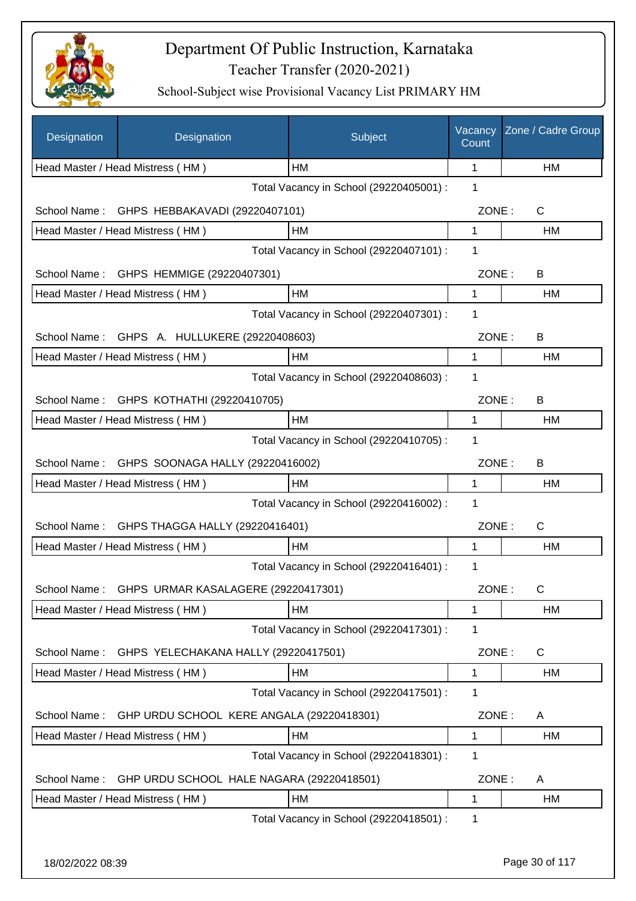# Department Of Public Instruction, Karnataka

Teacher Transfer (2020-2021)

School-Subject wise Provisional Vacancy List PRIMARY HM

| Designation | Designation | Subject | Vacancy Count | Zone / Cadre Group |
|---|---|---|---|---|
| Head Master / Head Mistress ( HM ) | | HM | 1 | HM |
| | | Total Vacancy in School (29220405001) : | 1 | |
| School Name : | GHPS HEBBAKAVADI (29220407101) | | ZONE : | C |
| Head Master / Head Mistress ( HM ) | | HM | 1 | HM |
| | | Total Vacancy in School (29220407101) : | 1 | |
| School Name : | GHPS HEMMIGE (29220407301) | | ZONE : | B |
| Head Master / Head Mistress ( HM ) | | HM | 1 | HM |
| | | Total Vacancy in School (29220407301) : | 1 | |
| School Name : | GHPS A. HULLUKERE (29220408603) | | ZONE : | B |
| Head Master / Head Mistress ( HM ) | | HM | 1 | HM |
| | | Total Vacancy in School (29220408603) : | 1 | |
| School Name : | GHPS KOTHATHI (29220410705) | | ZONE : | B |
| Head Master / Head Mistress ( HM ) | | HM | 1 | HM |
| | | Total Vacancy in School (29220410705) : | 1 | |
| School Name : | GHPS SOONAGA HALLY (29220416002) | | ZONE : | B |
| Head Master / Head Mistress ( HM ) | | HM | 1 | HM |
| | | Total Vacancy in School (29220416002) : | 1 | |
| School Name : | GHPS THAGGA HALLY (29220416401) | | ZONE : | C |
| Head Master / Head Mistress ( HM ) | | HM | 1 | HM |
| | | Total Vacancy in School (29220416401) : | 1 | |
| School Name : | GHPS URMAR KASALAGERE (29220417301) | | ZONE : | C |
| Head Master / Head Mistress ( HM ) | | HM | 1 | HM |
| | | Total Vacancy in School (29220417301) : | 1 | |
| School Name : | GHPS YELECHAKANA HALLY (29220417501) | | ZONE : | C |
| Head Master / Head Mistress ( HM ) | | HM | 1 | HM |
| | | Total Vacancy in School (29220417501) : | 1 | |
| School Name : | GHP URDU SCHOOL KERE ANGALA (29220418301) | | ZONE : | A |
| Head Master / Head Mistress ( HM ) | | HM | 1 | HM |
| | | Total Vacancy in School (29220418301) : | 1 | |
| School Name : | GHP URDU SCHOOL HALE NAGARA (29220418501) | | ZONE : | A |
| Head Master / Head Mistress ( HM ) | | HM | 1 | HM |
| | | Total Vacancy in School (29220418501) : | 1 | |

18/02/2022 08:39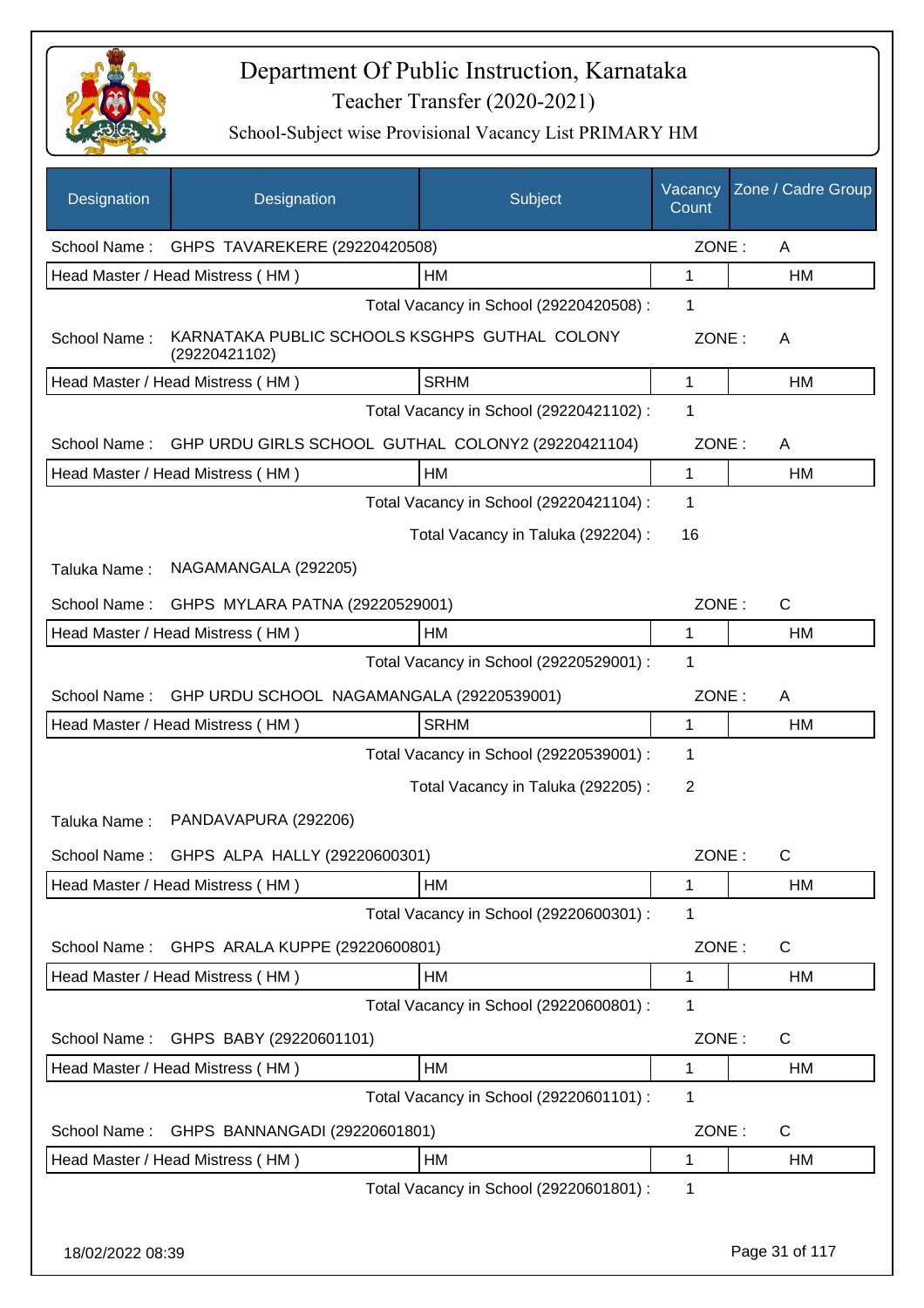# Department Of Public Instruction, Karnataka
## Teacher Transfer (2020-2021)
### School-Subject wise Provisional Vacancy List PRIMARY HM

| Designation | Designation | Subject | Vacancy Count | Zone / Cadre Group |
|---|---|---|---|---|
| School Name : | GHPS TAVAREKERE (29220420508) | | ZONE : | A |
| Head Master / Head Mistress ( HM ) | | HM | 1 | HM |
| | | Total Vacancy in School (29220420508) : | 1 | |
| School Name : | KARNATAKA PUBLIC SCHOOLS KSGHPS GUTHAL COLONY (29220421102) | | ZONE : | A |
| Head Master / Head Mistress ( HM ) | | SRHM | 1 | HM |
| | | Total Vacancy in School (29220421102) : | 1 | |
| School Name : | GHP URDU GIRLS SCHOOL GUTHAL COLONY2 (29220421104) | | ZONE : | A |
| Head Master / Head Mistress ( HM ) | | HM | 1 | HM |
| | | Total Vacancy in School (29220421104) : | 1 | |
| | | Total Vacancy in Taluka (292204) : | 16 | |
| Taluka Name : | NAGAMANGALA (292205) | | | |
| School Name : | GHPS MYLARA PATNA (29220529001) | | ZONE : | C |
| Head Master / Head Mistress ( HM ) | | HM | 1 | HM |
| | | Total Vacancy in School (29220529001) : | 1 | |
| School Name : | GHP URDU SCHOOL NAGAMANGALA (29220539001) | | ZONE : | A |
| Head Master / Head Mistress ( HM ) | | SRHM | 1 | HM |
| | | Total Vacancy in School (29220539001) : | 1 | |
| | | Total Vacancy in Taluka (292205) : | 2 | |
| Taluka Name : | PANDAVAPURA (292206) | | | |
| School Name : | GHPS ALPA HALLY (29220600301) | | ZONE : | C |
| Head Master / Head Mistress ( HM ) | | HM | 1 | HM |
| | | Total Vacancy in School (29220600301) : | 1 | |
| School Name : | GHPS ARALA KUPPE (29220600801) | | ZONE : | C |
| Head Master / Head Mistress ( HM ) | | HM | 1 | HM |
| | | Total Vacancy in School (29220600801) : | 1 | |
| School Name : | GHPS BABY (29220601101) | | ZONE : | C |
| Head Master / Head Mistress ( HM ) | | HM | 1 | HM |
| | | Total Vacancy in School (29220601101) : | 1 | |
| School Name : | GHPS BANNANGADI (29220601801) | | ZONE : | C |
| Head Master / Head Mistress ( HM ) | | HM | 1 | HM |
| | | Total Vacancy in School (29220601801) : | 1 | |

18/02/2022 08:39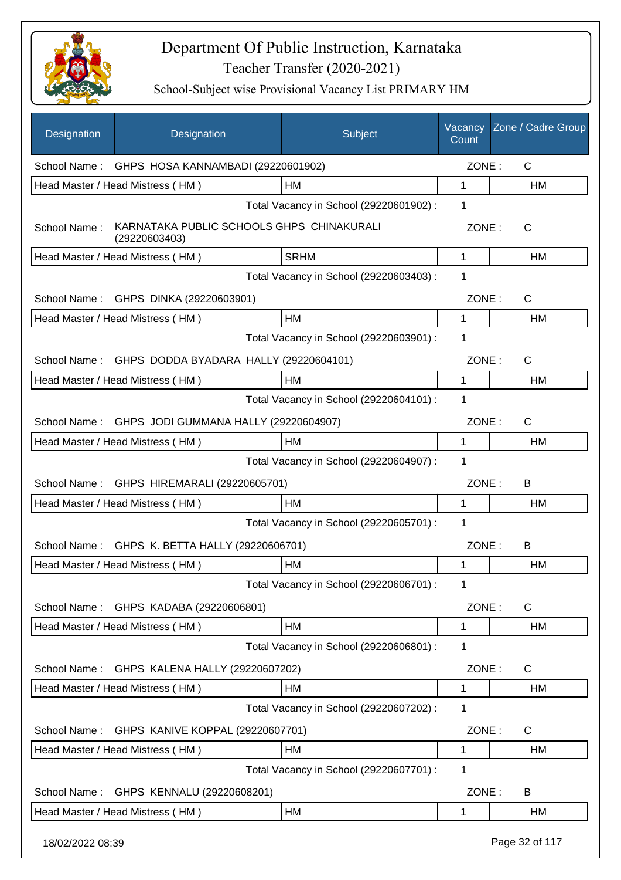# Department Of Public Instruction, Karnataka

## Teacher Transfer (2020-2021)

### School-Subject wise Provisional Vacancy List PRIMARY HM

| Designation | Designation | Subject | Vacancy Count | Zone / Cadre Group |
|---|---|---|---|---|
| School Name : | GHPS HOSA KANNAMBADI (29220601902) | | ZONE : | C |
| Head Master / Head Mistress ( HM ) | | HM | 1 | HM |
| | | Total Vacancy in School (29220601902) : | 1 | |
| School Name : | KARNATAKA PUBLIC SCHOOLS GHPS CHINAKURALI (29220603403) | | ZONE : | C |
| Head Master / Head Mistress ( HM ) | | SRHM | 1 | HM |
| | | Total Vacancy in School (29220603403) : | 1 | |
| School Name : | GHPS DINKA (29220603901) | | ZONE : | C |
| Head Master / Head Mistress ( HM ) | | HM | 1 | HM |
| | | Total Vacancy in School (29220603901) : | 1 | |
| School Name : | GHPS DODDA BYADARA HALLY (29220604101) | | ZONE : | C |
| Head Master / Head Mistress ( HM ) | | HM | 1 | HM |
| | | Total Vacancy in School (29220604101) : | 1 | |
| School Name : | GHPS JODI GUMMANA HALLY (29220604907) | | ZONE : | C |
| Head Master / Head Mistress ( HM ) | | HM | 1 | HM |
| | | Total Vacancy in School (29220604907) : | 1 | |
| School Name : | GHPS HIREMARALI (29220605701) | | ZONE : | B |
| Head Master / Head Mistress ( HM ) | | HM | 1 | HM |
| | | Total Vacancy in School (29220605701) : | 1 | |
| School Name : | GHPS K. BETTA HALLY (29220606701) | | ZONE : | B |
| Head Master / Head Mistress ( HM ) | | HM | 1 | HM |
| | | Total Vacancy in School (29220606701) : | 1 | |
| School Name : | GHPS KADABA (29220606801) | | ZONE : | C |
| Head Master / Head Mistress ( HM ) | | HM | 1 | HM |
| | | Total Vacancy in School (29220606801) : | 1 | |
| School Name : | GHPS KALENA HALLY (29220607202) | | ZONE : | C |
| Head Master / Head Mistress ( HM ) | | HM | 1 | HM |
| | | Total Vacancy in School (29220607202) : | 1 | |
| School Name : | GHPS KANIVE KOPPAL (29220607701) | | ZONE : | C |
| Head Master / Head Mistress ( HM ) | | HM | 1 | HM |
| | | Total Vacancy in School (29220607701) : | 1 | |
| School Name : | GHPS KENNALU (29220608201) | | ZONE : | B |
| Head Master / Head Mistress ( HM ) | | HM | 1 | HM |

18/02/2022 08:39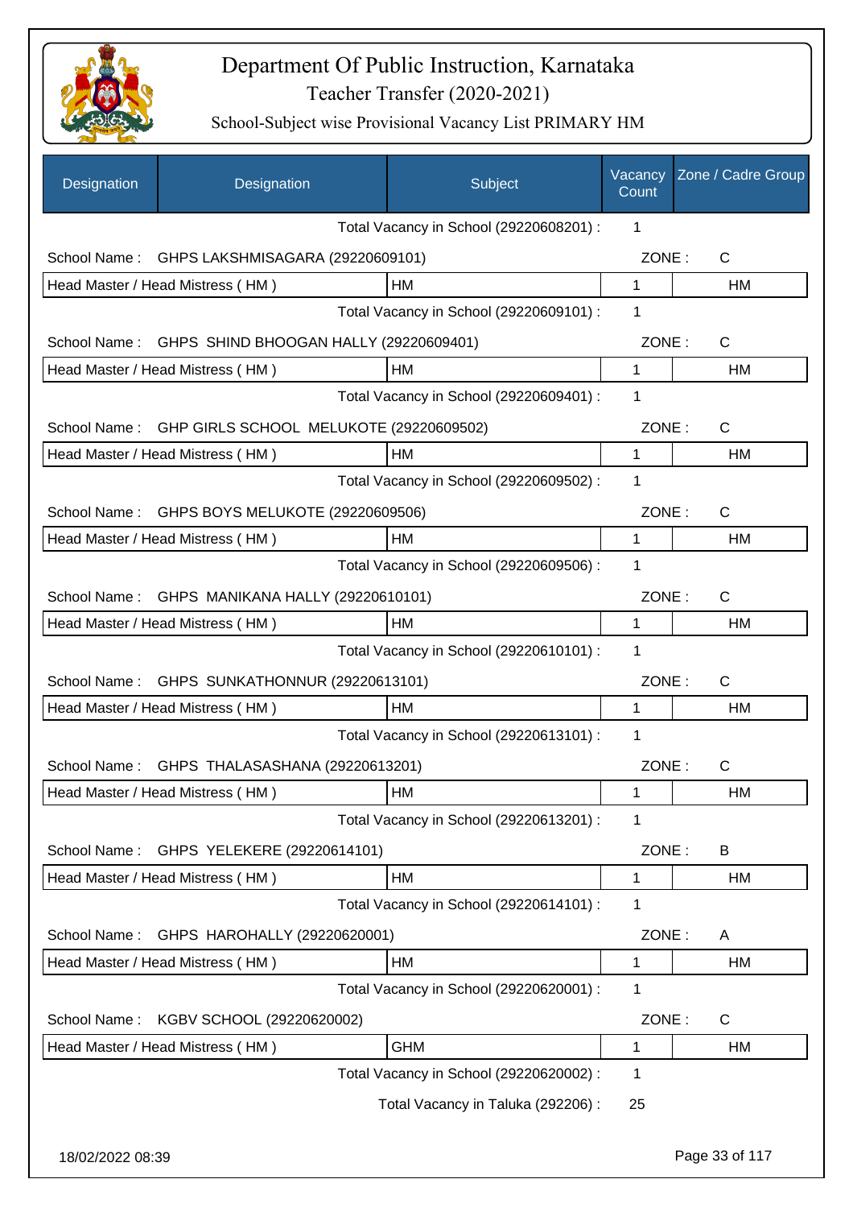# Department Of Public Instruction, Karnataka

## Teacher Transfer (2020-2021)

### School-Subject wise Provisional Vacancy List PRIMARY HM

| Designation | Designation | Subject | Vacancy Count | Zone / Cadre Group |
|---|---|---|---|---|
| | | Total Vacancy in School (29220608201) : | 1 | |
| School Name : | GHPS LAKSHMISAGARA (29220609101) | | ZONE : | C |
| Head Master / Head Mistress ( HM ) | | HM | 1 | HM |
| | | Total Vacancy in School (29220609101) : | 1 | |
| School Name : | GHPS SHIND BHOOGAN HALLY (29220609401) | | ZONE : | C |
| Head Master / Head Mistress ( HM ) | | HM | 1 | HM |
| | | Total Vacancy in School (29220609401) : | 1 | |
| School Name : | GHP GIRLS SCHOOL MELUKOTE (29220609502) | | ZONE : | C |
| Head Master / Head Mistress ( HM ) | | HM | 1 | HM |
| | | Total Vacancy in School (29220609502) : | 1 | |
| School Name : | GHPS BOYS MELUKOTE (29220609506) | | ZONE : | C |
| Head Master / Head Mistress ( HM ) | | HM | 1 | HM |
| | | Total Vacancy in School (29220609506) : | 1 | |
| School Name : | GHPS MANIKANA HALLY (29220610101) | | ZONE : | C |
| Head Master / Head Mistress ( HM ) | | HM | 1 | HM |
| | | Total Vacancy in School (29220610101) : | 1 | |
| School Name : | GHPS SUNKATHONNUR (29220613101) | | ZONE : | C |
| Head Master / Head Mistress ( HM ) | | HM | 1 | HM |
| | | Total Vacancy in School (29220613101) : | 1 | |
| School Name : | GHPS THALASASHANA (29220613201) | | ZONE : | C |
| Head Master / Head Mistress ( HM ) | | HM | 1 | HM |
| | | Total Vacancy in School (29220613201) : | 1 | |
| School Name : | GHPS YELEKERE (29220614101) | | ZONE : | B |
| Head Master / Head Mistress ( HM ) | | HM | 1 | HM |
| | | Total Vacancy in School (29220614101) : | 1 | |
| School Name : | GHPS HAROHALLY (29220620001) | | ZONE : | A |
| Head Master / Head Mistress ( HM ) | | HM | 1 | HM |
| | | Total Vacancy in School (29220620001) : | 1 | |
| School Name : | KGBV SCHOOL (29220620002) | | ZONE : | C |
| Head Master / Head Mistress ( HM ) | | GHM | 1 | HM |
| | | Total Vacancy in School (29220620002) : | 1 | |
| | | Total Vacancy in Taluka (292206) : | 25 | |

18/02/2022 08:39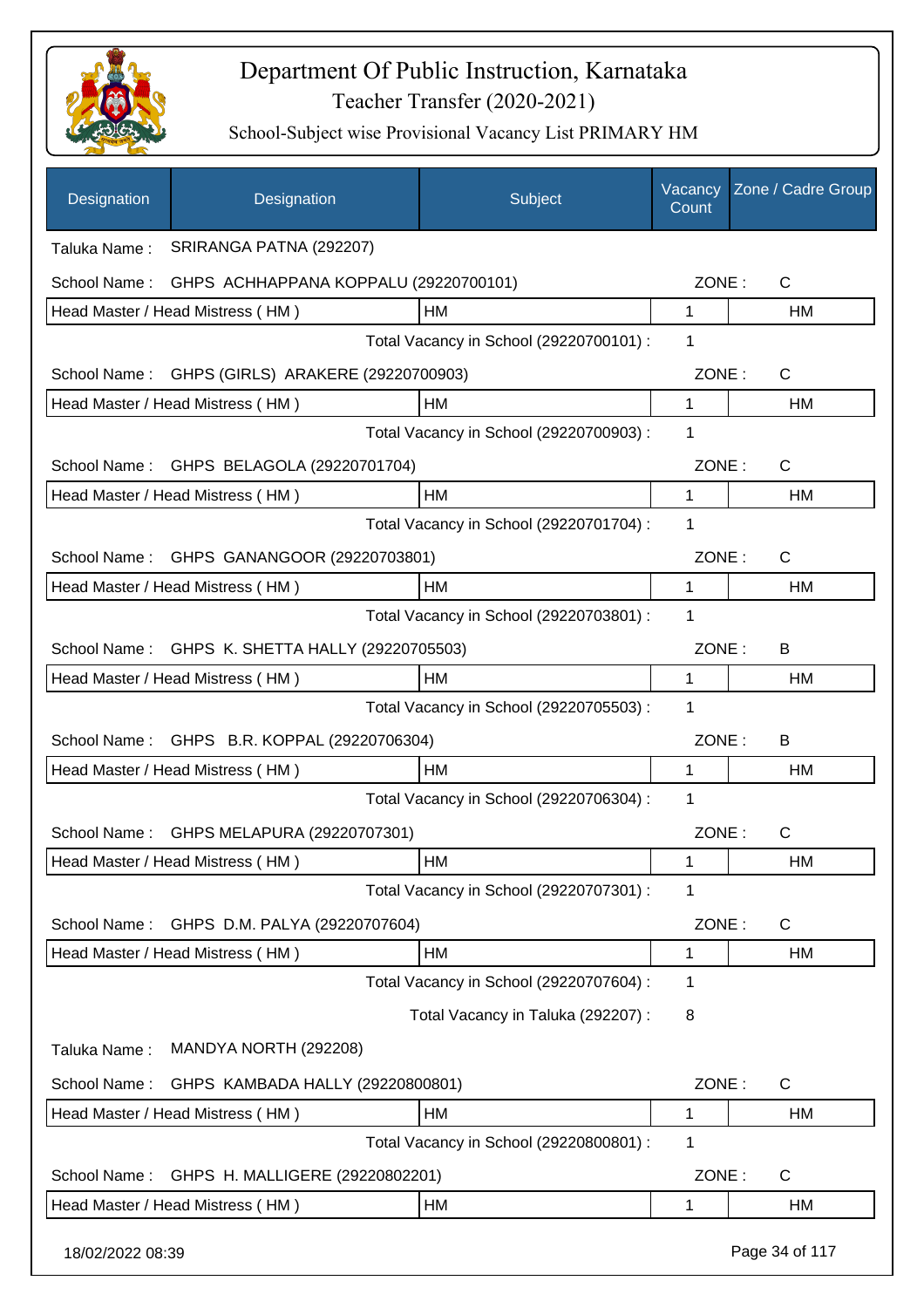# Department Of Public Instruction, Karnataka
## Teacher Transfer (2020-2021)
### School-Subject wise Provisional Vacancy List PRIMARY HM

| Designation | Designation | Subject | Vacancy Count | Zone / Cadre Group |
|---|---|---|---|---|

Taluka Name : SRIRANGA PATNA (292207)

School Name : GHPS ACHHAPPANA KOPPALU (29220700101) ZONE : C

| | | | |
|---|---|---|---|
| Head Master / Head Mistress ( HM ) | HM | 1 | HM |

Total Vacancy in School (29220700101) : 1

School Name : GHPS (GIRLS) ARAKERE (29220700903) ZONE : C

| | | | |
|---|---|---|---|
| Head Master / Head Mistress ( HM ) | HM | 1 | HM |

Total Vacancy in School (29220700903) : 1

School Name : GHPS BELAGOLA (29220701704) ZONE : C

| | | | |
|---|---|---|---|
| Head Master / Head Mistress ( HM ) | HM | 1 | HM |

Total Vacancy in School (29220701704) : 1

School Name : GHPS GANANGOOR (29220703801) ZONE : C

| | | | |
|---|---|---|---|
| Head Master / Head Mistress ( HM ) | HM | 1 | HM |

Total Vacancy in School (29220703801) : 1

School Name : GHPS K. SHETTA HALLY (29220705503) ZONE : B

| | | | |
|---|---|---|---|
| Head Master / Head Mistress ( HM ) | HM | 1 | HM |

Total Vacancy in School (29220705503) : 1

School Name : GHPS B.R. KOPPAL (29220706304) ZONE : B

| | | | |
|---|---|---|---|
| Head Master / Head Mistress ( HM ) | HM | 1 | HM |

Total Vacancy in School (29220706304) : 1

School Name : GHPS MELAPURA (29220707301) ZONE : C

| | | | |
|---|---|---|---|
| Head Master / Head Mistress ( HM ) | HM | 1 | HM |

Total Vacancy in School (29220707301) : 1

School Name : GHPS D.M. PALYA (29220707604) ZONE : C

| | | | |
|---|---|---|---|
| Head Master / Head Mistress ( HM ) | HM | 1 | HM |

Total Vacancy in School (29220707604) : 1

Total Vacancy in Taluka (292207) : 8

Taluka Name : MANDYA NORTH (292208)

School Name : GHPS KAMBADA HALLY (29220800801) ZONE : C

| | | | |
|---|---|---|---|
| Head Master / Head Mistress ( HM ) | HM | 1 | HM |

Total Vacancy in School (29220800801) : 1

School Name : GHPS H. MALLIGERE (29220802201) ZONE : C

| | | | |
|---|---|---|---|
| Head Master / Head Mistress ( HM ) | HM | 1 | HM |

18/02/2022 08:39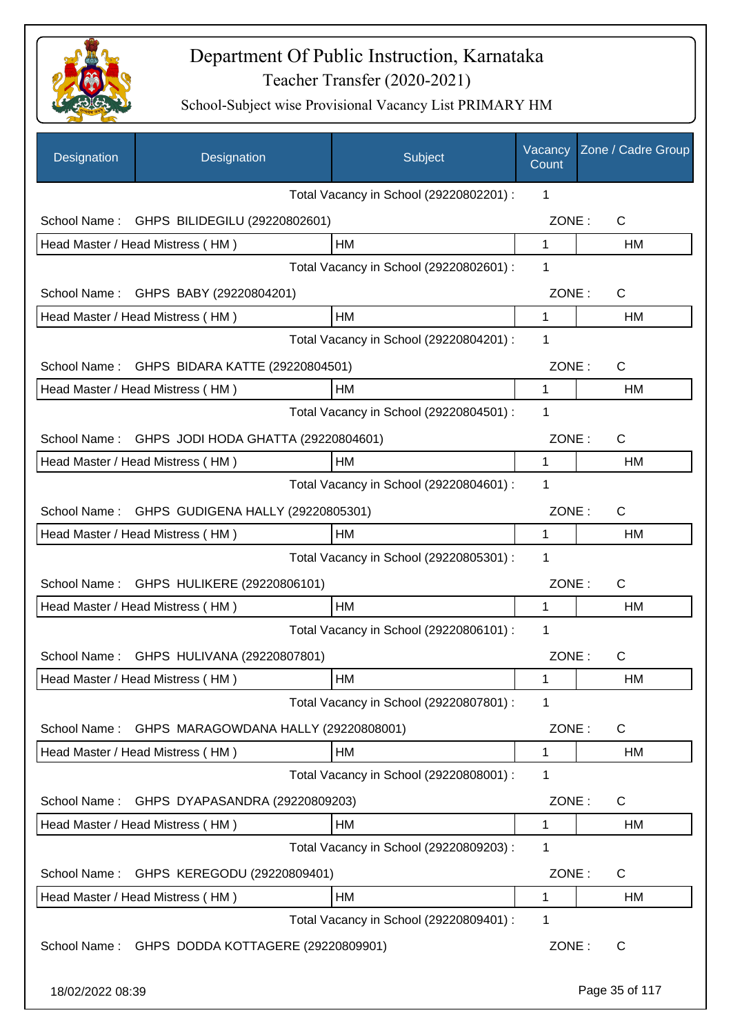# Department Of Public Instruction, Karnataka
## Teacher Transfer (2020-2021)
### School-Subject wise Provisional Vacancy List PRIMARY HM

| Designation | Designation | Subject | Vacancy Count | Zone / Cadre Group |
|---|---|---|---|---|
| | | Total Vacancy in School (29220802201) : | 1 | |
| School Name : | GHPS BILIDEGILU (29220802601) | | ZONE : | C |
| Head Master / Head Mistress ( HM ) | | HM | 1 | HM |
| | | Total Vacancy in School (29220802601) : | 1 | |
| School Name : | GHPS BABY (29220804201) | | ZONE : | C |
| Head Master / Head Mistress ( HM ) | | HM | 1 | HM |
| | | Total Vacancy in School (29220804201) : | 1 | |
| School Name : | GHPS BIDARA KATTE (29220804501) | | ZONE : | C |
| Head Master / Head Mistress ( HM ) | | HM | 1 | HM |
| | | Total Vacancy in School (29220804501) : | 1 | |
| School Name : | GHPS JODI HODA GHATTA (29220804601) | | ZONE : | C |
| Head Master / Head Mistress ( HM ) | | HM | 1 | HM |
| | | Total Vacancy in School (29220804601) : | 1 | |
| School Name : | GHPS GUDIGENA HALLY (29220805301) | | ZONE : | C |
| Head Master / Head Mistress ( HM ) | | HM | 1 | HM |
| | | Total Vacancy in School (29220805301) : | 1 | |
| School Name : | GHPS HULIKERE (29220806101) | | ZONE : | C |
| Head Master / Head Mistress ( HM ) | | HM | 1 | HM |
| | | Total Vacancy in School (29220806101) : | 1 | |
| School Name : | GHPS HULIVANA (29220807801) | | ZONE : | C |
| Head Master / Head Mistress ( HM ) | | HM | 1 | HM |
| | | Total Vacancy in School (29220807801) : | 1 | |
| School Name : | GHPS MARAGOWDANA HALLY (29220808001) | | ZONE : | C |
| Head Master / Head Mistress ( HM ) | | HM | 1 | HM |
| | | Total Vacancy in School (29220808001) : | 1 | |
| School Name : | GHPS DYAPASANDRA (29220809203) | | ZONE : | C |
| Head Master / Head Mistress ( HM ) | | HM | 1 | HM |
| | | Total Vacancy in School (29220809203) : | 1 | |
| School Name : | GHPS KEREGODU (29220809401) | | ZONE : | C |
| Head Master / Head Mistress ( HM ) | | HM | 1 | HM |
| | | Total Vacancy in School (29220809401) : | 1 | |
| School Name : | GHPS DODDA KOTTAGERE (29220809901) | | ZONE : | C |

18/02/2022 08:39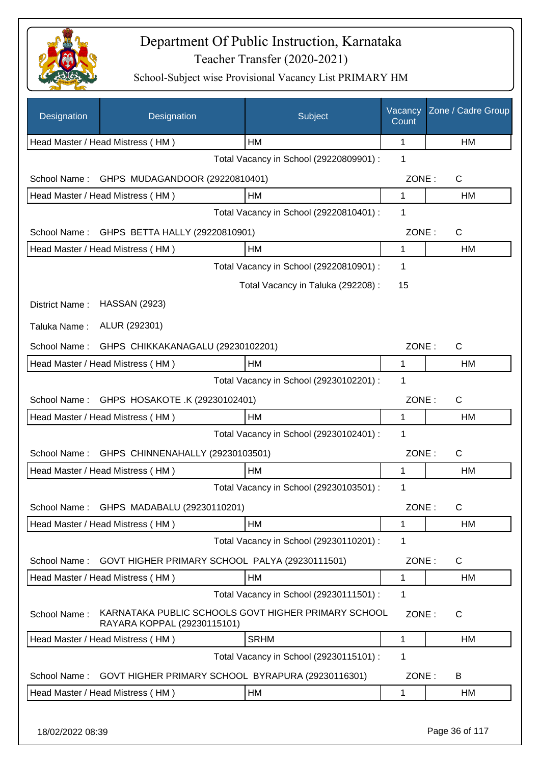# Department Of Public Instruction, Karnataka

Teacher Transfer (2020-2021)

School-Subject wise Provisional Vacancy List PRIMARY HM

| Designation | Designation | Subject | Vacancy Count | Zone / Cadre Group |
|---|---|---|---|---|
| Head Master / Head Mistress ( HM ) | | HM | 1 | HM |
| | | Total Vacancy in School (29220809901) : | 1 | |
| School Name : | GHPS MUDAGANDOOR (29220810401) | | ZONE : | C |
| Head Master / Head Mistress ( HM ) | | HM | 1 | HM |
| | | Total Vacancy in School (29220810401) : | 1 | |
| School Name : | GHPS BETTA HALLY (29220810901) | | ZONE : | C |
| Head Master / Head Mistress ( HM ) | | HM | 1 | HM |
| | | Total Vacancy in School (29220810901) : | 1 | |
| | | Total Vacancy in Taluka (292208) : | 15 | |
| District Name : | HASSAN (2923) | | | |
| Taluka Name : | ALUR (292301) | | | |
| School Name : | GHPS CHIKKAKANAGALU (29230102201) | | ZONE : | C |
| Head Master / Head Mistress ( HM ) | | HM | 1 | HM |
| | | Total Vacancy in School (29230102201) : | 1 | |
| School Name : | GHPS HOSAKOTE .K (29230102401) | | ZONE : | C |
| Head Master / Head Mistress ( HM ) | | HM | 1 | HM |
| | | Total Vacancy in School (29230102401) : | 1 | |
| School Name : | GHPS CHINNENAHALLY (29230103501) | | ZONE : | C |
| Head Master / Head Mistress ( HM ) | | HM | 1 | HM |
| | | Total Vacancy in School (29230103501) : | 1 | |
| School Name : | GHPS MADABALU (29230110201) | | ZONE : | C |
| Head Master / Head Mistress ( HM ) | | HM | 1 | HM |
| | | Total Vacancy in School (29230110201) : | 1 | |
| School Name : | GOVT HIGHER PRIMARY SCHOOL PALYA (29230111501) | | ZONE : | C |
| Head Master / Head Mistress ( HM ) | | HM | 1 | HM |
| | | Total Vacancy in School (29230111501) : | 1 | |
| School Name : | KARNATAKA PUBLIC SCHOOLS GOVT HIGHER PRIMARY SCHOOL RAYARA KOPPAL (29230115101) | | ZONE : | C |
| Head Master / Head Mistress ( HM ) | | SRHM | 1 | HM |
| | | Total Vacancy in School (29230115101) : | 1 | |
| School Name : | GOVT HIGHER PRIMARY SCHOOL BYRAPURA (29230116301) | | ZONE : | B |
| Head Master / Head Mistress ( HM ) | | HM | 1 | HM |

18/02/2022 08:39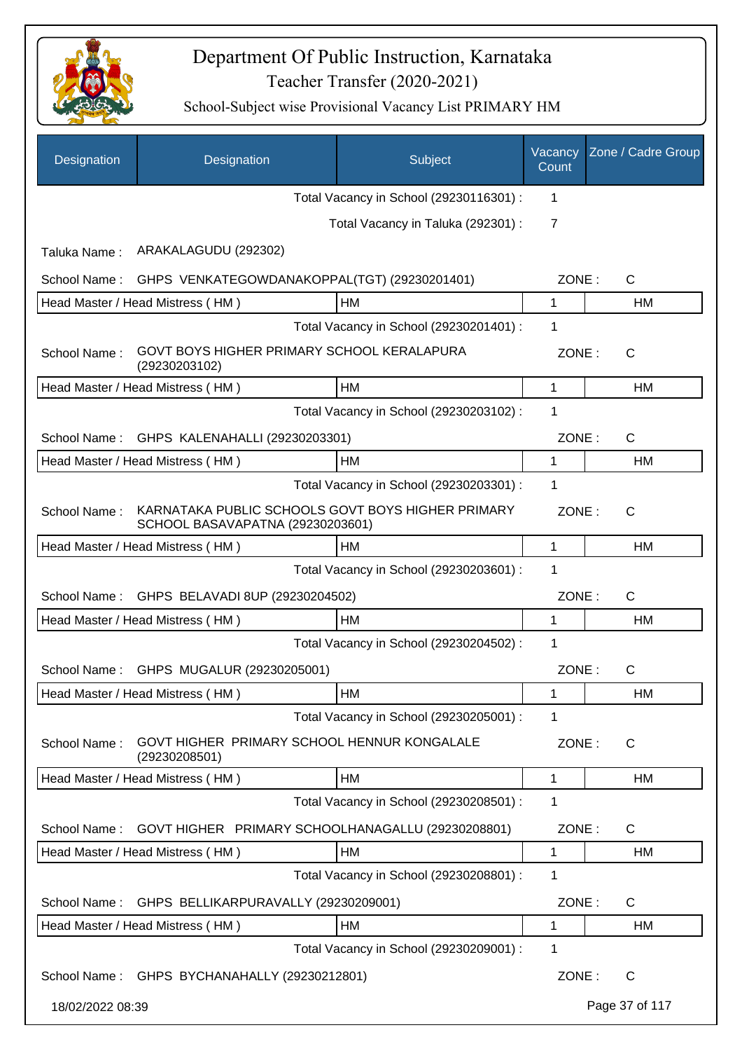# Department Of Public Instruction, Karnataka

## Teacher Transfer (2020-2021)

### School-Subject wise Provisional Vacancy List PRIMARY HM

| Designation | Designation | Subject | Vacancy Count | Zone / Cadre Group |
|---|---|---|---|---|
| | | Total Vacancy in School (29230116301) : | 1 | |
| | | Total Vacancy in Taluka (292301) : | 7 | |
| Taluka Name : | ARAKALAGUDU (292302) | | | |
| School Name : | GHPS VENKATEGOWDANAKOPPAL(TGT) (29230201401) | | ZONE : | C |
| Head Master / Head Mistress ( HM ) | | HM | 1 | HM |
| | | Total Vacancy in School (29230201401) : | 1 | |
| School Name : | GOVT BOYS HIGHER PRIMARY SCHOOL KERALAPURA (29230203102) | | ZONE : | C |
| Head Master / Head Mistress ( HM ) | | HM | 1 | HM |
| | | Total Vacancy in School (29230203102) : | 1 | |
| School Name : | GHPS KALENAHALLI (29230203301) | | ZONE : | C |
| Head Master / Head Mistress ( HM ) | | HM | 1 | HM |
| | | Total Vacancy in School (29230203301) : | 1 | |
| School Name : | KARNATAKA PUBLIC SCHOOLS GOVT BOYS HIGHER PRIMARY SCHOOL BASAVAPATNA (29230203601) | | ZONE : | C |
| Head Master / Head Mistress ( HM ) | | HM | 1 | HM |
| | | Total Vacancy in School (29230203601) : | 1 | |
| School Name : | GHPS BELAVADI 8UP (29230204502) | | ZONE : | C |
| Head Master / Head Mistress ( HM ) | | HM | 1 | HM |
| | | Total Vacancy in School (29230204502) : | 1 | |
| School Name : | GHPS MUGALUR (29230205001) | | ZONE : | C |
| Head Master / Head Mistress ( HM ) | | HM | 1 | HM |
| | | Total Vacancy in School (29230205001) : | 1 | |
| School Name : | GOVT HIGHER PRIMARY SCHOOL HENNUR KONGALALE (29230208501) | | ZONE : | C |
| Head Master / Head Mistress ( HM ) | | HM | 1 | HM |
| | | Total Vacancy in School (29230208501) : | 1 | |
| School Name : | GOVT HIGHER PRIMARY SCHOOLHANAGALLU (29230208801) | | ZONE : | C |
| Head Master / Head Mistress ( HM ) | | HM | 1 | HM |
| | | Total Vacancy in School (29230208801) : | 1 | |
| School Name : | GHPS BELLIKARPURAVALLY (29230209001) | | ZONE : | C |
| Head Master / Head Mistress ( HM ) | | HM | 1 | HM |
| | | Total Vacancy in School (29230209001) : | 1 | |
| School Name : | GHPS BYCHANAHALLY (29230212801) | | ZONE : | C |

18/02/2022 08:39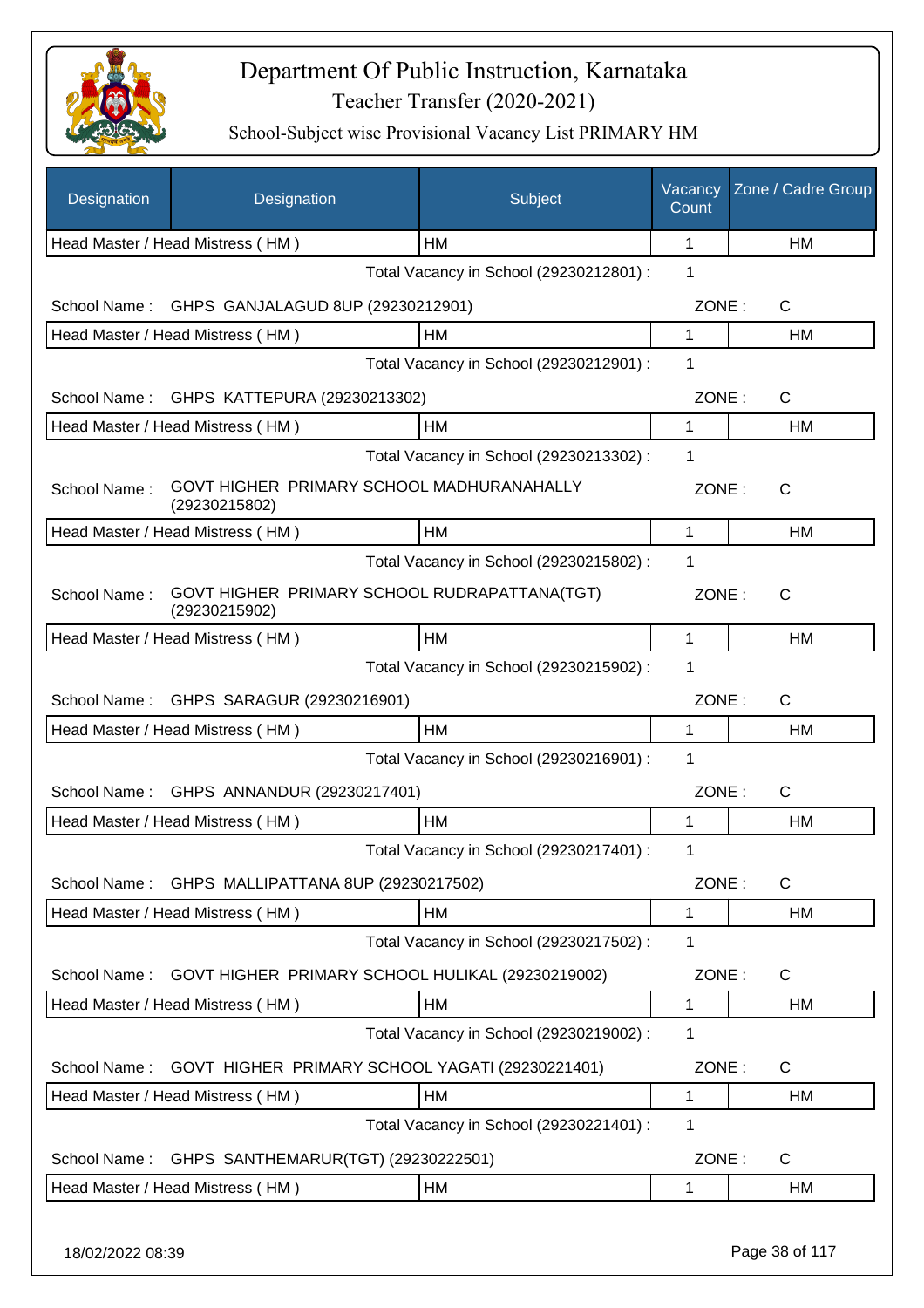# Department Of Public Instruction, Karnataka

## Teacher Transfer (2020-2021)

### School-Subject wise Provisional Vacancy List PRIMARY HM

| Designation | Designation | Subject | Vacancy Count | Zone / Cadre Group |
|---|---|---|---|---|
| Head Master / Head Mistress ( HM ) | | HM | 1 | HM |
| | | Total Vacancy in School (29230212801) : | 1 | |
| School Name : | GHPS GANJALAGUD 8UP (29230212901) | | ZONE : | C |
| Head Master / Head Mistress ( HM ) | | HM | 1 | HM |
| | | Total Vacancy in School (29230212901) : | 1 | |
| School Name : | GHPS KATTEPURA (29230213302) | | ZONE : | C |
| Head Master / Head Mistress ( HM ) | | HM | 1 | HM |
| | | Total Vacancy in School (29230213302) : | 1 | |
| School Name : | GOVT HIGHER PRIMARY SCHOOL MADHURANAHALLY (29230215802) | | ZONE : | C |
| Head Master / Head Mistress ( HM ) | | HM | 1 | HM |
| | | Total Vacancy in School (29230215802) : | 1 | |
| School Name : | GOVT HIGHER PRIMARY SCHOOL RUDRAPATTANA(TGT) (29230215902) | | ZONE : | C |
| Head Master / Head Mistress ( HM ) | | HM | 1 | HM |
| | | Total Vacancy in School (29230215902) : | 1 | |
| School Name : | GHPS SARAGUR (29230216901) | | ZONE : | C |
| Head Master / Head Mistress ( HM ) | | HM | 1 | HM |
| | | Total Vacancy in School (29230216901) : | 1 | |
| School Name : | GHPS ANNANDUR (29230217401) | | ZONE : | C |
| Head Master / Head Mistress ( HM ) | | HM | 1 | HM |
| | | Total Vacancy in School (29230217401) : | 1 | |
| School Name : | GHPS MALLIPATTANA 8UP (29230217502) | | ZONE : | C |
| Head Master / Head Mistress ( HM ) | | HM | 1 | HM |
| | | Total Vacancy in School (29230217502) : | 1 | |
| School Name : | GOVT HIGHER PRIMARY SCHOOL HULIKAL (29230219002) | | ZONE : | C |
| Head Master / Head Mistress ( HM ) | | HM | 1 | HM |
| | | Total Vacancy in School (29230219002) : | 1 | |
| School Name : | GOVT HIGHER PRIMARY SCHOOL YAGATI (29230221401) | | ZONE : | C |
| Head Master / Head Mistress ( HM ) | | HM | 1 | HM |
| | | Total Vacancy in School (29230221401) : | 1 | |
| School Name : | GHPS SANTHEMARUR(TGT) (29230222501) | | ZONE : | C |
| Head Master / Head Mistress ( HM ) | | HM | 1 | HM |

18/02/2022 08:39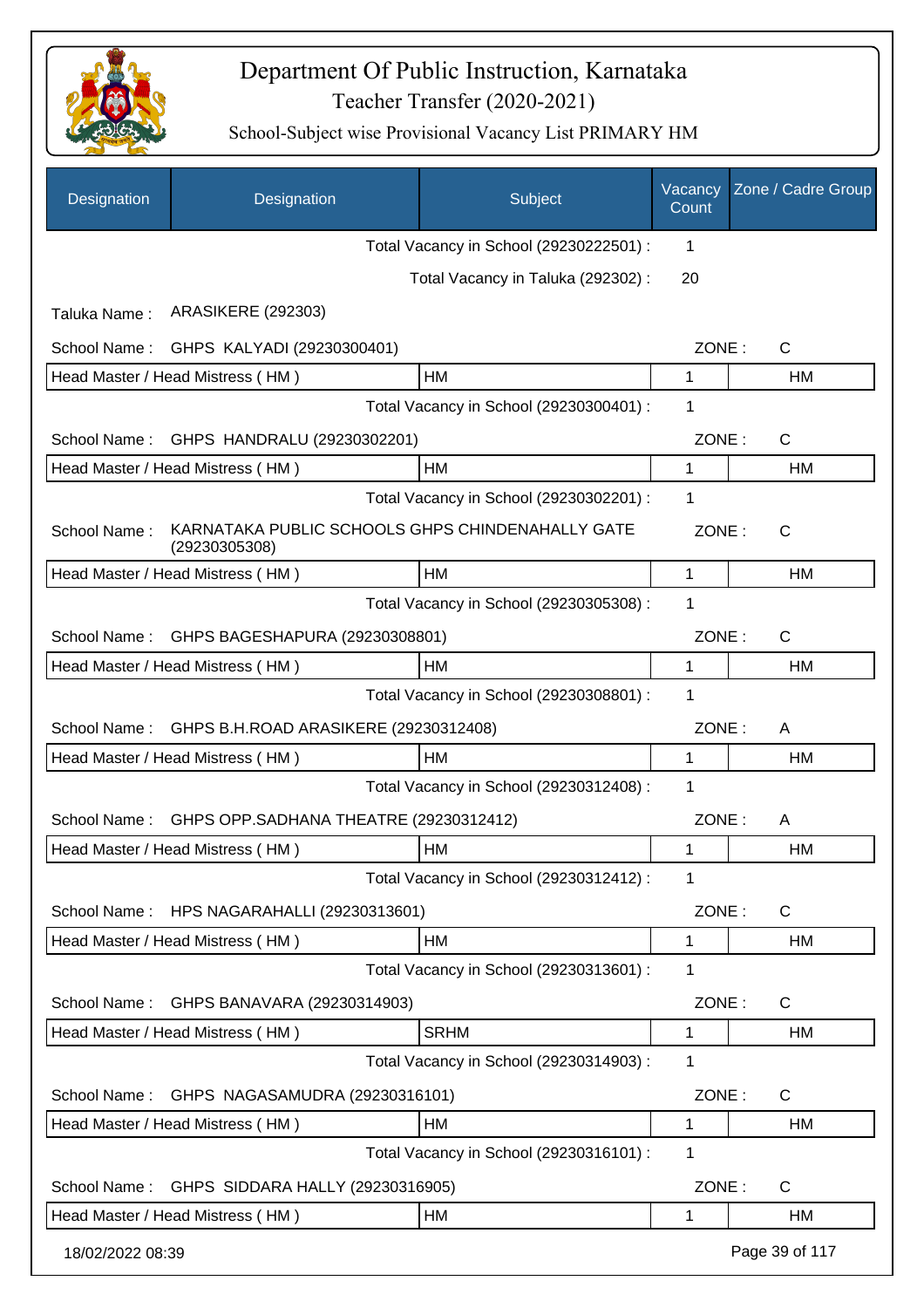# Department Of Public Instruction, Karnataka

Teacher Transfer (2020-2021)

School-Subject wise Provisional Vacancy List PRIMARY HM

| Designation | Designation | Subject | Vacancy Count | Zone / Cadre Group |
|---|---|---|---|---|
| | | Total Vacancy in School (29230222501) : | 1 | |
| | | Total Vacancy in Taluka (292302) : | 20 | |

Taluka Name : ARASIKERE (292303)

School Name : GHPS KALYADI (29230300401) ZONE : C

| Designation | Subject | Vacancy Count | Zone / Cadre Group |
|---|---|---|---|
| Head Master / Head Mistress ( HM ) | HM | 1 | HM |
| | Total Vacancy in School (29230300401) : | 1 | |

School Name : GHPS HANDRALU (29230302201) ZONE : C

| Designation | Subject | Vacancy Count | Zone / Cadre Group |
|---|---|---|---|
| Head Master / Head Mistress ( HM ) | HM | 1 | HM |
| | Total Vacancy in School (29230302201) : | 1 | |

School Name : KARNATAKA PUBLIC SCHOOLS GHPS CHINDENAHALLY GATE (29230305308) ZONE : C

| Designation | Subject | Vacancy Count | Zone / Cadre Group |
|---|---|---|---|
| Head Master / Head Mistress ( HM ) | HM | 1 | HM |
| | Total Vacancy in School (29230305308) : | 1 | |

School Name : GHPS BAGESHAPURA (29230308801) ZONE : C

| Designation | Subject | Vacancy Count | Zone / Cadre Group |
|---|---|---|---|
| Head Master / Head Mistress ( HM ) | HM | 1 | HM |
| | Total Vacancy in School (29230308801) : | 1 | |

School Name : GHPS B.H.ROAD ARASIKERE (29230312408) ZONE : A

| Designation | Subject | Vacancy Count | Zone / Cadre Group |
|---|---|---|---|
| Head Master / Head Mistress ( HM ) | HM | 1 | HM |
| | Total Vacancy in School (29230312408) : | 1 | |

School Name : GHPS OPP.SADHANA THEATRE (29230312412) ZONE : A

| Designation | Subject | Vacancy Count | Zone / Cadre Group |
|---|---|---|---|
| Head Master / Head Mistress ( HM ) | HM | 1 | HM |
| | Total Vacancy in School (29230312412) : | 1 | |

School Name : HPS NAGARAHALLI (29230313601) ZONE : C

| Designation | Subject | Vacancy Count | Zone / Cadre Group |
|---|---|---|---|
| Head Master / Head Mistress ( HM ) | HM | 1 | HM |
| | Total Vacancy in School (29230313601) : | 1 | |

School Name : GHPS BANAVARA (29230314903) ZONE : C

| Designation | Subject | Vacancy Count | Zone / Cadre Group |
|---|---|---|---|
| Head Master / Head Mistress ( HM ) | SRHM | 1 | HM |
| | Total Vacancy in School (29230314903) : | 1 | |

School Name : GHPS NAGASAMUDRA (29230316101) ZONE : C

| Designation | Subject | Vacancy Count | Zone / Cadre Group |
|---|---|---|---|
| Head Master / Head Mistress ( HM ) | HM | 1 | HM |
| | Total Vacancy in School (29230316101) : | 1 | |

School Name : GHPS SIDDARA HALLY (29230316905) ZONE : C

| Designation | Subject | Vacancy Count | Zone / Cadre Group |
|---|---|---|---|
| Head Master / Head Mistress ( HM ) | HM | 1 | HM |

18/02/2022 08:39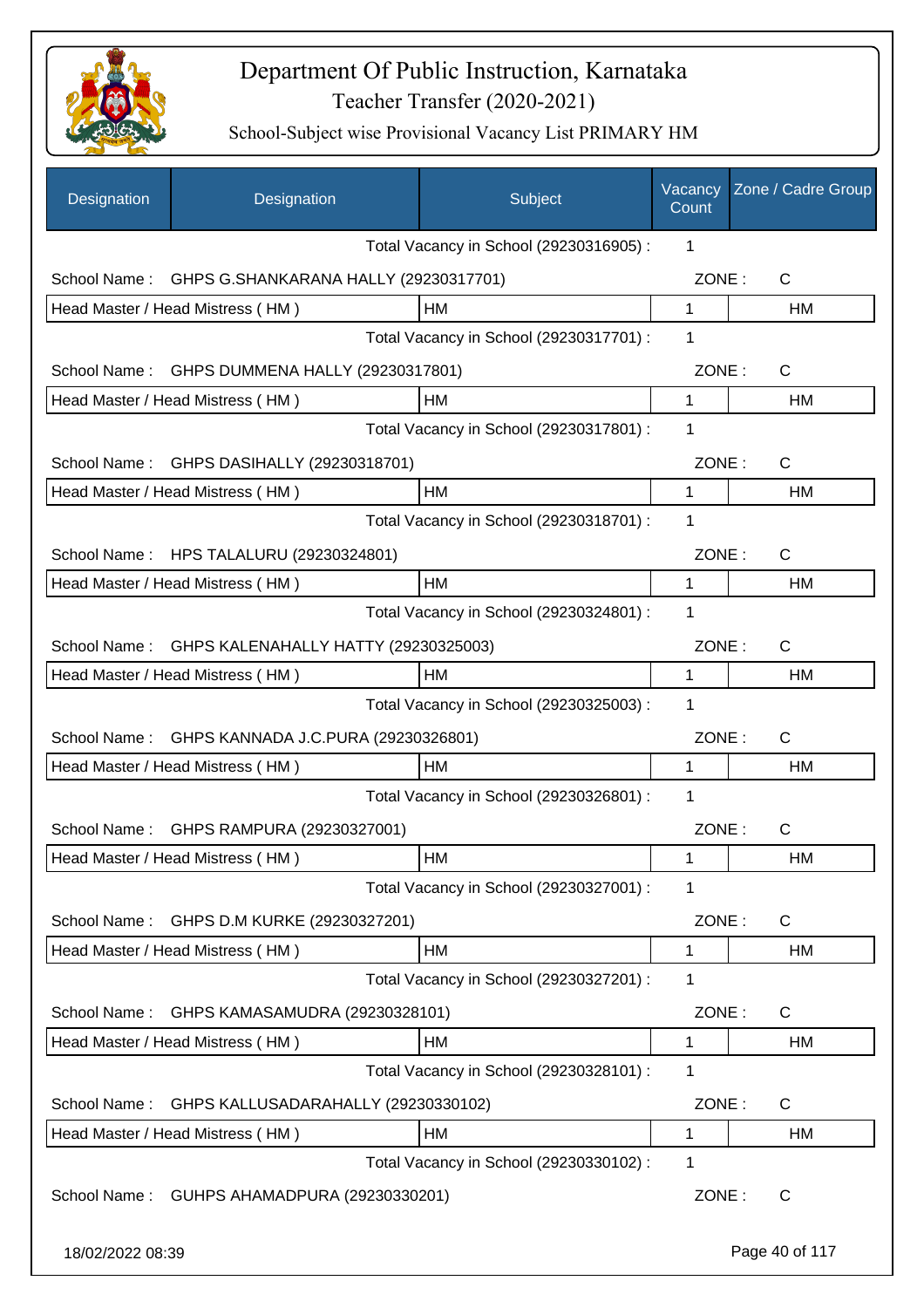# Department Of Public Instruction, Karnataka

## Teacher Transfer (2020-2021)

### School-Subject wise Provisional Vacancy List PRIMARY HM

| Designation | Designation | Subject | Vacancy Count | Zone / Cadre Group |
|---|---|---|---|---|
| | | Total Vacancy in School (29230316905) : | 1 | |
| School Name : | GHPS G.SHANKARANA HALLY (29230317701) | | ZONE : | C |
| Head Master / Head Mistress ( HM ) | | HM | 1 | HM |
| | | Total Vacancy in School (29230317701) : | 1 | |
| School Name : | GHPS DUMMENA HALLY (29230317801) | | ZONE : | C |
| Head Master / Head Mistress ( HM ) | | HM | 1 | HM |
| | | Total Vacancy in School (29230317801) : | 1 | |
| School Name : | GHPS DASIHALLY (29230318701) | | ZONE : | C |
| Head Master / Head Mistress ( HM ) | | HM | 1 | HM |
| | | Total Vacancy in School (29230318701) : | 1 | |
| School Name : | HPS TALALURU (29230324801) | | ZONE : | C |
| Head Master / Head Mistress ( HM ) | | HM | 1 | HM |
| | | Total Vacancy in School (29230324801) : | 1 | |
| School Name : | GHPS KALENAHALLY HATTY (29230325003) | | ZONE : | C |
| Head Master / Head Mistress ( HM ) | | HM | 1 | HM |
| | | Total Vacancy in School (29230325003) : | 1 | |
| School Name : | GHPS KANNADA J.C.PURA (29230326801) | | ZONE : | C |
| Head Master / Head Mistress ( HM ) | | HM | 1 | HM |
| | | Total Vacancy in School (29230326801) : | 1 | |
| School Name : | GHPS RAMPURA (29230327001) | | ZONE : | C |
| Head Master / Head Mistress ( HM ) | | HM | 1 | HM |
| | | Total Vacancy in School (29230327001) : | 1 | |
| School Name : | GHPS D.M KURKE (29230327201) | | ZONE : | C |
| Head Master / Head Mistress ( HM ) | | HM | 1 | HM |
| | | Total Vacancy in School (29230327201) : | 1 | |
| School Name : | GHPS KAMASAMUDRA (29230328101) | | ZONE : | C |
| Head Master / Head Mistress ( HM ) | | HM | 1 | HM |
| | | Total Vacancy in School (29230328101) : | 1 | |
| School Name : | GHPS KALLUSADARAHALLY (29230330102) | | ZONE : | C |
| Head Master / Head Mistress ( HM ) | | HM | 1 | HM |
| | | Total Vacancy in School (29230330102) : | 1 | |
| School Name : | GUHPS AHAMADPURA (29230330201) | | ZONE : | C |

18/02/2022 08:39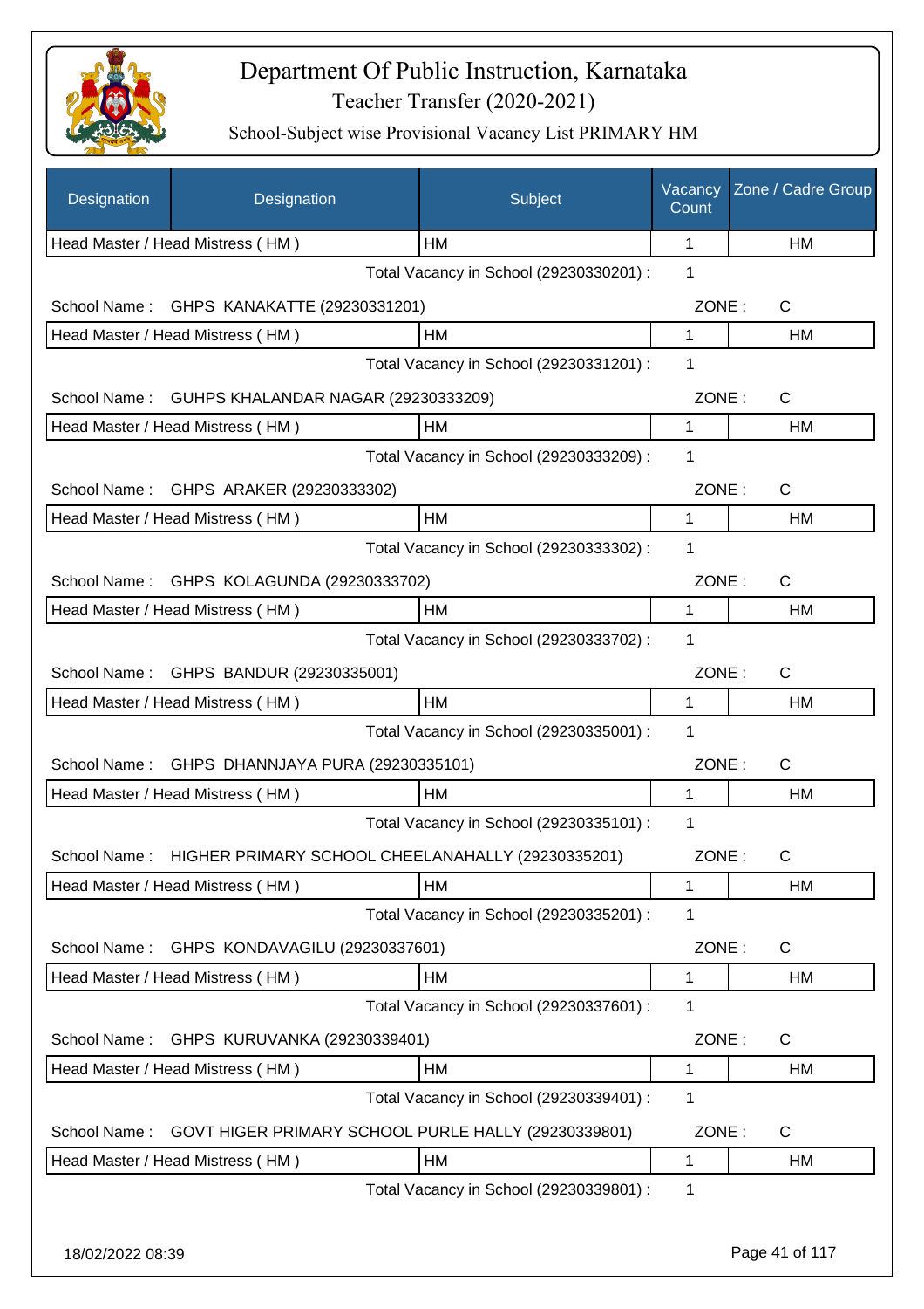# Department Of Public Instruction, Karnataka

## Teacher Transfer (2020-2021)

### School-Subject wise Provisional Vacancy List PRIMARY HM

| Designation | Designation | Subject | Vacancy Count | Zone / Cadre Group |
|---|---|---|---|---|
| Head Master / Head Mistress ( HM ) | | HM | 1 | HM |
| | | Total Vacancy in School (29230330201) : | 1 | |
| School Name : | GHPS KANAKATTE (29230331201) | | ZONE : | C |
| Head Master / Head Mistress ( HM ) | | HM | 1 | HM |
| | | Total Vacancy in School (29230331201) : | 1 | |
| School Name : | GUHPS KHALANDAR NAGAR (29230333209) | | ZONE : | C |
| Head Master / Head Mistress ( HM ) | | HM | 1 | HM |
| | | Total Vacancy in School (29230333209) : | 1 | |
| School Name : | GHPS ARAKER (29230333302) | | ZONE : | C |
| Head Master / Head Mistress ( HM ) | | HM | 1 | HM |
| | | Total Vacancy in School (29230333302) : | 1 | |
| School Name : | GHPS KOLAGUNDA (29230333702) | | ZONE : | C |
| Head Master / Head Mistress ( HM ) | | HM | 1 | HM |
| | | Total Vacancy in School (29230333702) : | 1 | |
| School Name : | GHPS BANDUR (29230335001) | | ZONE : | C |
| Head Master / Head Mistress ( HM ) | | HM | 1 | HM |
| | | Total Vacancy in School (29230335001) : | 1 | |
| School Name : | GHPS DHANNJAYA PURA (29230335101) | | ZONE : | C |
| Head Master / Head Mistress ( HM ) | | HM | 1 | HM |
| | | Total Vacancy in School (29230335101) : | 1 | |
| School Name : | HIGHER PRIMARY SCHOOL CHEELANAHALLY (29230335201) | | ZONE : | C |
| Head Master / Head Mistress ( HM ) | | HM | 1 | HM |
| | | Total Vacancy in School (29230335201) : | 1 | |
| School Name : | GHPS KONDAVAGILU (29230337601) | | ZONE : | C |
| Head Master / Head Mistress ( HM ) | | HM | 1 | HM |
| | | Total Vacancy in School (29230337601) : | 1 | |
| School Name : | GHPS KURUVANKA (29230339401) | | ZONE : | C |
| Head Master / Head Mistress ( HM ) | | HM | 1 | HM |
| | | Total Vacancy in School (29230339401) : | 1 | |
| School Name : | GOVT HIGER PRIMARY SCHOOL PURLE HALLY (29230339801) | | ZONE : | C |
| Head Master / Head Mistress ( HM ) | | HM | 1 | HM |
| | | Total Vacancy in School (29230339801) : | 1 | |

18/02/2022 08:39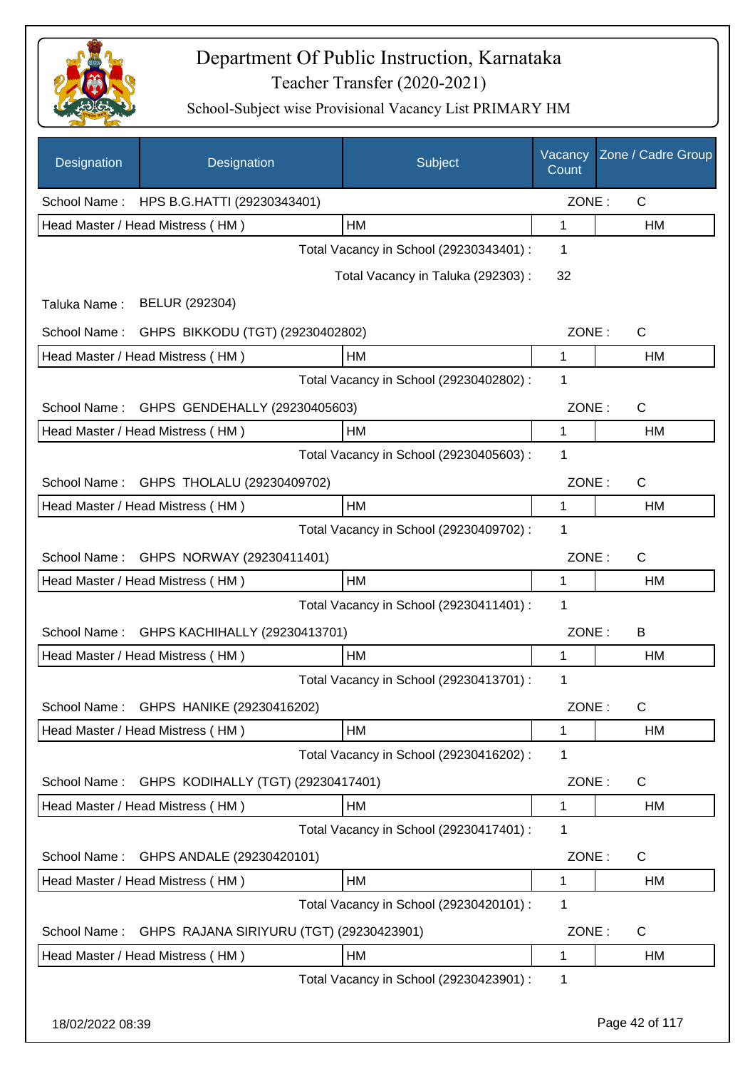# Department Of Public Instruction, Karnataka

Teacher Transfer (2020-2021)

School-Subject wise Provisional Vacancy List PRIMARY HM

| Designation | Designation | Subject | Vacancy Count | Zone / Cadre Group |
|---|---|---|---|---|
| School Name : | HPS B.G.HATTI (29230343401) | | ZONE : | C |
| Head Master / Head Mistress ( HM ) | | HM | 1 | HM |
| | | Total Vacancy in School (29230343401) : | 1 | |
| | | Total Vacancy in Taluka (292303) : | 32 | |
| Taluka Name : | BELUR (292304) | | | |
| School Name : | GHPS BIKKODU (TGT) (29230402802) | | ZONE : | C |
| Head Master / Head Mistress ( HM ) | | HM | 1 | HM |
| | | Total Vacancy in School (29230402802) : | 1 | |
| School Name : | GHPS GENDEHALLY (29230405603) | | ZONE : | C |
| Head Master / Head Mistress ( HM ) | | HM | 1 | HM |
| | | Total Vacancy in School (29230405603) : | 1 | |
| School Name : | GHPS THOLALU (29230409702) | | ZONE : | C |
| Head Master / Head Mistress ( HM ) | | HM | 1 | HM |
| | | Total Vacancy in School (29230409702) : | 1 | |
| School Name : | GHPS NORWAY (29230411401) | | ZONE : | C |
| Head Master / Head Mistress ( HM ) | | HM | 1 | HM |
| | | Total Vacancy in School (29230411401) : | 1 | |
| School Name : | GHPS KACHIHALLY (29230413701) | | ZONE : | B |
| Head Master / Head Mistress ( HM ) | | HM | 1 | HM |
| | | Total Vacancy in School (29230413701) : | 1 | |
| School Name : | GHPS HANIKE (29230416202) | | ZONE : | C |
| Head Master / Head Mistress ( HM ) | | HM | 1 | HM |
| | | Total Vacancy in School (29230416202) : | 1 | |
| School Name : | GHPS KODIHALLY (TGT) (29230417401) | | ZONE : | C |
| Head Master / Head Mistress ( HM ) | | HM | 1 | HM |
| | | Total Vacancy in School (29230417401) : | 1 | |
| School Name : | GHPS ANDALE (29230420101) | | ZONE : | C |
| Head Master / Head Mistress ( HM ) | | HM | 1 | HM |
| | | Total Vacancy in School (29230420101) : | 1 | |
| School Name : | GHPS RAJANA SIRIYURU (TGT) (29230423901) | | ZONE : | C |
| Head Master / Head Mistress ( HM ) | | HM | 1 | HM |
| | | Total Vacancy in School (29230423901) : | 1 | |

18/02/2022 08:39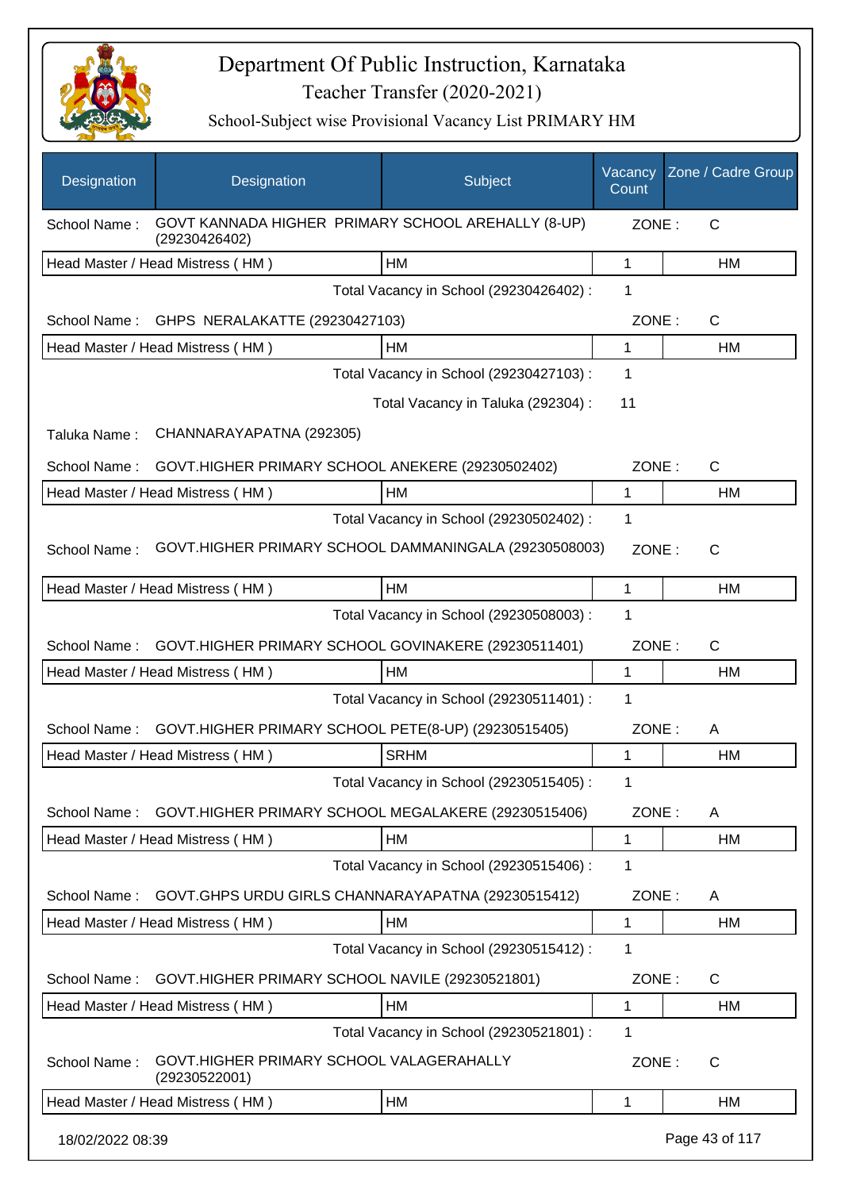# Department Of Public Instruction, Karnataka
## Teacher Transfer (2020-2021)
### School-Subject wise Provisional Vacancy List PRIMARY HM

| Designation | Designation | Subject | Vacancy Count | Zone / Cadre Group |
|---|---|---|---|---|
| School Name : | GOVT KANNADA HIGHER PRIMARY SCHOOL AREHALLY (8-UP) (29230426402) | | ZONE : | C |
| Head Master / Head Mistress ( HM ) | | HM | 1 | HM |
| | | Total Vacancy in School (29230426402) : | 1 | |
| School Name : | GHPS NERALAKATTE (29230427103) | | ZONE : | C |
| Head Master / Head Mistress ( HM ) | | HM | 1 | HM |
| | | Total Vacancy in School (29230427103) : | 1 | |
| | | Total Vacancy in Taluka (292304) : | 11 | |
| Taluka Name : | CHANNARAYAPATNA (292305) | | | |
| School Name : | GOVT.HIGHER PRIMARY SCHOOL ANEKERE (29230502402) | | ZONE : | C |
| Head Master / Head Mistress ( HM ) | | HM | 1 | HM |
| | | Total Vacancy in School (29230502402) : | 1 | |
| School Name : | GOVT.HIGHER PRIMARY SCHOOL DAMMANINGALA (29230508003) | | ZONE : | C |
| Head Master / Head Mistress ( HM ) | | HM | 1 | HM |
| | | Total Vacancy in School (29230508003) : | 1 | |
| School Name : | GOVT.HIGHER PRIMARY SCHOOL GOVINAKERE (29230511401) | | ZONE : | C |
| Head Master / Head Mistress ( HM ) | | HM | 1 | HM |
| | | Total Vacancy in School (29230511401) : | 1 | |
| School Name : | GOVT.HIGHER PRIMARY SCHOOL PETE(8-UP) (29230515405) | | ZONE : | A |
| Head Master / Head Mistress ( HM ) | | SRHM | 1 | HM |
| | | Total Vacancy in School (29230515405) : | 1 | |
| School Name : | GOVT.HIGHER PRIMARY SCHOOL MEGALAKERE (29230515406) | | ZONE : | A |
| Head Master / Head Mistress ( HM ) | | HM | 1 | HM |
| | | Total Vacancy in School (29230515406) : | 1 | |
| School Name : | GOVT.GHPS URDU GIRLS CHANNARAYAPATNA (29230515412) | | ZONE : | A |
| Head Master / Head Mistress ( HM ) | | HM | 1 | HM |
| | | Total Vacancy in School (29230515412) : | 1 | |
| School Name : | GOVT.HIGHER PRIMARY SCHOOL NAVILE (29230521801) | | ZONE : | C |
| Head Master / Head Mistress ( HM ) | | HM | 1 | HM |
| | | Total Vacancy in School (29230521801) : | 1 | |
| School Name : | GOVT.HIGHER PRIMARY SCHOOL VALAGERAHALLY (29230522001) | | ZONE : | C |
| Head Master / Head Mistress ( HM ) | | HM | 1 | HM |

18/02/2022 08:39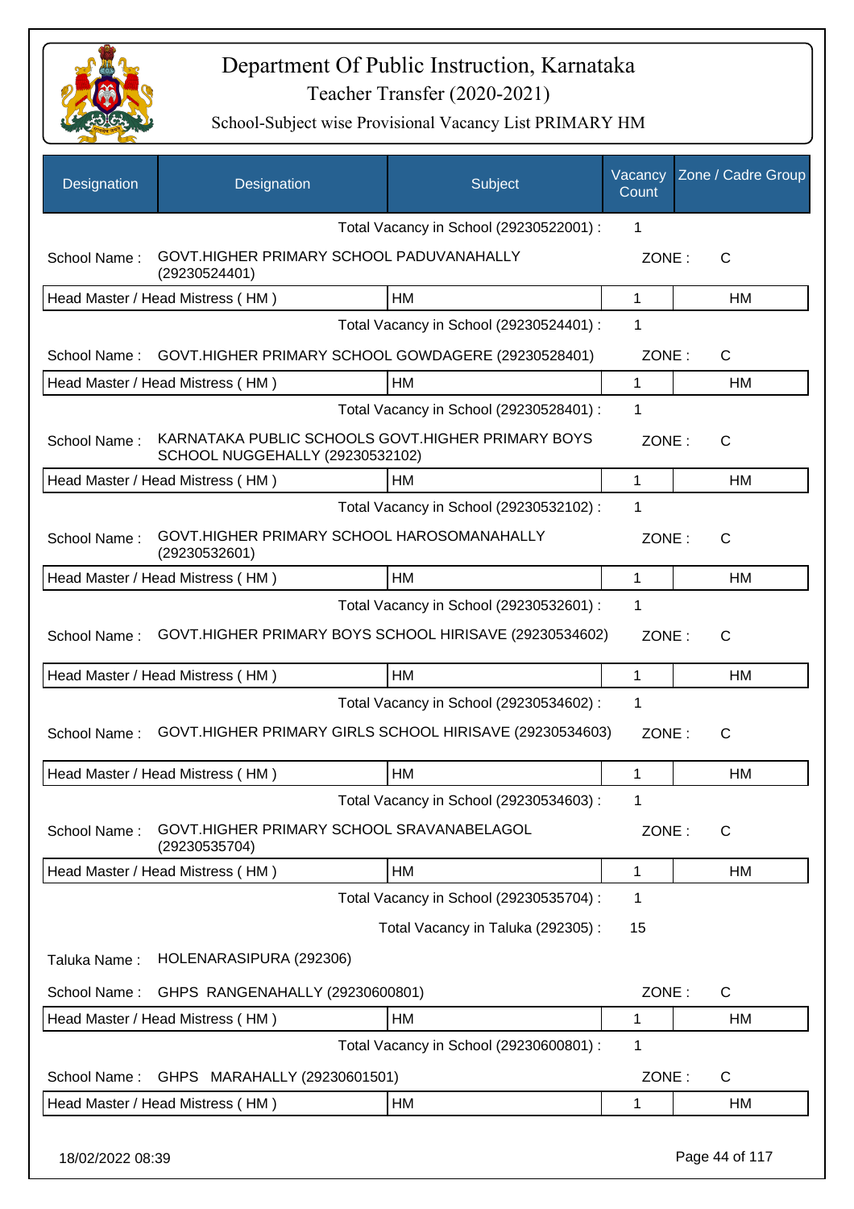# Department Of Public Instruction, Karnataka

Teacher Transfer (2020-2021)

School-Subject wise Provisional Vacancy List PRIMARY HM

| Designation | Designation | Subject | Vacancy Count | Zone / Cadre Group |
|---|---|---|---|---|
| | | Total Vacancy in School (29230522001) : | 1 | |
| School Name : | GOVT.HIGHER PRIMARY SCHOOL PADUVANAHALLY (29230524401) | | ZONE : | C |
| Head Master / Head Mistress ( HM ) | | HM | 1 | HM |
| | | Total Vacancy in School (29230524401) : | 1 | |
| School Name : | GOVT.HIGHER PRIMARY SCHOOL GOWDAGERE (29230528401) | | ZONE : | C |
| Head Master / Head Mistress ( HM ) | | HM | 1 | HM |
| | | Total Vacancy in School (29230528401) : | 1 | |
| School Name : | KARNATAKA PUBLIC SCHOOLS GOVT.HIGHER PRIMARY BOYS SCHOOL NUGGEHALLY (29230532102) | | ZONE : | C |
| Head Master / Head Mistress ( HM ) | | HM | 1 | HM |
| | | Total Vacancy in School (29230532102) : | 1 | |
| School Name : | GOVT.HIGHER PRIMARY SCHOOL HAROSOMANAHALLY (29230532601) | | ZONE : | C |
| Head Master / Head Mistress ( HM ) | | HM | 1 | HM |
| | | Total Vacancy in School (29230532601) : | 1 | |
| School Name : | GOVT.HIGHER PRIMARY BOYS SCHOOL HIRISAVE (29230534602) | | ZONE : | C |
| Head Master / Head Mistress ( HM ) | | HM | 1 | HM |
| | | Total Vacancy in School (29230534602) : | 1 | |
| School Name : | GOVT.HIGHER PRIMARY GIRLS SCHOOL HIRISAVE (29230534603) | | ZONE : | C |
| Head Master / Head Mistress ( HM ) | | HM | 1 | HM |
| | | Total Vacancy in School (29230534603) : | 1 | |
| School Name : | GOVT.HIGHER PRIMARY SCHOOL SRAVANABELAGOL (29230535704) | | ZONE : | C |
| Head Master / Head Mistress ( HM ) | | HM | 1 | HM |
| | | Total Vacancy in School (29230535704) : | 1 | |
| | | Total Vacancy in Taluka (292305) : | 15 | |
| Taluka Name : | HOLENARASIPURA (292306) | | | |
| School Name : | GHPS RANGENAHALLY (29230600801) | | ZONE : | C |
| Head Master / Head Mistress ( HM ) | | HM | 1 | HM |
| | | Total Vacancy in School (29230600801) : | 1 | |
| School Name : | GHPS MARAHALLY (29230601501) | | ZONE : | C |
| Head Master / Head Mistress ( HM ) | | HM | 1 | HM |

18/02/2022 08:39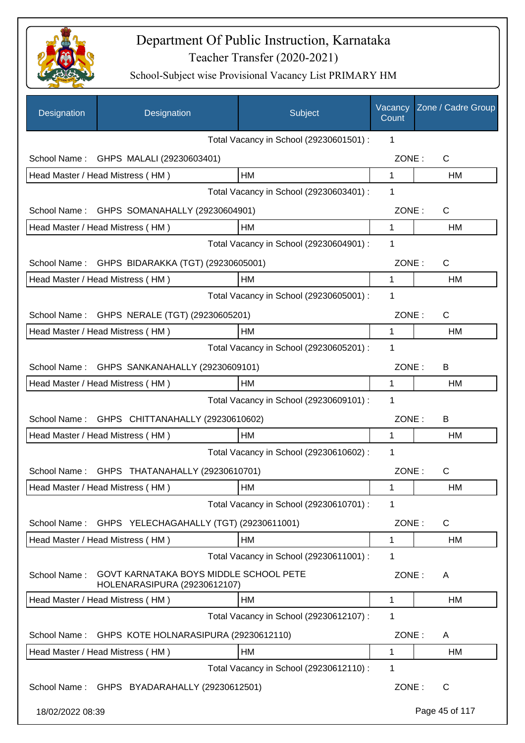# Department Of Public Instruction, Karnataka

Teacher Transfer (2020-2021)

School-Subject wise Provisional Vacancy List PRIMARY HM

| Designation | Designation | Subject | Vacancy Count | Zone / Cadre Group |
|---|---|---|---|---|
| | | Total Vacancy in School (29230601501) : | 1 | |
| School Name : | GHPS MALALI (29230603401) | | ZONE : | C |
| Head Master / Head Mistress ( HM ) | | HM | 1 | HM |
| | | Total Vacancy in School (29230603401) : | 1 | |
| School Name : | GHPS SOMANAHALLY (29230604901) | | ZONE : | C |
| Head Master / Head Mistress ( HM ) | | HM | 1 | HM |
| | | Total Vacancy in School (29230604901) : | 1 | |
| School Name : | GHPS BIDARAKKA (TGT) (29230605001) | | ZONE : | C |
| Head Master / Head Mistress ( HM ) | | HM | 1 | HM |
| | | Total Vacancy in School (29230605001) : | 1 | |
| School Name : | GHPS NERALE (TGT) (29230605201) | | ZONE : | C |
| Head Master / Head Mistress ( HM ) | | HM | 1 | HM |
| | | Total Vacancy in School (29230605201) : | 1 | |
| School Name : | GHPS SANKANAHALLY (29230609101) | | ZONE : | B |
| Head Master / Head Mistress ( HM ) | | HM | 1 | HM |
| | | Total Vacancy in School (29230609101) : | 1 | |
| School Name : | GHPS CHITTANAHALLY (29230610602) | | ZONE : | B |
| Head Master / Head Mistress ( HM ) | | HM | 1 | HM |
| | | Total Vacancy in School (29230610602) : | 1 | |
| School Name : | GHPS THATANAHALLY (29230610701) | | ZONE : | C |
| Head Master / Head Mistress ( HM ) | | HM | 1 | HM |
| | | Total Vacancy in School (29230610701) : | 1 | |
| School Name : | GHPS YELECHAGAHALLY (TGT) (29230611001) | | ZONE : | C |
| Head Master / Head Mistress ( HM ) | | HM | 1 | HM |
| | | Total Vacancy in School (29230611001) : | 1 | |
| School Name : | GOVT KARNATAKA BOYS MIDDLE SCHOOL PETE HOLENARASIPURA (29230612107) | | ZONE : | A |
| Head Master / Head Mistress ( HM ) | | HM | 1 | HM |
| | | Total Vacancy in School (29230612107) : | 1 | |
| School Name : | GHPS KOTE HOLNARASIPURA (29230612110) | | ZONE : | A |
| Head Master / Head Mistress ( HM ) | | HM | 1 | HM |
| | | Total Vacancy in School (29230612110) : | 1 | |
| School Name : | GHPS BYADARAHALLY (29230612501) | | ZONE : | C |

18/02/2022 08:39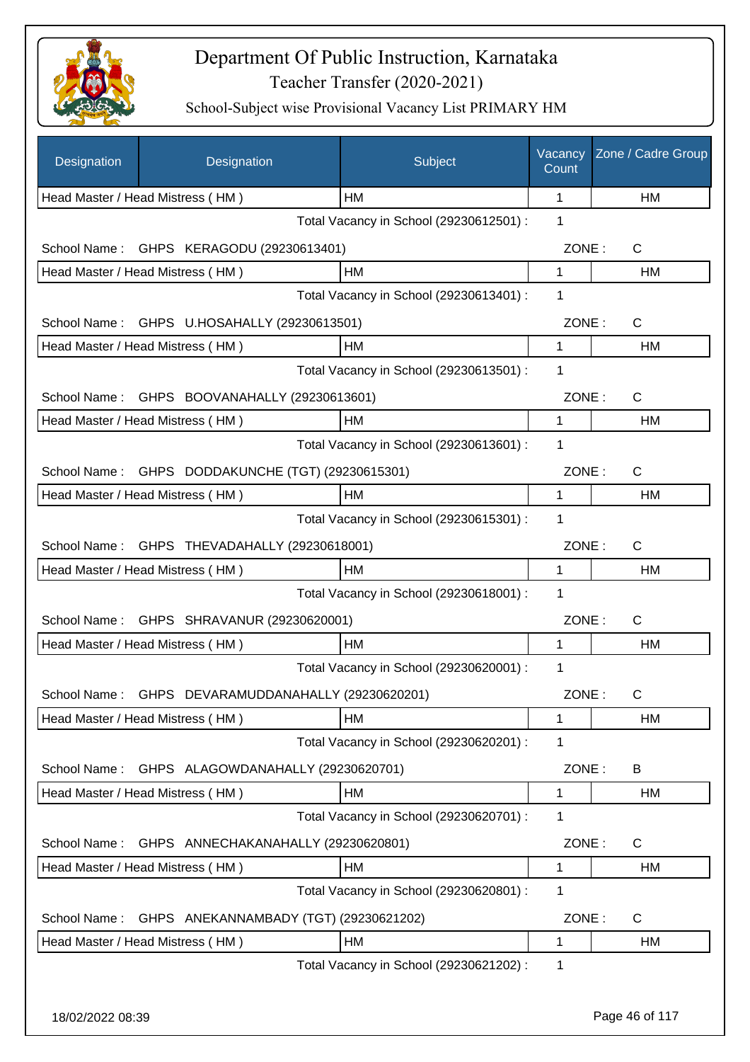# Department Of Public Instruction, Karnataka

Teacher Transfer (2020-2021)

School-Subject wise Provisional Vacancy List PRIMARY HM

| Designation | Designation | Subject | Vacancy Count | Zone / Cadre Group |
|---|---|---|---|---|
| Head Master / Head Mistress ( HM ) | | HM | 1 | HM |
| | | Total Vacancy in School (29230612501) : | 1 | |
| School Name : | GHPS KERAGODU (29230613401) | | ZONE : | C |
| Head Master / Head Mistress ( HM ) | | HM | 1 | HM |
| | | Total Vacancy in School (29230613401) : | 1 | |
| School Name : | GHPS U.HOSAHALLY (29230613501) | | ZONE : | C |
| Head Master / Head Mistress ( HM ) | | HM | 1 | HM |
| | | Total Vacancy in School (29230613501) : | 1 | |
| School Name : | GHPS BOOVANAHALLY (29230613601) | | ZONE : | C |
| Head Master / Head Mistress ( HM ) | | HM | 1 | HM |
| | | Total Vacancy in School (29230613601) : | 1 | |
| School Name : | GHPS DODDAKUNCHE (TGT) (29230615301) | | ZONE : | C |
| Head Master / Head Mistress ( HM ) | | HM | 1 | HM |
| | | Total Vacancy in School (29230615301) : | 1 | |
| School Name : | GHPS THEVADAHALLY (29230618001) | | ZONE : | C |
| Head Master / Head Mistress ( HM ) | | HM | 1 | HM |
| | | Total Vacancy in School (29230618001) : | 1 | |
| School Name : | GHPS SHRAVANUR (29230620001) | | ZONE : | C |
| Head Master / Head Mistress ( HM ) | | HM | 1 | HM |
| | | Total Vacancy in School (29230620001) : | 1 | |
| School Name : | GHPS DEVARAMUDDANAHALLY (29230620201) | | ZONE : | C |
| Head Master / Head Mistress ( HM ) | | HM | 1 | HM |
| | | Total Vacancy in School (29230620201) : | 1 | |
| School Name : | GHPS ALAGOWDANAHALLY (29230620701) | | ZONE : | B |
| Head Master / Head Mistress ( HM ) | | HM | 1 | HM |
| | | Total Vacancy in School (29230620701) : | 1 | |
| School Name : | GHPS ANNECHAKANAHALLY (29230620801) | | ZONE : | C |
| Head Master / Head Mistress ( HM ) | | HM | 1 | HM |
| | | Total Vacancy in School (29230620801) : | 1 | |
| School Name : | GHPS ANEKANNAMBADY (TGT) (29230621202) | | ZONE : | C |
| Head Master / Head Mistress ( HM ) | | HM | 1 | HM |
| | | Total Vacancy in School (29230621202) : | 1 | |

18/02/2022 08:39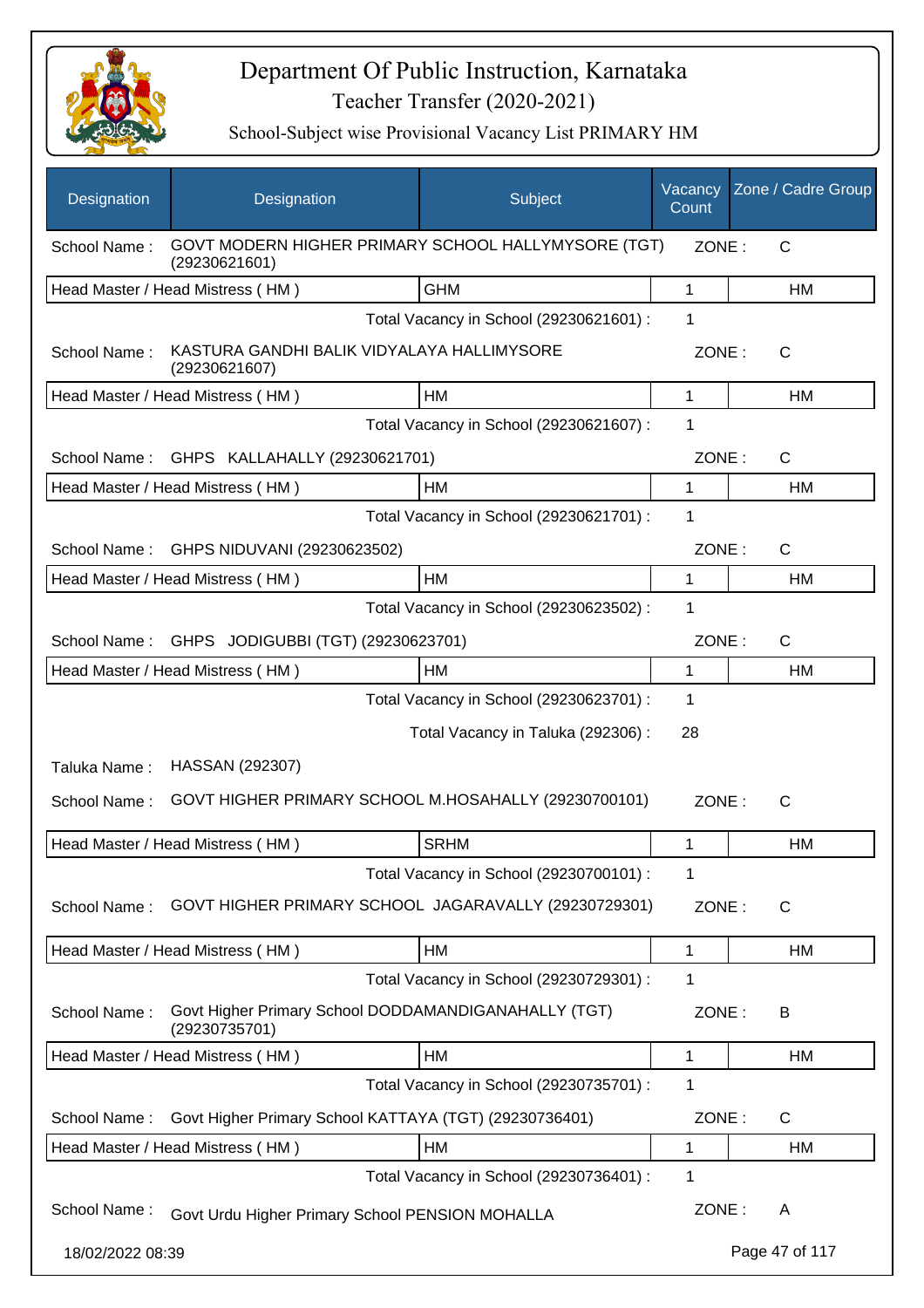# Department Of Public Instruction, Karnataka
## Teacher Transfer (2020-2021)
### School-Subject wise Provisional Vacancy List PRIMARY HM

| Designation | Designation | Subject | Vacancy Count | Zone / Cadre Group |
|---|---|---|---|---|
| School Name : | GOVT MODERN HIGHER PRIMARY SCHOOL HALLYMYSORE (TGT) (29230621601) | | ZONE : | C |
| Head Master / Head Mistress ( HM ) | | GHM | 1 | HM |
| | | Total Vacancy in School (29230621601) : | 1 | |
| School Name : | KASTURA GANDHI BALIK VIDYALAYA HALLIMYSORE (29230621607) | | ZONE : | C |
| Head Master / Head Mistress ( HM ) | | HM | 1 | HM |
| | | Total Vacancy in School (29230621607) : | 1 | |
| School Name : | GHPS KALLAHALLY (29230621701) | | ZONE : | C |
| Head Master / Head Mistress ( HM ) | | HM | 1 | HM |
| | | Total Vacancy in School (29230621701) : | 1 | |
| School Name : | GHPS NIDUVANI (29230623502) | | ZONE : | C |
| Head Master / Head Mistress ( HM ) | | HM | 1 | HM |
| | | Total Vacancy in School (29230623502) : | 1 | |
| School Name : | GHPS JODIGUBBI (TGT) (29230623701) | | ZONE : | C |
| Head Master / Head Mistress ( HM ) | | HM | 1 | HM |
| | | Total Vacancy in School (29230623701) : | 1 | |
| | | Total Vacancy in Taluka (292306) : | 28 | |
| Taluka Name : | HASSAN (292307) | | | |
| School Name : | GOVT HIGHER PRIMARY SCHOOL M.HOSAHALLY (29230700101) | | ZONE : | C |
| Head Master / Head Mistress ( HM ) | | SRHM | 1 | HM |
| | | Total Vacancy in School (29230700101) : | 1 | |
| School Name : | GOVT HIGHER PRIMARY SCHOOL JAGARAVALLY (29230729301) | | ZONE : | C |
| Head Master / Head Mistress ( HM ) | | HM | 1 | HM |
| | | Total Vacancy in School (29230729301) : | 1 | |
| School Name : | Govt Higher Primary School DODDAMANDIGANAHALLY (TGT) (29230735701) | | ZONE : | B |
| Head Master / Head Mistress ( HM ) | | HM | 1 | HM |
| | | Total Vacancy in School (29230735701) : | 1 | |
| School Name : | Govt Higher Primary School KATTAYA (TGT) (29230736401) | | ZONE : | C |
| Head Master / Head Mistress ( HM ) | | HM | 1 | HM |
| | | Total Vacancy in School (29230736401) : | 1 | |
| School Name : | Govt Urdu Higher Primary School PENSION MOHALLA | | ZONE : | A |

18/02/2022 08:39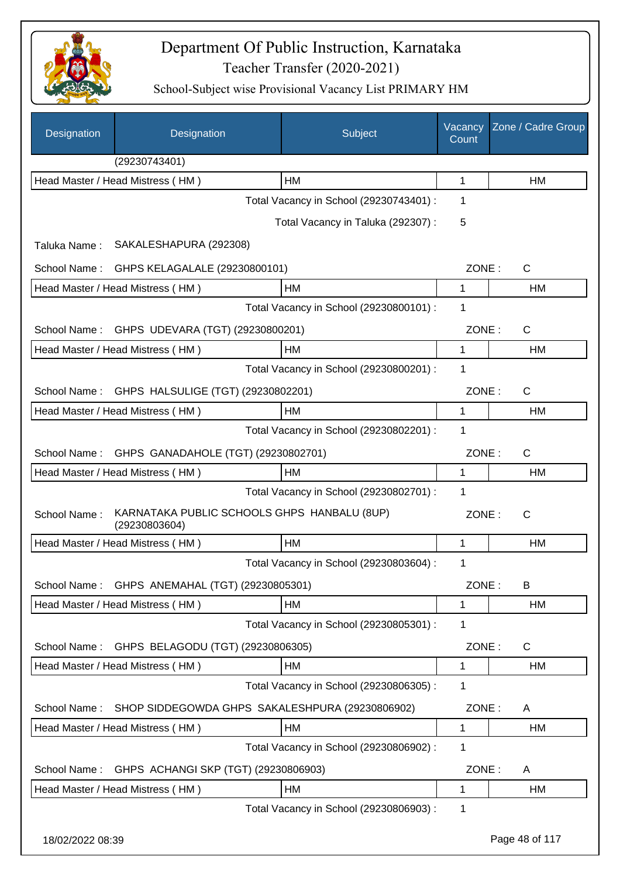| Designation | Designation | Subject | Vacancy Count | Zone / Cadre Group |
|---|---|---|---|---|
| | (29230743401) | | | |
| Head Master / Head Mistress ( HM ) | | HM | 1 | HM |
| | | Total Vacancy in School (29230743401) : | 1 | |
| | | Total Vacancy in Taluka (292307) : | 5 | |

Taluka Name : SAKALESHAPURA (292308)

School Name : GHPS KELAGALALE (29230800101) ZONE : C

| Head Master / Head Mistress ( HM ) | HM | 1 | HM |
|---|---|---|---|
| | Total Vacancy in School (29230800101) : | 1 | |

School Name : GHPS UDEVARA (TGT) (29230800201) ZONE : C

| Head Master / Head Mistress ( HM ) | HM | 1 | HM |
|---|---|---|---|
| | Total Vacancy in School (29230800201) : | 1 | |

School Name : GHPS HALSULIGE (TGT) (29230802201) ZONE : C

| Head Master / Head Mistress ( HM ) | HM | 1 | HM |
|---|---|---|---|
| | Total Vacancy in School (29230802201) : | 1 | |

School Name : GHPS GANADAHOLE (TGT) (29230802701) ZONE : C

| Head Master / Head Mistress ( HM ) | HM | 1 | HM |
|---|---|---|---|
| | Total Vacancy in School (29230802701) : | 1 | |

School Name : KARNATAKA PUBLIC SCHOOLS GHPS HANBALU (8UP) (29230803604) ZONE : C

| Head Master / Head Mistress ( HM ) | HM | 1 | HM |
|---|---|---|---|
| | Total Vacancy in School (29230803604) : | 1 | |

School Name : GHPS ANEMAHAL (TGT) (29230805301) ZONE : B

| Head Master / Head Mistress ( HM ) | HM | 1 | HM |
|---|---|---|---|
| | Total Vacancy in School (29230805301) : | 1 | |

School Name : GHPS BELAGODU (TGT) (29230806305) ZONE : C

| Head Master / Head Mistress ( HM ) | HM | 1 | HM |
|---|---|---|---|
| | Total Vacancy in School (29230806305) : | 1 | |

School Name : SHOP SIDDEGOWDA GHPS SAKALESHPURA (29230806902) ZONE : A

| Head Master / Head Mistress ( HM ) | HM | 1 | HM |
|---|---|---|---|
| | Total Vacancy in School (29230806902) : | 1 | |

School Name : GHPS ACHANGI SKP (TGT) (29230806903) ZONE : A

| Head Master / Head Mistress ( HM ) | HM | 1 | HM |
|---|---|---|---|
| | Total Vacancy in School (29230806903) : | 1 | |

18/02/2022 08:39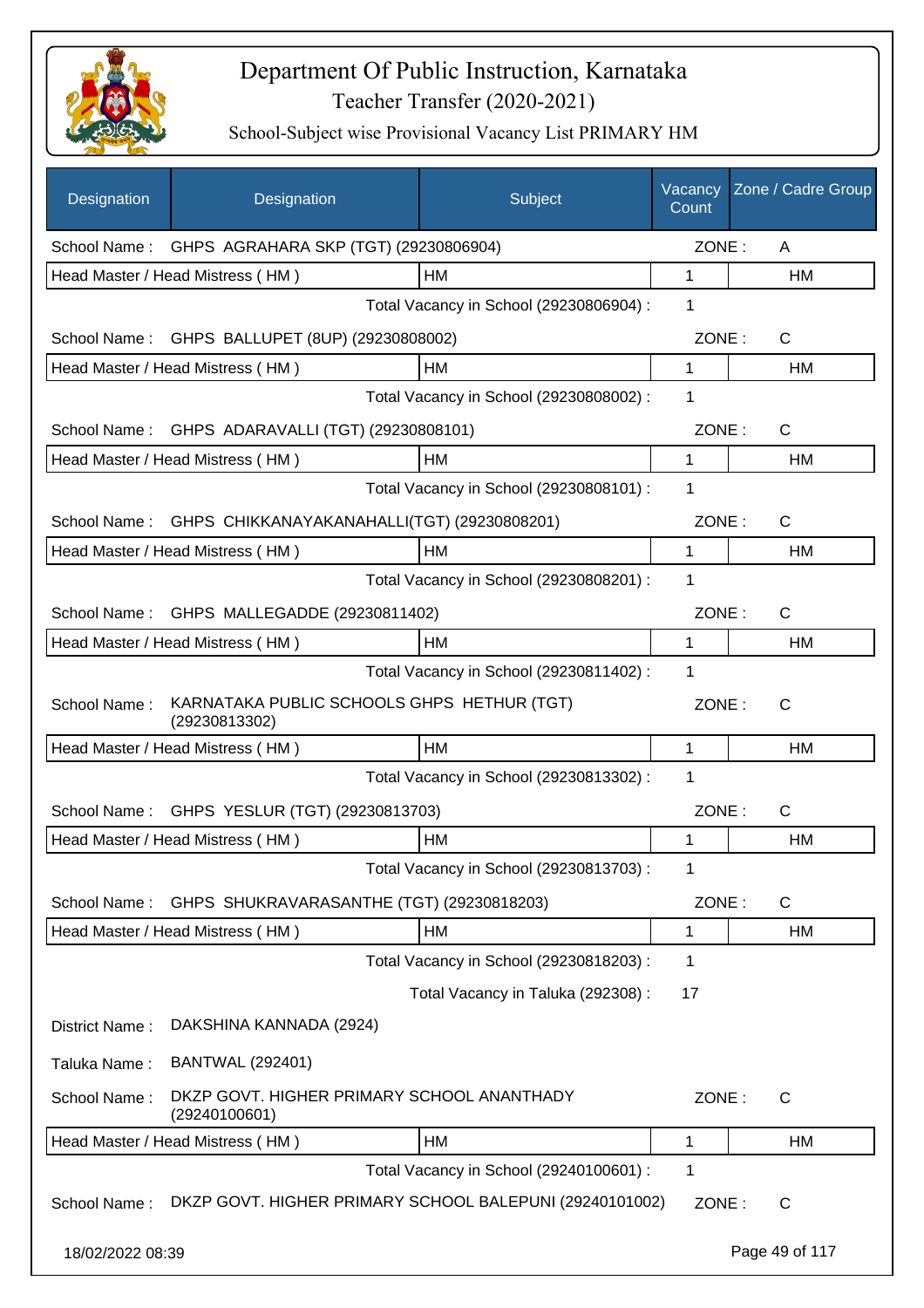# Department Of Public Instruction, Karnataka

Teacher Transfer (2020-2021)

School-Subject wise Provisional Vacancy List PRIMARY HM

| Designation | Designation | Subject | Vacancy Count | Zone / Cadre Group |
|---|---|---|---|---|
| School Name : | GHPS AGRAHARA SKP (TGT) (29230806904) | | ZONE : | A |
| Head Master / Head Mistress ( HM ) | | HM | 1 | HM |
| | | Total Vacancy in School (29230806904) : | 1 | |
| School Name : | GHPS BALLUPET (8UP) (29230808002) | | ZONE : | C |
| Head Master / Head Mistress ( HM ) | | HM | 1 | HM |
| | | Total Vacancy in School (29230808002) : | 1 | |
| School Name : | GHPS ADARAVALLI (TGT) (29230808101) | | ZONE : | C |
| Head Master / Head Mistress ( HM ) | | HM | 1 | HM |
| | | Total Vacancy in School (29230808101) : | 1 | |
| School Name : | GHPS CHIKKANAYAKANAHALLI(TGT) (29230808201) | | ZONE : | C |
| Head Master / Head Mistress ( HM ) | | HM | 1 | HM |
| | | Total Vacancy in School (29230808201) : | 1 | |
| School Name : | GHPS MALLEGADDE (29230811402) | | ZONE : | C |
| Head Master / Head Mistress ( HM ) | | HM | 1 | HM |
| | | Total Vacancy in School (29230811402) : | 1 | |
| School Name : | KARNATAKA PUBLIC SCHOOLS GHPS HETHUR (TGT) (29230813302) | | ZONE : | C |
| Head Master / Head Mistress ( HM ) | | HM | 1 | HM |
| | | Total Vacancy in School (29230813302) : | 1 | |
| School Name : | GHPS YESLUR (TGT) (29230813703) | | ZONE : | C |
| Head Master / Head Mistress ( HM ) | | HM | 1 | HM |
| | | Total Vacancy in School (29230813703) : | 1 | |
| School Name : | GHPS SHUKRAVARASANTHE (TGT) (29230818203) | | ZONE : | C |
| Head Master / Head Mistress ( HM ) | | HM | 1 | HM |
| | | Total Vacancy in School (29230818203) : | 1 | |
| | | Total Vacancy in Taluka (292308) : | 17 | |
| District Name : | DAKSHINA KANNADA (2924) | | | |
| Taluka Name : | BANTWAL (292401) | | | |
| School Name : | DKZP GOVT. HIGHER PRIMARY SCHOOL ANANTHADY (29240100601) | | ZONE : | C |
| Head Master / Head Mistress ( HM ) | | HM | 1 | HM |
| | | Total Vacancy in School (29240100601) : | 1 | |
| School Name : | DKZP GOVT. HIGHER PRIMARY SCHOOL BALEPUNI (29240101002) | | ZONE : | C |

18/02/2022 08:39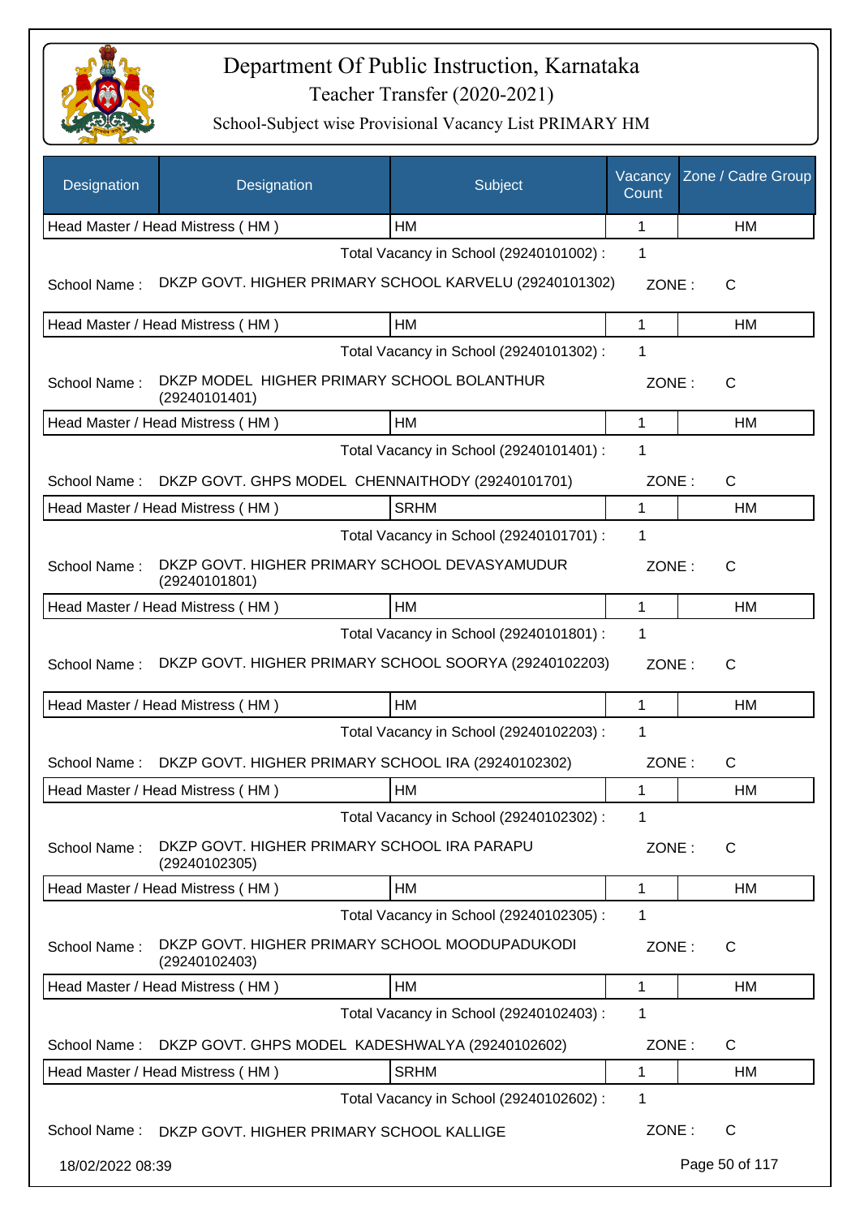# Department Of Public Instruction, Karnataka

Teacher Transfer (2020-2021)

School-Subject wise Provisional Vacancy List PRIMARY HM

| Designation | Designation | Subject | Vacancy Count | Zone / Cadre Group |
|---|---|---|---|---|
| Head Master / Head Mistress ( HM ) | | HM | 1 | HM |

Total Vacancy in School (29240101002) : 1

School Name : DKZP GOVT. HIGHER PRIMARY SCHOOL KARVELU (29240101302) ZONE : C

| Designation | Subject | Vacancy Count | Zone / Cadre Group |
|---|---|---|---|
| Head Master / Head Mistress ( HM ) | HM | 1 | HM |

Total Vacancy in School (29240101302) : 1

School Name : DKZP MODEL HIGHER PRIMARY SCHOOL BOLANTHUR (29240101401) ZONE : C

| Designation | Subject | Vacancy Count | Zone / Cadre Group |
|---|---|---|---|
| Head Master / Head Mistress ( HM ) | HM | 1 | HM |

Total Vacancy in School (29240101401) : 1

School Name : DKZP GOVT. GHPS MODEL CHENNAITHODY (29240101701) ZONE : C

| Designation | Subject | Vacancy Count | Zone / Cadre Group |
|---|---|---|---|
| Head Master / Head Mistress ( HM ) | SRHM | 1 | HM |

Total Vacancy in School (29240101701) : 1

School Name : DKZP GOVT. HIGHER PRIMARY SCHOOL DEVASYAMUDUR (29240101801) ZONE : C

| Designation | Subject | Vacancy Count | Zone / Cadre Group |
|---|---|---|---|
| Head Master / Head Mistress ( HM ) | HM | 1 | HM |

Total Vacancy in School (29240101801) : 1

School Name : DKZP GOVT. HIGHER PRIMARY SCHOOL SOORYA (29240102203) ZONE : C

| Designation | Subject | Vacancy Count | Zone / Cadre Group |
|---|---|---|---|
| Head Master / Head Mistress ( HM ) | HM | 1 | HM |

Total Vacancy in School (29240102203) : 1

School Name : DKZP GOVT. HIGHER PRIMARY SCHOOL IRA (29240102302) ZONE : C

| Designation | Subject | Vacancy Count | Zone / Cadre Group |
|---|---|---|---|
| Head Master / Head Mistress ( HM ) | HM | 1 | HM |

Total Vacancy in School (29240102302) : 1

School Name : DKZP GOVT. HIGHER PRIMARY SCHOOL IRA PARAPU (29240102305) ZONE : C

| Designation | Subject | Vacancy Count | Zone / Cadre Group |
|---|---|---|---|
| Head Master / Head Mistress ( HM ) | HM | 1 | HM |

Total Vacancy in School (29240102305) : 1

School Name : DKZP GOVT. HIGHER PRIMARY SCHOOL MOODUPADUKODI (29240102403) ZONE : C

| Designation | Subject | Vacancy Count | Zone / Cadre Group |
|---|---|---|---|
| Head Master / Head Mistress ( HM ) | HM | 1 | HM |

Total Vacancy in School (29240102403) : 1

School Name : DKZP GOVT. GHPS MODEL KADESHWALYA (29240102602) ZONE : C

| Designation | Subject | Vacancy Count | Zone / Cadre Group |
|---|---|---|---|
| Head Master / Head Mistress ( HM ) | SRHM | 1 | HM |

Total Vacancy in School (29240102602) : 1

School Name : DKZP GOVT. HIGHER PRIMARY SCHOOL KALLIGE ZONE : C

18/02/2022 08:39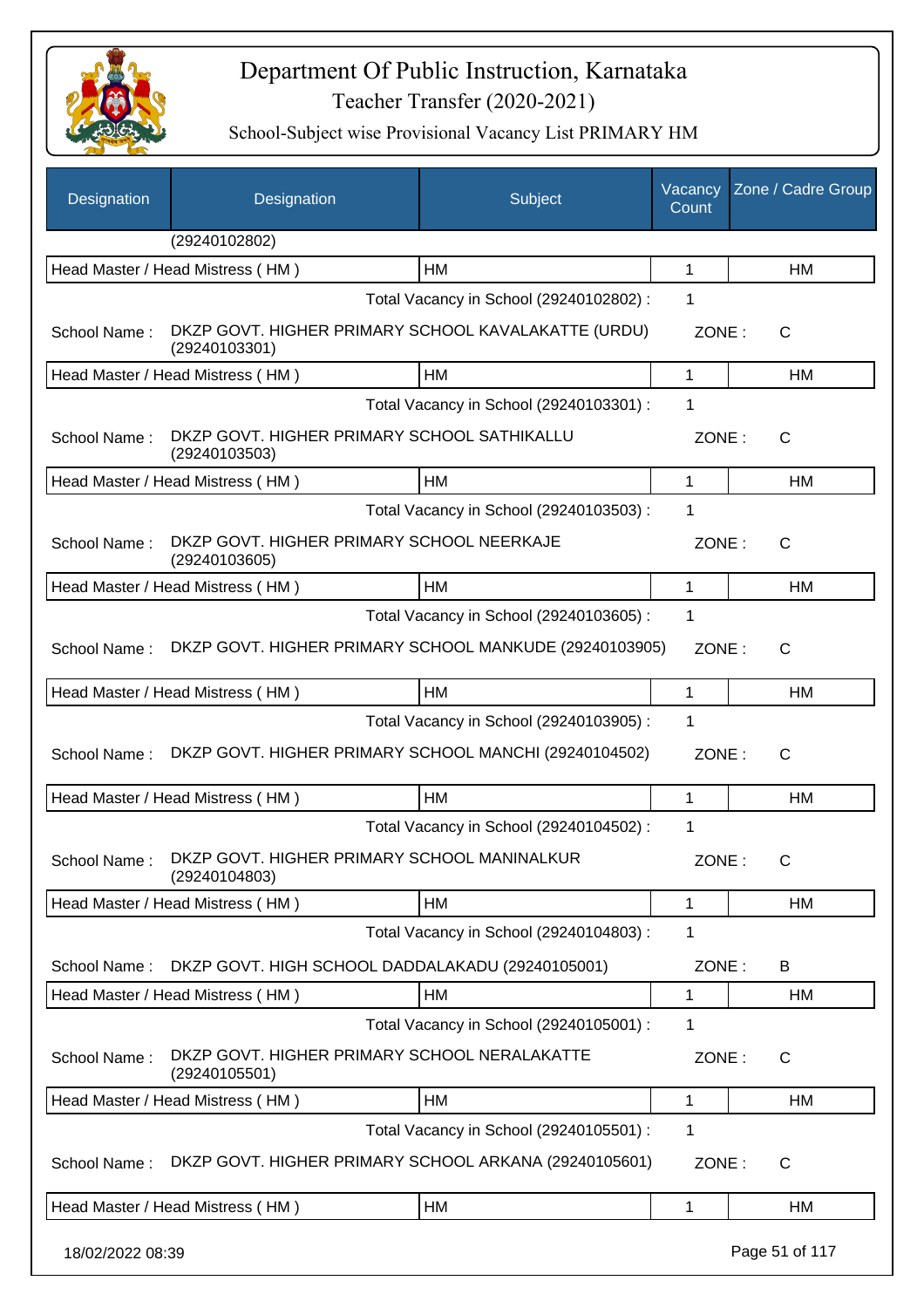# Department Of Public Instruction, Karnataka

Teacher Transfer (2020-2021)

School-Subject wise Provisional Vacancy List PRIMARY HM

| Designation | Designation | Subject | Vacancy Count | Zone / Cadre Group |
|---|---|---|---|---|
| | (29240102802) | | | |
| Head Master / Head Mistress ( HM ) | | HM | 1 | HM |
| | | Total Vacancy in School (29240102802) : | 1 | |
| School Name : | DKZP GOVT. HIGHER PRIMARY SCHOOL KAVALAKATTE (URDU) (29240103301) | | ZONE : | C |
| Head Master / Head Mistress ( HM ) | | HM | 1 | HM |
| | | Total Vacancy in School (29240103301) : | 1 | |
| School Name : | DKZP GOVT. HIGHER PRIMARY SCHOOL SATHIKALLU (29240103503) | | ZONE : | C |
| Head Master / Head Mistress ( HM ) | | HM | 1 | HM |
| | | Total Vacancy in School (29240103503) : | 1 | |
| School Name : | DKZP GOVT. HIGHER PRIMARY SCHOOL NEERKAJE (29240103605) | | ZONE : | C |
| Head Master / Head Mistress ( HM ) | | HM | 1 | HM |
| | | Total Vacancy in School (29240103605) : | 1 | |
| School Name : | DKZP GOVT. HIGHER PRIMARY SCHOOL MANKUDE (29240103905) | | ZONE : | C |
| Head Master / Head Mistress ( HM ) | | HM | 1 | HM |
| | | Total Vacancy in School (29240103905) : | 1 | |
| School Name : | DKZP GOVT. HIGHER PRIMARY SCHOOL MANCHI (29240104502) | | ZONE : | C |
| Head Master / Head Mistress ( HM ) | | HM | 1 | HM |
| | | Total Vacancy in School (29240104502) : | 1 | |
| School Name : | DKZP GOVT. HIGHER PRIMARY SCHOOL MANINALKUR (29240104803) | | ZONE : | C |
| Head Master / Head Mistress ( HM ) | | HM | 1 | HM |
| | | Total Vacancy in School (29240104803) : | 1 | |
| School Name : | DKZP GOVT. HIGH SCHOOL DADDALAKADU (29240105001) | | ZONE : | B |
| Head Master / Head Mistress ( HM ) | | HM | 1 | HM |
| | | Total Vacancy in School (29240105001) : | 1 | |
| School Name : | DKZP GOVT. HIGHER PRIMARY SCHOOL NERALAKATTE (29240105501) | | ZONE : | C |
| Head Master / Head Mistress ( HM ) | | HM | 1 | HM |
| | | Total Vacancy in School (29240105501) : | 1 | |
| School Name : | DKZP GOVT. HIGHER PRIMARY SCHOOL ARKANA (29240105601) | | ZONE : | C |
| Head Master / Head Mistress ( HM ) | | HM | 1 | HM |

18/02/2022 08:39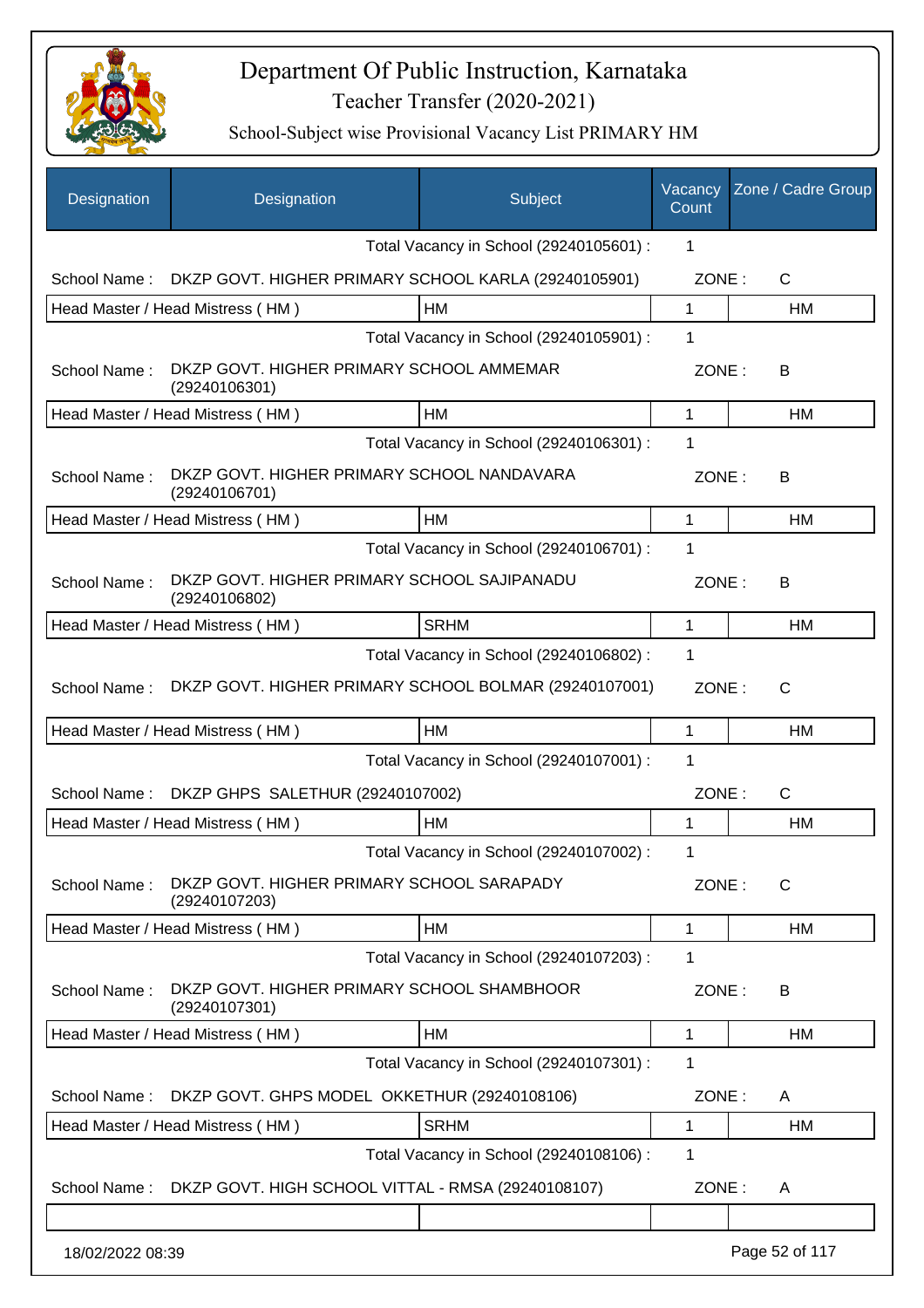# Department Of Public Instruction, Karnataka

Teacher Transfer (2020-2021)

School-Subject wise Provisional Vacancy List PRIMARY HM

| Designation | Designation | Subject | Vacancy Count | Zone / Cadre Group |
|---|---|---|---|---|
| | | Total Vacancy in School (29240105601) : | 1 | |
| School Name : | DKZP GOVT. HIGHER PRIMARY SCHOOL KARLA (29240105901) | | ZONE : | C |
| Head Master / Head Mistress ( HM ) | | HM | 1 | HM |
| | | Total Vacancy in School (29240105901) : | 1 | |
| School Name : | DKZP GOVT. HIGHER PRIMARY SCHOOL AMMEMAR (29240106301) | | ZONE : | B |
| Head Master / Head Mistress ( HM ) | | HM | 1 | HM |
| | | Total Vacancy in School (29240106301) : | 1 | |
| School Name : | DKZP GOVT. HIGHER PRIMARY SCHOOL NANDAVARA (29240106701) | | ZONE : | B |
| Head Master / Head Mistress ( HM ) | | HM | 1 | HM |
| | | Total Vacancy in School (29240106701) : | 1 | |
| School Name : | DKZP GOVT. HIGHER PRIMARY SCHOOL SAJIPANADU (29240106802) | | ZONE : | B |
| Head Master / Head Mistress ( HM ) | | SRHM | 1 | HM |
| | | Total Vacancy in School (29240106802) : | 1 | |
| School Name : | DKZP GOVT. HIGHER PRIMARY SCHOOL BOLMAR (29240107001) | | ZONE : | C |
| Head Master / Head Mistress ( HM ) | | HM | 1 | HM |
| | | Total Vacancy in School (29240107001) : | 1 | |
| School Name : | DKZP GHPS SALETHUR (29240107002) | | ZONE : | C |
| Head Master / Head Mistress ( HM ) | | HM | 1 | HM |
| | | Total Vacancy in School (29240107002) : | 1 | |
| School Name : | DKZP GOVT. HIGHER PRIMARY SCHOOL SARAPADY (29240107203) | | ZONE : | C |
| Head Master / Head Mistress ( HM ) | | HM | 1 | HM |
| | | Total Vacancy in School (29240107203) : | 1 | |
| School Name : | DKZP GOVT. HIGHER PRIMARY SCHOOL SHAMBHOOR (29240107301) | | ZONE : | B |
| Head Master / Head Mistress ( HM ) | | HM | 1 | HM |
| | | Total Vacancy in School (29240107301) : | 1 | |
| School Name : | DKZP GOVT. GHPS MODEL OKKETHUR (29240108106) | | ZONE : | A |
| Head Master / Head Mistress ( HM ) | | SRHM | 1 | HM |
| | | Total Vacancy in School (29240108106) : | 1 | |
| School Name : | DKZP GOVT. HIGH SCHOOL VITTAL - RMSA (29240108107) | | ZONE : | A |

18/02/2022 08:39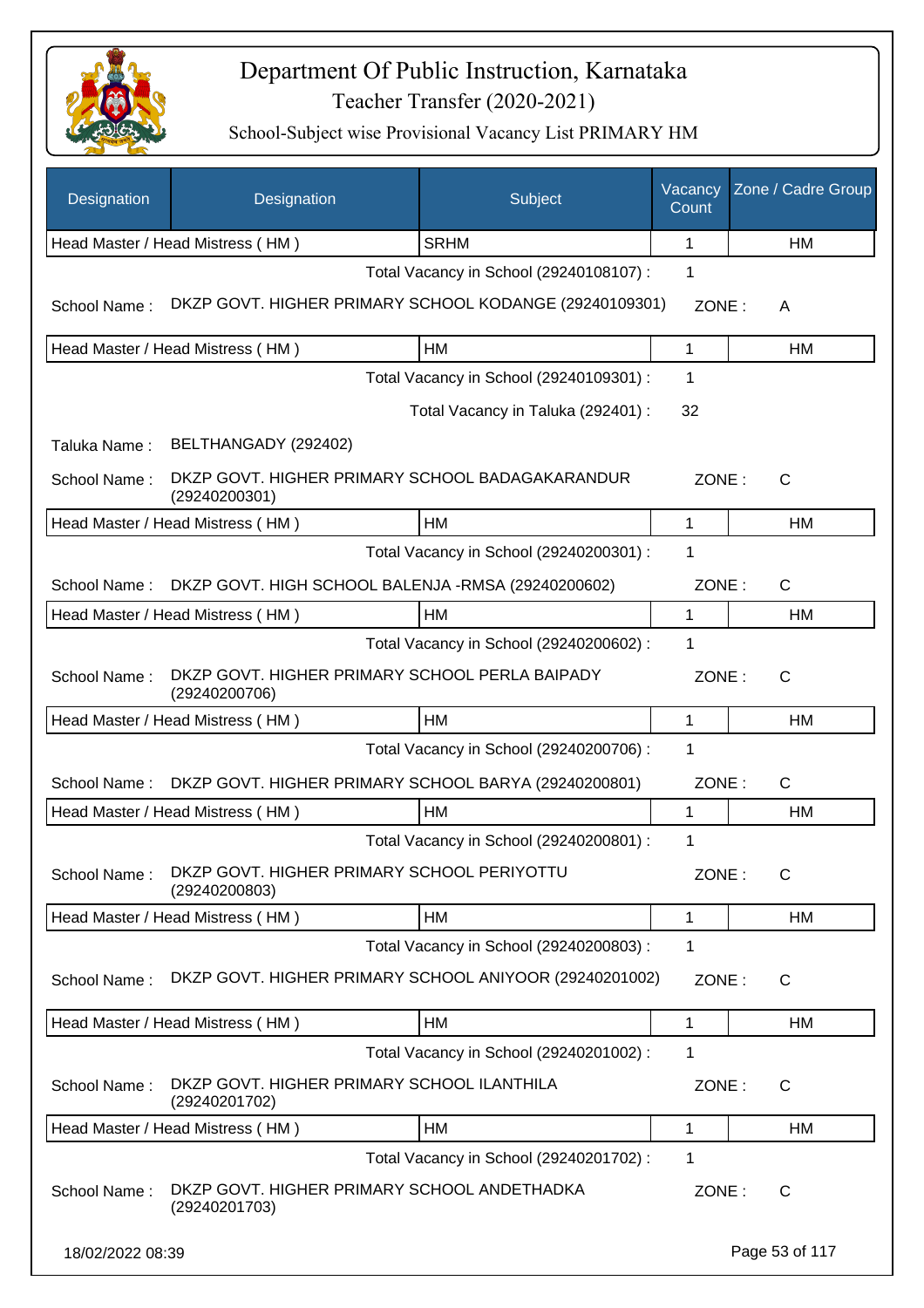| Designation | Designation | Subject | Vacancy Count | Zone / Cadre Group |
|---|---|---|---|---|
| Head Master / Head Mistress ( HM ) | | SRHM | 1 | HM |

Total Vacancy in School (29240108107) : 1

School Name : DKZP GOVT. HIGHER PRIMARY SCHOOL KODANGE (29240109301) ZONE : A

| Head Master / Head Mistress ( HM ) | HM | 1 | HM |
|---|---|---|---|

Total Vacancy in School (29240109301) : 1

Total Vacancy in Taluka (292401) : 32

Taluka Name : BELTHANGADY (292402)

School Name : DKZP GOVT. HIGHER PRIMARY SCHOOL BADAGAKARANDUR (29240200301) ZONE : C

| Head Master / Head Mistress ( HM ) | HM | 1 | HM |
|---|---|---|---|

Total Vacancy in School (29240200301) : 1

School Name : DKZP GOVT. HIGH SCHOOL BALENJA -RMSA (29240200602) ZONE : C

| Head Master / Head Mistress ( HM ) | HM | 1 | HM |
|---|---|---|---|

Total Vacancy in School (29240200602) : 1

School Name : DKZP GOVT. HIGHER PRIMARY SCHOOL PERLA BAIPADY (29240200706) ZONE : C

| Head Master / Head Mistress ( HM ) | HM | 1 | HM |
|---|---|---|---|

Total Vacancy in School (29240200706) : 1

School Name : DKZP GOVT. HIGHER PRIMARY SCHOOL BARYA (29240200801) ZONE : C

| Head Master / Head Mistress ( HM ) | HM | 1 | HM |
|---|---|---|---|

Total Vacancy in School (29240200801) : 1

School Name : DKZP GOVT. HIGHER PRIMARY SCHOOL PERIYOTTU (29240200803) ZONE : C

| Head Master / Head Mistress ( HM ) | HM | 1 | HM |
|---|---|---|---|

Total Vacancy in School (29240200803) : 1

School Name : DKZP GOVT. HIGHER PRIMARY SCHOOL ANIYOOR (29240201002) ZONE : C

| Head Master / Head Mistress ( HM ) | HM | 1 | HM |
|---|---|---|---|

Total Vacancy in School (29240201002) : 1

School Name : DKZP GOVT. HIGHER PRIMARY SCHOOL ILANTHILA (29240201702) ZONE : C

| Head Master / Head Mistress ( HM ) | HM | 1 | HM |
|---|---|---|---|

Total Vacancy in School (29240201702) : 1

School Name : DKZP GOVT. HIGHER PRIMARY SCHOOL ANDETHADKA (29240201703) ZONE : C

18/02/2022 08:39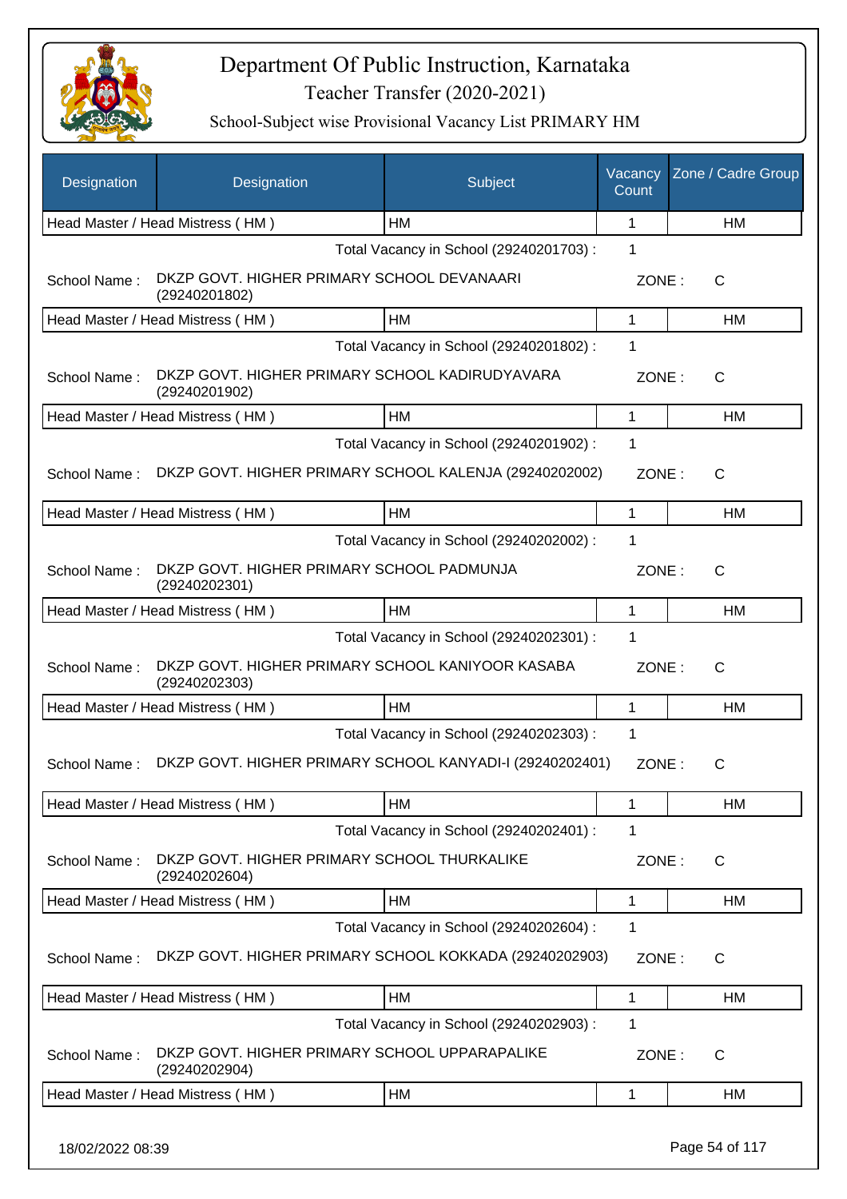# Department Of Public Instruction, Karnataka

Teacher Transfer (2020-2021)

School-Subject wise Provisional Vacancy List PRIMARY HM

| Designation | Designation | Subject | Vacancy Count | Zone / Cadre Group |
|---|---|---|---|---|
| Head Master / Head Mistress ( HM ) | | HM | 1 | HM |
| | | Total Vacancy in School (29240201703) : | 1 | |
| School Name : | DKZP GOVT. HIGHER PRIMARY SCHOOL DEVANAARI (29240201802) | | ZONE : | C |
| Head Master / Head Mistress ( HM ) | | HM | 1 | HM |
| | | Total Vacancy in School (29240201802) : | 1 | |
| School Name : | DKZP GOVT. HIGHER PRIMARY SCHOOL KADIRUDYAVARA (29240201902) | | ZONE : | C |
| Head Master / Head Mistress ( HM ) | | HM | 1 | HM |
| | | Total Vacancy in School (29240201902) : | 1 | |
| School Name : | DKZP GOVT. HIGHER PRIMARY SCHOOL KALENJA (29240202002) | | ZONE : | C |
| Head Master / Head Mistress ( HM ) | | HM | 1 | HM |
| | | Total Vacancy in School (29240202002) : | 1 | |
| School Name : | DKZP GOVT. HIGHER PRIMARY SCHOOL PADMUNJA (29240202301) | | ZONE : | C |
| Head Master / Head Mistress ( HM ) | | HM | 1 | HM |
| | | Total Vacancy in School (29240202301) : | 1 | |
| School Name : | DKZP GOVT. HIGHER PRIMARY SCHOOL KANIYOOR KASABA (29240202303) | | ZONE : | C |
| Head Master / Head Mistress ( HM ) | | HM | 1 | HM |
| | | Total Vacancy in School (29240202303) : | 1 | |
| School Name : | DKZP GOVT. HIGHER PRIMARY SCHOOL KANYADI-I (29240202401) | | ZONE : | C |
| Head Master / Head Mistress ( HM ) | | HM | 1 | HM |
| | | Total Vacancy in School (29240202401) : | 1 | |
| School Name : | DKZP GOVT. HIGHER PRIMARY SCHOOL THURKALIKE (29240202604) | | ZONE : | C |
| Head Master / Head Mistress ( HM ) | | HM | 1 | HM |
| | | Total Vacancy in School (29240202604) : | 1 | |
| School Name : | DKZP GOVT. HIGHER PRIMARY SCHOOL KOKKADA (29240202903) | | ZONE : | C |
| Head Master / Head Mistress ( HM ) | | HM | 1 | HM |
| | | Total Vacancy in School (29240202903) : | 1 | |
| School Name : | DKZP GOVT. HIGHER PRIMARY SCHOOL UPPARAPALIKE (29240202904) | | ZONE : | C |
| Head Master / Head Mistress ( HM ) | | HM | 1 | HM |

18/02/2022 08:39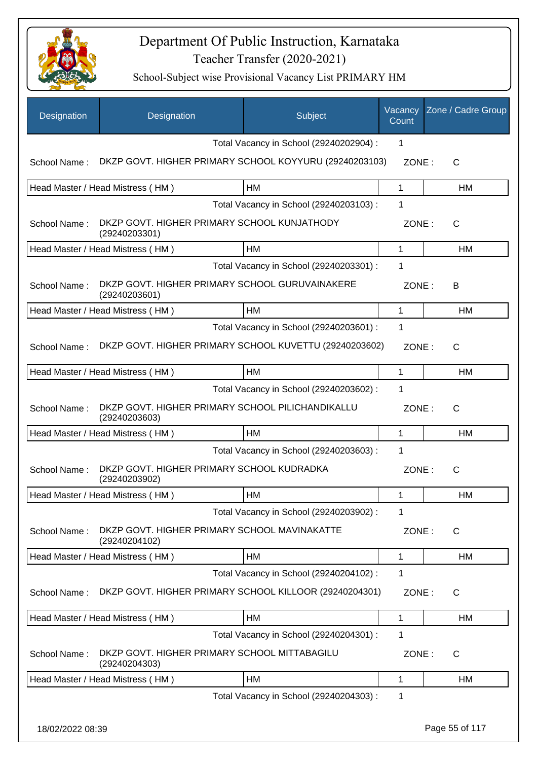# Department Of Public Instruction, Karnataka

Teacher Transfer (2020-2021)

School-Subject wise Provisional Vacancy List PRIMARY HM

| Designation | Designation | Subject | Vacancy Count | Zone / Cadre Group |
|---|---|---|---|---|
| | | Total Vacancy in School (29240202904) : | 1 | |
| School Name : | DKZP GOVT. HIGHER PRIMARY SCHOOL KOYYURU (29240203103) | | ZONE : | C |
| Head Master / Head Mistress ( HM ) | | HM | 1 | HM |
| | | Total Vacancy in School (29240203103) : | 1 | |
| School Name : | DKZP GOVT. HIGHER PRIMARY SCHOOL KUNJATHODY (29240203301) | | ZONE : | C |
| Head Master / Head Mistress ( HM ) | | HM | 1 | HM |
| | | Total Vacancy in School (29240203301) : | 1 | |
| School Name : | DKZP GOVT. HIGHER PRIMARY SCHOOL GURUVAINAKERE (29240203601) | | ZONE : | B |
| Head Master / Head Mistress ( HM ) | | HM | 1 | HM |
| | | Total Vacancy in School (29240203601) : | 1 | |
| School Name : | DKZP GOVT. HIGHER PRIMARY SCHOOL KUVETTU (29240203602) | | ZONE : | C |
| Head Master / Head Mistress ( HM ) | | HM | 1 | HM |
| | | Total Vacancy in School (29240203602) : | 1 | |
| School Name : | DKZP GOVT. HIGHER PRIMARY SCHOOL PILICHANDIKALLU (29240203603) | | ZONE : | C |
| Head Master / Head Mistress ( HM ) | | HM | 1 | HM |
| | | Total Vacancy in School (29240203603) : | 1 | |
| School Name : | DKZP GOVT. HIGHER PRIMARY SCHOOL KUDRADKA (29240203902) | | ZONE : | C |
| Head Master / Head Mistress ( HM ) | | HM | 1 | HM |
| | | Total Vacancy in School (29240203902) : | 1 | |
| School Name : | DKZP GOVT. HIGHER PRIMARY SCHOOL MAVINAKATTE (29240204102) | | ZONE : | C |
| Head Master / Head Mistress ( HM ) | | HM | 1 | HM |
| | | Total Vacancy in School (29240204102) : | 1 | |
| School Name : | DKZP GOVT. HIGHER PRIMARY SCHOOL KILLOOR (29240204301) | | ZONE : | C |
| Head Master / Head Mistress ( HM ) | | HM | 1 | HM |
| | | Total Vacancy in School (29240204301) : | 1 | |
| School Name : | DKZP GOVT. HIGHER PRIMARY SCHOOL MITTABAGILU (29240204303) | | ZONE : | C |
| Head Master / Head Mistress ( HM ) | | HM | 1 | HM |
| | | Total Vacancy in School (29240204303) : | 1 | |

18/02/2022 08:39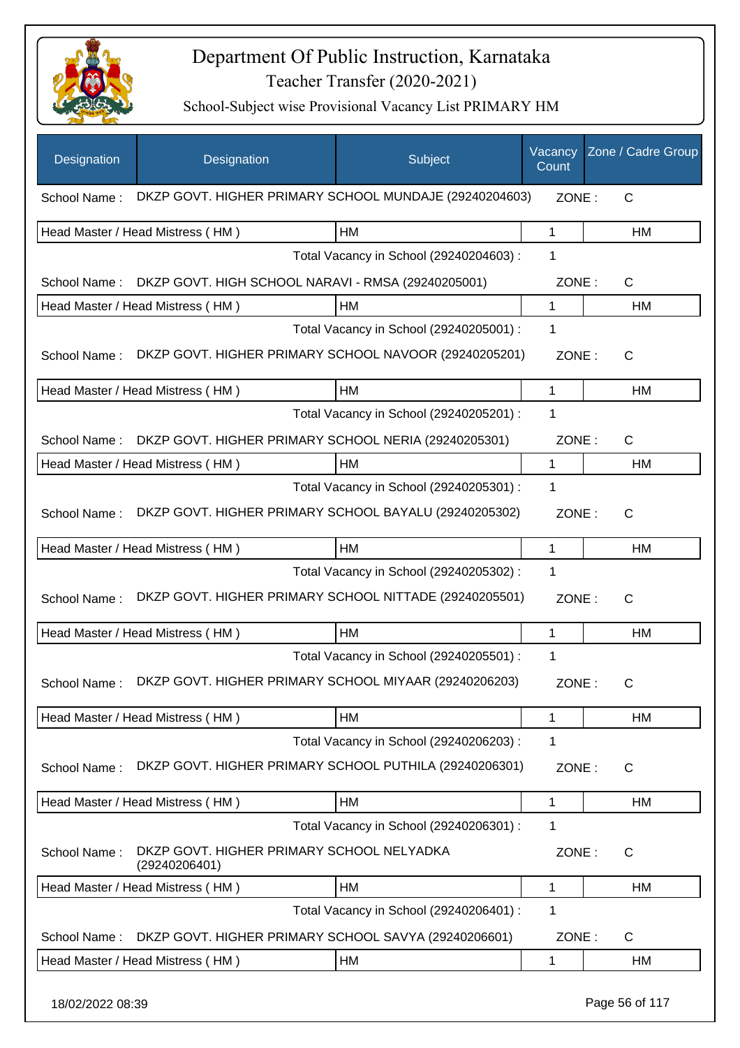# Department Of Public Instruction, Karnataka

Teacher Transfer (2020-2021)

School-Subject wise Provisional Vacancy List PRIMARY HM

| Designation | Designation | Subject | Vacancy Count | Zone / Cadre Group |
|---|---|---|---|---|
| School Name : | DKZP GOVT. HIGHER PRIMARY SCHOOL MUNDAJE (29240204603) | | ZONE : | C |
| Head Master / Head Mistress ( HM ) | | HM | 1 | HM |
| | | Total Vacancy in School (29240204603) : | 1 | |
| School Name : | DKZP GOVT. HIGH SCHOOL NARAVI - RMSA (29240205001) | | ZONE : | C |
| Head Master / Head Mistress ( HM ) | | HM | 1 | HM |
| | | Total Vacancy in School (29240205001) : | 1 | |
| School Name : | DKZP GOVT. HIGHER PRIMARY SCHOOL NAVOOR (29240205201) | | ZONE : | C |
| Head Master / Head Mistress ( HM ) | | HM | 1 | HM |
| | | Total Vacancy in School (29240205201) : | 1 | |
| School Name : | DKZP GOVT. HIGHER PRIMARY SCHOOL NERIA (29240205301) | | ZONE : | C |
| Head Master / Head Mistress ( HM ) | | HM | 1 | HM |
| | | Total Vacancy in School (29240205301) : | 1 | |
| School Name : | DKZP GOVT. HIGHER PRIMARY SCHOOL BAYALU (29240205302) | | ZONE : | C |
| Head Master / Head Mistress ( HM ) | | HM | 1 | HM |
| | | Total Vacancy in School (29240205302) : | 1 | |
| School Name : | DKZP GOVT. HIGHER PRIMARY SCHOOL NITTADE (29240205501) | | ZONE : | C |
| Head Master / Head Mistress ( HM ) | | HM | 1 | HM |
| | | Total Vacancy in School (29240205501) : | 1 | |
| School Name : | DKZP GOVT. HIGHER PRIMARY SCHOOL MIYAAR (29240206203) | | ZONE : | C |
| Head Master / Head Mistress ( HM ) | | HM | 1 | HM |
| | | Total Vacancy in School (29240206203) : | 1 | |
| School Name : | DKZP GOVT. HIGHER PRIMARY SCHOOL PUTHILA (29240206301) | | ZONE : | C |
| Head Master / Head Mistress ( HM ) | | HM | 1 | HM |
| | | Total Vacancy in School (29240206301) : | 1 | |
| School Name : | DKZP GOVT. HIGHER PRIMARY SCHOOL NELYADKA (29240206401) | | ZONE : | C |
| Head Master / Head Mistress ( HM ) | | HM | 1 | HM |
| | | Total Vacancy in School (29240206401) : | 1 | |
| School Name : | DKZP GOVT. HIGHER PRIMARY SCHOOL SAVYA (29240206601) | | ZONE : | C |
| Head Master / Head Mistress ( HM ) | | HM | 1 | HM |

18/02/2022 08:39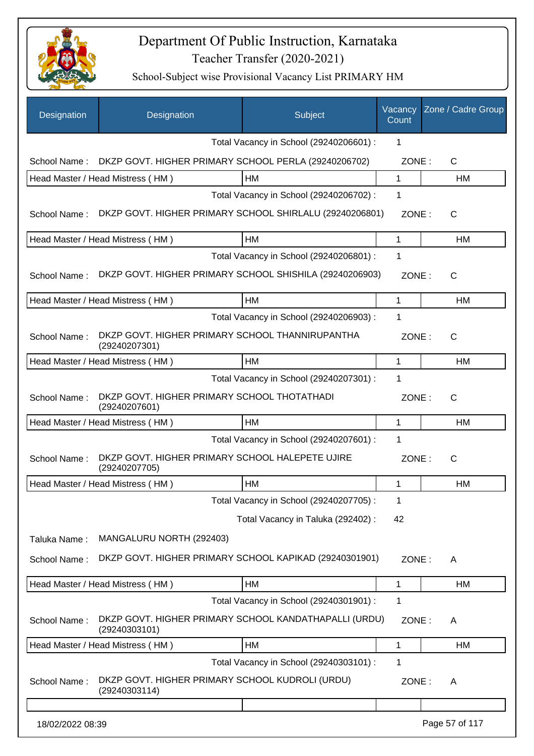# Department Of Public Instruction, Karnataka

Teacher Transfer (2020-2021)

School-Subject wise Provisional Vacancy List PRIMARY HM

| Designation | Designation | Subject | Vacancy Count | Zone / Cadre Group |
|---|---|---|---|---|
| | | Total Vacancy in School (29240206601) : | 1 | |
| School Name : | DKZP GOVT. HIGHER PRIMARY SCHOOL PERLA (29240206702) | | ZONE : | C |
| Head Master / Head Mistress ( HM ) | | HM | 1 | HM |
| | | Total Vacancy in School (29240206702) : | 1 | |
| School Name : | DKZP GOVT. HIGHER PRIMARY SCHOOL SHIRLALU (29240206801) | | ZONE : | C |
| Head Master / Head Mistress ( HM ) | | HM | 1 | HM |
| | | Total Vacancy in School (29240206801) : | 1 | |
| School Name : | DKZP GOVT. HIGHER PRIMARY SCHOOL SHISHILA (29240206903) | | ZONE : | C |
| Head Master / Head Mistress ( HM ) | | HM | 1 | HM |
| | | Total Vacancy in School (29240206903) : | 1 | |
| School Name : | DKZP GOVT. HIGHER PRIMARY SCHOOL THANNIRUPANTHA (29240207301) | | ZONE : | C |
| Head Master / Head Mistress ( HM ) | | HM | 1 | HM |
| | | Total Vacancy in School (29240207301) : | 1 | |
| School Name : | DKZP GOVT. HIGHER PRIMARY SCHOOL THOTATHADI (29240207601) | | ZONE : | C |
| Head Master / Head Mistress ( HM ) | | HM | 1 | HM |
| | | Total Vacancy in School (29240207601) : | 1 | |
| School Name : | DKZP GOVT. HIGHER PRIMARY SCHOOL HALEPETE UJIRE (29240207705) | | ZONE : | C |
| Head Master / Head Mistress ( HM ) | | HM | 1 | HM |
| | | Total Vacancy in School (29240207705) : | 1 | |
| | | Total Vacancy in Taluka (292402) : | 42 | |
| Taluka Name : | MANGALURU NORTH (292403) | | | |
| School Name : | DKZP GOVT. HIGHER PRIMARY SCHOOL KAPIKAD (29240301901) | | ZONE : | A |
| Head Master / Head Mistress ( HM ) | | HM | 1 | HM |
| | | Total Vacancy in School (29240301901) : | 1 | |
| School Name : | DKZP GOVT. HIGHER PRIMARY SCHOOL KANDATHAPALLI (URDU) (29240303101) | | ZONE : | A |
| Head Master / Head Mistress ( HM ) | | HM | 1 | HM |
| | | Total Vacancy in School (29240303101) : | 1 | |
| School Name : | DKZP GOVT. HIGHER PRIMARY SCHOOL KUDROLI (URDU) (29240303114) | | ZONE : | A |

18/02/2022 08:39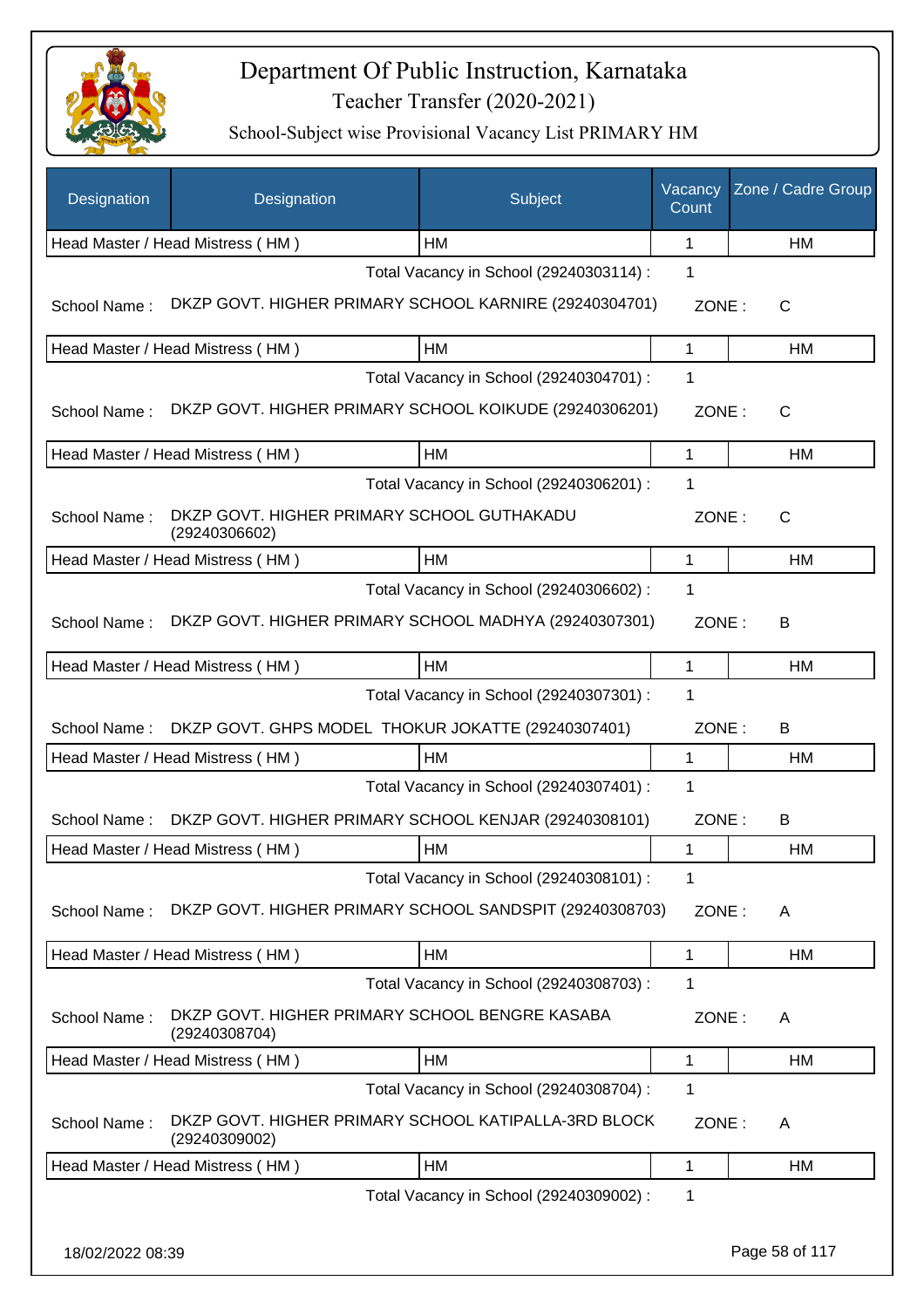# Department Of Public Instruction, Karnataka

Teacher Transfer (2020-2021)

School-Subject wise Provisional Vacancy List PRIMARY HM

| Designation | Designation | Subject | Vacancy Count | Zone / Cadre Group |
|---|---|---|---|---|
| Head Master / Head Mistress ( HM ) | | HM | 1 | HM |

Total Vacancy in School (29240303114) : 1

School Name : DKZP GOVT. HIGHER PRIMARY SCHOOL KARNIRE (29240304701) ZONE : C

| Head Master / Head Mistress ( HM ) | HM | 1 | HM |
|---|---|---|---|

Total Vacancy in School (29240304701) : 1

School Name : DKZP GOVT. HIGHER PRIMARY SCHOOL KOIKUDE (29240306201) ZONE : C

| Head Master / Head Mistress ( HM ) | HM | 1 | HM |
|---|---|---|---|

Total Vacancy in School (29240306201) : 1

School Name : DKZP GOVT. HIGHER PRIMARY SCHOOL GUTHAKADU (29240306602) ZONE : C

| Head Master / Head Mistress ( HM ) | HM | 1 | HM |
|---|---|---|---|

Total Vacancy in School (29240306602) : 1

School Name : DKZP GOVT. HIGHER PRIMARY SCHOOL MADHYA (29240307301) ZONE : B

| Head Master / Head Mistress ( HM ) | HM | 1 | HM |
|---|---|---|---|

Total Vacancy in School (29240307301) : 1

School Name : DKZP GOVT. GHPS MODEL THOKUR JOKATTE (29240307401) ZONE : B

| Head Master / Head Mistress ( HM ) | HM | 1 | HM |
|---|---|---|---|

Total Vacancy in School (29240307401) : 1

School Name : DKZP GOVT. HIGHER PRIMARY SCHOOL KENJAR (29240308101) ZONE : B

| Head Master / Head Mistress ( HM ) | HM | 1 | HM |
|---|---|---|---|

Total Vacancy in School (29240308101) : 1

School Name : DKZP GOVT. HIGHER PRIMARY SCHOOL SANDSPIT (29240308703) ZONE : A

| Head Master / Head Mistress ( HM ) | HM | 1 | HM |
|---|---|---|---|

Total Vacancy in School (29240308703) : 1

School Name : DKZP GOVT. HIGHER PRIMARY SCHOOL BENGRE KASABA (29240308704) ZONE : A

| Head Master / Head Mistress ( HM ) | HM | 1 | HM |
|---|---|---|---|

Total Vacancy in School (29240308704) : 1

School Name : DKZP GOVT. HIGHER PRIMARY SCHOOL KATIPALLA-3RD BLOCK (29240309002) ZONE : A

| Head Master / Head Mistress ( HM ) | HM | 1 | HM |
|---|---|---|---|

Total Vacancy in School (29240309002) : 1

18/02/2022 08:39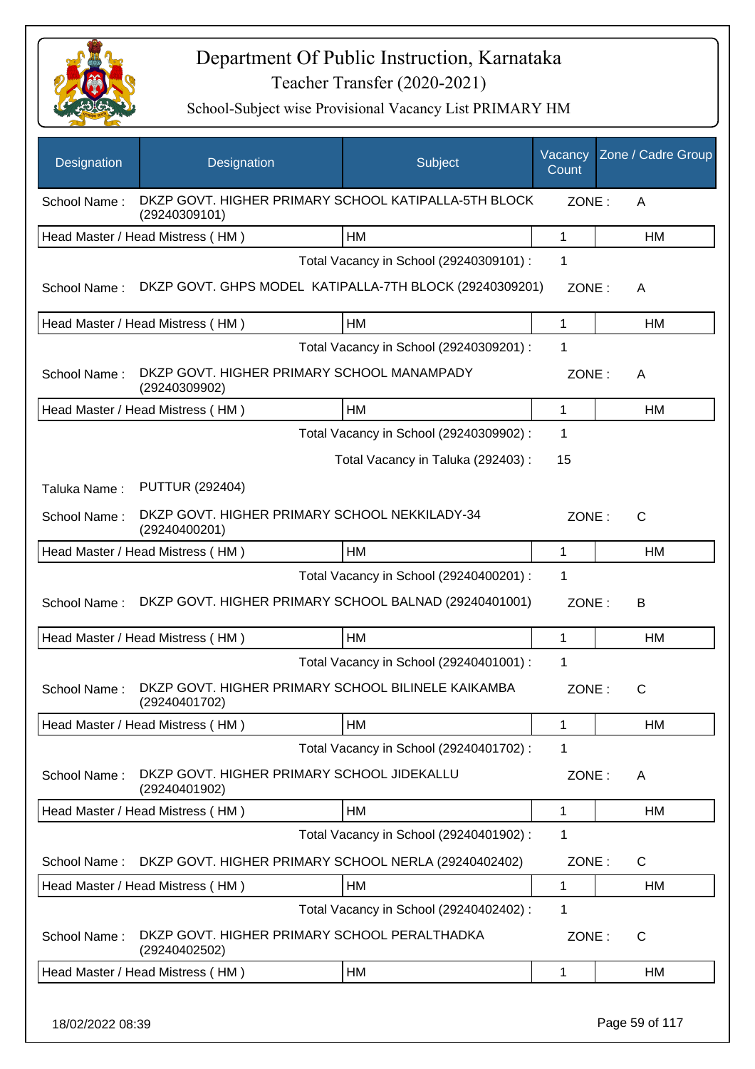# Department Of Public Instruction, Karnataka

Teacher Transfer (2020-2021)

School-Subject wise Provisional Vacancy List PRIMARY HM

| Designation | Designation | Subject | Vacancy Count | Zone / Cadre Group |
|---|---|---|---|---|
| School Name : | DKZP GOVT. HIGHER PRIMARY SCHOOL KATIPALLA-5TH BLOCK (29240309101) | | ZONE : | A |
| Head Master / Head Mistress ( HM ) | | HM | 1 | HM |
| | | Total Vacancy in School (29240309101) : | 1 | |
| School Name : | DKZP GOVT. GHPS MODEL KATIPALLA-7TH BLOCK (29240309201) | | ZONE : | A |
| Head Master / Head Mistress ( HM ) | | HM | 1 | HM |
| | | Total Vacancy in School (29240309201) : | 1 | |
| School Name : | DKZP GOVT. HIGHER PRIMARY SCHOOL MANAMPADY (29240309902) | | ZONE : | A |
| Head Master / Head Mistress ( HM ) | | HM | 1 | HM |
| | | Total Vacancy in School (29240309902) : | 1 | |
| | | Total Vacancy in Taluka (292403) : | 15 | |
| Taluka Name : | PUTTUR (292404) | | | |
| School Name : | DKZP GOVT. HIGHER PRIMARY SCHOOL NEKKILADY-34 (29240400201) | | ZONE : | C |
| Head Master / Head Mistress ( HM ) | | HM | 1 | HM |
| | | Total Vacancy in School (29240400201) : | 1 | |
| School Name : | DKZP GOVT. HIGHER PRIMARY SCHOOL BALNAD (29240401001) | | ZONE : | B |
| Head Master / Head Mistress ( HM ) | | HM | 1 | HM |
| | | Total Vacancy in School (29240401001) : | 1 | |
| School Name : | DKZP GOVT. HIGHER PRIMARY SCHOOL BILINELE KAIKAMBA (29240401702) | | ZONE : | C |
| Head Master / Head Mistress ( HM ) | | HM | 1 | HM |
| | | Total Vacancy in School (29240401702) : | 1 | |
| School Name : | DKZP GOVT. HIGHER PRIMARY SCHOOL JIDEKALLU (29240401902) | | ZONE : | A |
| Head Master / Head Mistress ( HM ) | | HM | 1 | HM |
| | | Total Vacancy in School (29240401902) : | 1 | |
| School Name : | DKZP GOVT. HIGHER PRIMARY SCHOOL NERLA (29240402402) | | ZONE : | C |
| Head Master / Head Mistress ( HM ) | | HM | 1 | HM |
| | | Total Vacancy in School (29240402402) : | 1 | |
| School Name : | DKZP GOVT. HIGHER PRIMARY SCHOOL PERALTHADKA (29240402502) | | ZONE : | C |
| Head Master / Head Mistress ( HM ) | | HM | 1 | HM |

18/02/2022 08:39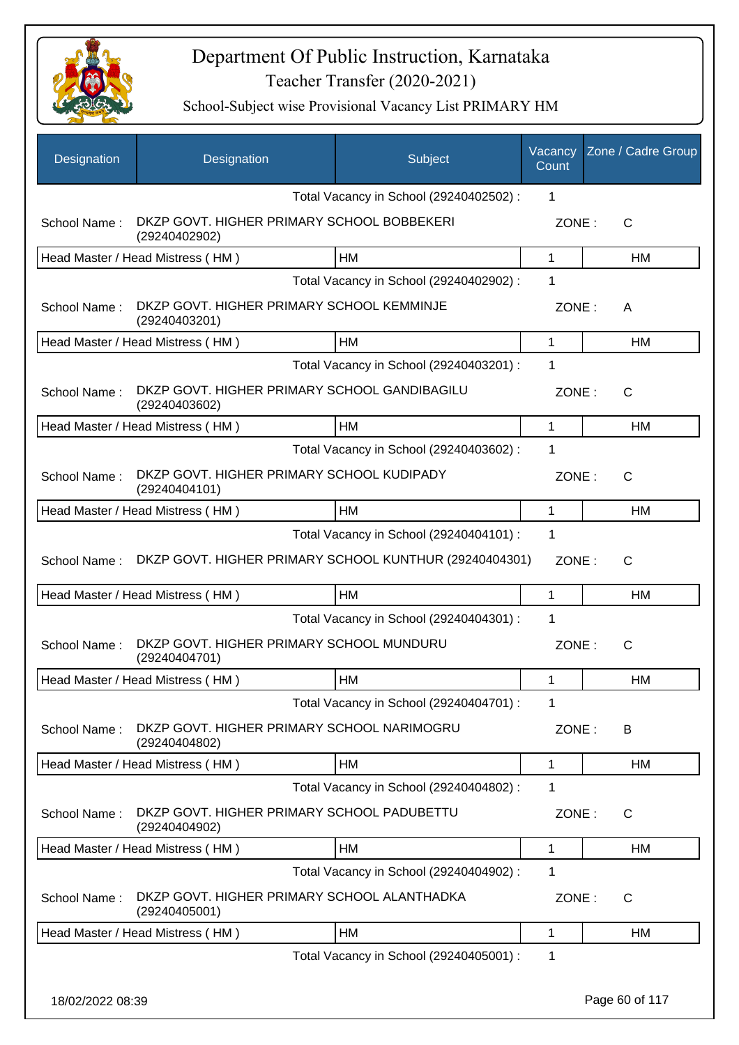# Department Of Public Instruction, Karnataka

Teacher Transfer (2020-2021)

School-Subject wise Provisional Vacancy List PRIMARY HM

| Designation | Designation | Subject | Vacancy Count | Zone / Cadre Group |
|---|---|---|---|---|
| | | Total Vacancy in School (29240402502) : | 1 | |
| School Name : | DKZP GOVT. HIGHER PRIMARY SCHOOL BOBBEKERI (29240402902) | | ZONE : | C |
| Head Master / Head Mistress ( HM ) | | HM | 1 | HM |
| | | Total Vacancy in School (29240402902) : | 1 | |
| School Name : | DKZP GOVT. HIGHER PRIMARY SCHOOL KEMMINJE (29240403201) | | ZONE : | A |
| Head Master / Head Mistress ( HM ) | | HM | 1 | HM |
| | | Total Vacancy in School (29240403201) : | 1 | |
| School Name : | DKZP GOVT. HIGHER PRIMARY SCHOOL GANDIBAGILU (29240403602) | | ZONE : | C |
| Head Master / Head Mistress ( HM ) | | HM | 1 | HM |
| | | Total Vacancy in School (29240403602) : | 1 | |
| School Name : | DKZP GOVT. HIGHER PRIMARY SCHOOL KUDIPADY (29240404101) | | ZONE : | C |
| Head Master / Head Mistress ( HM ) | | HM | 1 | HM |
| | | Total Vacancy in School (29240404101) : | 1 | |
| School Name : | DKZP GOVT. HIGHER PRIMARY SCHOOL KUNTHUR (29240404301) | | ZONE : | C |
| Head Master / Head Mistress ( HM ) | | HM | 1 | HM |
| | | Total Vacancy in School (29240404301) : | 1 | |
| School Name : | DKZP GOVT. HIGHER PRIMARY SCHOOL MUNDURU (29240404701) | | ZONE : | C |
| Head Master / Head Mistress ( HM ) | | HM | 1 | HM |
| | | Total Vacancy in School (29240404701) : | 1 | |
| School Name : | DKZP GOVT. HIGHER PRIMARY SCHOOL NARIMOGRU (29240404802) | | ZONE : | B |
| Head Master / Head Mistress ( HM ) | | HM | 1 | HM |
| | | Total Vacancy in School (29240404802) : | 1 | |
| School Name : | DKZP GOVT. HIGHER PRIMARY SCHOOL PADUBETTU (29240404902) | | ZONE : | C |
| Head Master / Head Mistress ( HM ) | | HM | 1 | HM |
| | | Total Vacancy in School (29240404902) : | 1 | |
| School Name : | DKZP GOVT. HIGHER PRIMARY SCHOOL ALANTHADKA (29240405001) | | ZONE : | C |
| Head Master / Head Mistress ( HM ) | | HM | 1 | HM |
| | | Total Vacancy in School (29240405001) : | 1 | |

18/02/2022 08:39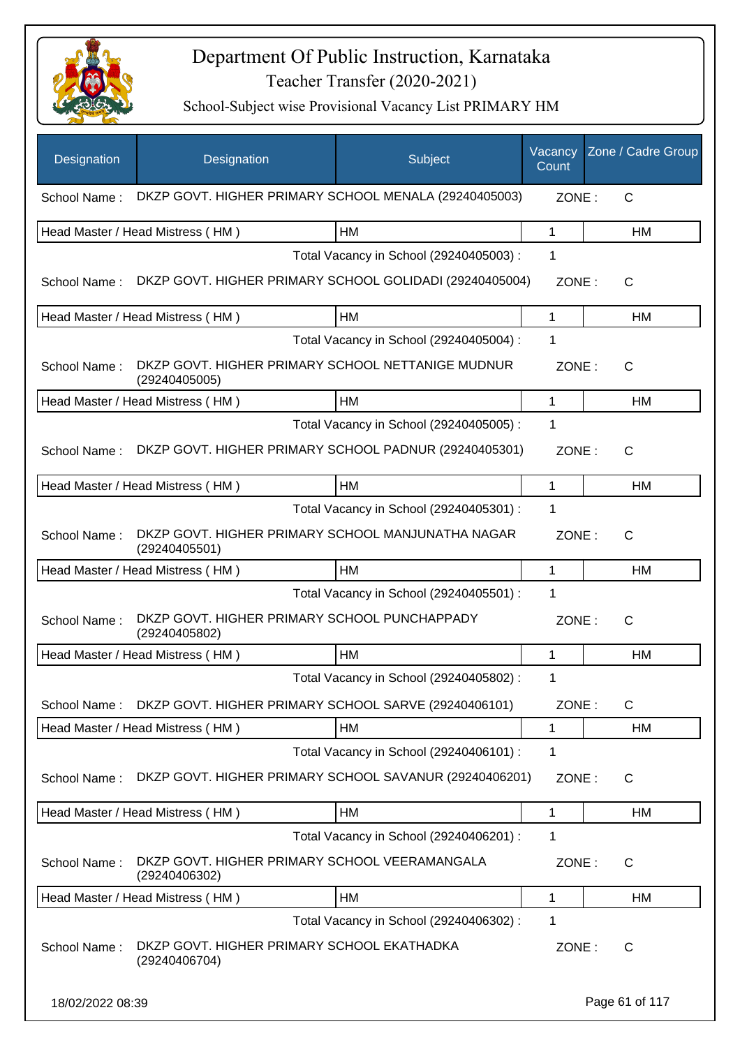# Department Of Public Instruction, Karnataka

Teacher Transfer (2020-2021)

School-Subject wise Provisional Vacancy List PRIMARY HM

| Designation | Designation | Subject | Vacancy Count | Zone / Cadre Group |
|---|---|---|---|---|
| School Name : | DKZP GOVT. HIGHER PRIMARY SCHOOL MENALA (29240405003) | | ZONE : | C |
| Head Master / Head Mistress ( HM ) | | HM | 1 | HM |
| | | Total Vacancy in School (29240405003) : | 1 | |
| School Name : | DKZP GOVT. HIGHER PRIMARY SCHOOL GOLIDADI (29240405004) | | ZONE : | C |
| Head Master / Head Mistress ( HM ) | | HM | 1 | HM |
| | | Total Vacancy in School (29240405004) : | 1 | |
| School Name : | DKZP GOVT. HIGHER PRIMARY SCHOOL NETTANIGE MUDNUR (29240405005) | | ZONE : | C |
| Head Master / Head Mistress ( HM ) | | HM | 1 | HM |
| | | Total Vacancy in School (29240405005) : | 1 | |
| School Name : | DKZP GOVT. HIGHER PRIMARY SCHOOL PADNUR (29240405301) | | ZONE : | C |
| Head Master / Head Mistress ( HM ) | | HM | 1 | HM |
| | | Total Vacancy in School (29240405301) : | 1 | |
| School Name : | DKZP GOVT. HIGHER PRIMARY SCHOOL MANJUNATHA NAGAR (29240405501) | | ZONE : | C |
| Head Master / Head Mistress ( HM ) | | HM | 1 | HM |
| | | Total Vacancy in School (29240405501) : | 1 | |
| School Name : | DKZP GOVT. HIGHER PRIMARY SCHOOL PUNCHAPPADY (29240405802) | | ZONE : | C |
| Head Master / Head Mistress ( HM ) | | HM | 1 | HM |
| | | Total Vacancy in School (29240405802) : | 1 | |
| School Name : | DKZP GOVT. HIGHER PRIMARY SCHOOL SARVE (29240406101) | | ZONE : | C |
| Head Master / Head Mistress ( HM ) | | HM | 1 | HM |
| | | Total Vacancy in School (29240406101) : | 1 | |
| School Name : | DKZP GOVT. HIGHER PRIMARY SCHOOL SAVANUR (29240406201) | | ZONE : | C |
| Head Master / Head Mistress ( HM ) | | HM | 1 | HM |
| | | Total Vacancy in School (29240406201) : | 1 | |
| School Name : | DKZP GOVT. HIGHER PRIMARY SCHOOL VEERAMANGALA (29240406302) | | ZONE : | C |
| Head Master / Head Mistress ( HM ) | | HM | 1 | HM |
| | | Total Vacancy in School (29240406302) : | 1 | |
| School Name : | DKZP GOVT. HIGHER PRIMARY SCHOOL EKATHADKA (29240406704) | | ZONE : | C |

18/02/2022 08:39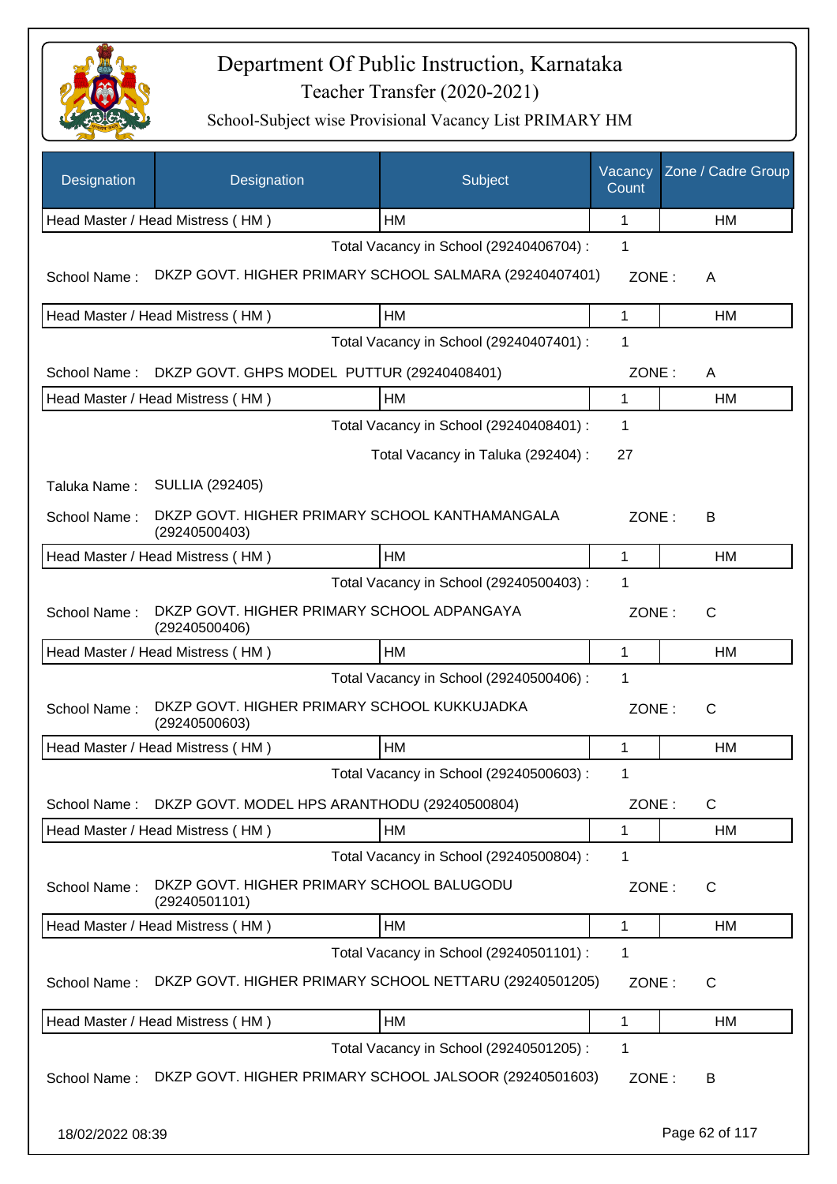# Department Of Public Instruction, Karnataka

## Teacher Transfer (2020-2021)

### School-Subject wise Provisional Vacancy List PRIMARY HM

| Designation | Designation | Subject | Vacancy Count | Zone / Cadre Group |
|---|---|---|---|---|
| Head Master / Head Mistress ( HM ) | | HM | 1 | HM |

Total Vacancy in School (29240406704) : 1

School Name : DKZP GOVT. HIGHER PRIMARY SCHOOL SALMARA (29240407401) ZONE : A

| Designation | Subject | Vacancy Count | Zone / Cadre Group |
|---|---|---|---|
| Head Master / Head Mistress ( HM ) | HM | 1 | HM |

Total Vacancy in School (29240407401) : 1

School Name : DKZP GOVT. GHPS MODEL PUTTUR (29240408401) ZONE : A

| Designation | Subject | Vacancy Count | Zone / Cadre Group |
|---|---|---|---|
| Head Master / Head Mistress ( HM ) | HM | 1 | HM |

Total Vacancy in School (29240408401) : 1

Total Vacancy in Taluka (292404) : 27

Taluka Name : SULLIA (292405)

School Name : DKZP GOVT. HIGHER PRIMARY SCHOOL KANTHAMANGALA (29240500403) ZONE : B

| Designation | Subject | Vacancy Count | Zone / Cadre Group |
|---|---|---|---|
| Head Master / Head Mistress ( HM ) | HM | 1 | HM |

Total Vacancy in School (29240500403) : 1

School Name : DKZP GOVT. HIGHER PRIMARY SCHOOL ADPANGAYA (29240500406) ZONE : C

| Designation | Subject | Vacancy Count | Zone / Cadre Group |
|---|---|---|---|
| Head Master / Head Mistress ( HM ) | HM | 1 | HM |

Total Vacancy in School (29240500406) : 1

School Name : DKZP GOVT. HIGHER PRIMARY SCHOOL KUKKUJADKA (29240500603) ZONE : C

| Designation | Subject | Vacancy Count | Zone / Cadre Group |
|---|---|---|---|
| Head Master / Head Mistress ( HM ) | HM | 1 | HM |

Total Vacancy in School (29240500603) : 1

School Name : DKZP GOVT. MODEL HPS ARANTHODU (29240500804) ZONE : C

| Designation | Subject | Vacancy Count | Zone / Cadre Group |
|---|---|---|---|
| Head Master / Head Mistress ( HM ) | HM | 1 | HM |

Total Vacancy in School (29240500804) : 1

School Name : DKZP GOVT. HIGHER PRIMARY SCHOOL BALUGODU (29240501101) ZONE : C

| Designation | Subject | Vacancy Count | Zone / Cadre Group |
|---|---|---|---|
| Head Master / Head Mistress ( HM ) | HM | 1 | HM |

Total Vacancy in School (29240501101) : 1

School Name : DKZP GOVT. HIGHER PRIMARY SCHOOL NETTARU (29240501205) ZONE : C

| Designation | Subject | Vacancy Count | Zone / Cadre Group |
|---|---|---|---|
| Head Master / Head Mistress ( HM ) | HM | 1 | HM |

Total Vacancy in School (29240501205) : 1

School Name : DKZP GOVT. HIGHER PRIMARY SCHOOL JALSOOR (29240501603) ZONE : B

18/02/2022 08:39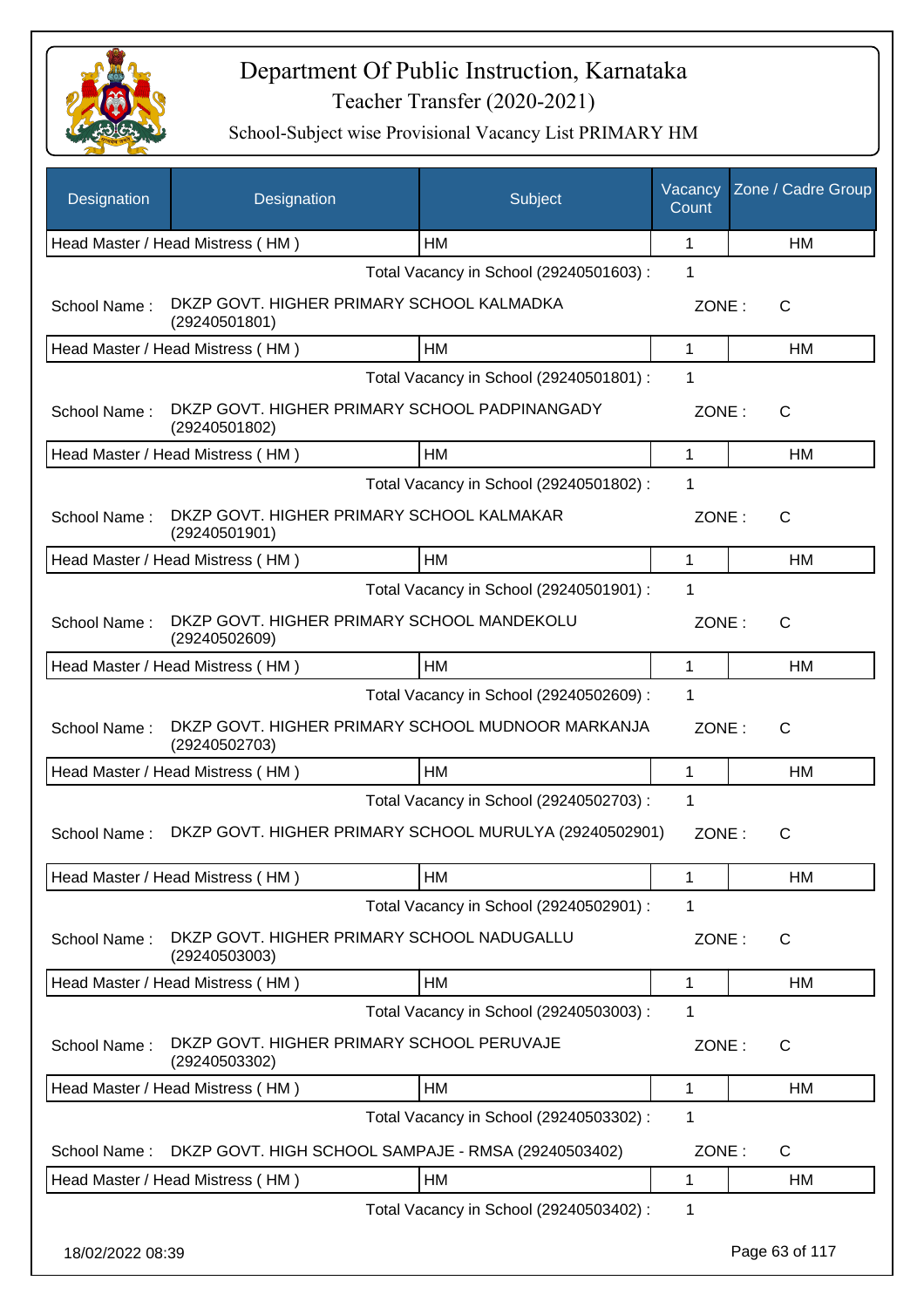# Department Of Public Instruction, Karnataka

Teacher Transfer (2020-2021)

School-Subject wise Provisional Vacancy List PRIMARY HM

| Designation | Designation | Subject | Vacancy Count | Zone / Cadre Group |
|---|---|---|---|---|
| Head Master / Head Mistress ( HM ) | | HM | 1 | HM |
| | | Total Vacancy in School (29240501603) : | 1 | |
| School Name : | DKZP GOVT. HIGHER PRIMARY SCHOOL KALMADKA (29240501801) | | ZONE : | C |
| Head Master / Head Mistress ( HM ) | | HM | 1 | HM |
| | | Total Vacancy in School (29240501801) : | 1 | |
| School Name : | DKZP GOVT. HIGHER PRIMARY SCHOOL PADPINANGADY (29240501802) | | ZONE : | C |
| Head Master / Head Mistress ( HM ) | | HM | 1 | HM |
| | | Total Vacancy in School (29240501802) : | 1 | |
| School Name : | DKZP GOVT. HIGHER PRIMARY SCHOOL KALMAKAR (29240501901) | | ZONE : | C |
| Head Master / Head Mistress ( HM ) | | HM | 1 | HM |
| | | Total Vacancy in School (29240501901) : | 1 | |
| School Name : | DKZP GOVT. HIGHER PRIMARY SCHOOL MANDEKOLU (29240502609) | | ZONE : | C |
| Head Master / Head Mistress ( HM ) | | HM | 1 | HM |
| | | Total Vacancy in School (29240502609) : | 1 | |
| School Name : | DKZP GOVT. HIGHER PRIMARY SCHOOL MUDNOOR MARKANJA (29240502703) | | ZONE : | C |
| Head Master / Head Mistress ( HM ) | | HM | 1 | HM |
| | | Total Vacancy in School (29240502703) : | 1 | |
| School Name : | DKZP GOVT. HIGHER PRIMARY SCHOOL MURULYA (29240502901) | | ZONE : | C |
| Head Master / Head Mistress ( HM ) | | HM | 1 | HM |
| | | Total Vacancy in School (29240502901) : | 1 | |
| School Name : | DKZP GOVT. HIGHER PRIMARY SCHOOL NADUGALLU (29240503003) | | ZONE : | C |
| Head Master / Head Mistress ( HM ) | | HM | 1 | HM |
| | | Total Vacancy in School (29240503003) : | 1 | |
| School Name : | DKZP GOVT. HIGHER PRIMARY SCHOOL PERUVAJE (29240503302) | | ZONE : | C |
| Head Master / Head Mistress ( HM ) | | HM | 1 | HM |
| | | Total Vacancy in School (29240503302) : | 1 | |
| School Name : | DKZP GOVT. HIGH SCHOOL SAMPAJE - RMSA (29240503402) | | ZONE : | C |
| Head Master / Head Mistress ( HM ) | | HM | 1 | HM |
| | | Total Vacancy in School (29240503402) : | 1 | |

18/02/2022 08:39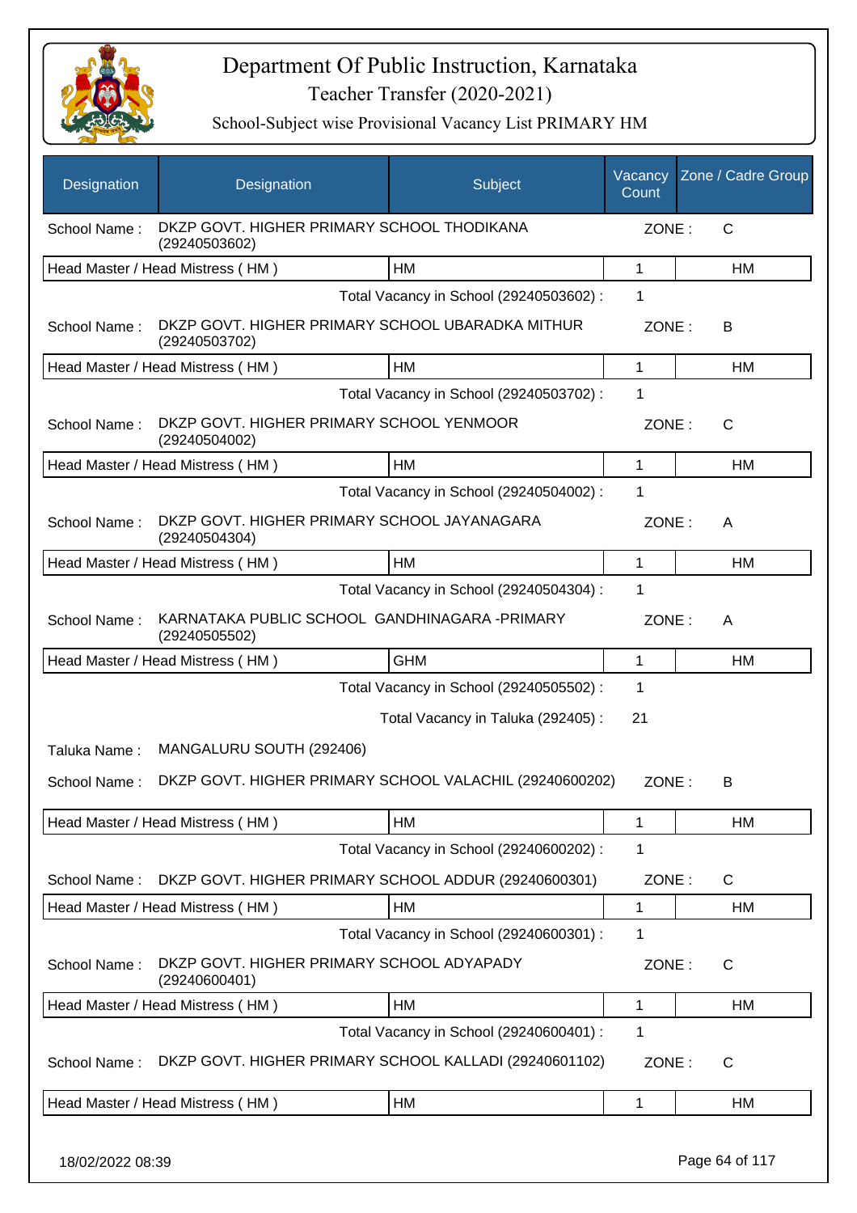# Department Of Public Instruction, Karnataka

Teacher Transfer (2020-2021)

School-Subject wise Provisional Vacancy List PRIMARY HM

| Designation | Designation | Subject | Vacancy Count | Zone / Cadre Group |
|---|---|---|---|---|
| School Name : | DKZP GOVT. HIGHER PRIMARY SCHOOL THODIKANA (29240503602) | | ZONE : | C |
| Head Master / Head Mistress ( HM ) | | HM | 1 | HM |
| | | Total Vacancy in School (29240503602) : | 1 | |
| School Name : | DKZP GOVT. HIGHER PRIMARY SCHOOL UBARADKA MITHUR (29240503702) | | ZONE : | B |
| Head Master / Head Mistress ( HM ) | | HM | 1 | HM |
| | | Total Vacancy in School (29240503702) : | 1 | |
| School Name : | DKZP GOVT. HIGHER PRIMARY SCHOOL YENMOOR (29240504002) | | ZONE : | C |
| Head Master / Head Mistress ( HM ) | | HM | 1 | HM |
| | | Total Vacancy in School (29240504002) : | 1 | |
| School Name : | DKZP GOVT. HIGHER PRIMARY SCHOOL JAYANAGARA (29240504304) | | ZONE : | A |
| Head Master / Head Mistress ( HM ) | | HM | 1 | HM |
| | | Total Vacancy in School (29240504304) : | 1 | |
| School Name : | KARNATAKA PUBLIC SCHOOL GANDHINAGARA -PRIMARY (29240505502) | | ZONE : | A |
| Head Master / Head Mistress ( HM ) | | GHM | 1 | HM |
| | | Total Vacancy in School (29240505502) : | 1 | |
| | | Total Vacancy in Taluka (292405) : | 21 | |
| Taluka Name : | MANGALURU SOUTH (292406) | | | |
| School Name : | DKZP GOVT. HIGHER PRIMARY SCHOOL VALACHIL (29240600202) | | ZONE : | B |
| Head Master / Head Mistress ( HM ) | | HM | 1 | HM |
| | | Total Vacancy in School (29240600202) : | 1 | |
| School Name : | DKZP GOVT. HIGHER PRIMARY SCHOOL ADDUR (29240600301) | | ZONE : | C |
| Head Master / Head Mistress ( HM ) | | HM | 1 | HM |
| | | Total Vacancy in School (29240600301) : | 1 | |
| School Name : | DKZP GOVT. HIGHER PRIMARY SCHOOL ADYAPADY (29240600401) | | ZONE : | C |
| Head Master / Head Mistress ( HM ) | | HM | 1 | HM |
| | | Total Vacancy in School (29240600401) : | 1 | |
| School Name : | DKZP GOVT. HIGHER PRIMARY SCHOOL KALLADI (29240601102) | | ZONE : | C |
| Head Master / Head Mistress ( HM ) | | HM | 1 | HM |

18/02/2022 08:39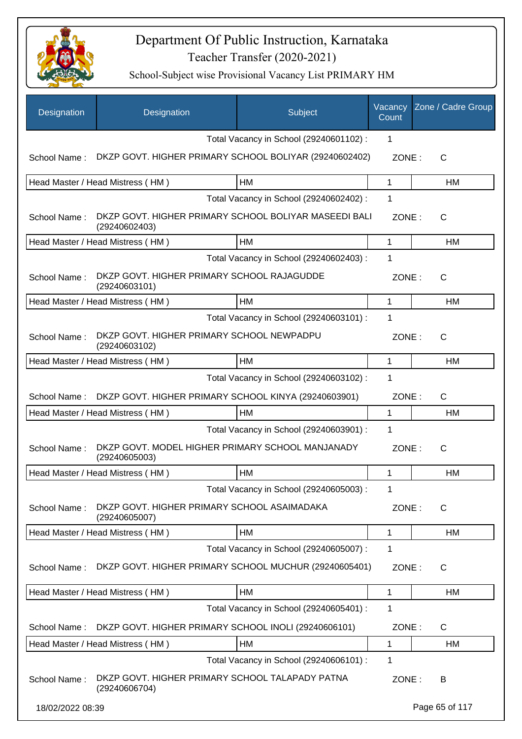# Department Of Public Instruction, Karnataka

Teacher Transfer (2020-2021)

School-Subject wise Provisional Vacancy List PRIMARY HM

| Designation | Designation | Subject | Vacancy Count | Zone / Cadre Group |
|---|---|---|---|---|
| | | Total Vacancy in School (29240601102) : | 1 | |
| School Name : | DKZP GOVT. HIGHER PRIMARY SCHOOL BOLIYAR (29240602402) | | ZONE : | C |
| Head Master / Head Mistress ( HM ) | | HM | 1 | HM |
| | | Total Vacancy in School (29240602402) : | 1 | |
| School Name : | DKZP GOVT. HIGHER PRIMARY SCHOOL BOLIYAR MASEEDI BALI (29240602403) | | ZONE : | C |
| Head Master / Head Mistress ( HM ) | | HM | 1 | HM |
| | | Total Vacancy in School (29240602403) : | 1 | |
| School Name : | DKZP GOVT. HIGHER PRIMARY SCHOOL RAJAGUDDE (29240603101) | | ZONE : | C |
| Head Master / Head Mistress ( HM ) | | HM | 1 | HM |
| | | Total Vacancy in School (29240603101) : | 1 | |
| School Name : | DKZP GOVT. HIGHER PRIMARY SCHOOL NEWPADPU (29240603102) | | ZONE : | C |
| Head Master / Head Mistress ( HM ) | | HM | 1 | HM |
| | | Total Vacancy in School (29240603102) : | 1 | |
| School Name : | DKZP GOVT. HIGHER PRIMARY SCHOOL KINYA (29240603901) | | ZONE : | C |
| Head Master / Head Mistress ( HM ) | | HM | 1 | HM |
| | | Total Vacancy in School (29240603901) : | 1 | |
| School Name : | DKZP GOVT. MODEL HIGHER PRIMARY SCHOOL MANJANADY (29240605003) | | ZONE : | C |
| Head Master / Head Mistress ( HM ) | | HM | 1 | HM |
| | | Total Vacancy in School (29240605003) : | 1 | |
| School Name : | DKZP GOVT. HIGHER PRIMARY SCHOOL ASAIMADAKA (29240605007) | | ZONE : | C |
| Head Master / Head Mistress ( HM ) | | HM | 1 | HM |
| | | Total Vacancy in School (29240605007) : | 1 | |
| School Name : | DKZP GOVT. HIGHER PRIMARY SCHOOL MUCHUR (29240605401) | | ZONE : | C |
| Head Master / Head Mistress ( HM ) | | HM | 1 | HM |
| | | Total Vacancy in School (29240605401) : | 1 | |
| School Name : | DKZP GOVT. HIGHER PRIMARY SCHOOL INOLI (29240606101) | | ZONE : | C |
| Head Master / Head Mistress ( HM ) | | HM | 1 | HM |
| | | Total Vacancy in School (29240606101) : | 1 | |
| School Name : | DKZP GOVT. HIGHER PRIMARY SCHOOL TALAPADY PATNA (29240606704) | | ZONE : | B |

18/02/2022 08:39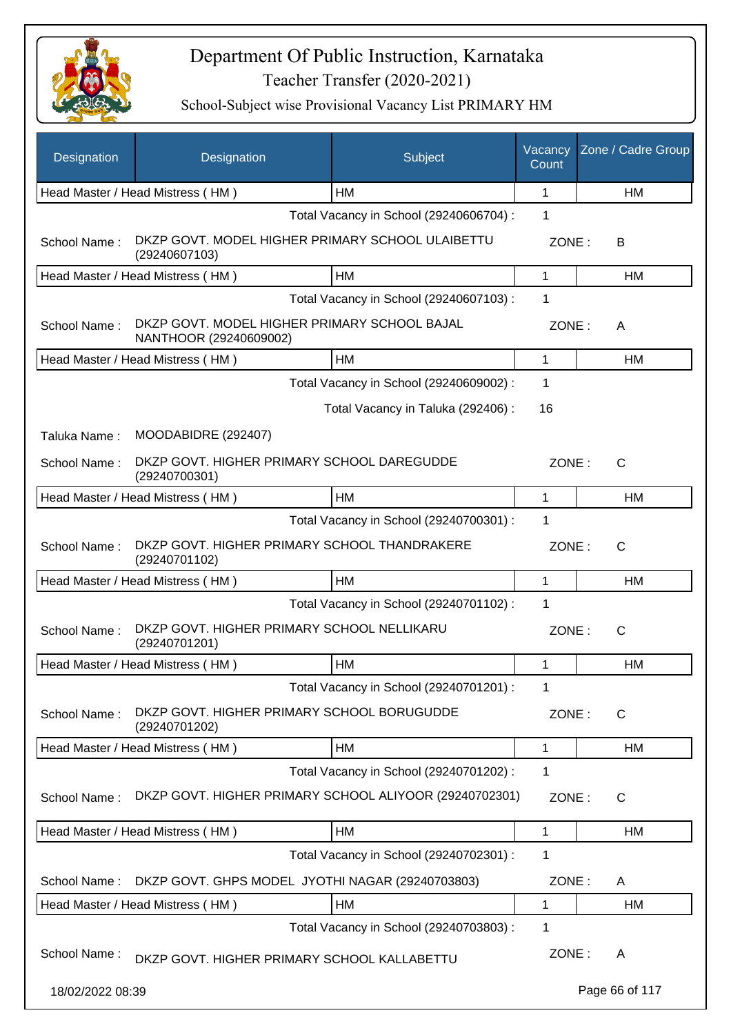# Department Of Public Instruction, Karnataka

Teacher Transfer (2020-2021)

School-Subject wise Provisional Vacancy List PRIMARY HM

| Designation | Designation | Subject | Vacancy Count | Zone / Cadre Group |
|---|---|---|---|---|
| Head Master / Head Mistress ( HM ) | | HM | 1 | HM |

Total Vacancy in School (29240606704) : 1

School Name : DKZP GOVT. MODEL HIGHER PRIMARY SCHOOL ULAIBETTU (29240607103) — ZONE : B

| Designation | Subject | Vacancy Count | Zone / Cadre Group |
|---|---|---|---|
| Head Master / Head Mistress ( HM ) | HM | 1 | HM |

Total Vacancy in School (29240607103) : 1

School Name : DKZP GOVT. MODEL HIGHER PRIMARY SCHOOL BAJAL NANTHOOR (29240609002) — ZONE : A

| Designation | Subject | Vacancy Count | Zone / Cadre Group |
|---|---|---|---|
| Head Master / Head Mistress ( HM ) | HM | 1 | HM |

Total Vacancy in School (29240609002) : 1

Total Vacancy in Taluka (292406) : 16

Taluka Name : MOODABIDRE (292407)

School Name : DKZP GOVT. HIGHER PRIMARY SCHOOL DAREGUDDE (29240700301) — ZONE : C

| Designation | Subject | Vacancy Count | Zone / Cadre Group |
|---|---|---|---|
| Head Master / Head Mistress ( HM ) | HM | 1 | HM |

Total Vacancy in School (29240700301) : 1

School Name : DKZP GOVT. HIGHER PRIMARY SCHOOL THANDRAKERE (29240701102) — ZONE : C

| Designation | Subject | Vacancy Count | Zone / Cadre Group |
|---|---|---|---|
| Head Master / Head Mistress ( HM ) | HM | 1 | HM |

Total Vacancy in School (29240701102) : 1

School Name : DKZP GOVT. HIGHER PRIMARY SCHOOL NELLIKARU (29240701201) — ZONE : C

| Designation | Subject | Vacancy Count | Zone / Cadre Group |
|---|---|---|---|
| Head Master / Head Mistress ( HM ) | HM | 1 | HM |

Total Vacancy in School (29240701201) : 1

School Name : DKZP GOVT. HIGHER PRIMARY SCHOOL BORUGUDDE (29240701202) — ZONE : C

| Designation | Subject | Vacancy Count | Zone / Cadre Group |
|---|---|---|---|
| Head Master / Head Mistress ( HM ) | HM | 1 | HM |

Total Vacancy in School (29240701202) : 1

School Name : DKZP GOVT. HIGHER PRIMARY SCHOOL ALIYOOR (29240702301) — ZONE : C

| Designation | Subject | Vacancy Count | Zone / Cadre Group |
|---|---|---|---|
| Head Master / Head Mistress ( HM ) | HM | 1 | HM |

Total Vacancy in School (29240702301) : 1

School Name : DKZP GOVT. GHPS MODEL JYOTHI NAGAR (29240703803) — ZONE : A

| Designation | Subject | Vacancy Count | Zone / Cadre Group |
|---|---|---|---|
| Head Master / Head Mistress ( HM ) | HM | 1 | HM |

Total Vacancy in School (29240703803) : 1

School Name : DKZP GOVT. HIGHER PRIMARY SCHOOL KALLABETTU — ZONE : A

18/02/2022 08:39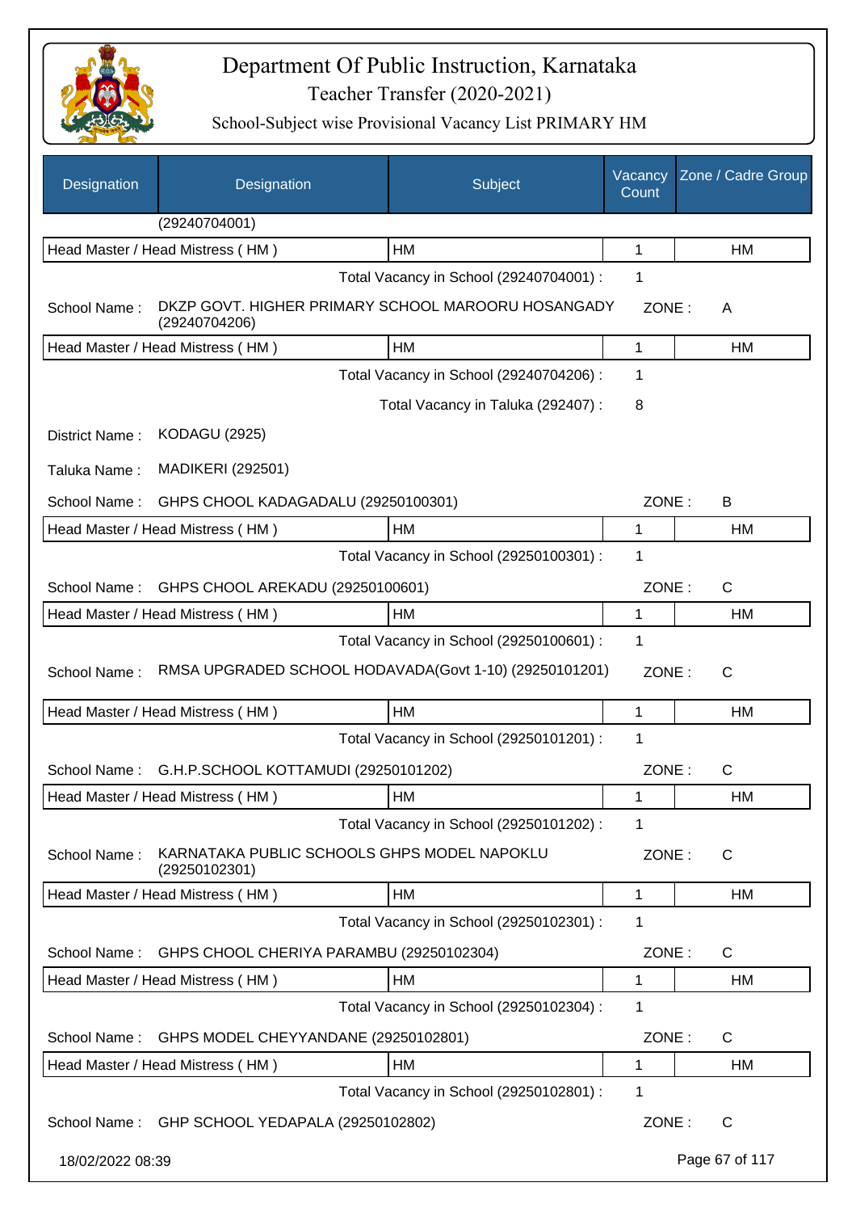# Department Of Public Instruction, Karnataka

## Teacher Transfer (2020-2021)

### School-Subject wise Provisional Vacancy List PRIMARY HM

| Designation | Designation | Subject | Vacancy Count | Zone / Cadre Group |
|---|---|---|---|---|
| | (29240704001) | | | |
| Head Master / Head Mistress ( HM ) | | HM | 1 | HM |
| | | Total Vacancy in School (29240704001) : | 1 | |
| School Name : | DKZP GOVT. HIGHER PRIMARY SCHOOL MAROORU HOSANGADY (29240704206) | | ZONE : | A |
| Head Master / Head Mistress ( HM ) | | HM | 1 | HM |
| | | Total Vacancy in School (29240704206) : | 1 | |
| | | Total Vacancy in Taluka (292407) : | 8 | |
| District Name : | KODAGU (2925) | | | |
| Taluka Name : | MADIKERI (292501) | | | |
| School Name : | GHPS CHOOL KADAGADALU (29250100301) | | ZONE : | B |
| Head Master / Head Mistress ( HM ) | | HM | 1 | HM |
| | | Total Vacancy in School (29250100301) : | 1 | |
| School Name : | GHPS CHOOL AREKADU (29250100601) | | ZONE : | C |
| Head Master / Head Mistress ( HM ) | | HM | 1 | HM |
| | | Total Vacancy in School (29250100601) : | 1 | |
| School Name : | RMSA UPGRADED SCHOOL HODAVADA(Govt 1-10) (29250101201) | | ZONE : | C |
| Head Master / Head Mistress ( HM ) | | HM | 1 | HM |
| | | Total Vacancy in School (29250101201) : | 1 | |
| School Name : | G.H.P.SCHOOL KOTTAMUDI (29250101202) | | ZONE : | C |
| Head Master / Head Mistress ( HM ) | | HM | 1 | HM |
| | | Total Vacancy in School (29250101202) : | 1 | |
| School Name : | KARNATAKA PUBLIC SCHOOLS GHPS MODEL NAPOKLU (29250102301) | | ZONE : | C |
| Head Master / Head Mistress ( HM ) | | HM | 1 | HM |
| | | Total Vacancy in School (29250102301) : | 1 | |
| School Name : | GHPS CHOOL CHERIYA PARAMBU (29250102304) | | ZONE : | C |
| Head Master / Head Mistress ( HM ) | | HM | 1 | HM |
| | | Total Vacancy in School (29250102304) : | 1 | |
| School Name : | GHPS MODEL CHEYYANDANE (29250102801) | | ZONE : | C |
| Head Master / Head Mistress ( HM ) | | HM | 1 | HM |
| | | Total Vacancy in School (29250102801) : | 1 | |
| School Name : | GHP SCHOOL YEDAPALA (29250102802) | | ZONE : | C |

18/02/2022 08:39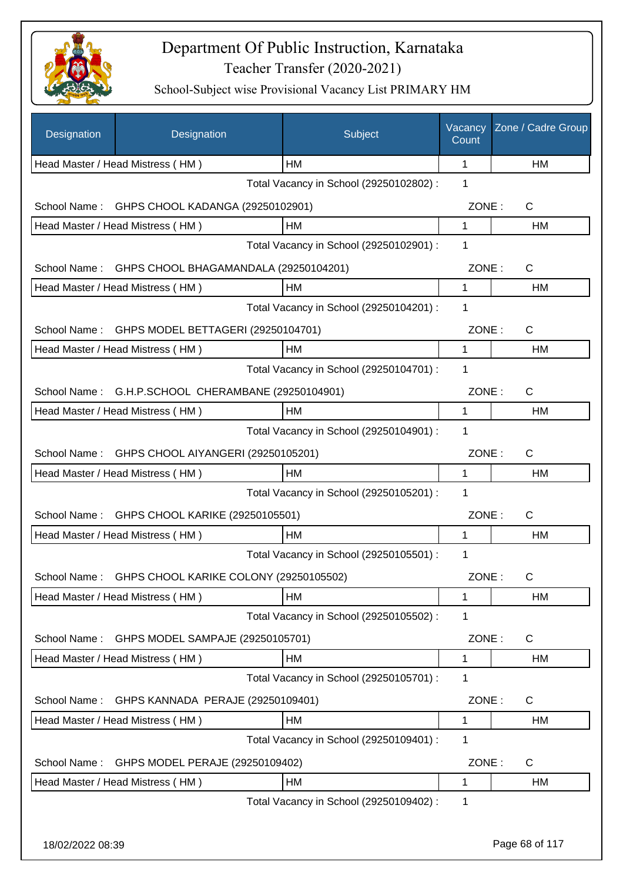# Department Of Public Instruction, Karnataka

Teacher Transfer (2020-2021)

School-Subject wise Provisional Vacancy List PRIMARY HM

| Designation | Designation | Subject | Vacancy Count | Zone / Cadre Group |
|---|---|---|---|---|
| Head Master / Head Mistress ( HM ) | | HM | 1 | HM |
| | | Total Vacancy in School (29250102802) : | 1 | |
| School Name : | GHPS CHOOL KADANGA (29250102901) | | ZONE : | C |
| Head Master / Head Mistress ( HM ) | | HM | 1 | HM |
| | | Total Vacancy in School (29250102901) : | 1 | |
| School Name : | GHPS CHOOL BHAGAMANDALA (29250104201) | | ZONE : | C |
| Head Master / Head Mistress ( HM ) | | HM | 1 | HM |
| | | Total Vacancy in School (29250104201) : | 1 | |
| School Name : | GHPS MODEL BETTAGERI (29250104701) | | ZONE : | C |
| Head Master / Head Mistress ( HM ) | | HM | 1 | HM |
| | | Total Vacancy in School (29250104701) : | 1 | |
| School Name : | G.H.P.SCHOOL CHERAMBANE (29250104901) | | ZONE : | C |
| Head Master / Head Mistress ( HM ) | | HM | 1 | HM |
| | | Total Vacancy in School (29250104901) : | 1 | |
| School Name : | GHPS CHOOL AIYANGERI (29250105201) | | ZONE : | C |
| Head Master / Head Mistress ( HM ) | | HM | 1 | HM |
| | | Total Vacancy in School (29250105201) : | 1 | |
| School Name : | GHPS CHOOL KARIKE (29250105501) | | ZONE : | C |
| Head Master / Head Mistress ( HM ) | | HM | 1 | HM |
| | | Total Vacancy in School (29250105501) : | 1 | |
| School Name : | GHPS CHOOL KARIKE COLONY (29250105502) | | ZONE : | C |
| Head Master / Head Mistress ( HM ) | | HM | 1 | HM |
| | | Total Vacancy in School (29250105502) : | 1 | |
| School Name : | GHPS MODEL SAMPAJE (29250105701) | | ZONE : | C |
| Head Master / Head Mistress ( HM ) | | HM | 1 | HM |
| | | Total Vacancy in School (29250105701) : | 1 | |
| School Name : | GHPS KANNADA PERAJE (29250109401) | | ZONE : | C |
| Head Master / Head Mistress ( HM ) | | HM | 1 | HM |
| | | Total Vacancy in School (29250109401) : | 1 | |
| School Name : | GHPS MODEL PERAJE (29250109402) | | ZONE : | C |
| Head Master / Head Mistress ( HM ) | | HM | 1 | HM |
| | | Total Vacancy in School (29250109402) : | 1 | |

18/02/2022 08:39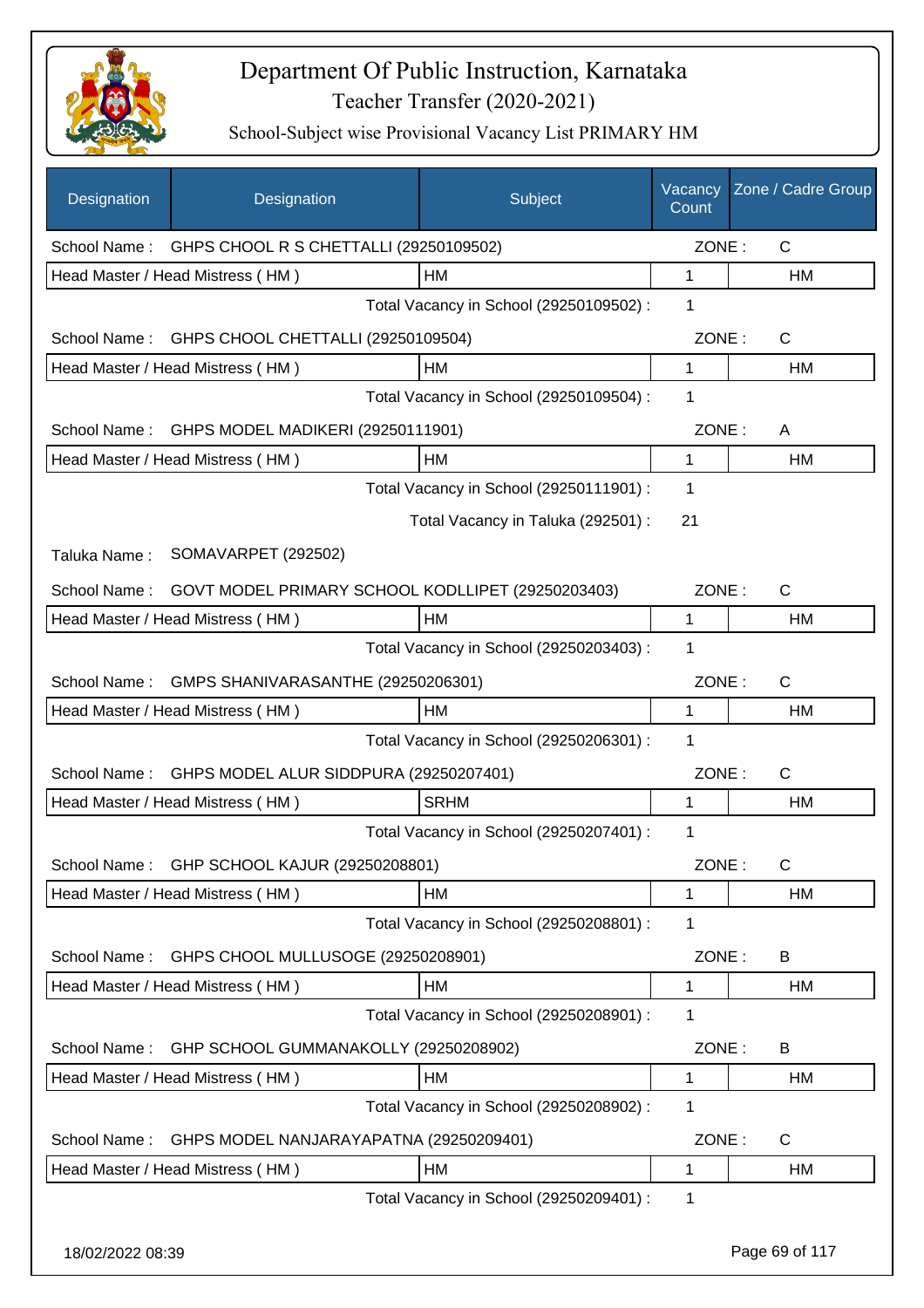# Department Of Public Instruction, Karnataka

Teacher Transfer (2020-2021)

School-Subject wise Provisional Vacancy List PRIMARY HM

| Designation | Designation | Subject | Vacancy Count | Zone / Cadre Group |
|---|---|---|---|---|
| School Name : | GHPS CHOOL R S CHETTALLI (29250109502) | | ZONE : | C |
| Head Master / Head Mistress ( HM ) | | HM | 1 | HM |
| | | Total Vacancy in School (29250109502) : | 1 | |
| School Name : | GHPS CHOOL CHETTALLI (29250109504) | | ZONE : | C |
| Head Master / Head Mistress ( HM ) | | HM | 1 | HM |
| | | Total Vacancy in School (29250109504) : | 1 | |
| School Name : | GHPS MODEL MADIKERI (29250111901) | | ZONE : | A |
| Head Master / Head Mistress ( HM ) | | HM | 1 | HM |
| | | Total Vacancy in School (29250111901) : | 1 | |
| | | Total Vacancy in Taluka (292501) : | 21 | |
| Taluka Name : | SOMAVARPET (292502) | | | |
| School Name : | GOVT MODEL PRIMARY SCHOOL KODLLIPET (29250203403) | | ZONE : | C |
| Head Master / Head Mistress ( HM ) | | HM | 1 | HM |
| | | Total Vacancy in School (29250203403) : | 1 | |
| School Name : | GMPS SHANIVARASANTHE (29250206301) | | ZONE : | C |
| Head Master / Head Mistress ( HM ) | | HM | 1 | HM |
| | | Total Vacancy in School (29250206301) : | 1 | |
| School Name : | GHPS MODEL ALUR SIDDPURA (29250207401) | | ZONE : | C |
| Head Master / Head Mistress ( HM ) | | SRHM | 1 | HM |
| | | Total Vacancy in School (29250207401) : | 1 | |
| School Name : | GHP SCHOOL KAJUR (29250208801) | | ZONE : | C |
| Head Master / Head Mistress ( HM ) | | HM | 1 | HM |
| | | Total Vacancy in School (29250208801) : | 1 | |
| School Name : | GHPS CHOOL MULLUSOGE (29250208901) | | ZONE : | B |
| Head Master / Head Mistress ( HM ) | | HM | 1 | HM |
| | | Total Vacancy in School (29250208901) : | 1 | |
| School Name : | GHP SCHOOL GUMMANAKOLLY (29250208902) | | ZONE : | B |
| Head Master / Head Mistress ( HM ) | | HM | 1 | HM |
| | | Total Vacancy in School (29250208902) : | 1 | |
| School Name : | GHPS MODEL NANJARAYAPATNA (29250209401) | | ZONE : | C |
| Head Master / Head Mistress ( HM ) | | HM | 1 | HM |
| | | Total Vacancy in School (29250209401) : | 1 | |

18/02/2022 08:39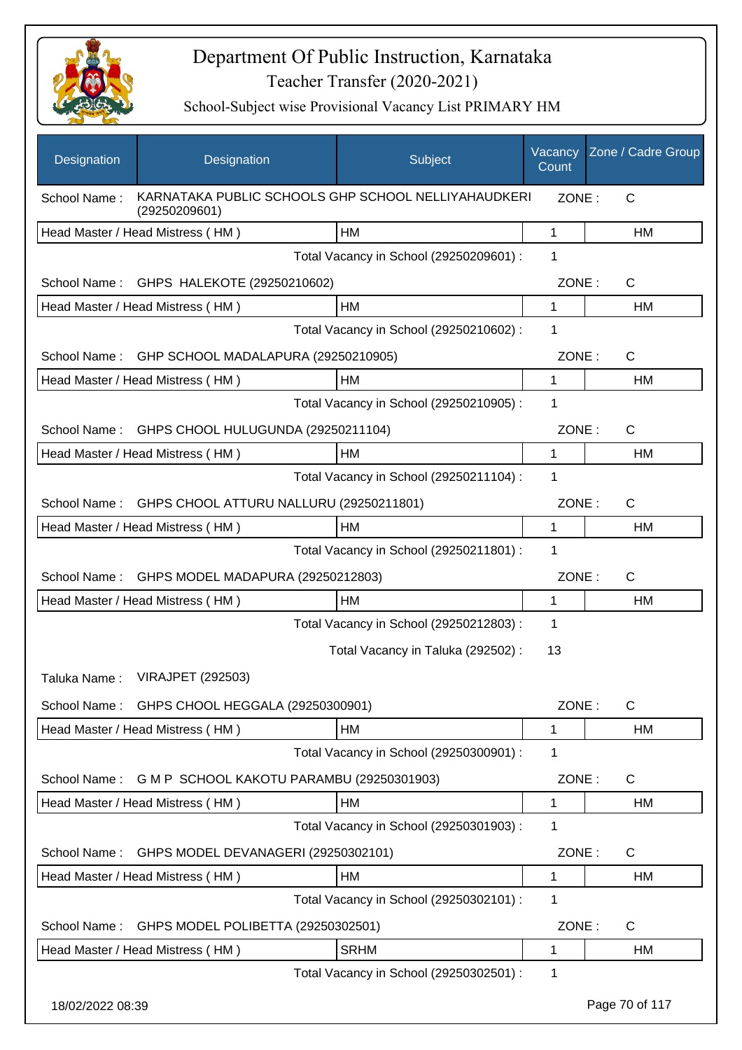# Department Of Public Instruction, Karnataka

## Teacher Transfer (2020-2021)

### School-Subject wise Provisional Vacancy List PRIMARY HM

| Designation | Designation | Subject | Vacancy Count | Zone / Cadre Group |
|---|---|---|---|---|
| School Name : | KARNATAKA PUBLIC SCHOOLS GHP SCHOOL NELLIYAHAUDKERI (29250209601) | | ZONE : | C |
| Head Master / Head Mistress ( HM ) | | HM | 1 | HM |
| | | Total Vacancy in School (29250209601) : | 1 | |
| School Name : | GHPS HALEKOTE (29250210602) | | ZONE : | C |
| Head Master / Head Mistress ( HM ) | | HM | 1 | HM |
| | | Total Vacancy in School (29250210602) : | 1 | |
| School Name : | GHP SCHOOL MADALAPURA (29250210905) | | ZONE : | C |
| Head Master / Head Mistress ( HM ) | | HM | 1 | HM |
| | | Total Vacancy in School (29250210905) : | 1 | |
| School Name : | GHPS CHOOL HULUGUNDA (29250211104) | | ZONE : | C |
| Head Master / Head Mistress ( HM ) | | HM | 1 | HM |
| | | Total Vacancy in School (29250211104) : | 1 | |
| School Name : | GHPS CHOOL ATTURU NALLURU (29250211801) | | ZONE : | C |
| Head Master / Head Mistress ( HM ) | | HM | 1 | HM |
| | | Total Vacancy in School (29250211801) : | 1 | |
| School Name : | GHPS MODEL MADAPURA (29250212803) | | ZONE : | C |
| Head Master / Head Mistress ( HM ) | | HM | 1 | HM |
| | | Total Vacancy in School (29250212803) : | 1 | |
| | | Total Vacancy in Taluka (292502) : | 13 | |
| Taluka Name : | VIRAJPET (292503) | | | |
| School Name : | GHPS CHOOL HEGGALA (29250300901) | | ZONE : | C |
| Head Master / Head Mistress ( HM ) | | HM | 1 | HM |
| | | Total Vacancy in School (29250300901) : | 1 | |
| School Name : | G M P SCHOOL KAKOTU PARAMBU (29250301903) | | ZONE : | C |
| Head Master / Head Mistress ( HM ) | | HM | 1 | HM |
| | | Total Vacancy in School (29250301903) : | 1 | |
| School Name : | GHPS MODEL DEVANAGERI (29250302101) | | ZONE : | C |
| Head Master / Head Mistress ( HM ) | | HM | 1 | HM |
| | | Total Vacancy in School (29250302101) : | 1 | |
| School Name : | GHPS MODEL POLIBETTA (29250302501) | | ZONE : | C |
| Head Master / Head Mistress ( HM ) | | SRHM | 1 | HM |
| | | Total Vacancy in School (29250302501) : | 1 | |

18/02/2022 08:39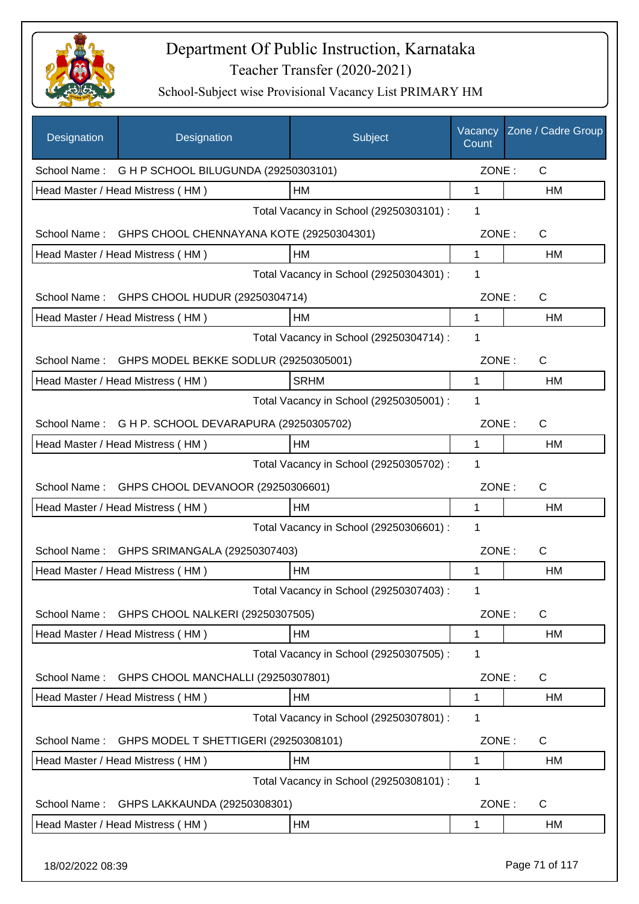# Department Of Public Instruction, Karnataka

## Teacher Transfer (2020-2021)

### School-Subject wise Provisional Vacancy List PRIMARY HM

| Designation | Designation | Subject | Vacancy Count | Zone / Cadre Group |
|---|---|---|---|---|
| School Name : | G H P SCHOOL BILUGUNDA (29250303101) | | ZONE : | C |
| Head Master / Head Mistress ( HM ) | | HM | 1 | HM |
| | | Total Vacancy in School (29250303101) : | 1 | |
| School Name : | GHPS CHOOL CHENNAYANA KOTE (29250304301) | | ZONE : | C |
| Head Master / Head Mistress ( HM ) | | HM | 1 | HM |
| | | Total Vacancy in School (29250304301) : | 1 | |
| School Name : | GHPS CHOOL HUDUR (29250304714) | | ZONE : | C |
| Head Master / Head Mistress ( HM ) | | HM | 1 | HM |
| | | Total Vacancy in School (29250304714) : | 1 | |
| School Name : | GHPS MODEL BEKKE SODLUR (29250305001) | | ZONE : | C |
| Head Master / Head Mistress ( HM ) | | SRHM | 1 | HM |
| | | Total Vacancy in School (29250305001) : | 1 | |
| School Name : | G H P. SCHOOL DEVARAPURA (29250305702) | | ZONE : | C |
| Head Master / Head Mistress ( HM ) | | HM | 1 | HM |
| | | Total Vacancy in School (29250305702) : | 1 | |
| School Name : | GHPS CHOOL DEVANOOR (29250306601) | | ZONE : | C |
| Head Master / Head Mistress ( HM ) | | HM | 1 | HM |
| | | Total Vacancy in School (29250306601) : | 1 | |
| School Name : | GHPS SRIMANGALA (29250307403) | | ZONE : | C |
| Head Master / Head Mistress ( HM ) | | HM | 1 | HM |
| | | Total Vacancy in School (29250307403) : | 1 | |
| School Name : | GHPS CHOOL NALKERI (29250307505) | | ZONE : | C |
| Head Master / Head Mistress ( HM ) | | HM | 1 | HM |
| | | Total Vacancy in School (29250307505) : | 1 | |
| School Name : | GHPS CHOOL MANCHALLI (29250307801) | | ZONE : | C |
| Head Master / Head Mistress ( HM ) | | HM | 1 | HM |
| | | Total Vacancy in School (29250307801) : | 1 | |
| School Name : | GHPS MODEL T SHETTIGERI (29250308101) | | ZONE : | C |
| Head Master / Head Mistress ( HM ) | | HM | 1 | HM |
| | | Total Vacancy in School (29250308101) : | 1 | |
| School Name : | GHPS LAKKAUNDA (29250308301) | | ZONE : | C |
| Head Master / Head Mistress ( HM ) | | HM | 1 | HM |

18/02/2022 08:39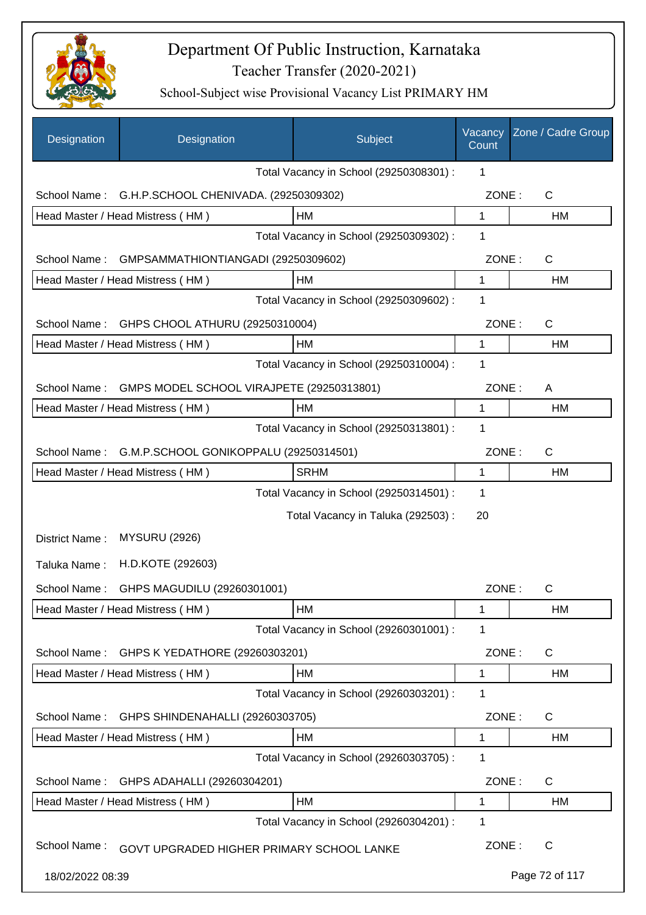# Department Of Public Instruction, Karnataka
## Teacher Transfer (2020-2021)
### School-Subject wise Provisional Vacancy List PRIMARY HM

| Designation | Designation | Subject | Vacancy Count | Zone / Cadre Group |
|---|---|---|---|---|
| | | Total Vacancy in School (29250308301) : | 1 | |
| School Name : | G.H.P.SCHOOL CHENIVADA. (29250309302) | | ZONE : | C |
| Head Master / Head Mistress ( HM ) | | HM | 1 | HM |
| | | Total Vacancy in School (29250309302) : | 1 | |
| School Name : | GMPSAMMATHIONTIANGADI (29250309602) | | ZONE : | C |
| Head Master / Head Mistress ( HM ) | | HM | 1 | HM |
| | | Total Vacancy in School (29250309602) : | 1 | |
| School Name : | GHPS CHOOL ATHURU (29250310004) | | ZONE : | C |
| Head Master / Head Mistress ( HM ) | | HM | 1 | HM |
| | | Total Vacancy in School (29250310004) : | 1 | |
| School Name : | GMPS MODEL SCHOOL VIRAJPETE (29250313801) | | ZONE : | A |
| Head Master / Head Mistress ( HM ) | | HM | 1 | HM |
| | | Total Vacancy in School (29250313801) : | 1 | |
| School Name : | G.M.P.SCHOOL GONIKOPPALU (29250314501) | | ZONE : | C |
| Head Master / Head Mistress ( HM ) | | SRHM | 1 | HM |
| | | Total Vacancy in School (29250314501) : | 1 | |
| | | Total Vacancy in Taluka (292503) : | 20 | |
| District Name : | MYSURU (2926) | | | |
| Taluka Name : | H.D.KOTE (292603) | | | |
| School Name : | GHPS MAGUDILU (29260301001) | | ZONE : | C |
| Head Master / Head Mistress ( HM ) | | HM | 1 | HM |
| | | Total Vacancy in School (29260301001) : | 1 | |
| School Name : | GHPS K YEDATHORE (29260303201) | | ZONE : | C |
| Head Master / Head Mistress ( HM ) | | HM | 1 | HM |
| | | Total Vacancy in School (29260303201) : | 1 | |
| School Name : | GHPS SHINDENAHALLI (29260303705) | | ZONE : | C |
| Head Master / Head Mistress ( HM ) | | HM | 1 | HM |
| | | Total Vacancy in School (29260303705) : | 1 | |
| School Name : | GHPS ADAHALLI (29260304201) | | ZONE : | C |
| Head Master / Head Mistress ( HM ) | | HM | 1 | HM |
| | | Total Vacancy in School (29260304201) : | 1 | |
| School Name : | GOVT UPGRADED HIGHER PRIMARY SCHOOL LANKE | | ZONE : | C |

18/02/2022 08:39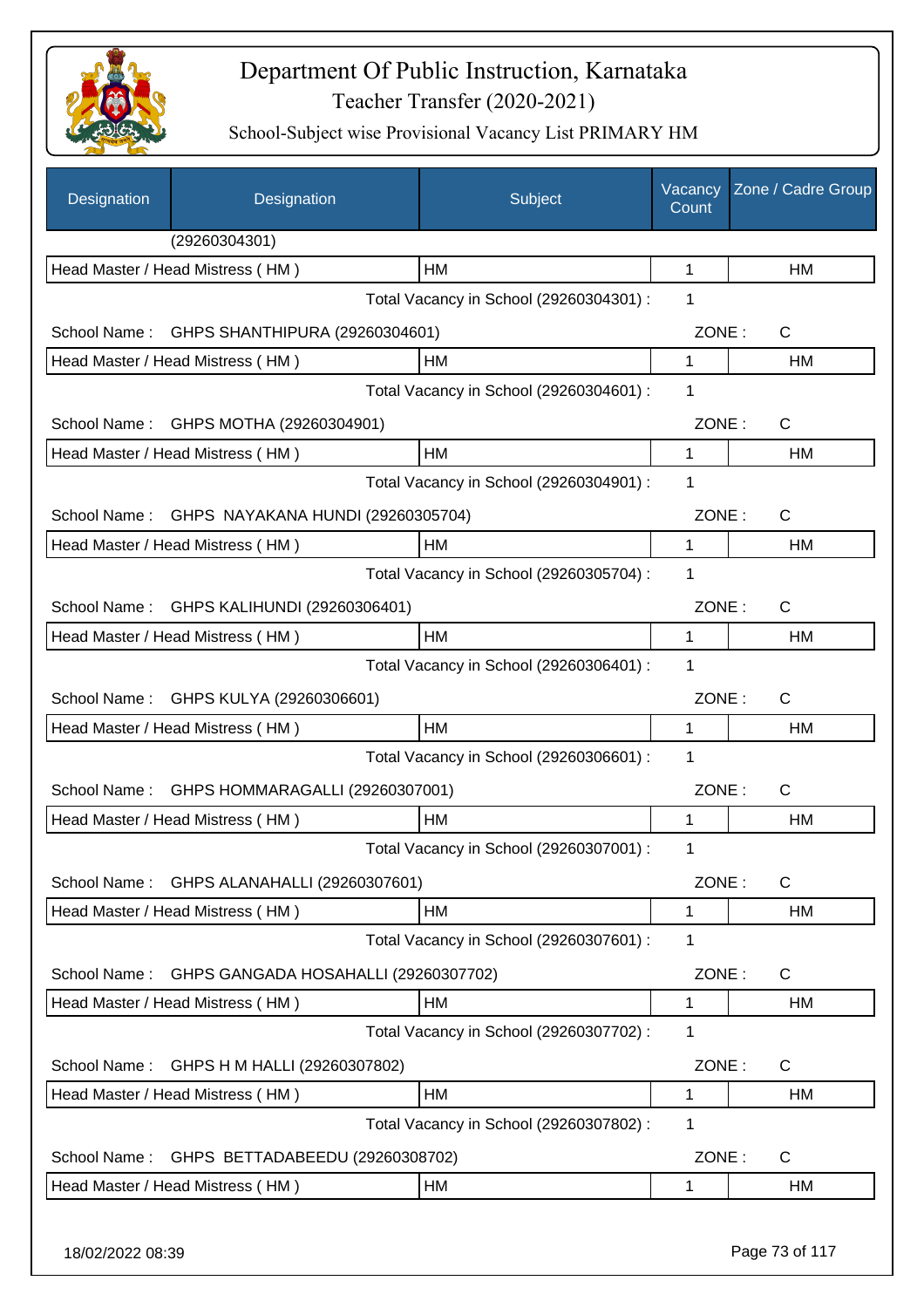# Department Of Public Instruction, Karnataka

Teacher Transfer (2020-2021)

School-Subject wise Provisional Vacancy List PRIMARY HM

| Designation | Designation | Subject | Vacancy Count | Zone / Cadre Group |
|---|---|---|---|---|
| | (29260304301) | | | |
| Head Master / Head Mistress ( HM ) | | HM | 1 | HM |
| | | Total Vacancy in School (29260304301) : | 1 | |
| School Name : | GHPS SHANTHIPURA (29260304601) | | ZONE : | C |
| Head Master / Head Mistress ( HM ) | | HM | 1 | HM |
| | | Total Vacancy in School (29260304601) : | 1 | |
| School Name : | GHPS MOTHA (29260304901) | | ZONE : | C |
| Head Master / Head Mistress ( HM ) | | HM | 1 | HM |
| | | Total Vacancy in School (29260304901) : | 1 | |
| School Name : | GHPS NAYAKANA HUNDI (29260305704) | | ZONE : | C |
| Head Master / Head Mistress ( HM ) | | HM | 1 | HM |
| | | Total Vacancy in School (29260305704) : | 1 | |
| School Name : | GHPS KALIHUNDI (29260306401) | | ZONE : | C |
| Head Master / Head Mistress ( HM ) | | HM | 1 | HM |
| | | Total Vacancy in School (29260306401) : | 1 | |
| School Name : | GHPS KULYA (29260306601) | | ZONE : | C |
| Head Master / Head Mistress ( HM ) | | HM | 1 | HM |
| | | Total Vacancy in School (29260306601) : | 1 | |
| School Name : | GHPS HOMMARAGALLI (29260307001) | | ZONE : | C |
| Head Master / Head Mistress ( HM ) | | HM | 1 | HM |
| | | Total Vacancy in School (29260307001) : | 1 | |
| School Name : | GHPS ALANAHALLI (29260307601) | | ZONE : | C |
| Head Master / Head Mistress ( HM ) | | HM | 1 | HM |
| | | Total Vacancy in School (29260307601) : | 1 | |
| School Name : | GHPS GANGADA HOSAHALLI (29260307702) | | ZONE : | C |
| Head Master / Head Mistress ( HM ) | | HM | 1 | HM |
| | | Total Vacancy in School (29260307702) : | 1 | |
| School Name : | GHPS H M HALLI (29260307802) | | ZONE : | C |
| Head Master / Head Mistress ( HM ) | | HM | 1 | HM |
| | | Total Vacancy in School (29260307802) : | 1 | |
| School Name : | GHPS BETTADABEEDU (29260308702) | | ZONE : | C |
| Head Master / Head Mistress ( HM ) | | HM | 1 | HM |

18/02/2022 08:39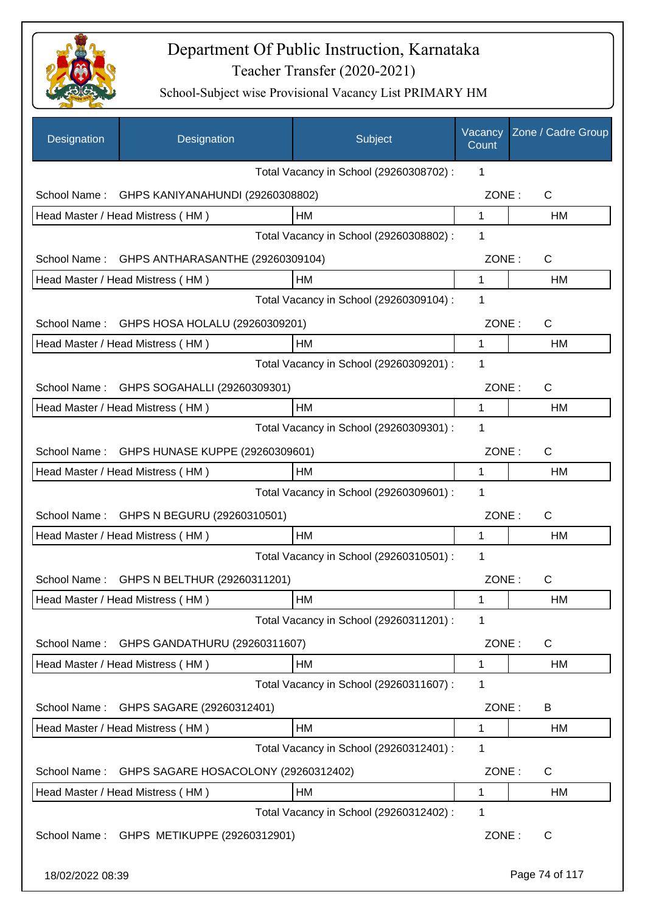# Department Of Public Instruction, Karnataka

Teacher Transfer (2020-2021)

School-Subject wise Provisional Vacancy List PRIMARY HM

| Designation | Designation | Subject | Vacancy Count | Zone / Cadre Group |
|---|---|---|---|---|
| | | Total Vacancy in School (29260308702) : | 1 | |
| School Name : | GHPS KANIYANAHUNDI (29260308802) | | ZONE : | C |
| Head Master / Head Mistress ( HM ) | | HM | 1 | HM |
| | | Total Vacancy in School (29260308802) : | 1 | |
| School Name : | GHPS ANTHARASANTHE (29260309104) | | ZONE : | C |
| Head Master / Head Mistress ( HM ) | | HM | 1 | HM |
| | | Total Vacancy in School (29260309104) : | 1 | |
| School Name : | GHPS HOSA HOLALU (29260309201) | | ZONE : | C |
| Head Master / Head Mistress ( HM ) | | HM | 1 | HM |
| | | Total Vacancy in School (29260309201) : | 1 | |
| School Name : | GHPS SOGAHALLI (29260309301) | | ZONE : | C |
| Head Master / Head Mistress ( HM ) | | HM | 1 | HM |
| | | Total Vacancy in School (29260309301) : | 1 | |
| School Name : | GHPS HUNASE KUPPE (29260309601) | | ZONE : | C |
| Head Master / Head Mistress ( HM ) | | HM | 1 | HM |
| | | Total Vacancy in School (29260309601) : | 1 | |
| School Name : | GHPS N BEGURU (29260310501) | | ZONE : | C |
| Head Master / Head Mistress ( HM ) | | HM | 1 | HM |
| | | Total Vacancy in School (29260310501) : | 1 | |
| School Name : | GHPS N BELTHUR (29260311201) | | ZONE : | C |
| Head Master / Head Mistress ( HM ) | | HM | 1 | HM |
| | | Total Vacancy in School (29260311201) : | 1 | |
| School Name : | GHPS GANDATHURU (29260311607) | | ZONE : | C |
| Head Master / Head Mistress ( HM ) | | HM | 1 | HM |
| | | Total Vacancy in School (29260311607) : | 1 | |
| School Name : | GHPS SAGARE (29260312401) | | ZONE : | B |
| Head Master / Head Mistress ( HM ) | | HM | 1 | HM |
| | | Total Vacancy in School (29260312401) : | 1 | |
| School Name : | GHPS SAGARE HOSACOLONY (29260312402) | | ZONE : | C |
| Head Master / Head Mistress ( HM ) | | HM | 1 | HM |
| | | Total Vacancy in School (29260312402) : | 1 | |
| School Name : | GHPS METIKUPPE (29260312901) | | ZONE : | C |

18/02/2022 08:39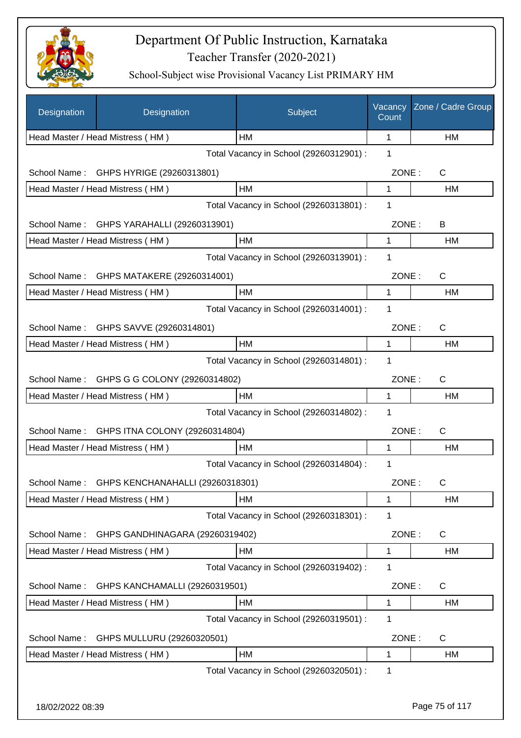# Department Of Public Instruction, Karnataka

## Teacher Transfer (2020-2021)

### School-Subject wise Provisional Vacancy List PRIMARY HM

| Designation | Designation | Subject | Vacancy Count | Zone / Cadre Group |
|---|---|---|---|---|
| Head Master / Head Mistress ( HM ) | | HM | 1 | HM |

Total Vacancy in School (29260312901) : 1

School Name : GHPS HYRIGE (29260313801) ZONE : C

| Designation | Subject | Vacancy Count | Zone / Cadre Group |
|---|---|---|---|
| Head Master / Head Mistress ( HM ) | HM | 1 | HM |

Total Vacancy in School (29260313801) : 1

School Name : GHPS YARAHALLI (29260313901) ZONE : B

| Designation | Subject | Vacancy Count | Zone / Cadre Group |
|---|---|---|---|
| Head Master / Head Mistress ( HM ) | HM | 1 | HM |

Total Vacancy in School (29260313901) : 1

School Name : GHPS MATAKERE (29260314001) ZONE : C

| Designation | Subject | Vacancy Count | Zone / Cadre Group |
|---|---|---|---|
| Head Master / Head Mistress ( HM ) | HM | 1 | HM |

Total Vacancy in School (29260314001) : 1

School Name : GHPS SAVVE (29260314801) ZONE : C

| Designation | Subject | Vacancy Count | Zone / Cadre Group |
|---|---|---|---|
| Head Master / Head Mistress ( HM ) | HM | 1 | HM |

Total Vacancy in School (29260314801) : 1

School Name : GHPS G G COLONY (29260314802) ZONE : C

| Designation | Subject | Vacancy Count | Zone / Cadre Group |
|---|---|---|---|
| Head Master / Head Mistress ( HM ) | HM | 1 | HM |

Total Vacancy in School (29260314802) : 1

School Name : GHPS ITNA COLONY (29260314804) ZONE : C

| Designation | Subject | Vacancy Count | Zone / Cadre Group |
|---|---|---|---|
| Head Master / Head Mistress ( HM ) | HM | 1 | HM |

Total Vacancy in School (29260314804) : 1

School Name : GHPS KENCHANAHALLI (29260318301) ZONE : C

| Designation | Subject | Vacancy Count | Zone / Cadre Group |
|---|---|---|---|
| Head Master / Head Mistress ( HM ) | HM | 1 | HM |

Total Vacancy in School (29260318301) : 1

School Name : GHPS GANDHINAGARA (29260319402) ZONE : C

| Designation | Subject | Vacancy Count | Zone / Cadre Group |
|---|---|---|---|
| Head Master / Head Mistress ( HM ) | HM | 1 | HM |

Total Vacancy in School (29260319402) : 1

School Name : GHPS KANCHAMALLI (29260319501) ZONE : C

| Designation | Subject | Vacancy Count | Zone / Cadre Group |
|---|---|---|---|
| Head Master / Head Mistress ( HM ) | HM | 1 | HM |

Total Vacancy in School (29260319501) : 1

School Name : GHPS MULLURU (29260320501) ZONE : C

| Designation | Subject | Vacancy Count | Zone / Cadre Group |
|---|---|---|---|
| Head Master / Head Mistress ( HM ) | HM | 1 | HM |

Total Vacancy in School (29260320501) : 1

18/02/2022 08:39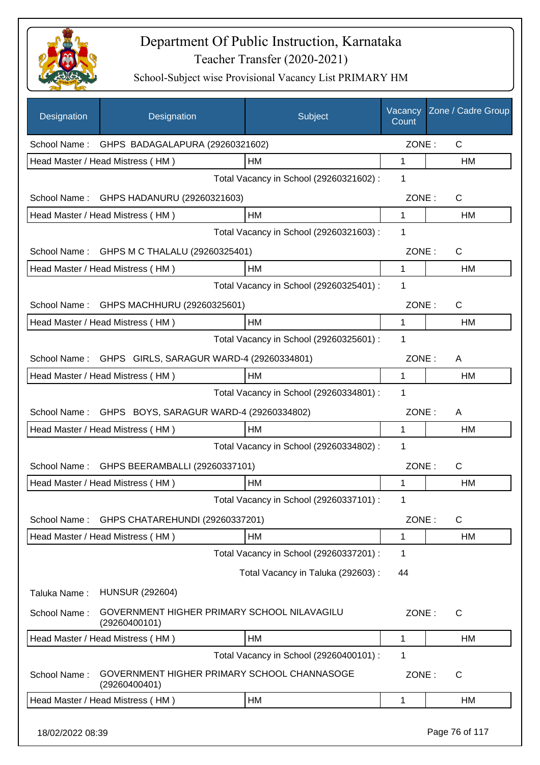# Department Of Public Instruction, Karnataka

Teacher Transfer (2020-2021)

School-Subject wise Provisional Vacancy List PRIMARY HM

| Designation | Designation | Subject | Vacancy Count | Zone / Cadre Group |
|---|---|---|---|---|
| School Name : | GHPS BADAGALAPURA (29260321602) | | ZONE : | C |
| Head Master / Head Mistress ( HM ) | | HM | 1 | HM |
| | | Total Vacancy in School (29260321602) : | 1 | |
| School Name : | GHPS HADANURU (29260321603) | | ZONE : | C |
| Head Master / Head Mistress ( HM ) | | HM | 1 | HM |
| | | Total Vacancy in School (29260321603) : | 1 | |
| School Name : | GHPS M C THALALU (29260325401) | | ZONE : | C |
| Head Master / Head Mistress ( HM ) | | HM | 1 | HM |
| | | Total Vacancy in School (29260325401) : | 1 | |
| School Name : | GHPS MACHHURU (29260325601) | | ZONE : | C |
| Head Master / Head Mistress ( HM ) | | HM | 1 | HM |
| | | Total Vacancy in School (29260325601) : | 1 | |
| School Name : | GHPS GIRLS, SARAGUR WARD-4 (29260334801) | | ZONE : | A |
| Head Master / Head Mistress ( HM ) | | HM | 1 | HM |
| | | Total Vacancy in School (29260334801) : | 1 | |
| School Name : | GHPS BOYS, SARAGUR WARD-4 (29260334802) | | ZONE : | A |
| Head Master / Head Mistress ( HM ) | | HM | 1 | HM |
| | | Total Vacancy in School (29260334802) : | 1 | |
| School Name : | GHPS BEERAMBALLI (29260337101) | | ZONE : | C |
| Head Master / Head Mistress ( HM ) | | HM | 1 | HM |
| | | Total Vacancy in School (29260337101) : | 1 | |
| School Name : | GHPS CHATAREHUNDI (29260337201) | | ZONE : | C |
| Head Master / Head Mistress ( HM ) | | HM | 1 | HM |
| | | Total Vacancy in School (29260337201) : | 1 | |
| | | Total Vacancy in Taluka (292603) : | 44 | |
| Taluka Name : | HUNSUR (292604) | | | |
| School Name : | GOVERNMENT HIGHER PRIMARY SCHOOL NILAVAGILU (29260400101) | | ZONE : | C |
| Head Master / Head Mistress ( HM ) | | HM | 1 | HM |
| | | Total Vacancy in School (29260400101) : | 1 | |
| School Name : | GOVERNMENT HIGHER PRIMARY SCHOOL CHANNASOGE (29260400401) | | ZONE : | C |
| Head Master / Head Mistress ( HM ) | | HM | 1 | HM |

18/02/2022 08:39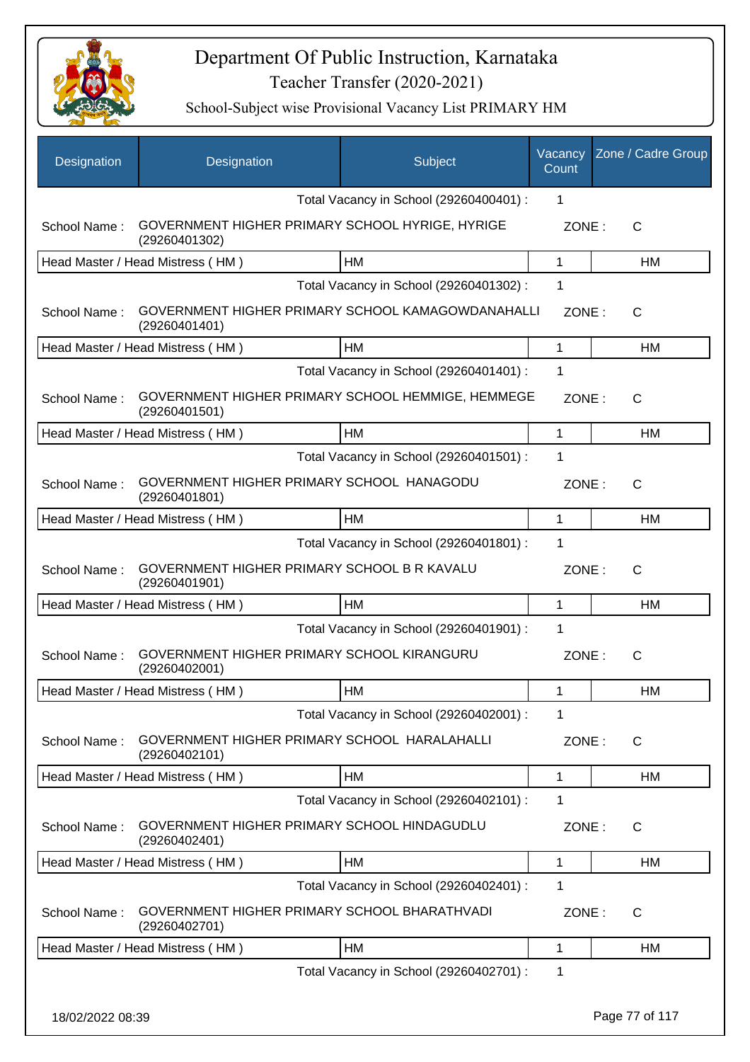# Department Of Public Instruction, Karnataka

Teacher Transfer (2020-2021)

School-Subject wise Provisional Vacancy List PRIMARY HM

| Designation | Designation | Subject | Vacancy Count | Zone / Cadre Group |
|---|---|---|---|---|
| | | Total Vacancy in School (29260400401) : | 1 | |
| School Name : | GOVERNMENT HIGHER PRIMARY SCHOOL HYRIGE, HYRIGE (29260401302) | | ZONE : | C |
| Head Master / Head Mistress ( HM ) | | HM | 1 | HM |
| | | Total Vacancy in School (29260401302) : | 1 | |
| School Name : | GOVERNMENT HIGHER PRIMARY SCHOOL KAMAGOWDANAHALLI (29260401401) | | ZONE : | C |
| Head Master / Head Mistress ( HM ) | | HM | 1 | HM |
| | | Total Vacancy in School (29260401401) : | 1 | |
| School Name : | GOVERNMENT HIGHER PRIMARY SCHOOL HEMMIGE, HEMMEGE (29260401501) | | ZONE : | C |
| Head Master / Head Mistress ( HM ) | | HM | 1 | HM |
| | | Total Vacancy in School (29260401501) : | 1 | |
| School Name : | GOVERNMENT HIGHER PRIMARY SCHOOL HANAGODU (29260401801) | | ZONE : | C |
| Head Master / Head Mistress ( HM ) | | HM | 1 | HM |
| | | Total Vacancy in School (29260401801) : | 1 | |
| School Name : | GOVERNMENT HIGHER PRIMARY SCHOOL B R KAVALU (29260401901) | | ZONE : | C |
| Head Master / Head Mistress ( HM ) | | HM | 1 | HM |
| | | Total Vacancy in School (29260401901) : | 1 | |
| School Name : | GOVERNMENT HIGHER PRIMARY SCHOOL KIRANGURU (29260402001) | | ZONE : | C |
| Head Master / Head Mistress ( HM ) | | HM | 1 | HM |
| | | Total Vacancy in School (29260402001) : | 1 | |
| School Name : | GOVERNMENT HIGHER PRIMARY SCHOOL HARALAHALLI (29260402101) | | ZONE : | C |
| Head Master / Head Mistress ( HM ) | | HM | 1 | HM |
| | | Total Vacancy in School (29260402101) : | 1 | |
| School Name : | GOVERNMENT HIGHER PRIMARY SCHOOL HINDAGUDLU (29260402401) | | ZONE : | C |
| Head Master / Head Mistress ( HM ) | | HM | 1 | HM |
| | | Total Vacancy in School (29260402401) : | 1 | |
| School Name : | GOVERNMENT HIGHER PRIMARY SCHOOL BHARATHVADI (29260402701) | | ZONE : | C |
| Head Master / Head Mistress ( HM ) | | HM | 1 | HM |
| | | Total Vacancy in School (29260402701) : | 1 | |

18/02/2022 08:39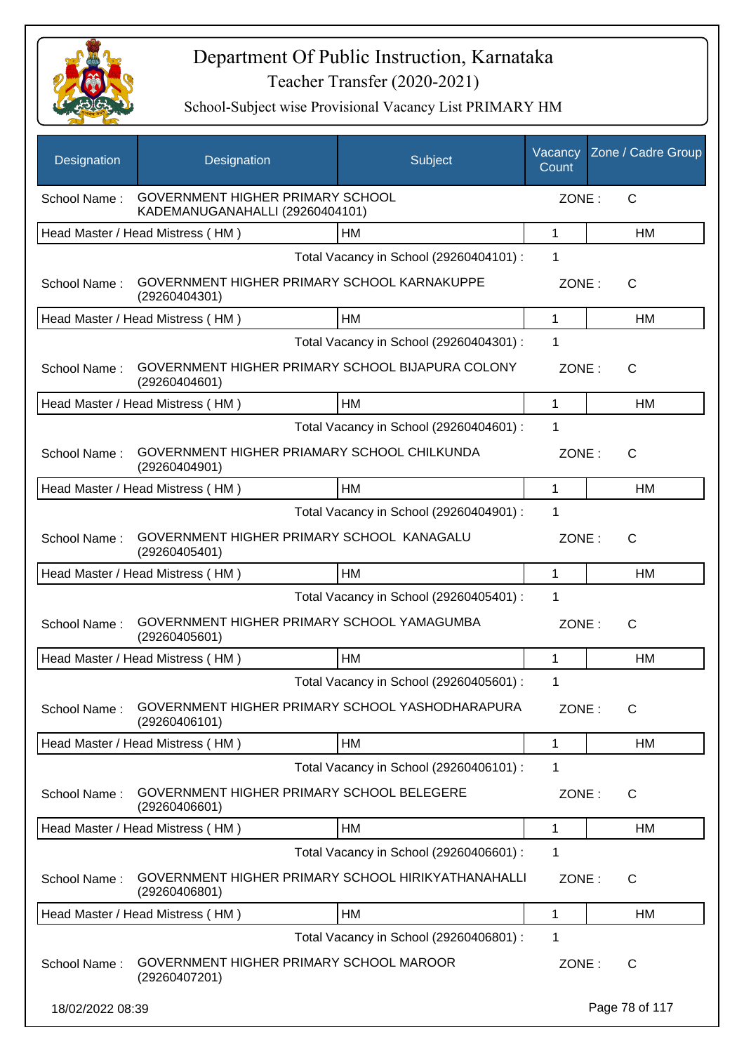# Department Of Public Instruction, Karnataka

Teacher Transfer (2020-2021)

School-Subject wise Provisional Vacancy List PRIMARY HM

| Designation | Designation | Subject | Vacancy Count | Zone / Cadre Group |
|---|---|---|---|---|
| School Name : | GOVERNMENT HIGHER PRIMARY SCHOOL KADEMANUGANAHALLI (29260404101) | | ZONE : | C |
| Head Master / Head Mistress ( HM ) | | HM | 1 | HM |
| | | Total Vacancy in School (29260404101) : | 1 | |
| School Name : | GOVERNMENT HIGHER PRIMARY SCHOOL KARNAKUPPE (29260404301) | | ZONE : | C |
| Head Master / Head Mistress ( HM ) | | HM | 1 | HM |
| | | Total Vacancy in School (29260404301) : | 1 | |
| School Name : | GOVERNMENT HIGHER PRIMARY SCHOOL BIJAPURA COLONY (29260404601) | | ZONE : | C |
| Head Master / Head Mistress ( HM ) | | HM | 1 | HM |
| | | Total Vacancy in School (29260404601) : | 1 | |
| School Name : | GOVERNMENT HIGHER PRIAMARY SCHOOL CHILKUNDA (29260404901) | | ZONE : | C |
| Head Master / Head Mistress ( HM ) | | HM | 1 | HM |
| | | Total Vacancy in School (29260404901) : | 1 | |
| School Name : | GOVERNMENT HIGHER PRIMARY SCHOOL KANAGALU (29260405401) | | ZONE : | C |
| Head Master / Head Mistress ( HM ) | | HM | 1 | HM |
| | | Total Vacancy in School (29260405401) : | 1 | |
| School Name : | GOVERNMENT HIGHER PRIMARY SCHOOL YAMAGUMBA (29260405601) | | ZONE : | C |
| Head Master / Head Mistress ( HM ) | | HM | 1 | HM |
| | | Total Vacancy in School (29260405601) : | 1 | |
| School Name : | GOVERNMENT HIGHER PRIMARY SCHOOL YASHODHARAPURA (29260406101) | | ZONE : | C |
| Head Master / Head Mistress ( HM ) | | HM | 1 | HM |
| | | Total Vacancy in School (29260406101) : | 1 | |
| School Name : | GOVERNMENT HIGHER PRIMARY SCHOOL BELEGERE (29260406601) | | ZONE : | C |
| Head Master / Head Mistress ( HM ) | | HM | 1 | HM |
| | | Total Vacancy in School (29260406601) : | 1 | |
| School Name : | GOVERNMENT HIGHER PRIMARY SCHOOL HIRIKYATHANAHALLI (29260406801) | | ZONE : | C |
| Head Master / Head Mistress ( HM ) | | HM | 1 | HM |
| | | Total Vacancy in School (29260406801) : | 1 | |
| School Name : | GOVERNMENT HIGHER PRIMARY SCHOOL MAROOR (29260407201) | | ZONE : | C |

18/02/2022 08:39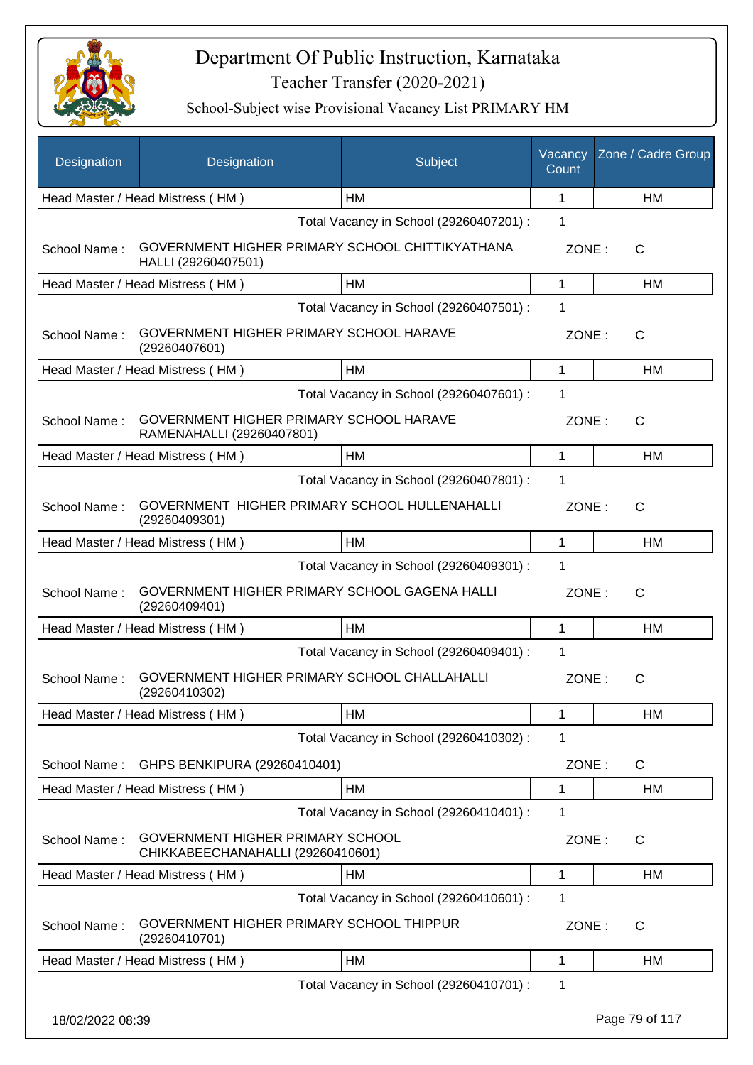# Department Of Public Instruction, Karnataka

## Teacher Transfer (2020-2021)

### School-Subject wise Provisional Vacancy List PRIMARY HM

| Designation | Designation | Subject | Vacancy Count | Zone / Cadre Group |
|---|---|---|---|---|
| Head Master / Head Mistress ( HM ) | | HM | 1 | HM |
| | | Total Vacancy in School (29260407201) : | 1 | |
| School Name : | GOVERNMENT HIGHER PRIMARY SCHOOL CHITTIKYATHANA HALLI (29260407501) | | ZONE : | C |
| Head Master / Head Mistress ( HM ) | | HM | 1 | HM |
| | | Total Vacancy in School (29260407501) : | 1 | |
| School Name : | GOVERNMENT HIGHER PRIMARY SCHOOL HARAVE (29260407601) | | ZONE : | C |
| Head Master / Head Mistress ( HM ) | | HM | 1 | HM |
| | | Total Vacancy in School (29260407601) : | 1 | |
| School Name : | GOVERNMENT HIGHER PRIMARY SCHOOL HARAVE RAMENAHALLI (29260407801) | | ZONE : | C |
| Head Master / Head Mistress ( HM ) | | HM | 1 | HM |
| | | Total Vacancy in School (29260407801) : | 1 | |
| School Name : | GOVERNMENT HIGHER PRIMARY SCHOOL HULLENAHALLI (29260409301) | | ZONE : | C |
| Head Master / Head Mistress ( HM ) | | HM | 1 | HM |
| | | Total Vacancy in School (29260409301) : | 1 | |
| School Name : | GOVERNMENT HIGHER PRIMARY SCHOOL GAGENA HALLI (29260409401) | | ZONE : | C |
| Head Master / Head Mistress ( HM ) | | HM | 1 | HM |
| | | Total Vacancy in School (29260409401) : | 1 | |
| School Name : | GOVERNMENT HIGHER PRIMARY SCHOOL CHALLAHALLI (29260410302) | | ZONE : | C |
| Head Master / Head Mistress ( HM ) | | HM | 1 | HM |
| | | Total Vacancy in School (29260410302) : | 1 | |
| School Name : | GHPS BENKIPURA (29260410401) | | ZONE : | C |
| Head Master / Head Mistress ( HM ) | | HM | 1 | HM |
| | | Total Vacancy in School (29260410401) : | 1 | |
| School Name : | GOVERNMENT HIGHER PRIMARY SCHOOL CHIKKABEECHANAHALLI (29260410601) | | ZONE : | C |
| Head Master / Head Mistress ( HM ) | | HM | 1 | HM |
| | | Total Vacancy in School (29260410601) : | 1 | |
| School Name : | GOVERNMENT HIGHER PRIMARY SCHOOL THIPPUR (29260410701) | | ZONE : | C |
| Head Master / Head Mistress ( HM ) | | HM | 1 | HM |
| | | Total Vacancy in School (29260410701) : | 1 | |

18/02/2022 08:39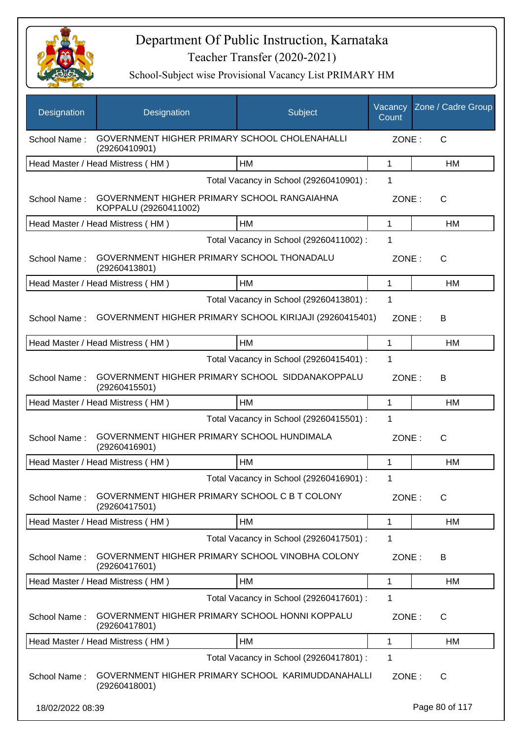# Department Of Public Instruction, Karnataka

## Teacher Transfer (2020-2021)

### School-Subject wise Provisional Vacancy List PRIMARY HM

| Designation | Designation | Subject | Vacancy Count | Zone / Cadre Group |
|---|---|---|---|---|
| School Name : | GOVERNMENT HIGHER PRIMARY SCHOOL CHOLENAHALLI (29260410901) | | ZONE : | C |
| Head Master / Head Mistress ( HM ) | | HM | 1 | HM |
| | | Total Vacancy in School (29260410901) : | 1 | |
| School Name : | GOVERNMENT HIGHER PRIMARY SCHOOL RANGAIAHNA KOPPALU (29260411002) | | ZONE : | C |
| Head Master / Head Mistress ( HM ) | | HM | 1 | HM |
| | | Total Vacancy in School (29260411002) : | 1 | |
| School Name : | GOVERNMENT HIGHER PRIMARY SCHOOL THONADALU (29260413801) | | ZONE : | C |
| Head Master / Head Mistress ( HM ) | | HM | 1 | HM |
| | | Total Vacancy in School (29260413801) : | 1 | |
| School Name : | GOVERNMENT HIGHER PRIMARY SCHOOL KIRIJAJI (29260415401) | | ZONE : | B |
| Head Master / Head Mistress ( HM ) | | HM | 1 | HM |
| | | Total Vacancy in School (29260415401) : | 1 | |
| School Name : | GOVERNMENT HIGHER PRIMARY SCHOOL SIDDANAKOPPALU (29260415501) | | ZONE : | B |
| Head Master / Head Mistress ( HM ) | | HM | 1 | HM |
| | | Total Vacancy in School (29260415501) : | 1 | |
| School Name : | GOVERNMENT HIGHER PRIMARY SCHOOL HUNDIMALA (29260416901) | | ZONE : | C |
| Head Master / Head Mistress ( HM ) | | HM | 1 | HM |
| | | Total Vacancy in School (29260416901) : | 1 | |
| School Name : | GOVERNMENT HIGHER PRIMARY SCHOOL C B T COLONY (29260417501) | | ZONE : | C |
| Head Master / Head Mistress ( HM ) | | HM | 1 | HM |
| | | Total Vacancy in School (29260417501) : | 1 | |
| School Name : | GOVERNMENT HIGHER PRIMARY SCHOOL VINOBHA COLONY (29260417601) | | ZONE : | B |
| Head Master / Head Mistress ( HM ) | | HM | 1 | HM |
| | | Total Vacancy in School (29260417601) : | 1 | |
| School Name : | GOVERNMENT HIGHER PRIMARY SCHOOL HONNI KOPPALU (29260417801) | | ZONE : | C |
| Head Master / Head Mistress ( HM ) | | HM | 1 | HM |
| | | Total Vacancy in School (29260417801) : | 1 | |
| School Name : | GOVERNMENT HIGHER PRIMARY SCHOOL KARIMUDDANAHALLI (29260418001) | | ZONE : | C |

18/02/2022 08:39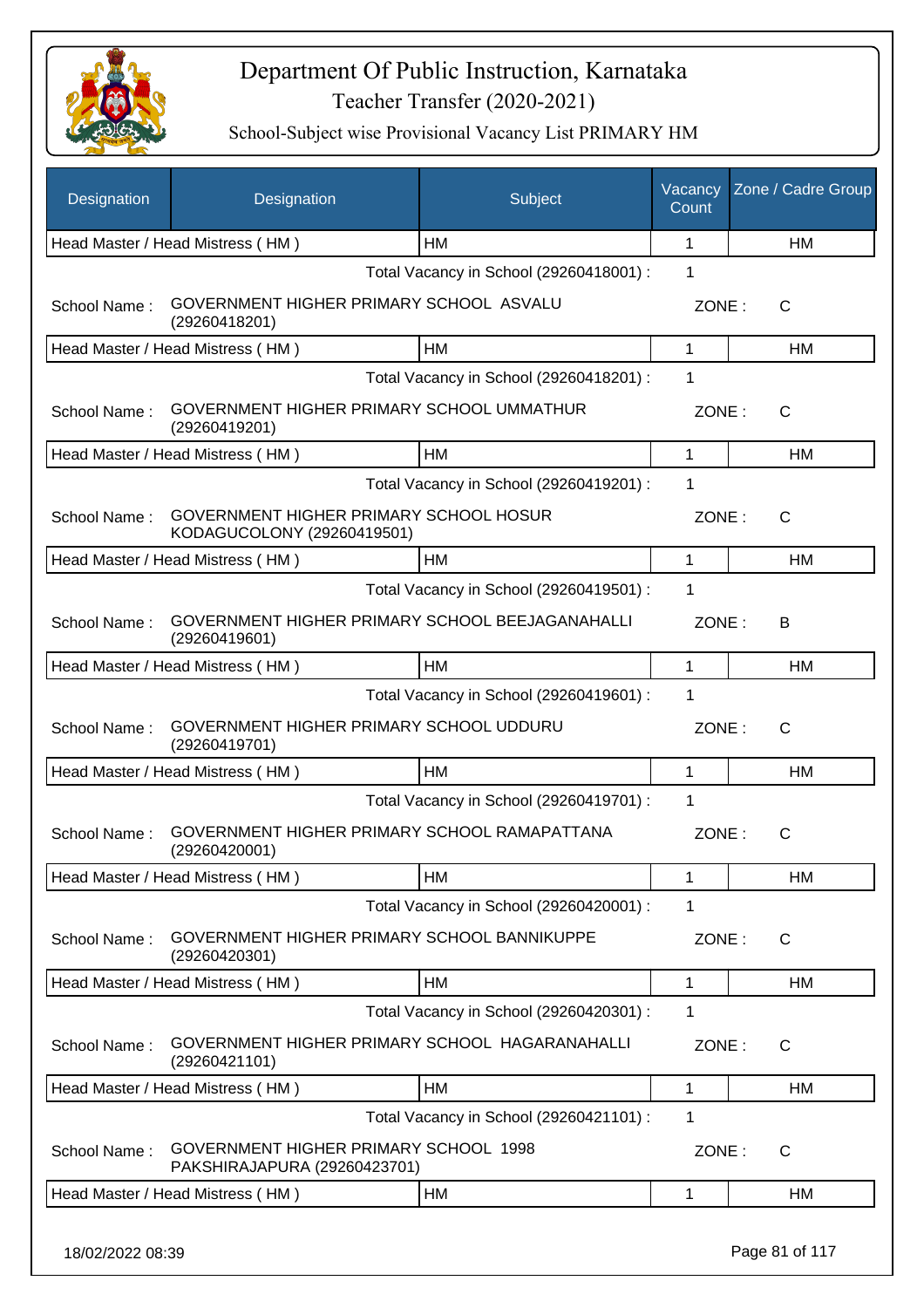# Department Of Public Instruction, Karnataka

## Teacher Transfer (2020-2021)

### School-Subject wise Provisional Vacancy List PRIMARY HM

| Designation | Designation | Subject | Vacancy Count | Zone / Cadre Group |
|---|---|---|---|---|
| Head Master / Head Mistress ( HM ) | | HM | 1 | HM |
| | | Total Vacancy in School (29260418001) : | 1 | |
| School Name : | GOVERNMENT HIGHER PRIMARY SCHOOL ASVALU (29260418201) | | ZONE : | C |
| Head Master / Head Mistress ( HM ) | | HM | 1 | HM |
| | | Total Vacancy in School (29260418201) : | 1 | |
| School Name : | GOVERNMENT HIGHER PRIMARY SCHOOL UMMATHUR (29260419201) | | ZONE : | C |
| Head Master / Head Mistress ( HM ) | | HM | 1 | HM |
| | | Total Vacancy in School (29260419201) : | 1 | |
| School Name : | GOVERNMENT HIGHER PRIMARY SCHOOL HOSUR KODAGUCOLONY (29260419501) | | ZONE : | C |
| Head Master / Head Mistress ( HM ) | | HM | 1 | HM |
| | | Total Vacancy in School (29260419501) : | 1 | |
| School Name : | GOVERNMENT HIGHER PRIMARY SCHOOL BEEJAGANAHALLI (29260419601) | | ZONE : | B |
| Head Master / Head Mistress ( HM ) | | HM | 1 | HM |
| | | Total Vacancy in School (29260419601) : | 1 | |
| School Name : | GOVERNMENT HIGHER PRIMARY SCHOOL UDDURU (29260419701) | | ZONE : | C |
| Head Master / Head Mistress ( HM ) | | HM | 1 | HM |
| | | Total Vacancy in School (29260419701) : | 1 | |
| School Name : | GOVERNMENT HIGHER PRIMARY SCHOOL RAMAPATTANA (29260420001) | | ZONE : | C |
| Head Master / Head Mistress ( HM ) | | HM | 1 | HM |
| | | Total Vacancy in School (29260420001) : | 1 | |
| School Name : | GOVERNMENT HIGHER PRIMARY SCHOOL BANNIKUPPE (29260420301) | | ZONE : | C |
| Head Master / Head Mistress ( HM ) | | HM | 1 | HM |
| | | Total Vacancy in School (29260420301) : | 1 | |
| School Name : | GOVERNMENT HIGHER PRIMARY SCHOOL HAGARANAHALLI (29260421101) | | ZONE : | C |
| Head Master / Head Mistress ( HM ) | | HM | 1 | HM |
| | | Total Vacancy in School (29260421101) : | 1 | |
| School Name : | GOVERNMENT HIGHER PRIMARY SCHOOL 1998 PAKSHIRAJAPURA (29260423701) | | ZONE : | C |
| Head Master / Head Mistress ( HM ) | | HM | 1 | HM |

18/02/2022 08:39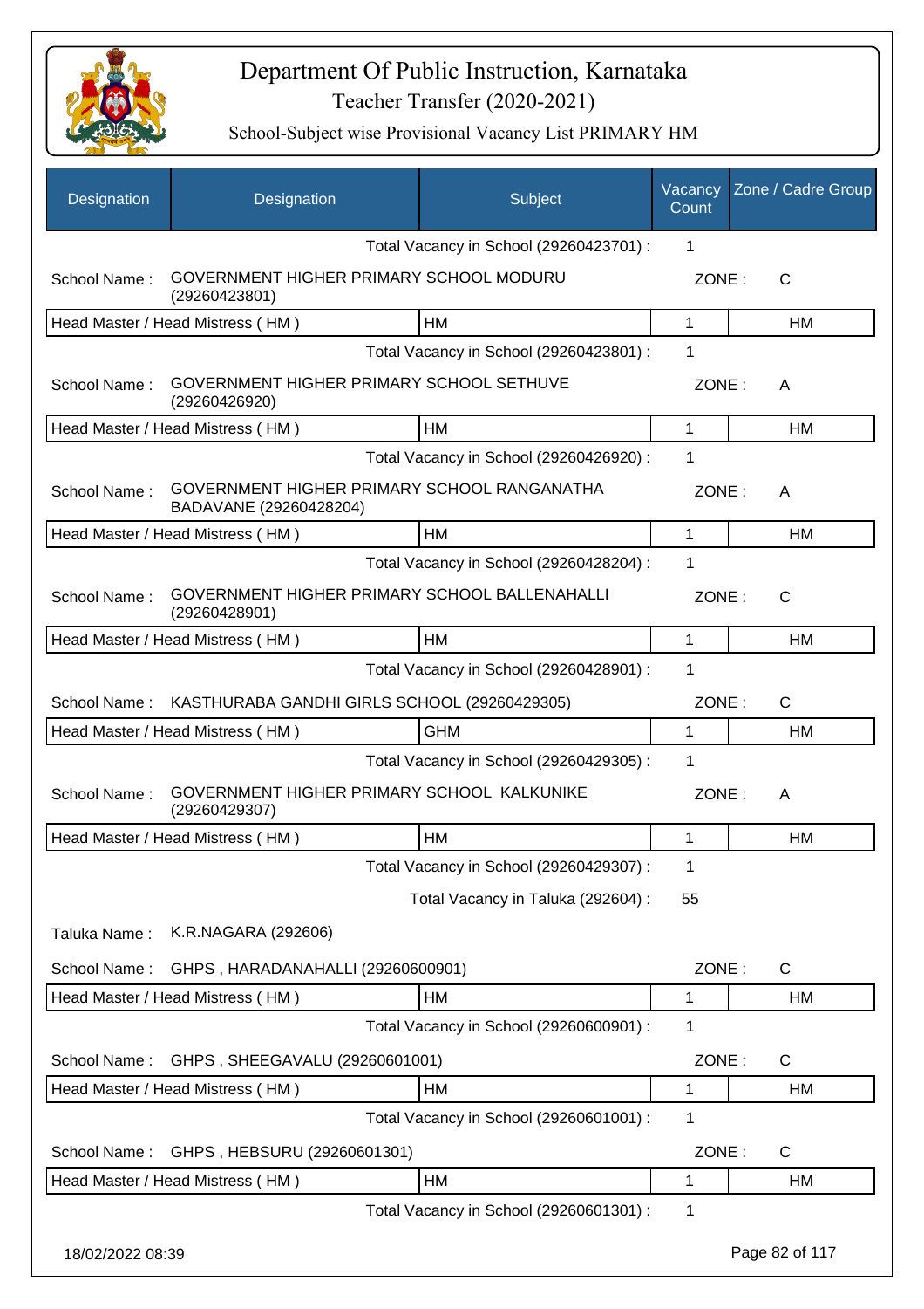# Department Of Public Instruction, Karnataka

Teacher Transfer (2020-2021)

School-Subject wise Provisional Vacancy List PRIMARY HM

| Designation | Designation | Subject | Vacancy Count | Zone / Cadre Group |
|---|---|---|---|---|
| | | Total Vacancy in School (29260423701) : | 1 | |
| School Name : | GOVERNMENT HIGHER PRIMARY SCHOOL MODURU (29260423801) | | ZONE : | C |
| Head Master / Head Mistress ( HM ) | | HM | 1 | HM |
| | | Total Vacancy in School (29260423801) : | 1 | |
| School Name : | GOVERNMENT HIGHER PRIMARY SCHOOL SETHUVE (29260426920) | | ZONE : | A |
| Head Master / Head Mistress ( HM ) | | HM | 1 | HM |
| | | Total Vacancy in School (29260426920) : | 1 | |
| School Name : | GOVERNMENT HIGHER PRIMARY SCHOOL RANGANATHA BADAVANE (29260428204) | | ZONE : | A |
| Head Master / Head Mistress ( HM ) | | HM | 1 | HM |
| | | Total Vacancy in School (29260428204) : | 1 | |
| School Name : | GOVERNMENT HIGHER PRIMARY SCHOOL BALLENAHALLI (29260428901) | | ZONE : | C |
| Head Master / Head Mistress ( HM ) | | HM | 1 | HM |
| | | Total Vacancy in School (29260428901) : | 1 | |
| School Name : | KASTHURABA GANDHI GIRLS SCHOOL (29260429305) | | ZONE : | C |
| Head Master / Head Mistress ( HM ) | | GHM | 1 | HM |
| | | Total Vacancy in School (29260429305) : | 1 | |
| School Name : | GOVERNMENT HIGHER PRIMARY SCHOOL KALKUNIKE (29260429307) | | ZONE : | A |
| Head Master / Head Mistress ( HM ) | | HM | 1 | HM |
| | | Total Vacancy in School (29260429307) : | 1 | |
| | | Total Vacancy in Taluka (292604) : | 55 | |
| Taluka Name : | K.R.NAGARA (292606) | | | |
| School Name : | GHPS , HARADANAHALLI (29260600901) | | ZONE : | C |
| Head Master / Head Mistress ( HM ) | | HM | 1 | HM |
| | | Total Vacancy in School (29260600901) : | 1 | |
| School Name : | GHPS , SHEEGAVALU (29260601001) | | ZONE : | C |
| Head Master / Head Mistress ( HM ) | | HM | 1 | HM |
| | | Total Vacancy in School (29260601001) : | 1 | |
| School Name : | GHPS , HEBSURU (29260601301) | | ZONE : | C |
| Head Master / Head Mistress ( HM ) | | HM | 1 | HM |
| | | Total Vacancy in School (29260601301) : | 1 | |

18/02/2022 08:39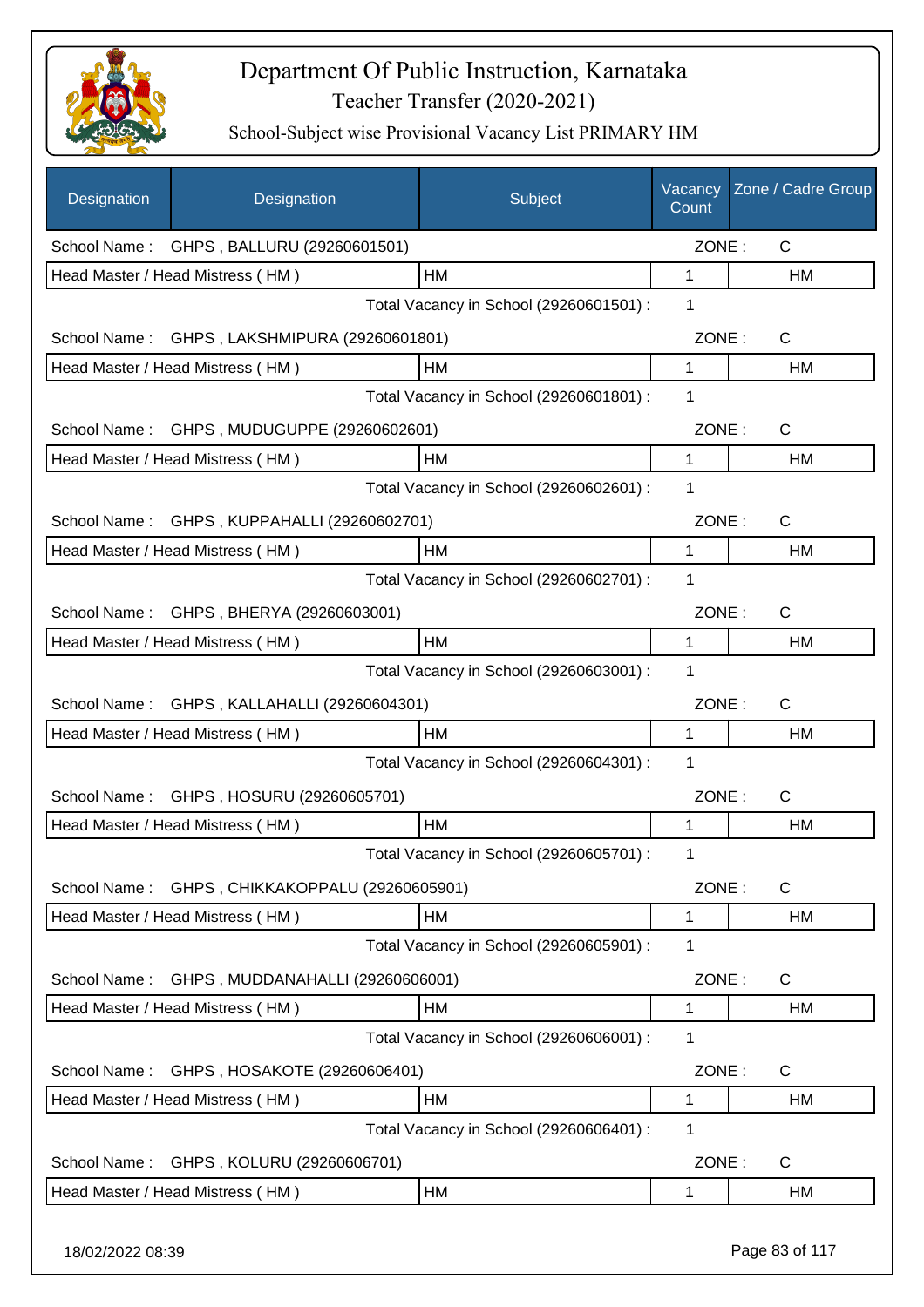# Department Of Public Instruction, Karnataka

Teacher Transfer (2020-2021)

School-Subject wise Provisional Vacancy List PRIMARY HM

| Designation | Designation | Subject | Vacancy Count | Zone / Cadre Group |
|---|---|---|---|---|
| School Name : | GHPS , BALLURU (29260601501) | | ZONE : | C |
| Head Master / Head Mistress ( HM ) | | HM | 1 | HM |
| | | Total Vacancy in School (29260601501) : | 1 | |
| School Name : | GHPS , LAKSHMIPURA (29260601801) | | ZONE : | C |
| Head Master / Head Mistress ( HM ) | | HM | 1 | HM |
| | | Total Vacancy in School (29260601801) : | 1 | |
| School Name : | GHPS , MUDUGUPPE (29260602601) | | ZONE : | C |
| Head Master / Head Mistress ( HM ) | | HM | 1 | HM |
| | | Total Vacancy in School (29260602601) : | 1 | |
| School Name : | GHPS , KUPPAHALLI (29260602701) | | ZONE : | C |
| Head Master / Head Mistress ( HM ) | | HM | 1 | HM |
| | | Total Vacancy in School (29260602701) : | 1 | |
| School Name : | GHPS , BHERYA (29260603001) | | ZONE : | C |
| Head Master / Head Mistress ( HM ) | | HM | 1 | HM |
| | | Total Vacancy in School (29260603001) : | 1 | |
| School Name : | GHPS , KALLAHALLI (29260604301) | | ZONE : | C |
| Head Master / Head Mistress ( HM ) | | HM | 1 | HM |
| | | Total Vacancy in School (29260604301) : | 1 | |
| School Name : | GHPS , HOSURU (29260605701) | | ZONE : | C |
| Head Master / Head Mistress ( HM ) | | HM | 1 | HM |
| | | Total Vacancy in School (29260605701) : | 1 | |
| School Name : | GHPS , CHIKKAKOPPALU (29260605901) | | ZONE : | C |
| Head Master / Head Mistress ( HM ) | | HM | 1 | HM |
| | | Total Vacancy in School (29260605901) : | 1 | |
| School Name : | GHPS , MUDDANAHALLI (29260606001) | | ZONE : | C |
| Head Master / Head Mistress ( HM ) | | HM | 1 | HM |
| | | Total Vacancy in School (29260606001) : | 1 | |
| School Name : | GHPS , HOSAKOTE (29260606401) | | ZONE : | C |
| Head Master / Head Mistress ( HM ) | | HM | 1 | HM |
| | | Total Vacancy in School (29260606401) : | 1 | |
| School Name : | GHPS , KOLURU (29260606701) | | ZONE : | C |
| Head Master / Head Mistress ( HM ) | | HM | 1 | HM |

18/02/2022 08:39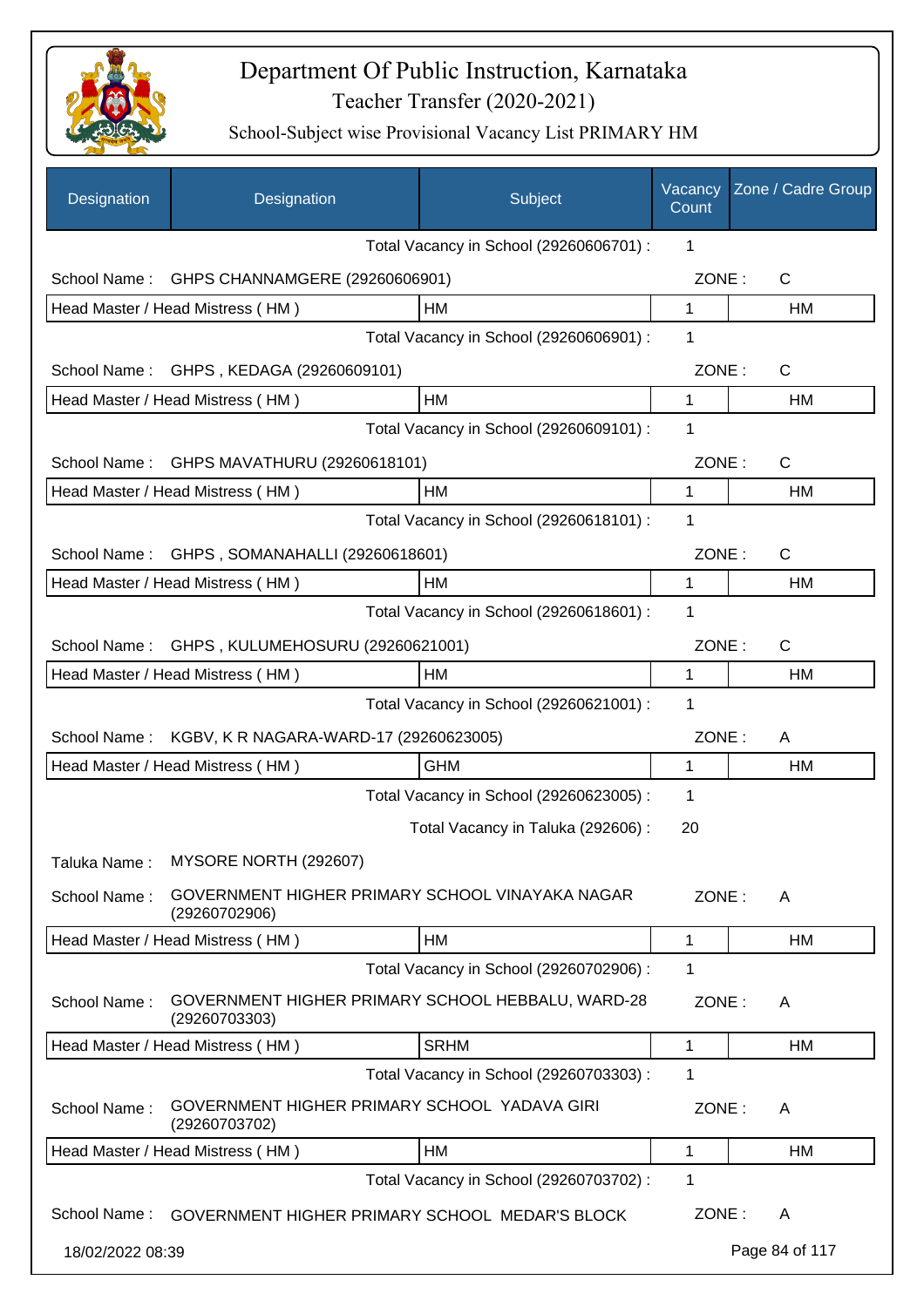# Department Of Public Instruction, Karnataka
## Teacher Transfer (2020-2021)
### School-Subject wise Provisional Vacancy List PRIMARY HM

| Designation | Designation | Subject | Vacancy Count | Zone / Cadre Group |
|---|---|---|---|---|
| | | Total Vacancy in School (29260606701) : | 1 | |
| School Name : | GHPS CHANNAMGERE (29260606901) | | ZONE : | C |
| Head Master / Head Mistress ( HM ) | | HM | 1 | HM |
| | | Total Vacancy in School (29260606901) : | 1 | |
| School Name : | GHPS , KEDAGA (29260609101) | | ZONE : | C |
| Head Master / Head Mistress ( HM ) | | HM | 1 | HM |
| | | Total Vacancy in School (29260609101) : | 1 | |
| School Name : | GHPS MAVATHURU (29260618101) | | ZONE : | C |
| Head Master / Head Mistress ( HM ) | | HM | 1 | HM |
| | | Total Vacancy in School (29260618101) : | 1 | |
| School Name : | GHPS , SOMANAHALLI (29260618601) | | ZONE : | C |
| Head Master / Head Mistress ( HM ) | | HM | 1 | HM |
| | | Total Vacancy in School (29260618601) : | 1 | |
| School Name : | GHPS , KULUMEHOSURU (29260621001) | | ZONE : | C |
| Head Master / Head Mistress ( HM ) | | HM | 1 | HM |
| | | Total Vacancy in School (29260621001) : | 1 | |
| School Name : | KGBV, K R NAGARA-WARD-17 (29260623005) | | ZONE : | A |
| Head Master / Head Mistress ( HM ) | | GHM | 1 | HM |
| | | Total Vacancy in School (29260623005) : | 1 | |
| | | Total Vacancy in Taluka (292606) : | 20 | |
| Taluka Name : | MYSORE NORTH (292607) | | | |
| School Name : | GOVERNMENT HIGHER PRIMARY SCHOOL VINAYAKA NAGAR (29260702906) | | ZONE : | A |
| Head Master / Head Mistress ( HM ) | | HM | 1 | HM |
| | | Total Vacancy in School (29260702906) : | 1 | |
| School Name : | GOVERNMENT HIGHER PRIMARY SCHOOL HEBBALU, WARD-28 (29260703303) | | ZONE : | A |
| Head Master / Head Mistress ( HM ) | | SRHM | 1 | HM |
| | | Total Vacancy in School (29260703303) : | 1 | |
| School Name : | GOVERNMENT HIGHER PRIMARY SCHOOL YADAVA GIRI (29260703702) | | ZONE : | A |
| Head Master / Head Mistress ( HM ) | | HM | 1 | HM |
| | | Total Vacancy in School (29260703702) : | 1 | |
| School Name : | GOVERNMENT HIGHER PRIMARY SCHOOL MEDAR'S BLOCK | | ZONE : | A |

18/02/2022 08:39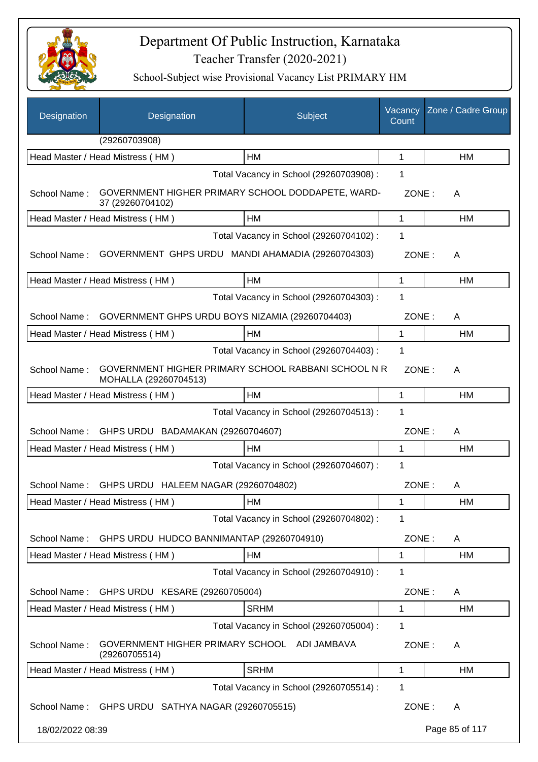# Department Of Public Instruction, Karnataka
## Teacher Transfer (2020-2021)
### School-Subject wise Provisional Vacancy List PRIMARY HM

| Designation | Designation | Subject | Vacancy Count | Zone / Cadre Group |
|---|---|---|---|---|
| | (29260703908) | | | |
| Head Master / Head Mistress ( HM ) | | HM | 1 | HM |
| | | Total Vacancy in School (29260703908) : | 1 | |
| School Name : | GOVERNMENT HIGHER PRIMARY SCHOOL DODDAPETE, WARD-37 (29260704102) | | ZONE : | A |
| Head Master / Head Mistress ( HM ) | | HM | 1 | HM |
| | | Total Vacancy in School (29260704102) : | 1 | |
| School Name : | GOVERNMENT GHPS URDU MANDI AHAMADIA (29260704303) | | ZONE : | A |
| Head Master / Head Mistress ( HM ) | | HM | 1 | HM |
| | | Total Vacancy in School (29260704303) : | 1 | |
| School Name : | GOVERNMENT GHPS URDU BOYS NIZAMIA (29260704403) | | ZONE : | A |
| Head Master / Head Mistress ( HM ) | | HM | 1 | HM |
| | | Total Vacancy in School (29260704403) : | 1 | |
| School Name : | GOVERNMENT HIGHER PRIMARY SCHOOL RABBANI SCHOOL N R MOHALLA (29260704513) | | ZONE : | A |
| Head Master / Head Mistress ( HM ) | | HM | 1 | HM |
| | | Total Vacancy in School (29260704513) : | 1 | |
| School Name : | GHPS URDU BADAMAKAN (29260704607) | | ZONE : | A |
| Head Master / Head Mistress ( HM ) | | HM | 1 | HM |
| | | Total Vacancy in School (29260704607) : | 1 | |
| School Name : | GHPS URDU HALEEM NAGAR (29260704802) | | ZONE : | A |
| Head Master / Head Mistress ( HM ) | | HM | 1 | HM |
| | | Total Vacancy in School (29260704802) : | 1 | |
| School Name : | GHPS URDU HUDCO BANNIMANTAP (29260704910) | | ZONE : | A |
| Head Master / Head Mistress ( HM ) | | HM | 1 | HM |
| | | Total Vacancy in School (29260704910) : | 1 | |
| School Name : | GHPS URDU KESARE (29260705004) | | ZONE : | A |
| Head Master / Head Mistress ( HM ) | | SRHM | 1 | HM |
| | | Total Vacancy in School (29260705004) : | 1 | |
| School Name : | GOVERNMENT HIGHER PRIMARY SCHOOL ADI JAMBAVA (29260705514) | | ZONE : | A |
| Head Master / Head Mistress ( HM ) | | SRHM | 1 | HM |
| | | Total Vacancy in School (29260705514) : | 1 | |
| School Name : | GHPS URDU SATHYA NAGAR (29260705515) | | ZONE : | A |

18/02/2022 08:39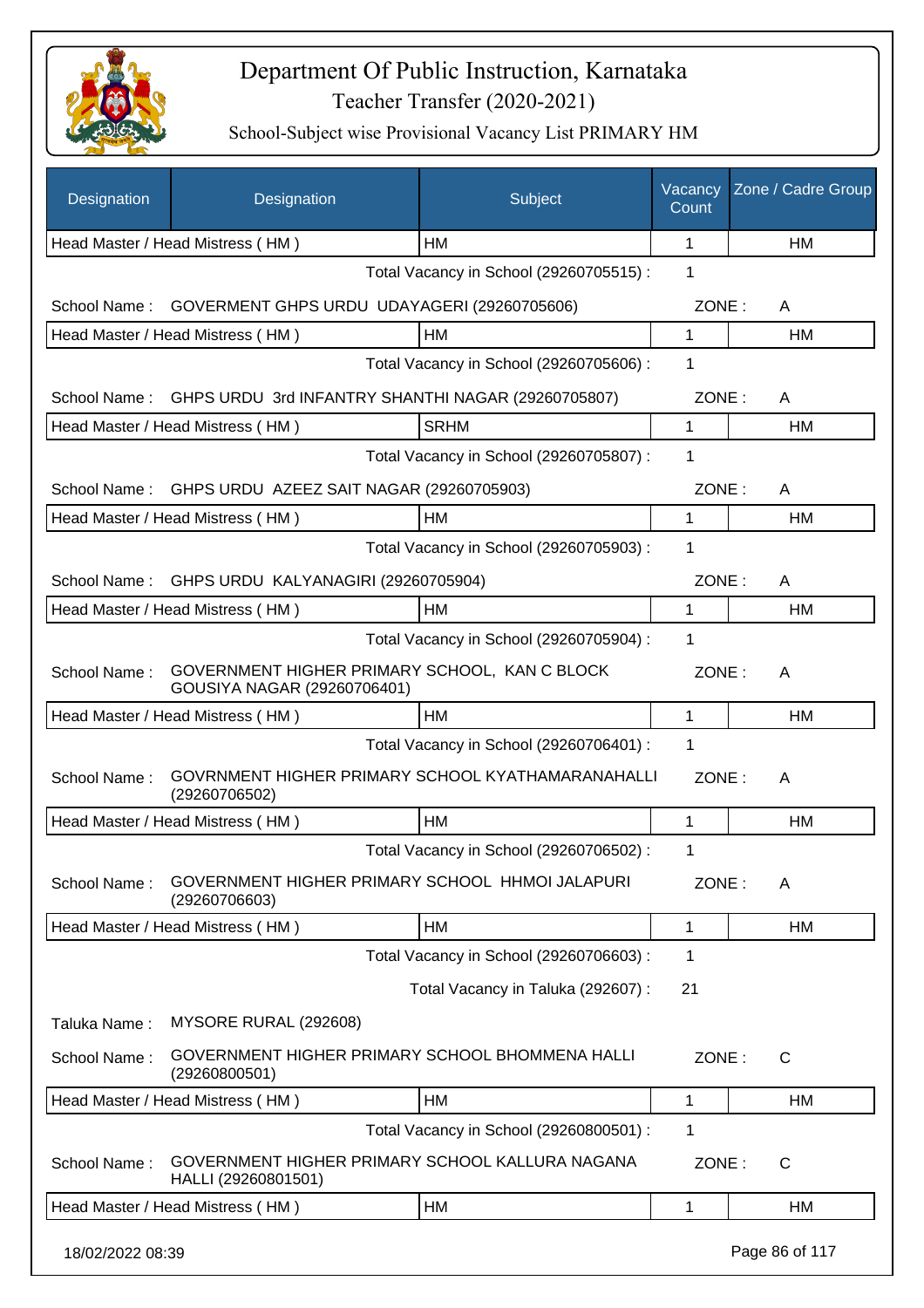# Department Of Public Instruction, Karnataka

Teacher Transfer (2020-2021)

School-Subject wise Provisional Vacancy List PRIMARY HM

| Designation | Designation | Subject | Vacancy Count | Zone / Cadre Group |
|---|---|---|---|---|
| Head Master / Head Mistress ( HM ) | | HM | 1 | HM |

Total Vacancy in School (29260705515) : 1

School Name : GOVERMENT GHPS URDU UDAYAGERI (29260705606) ZONE : A

| Designation | Subject | Vacancy Count | Zone / Cadre Group |
|---|---|---|---|
| Head Master / Head Mistress ( HM ) | HM | 1 | HM |

Total Vacancy in School (29260705606) : 1

School Name : GHPS URDU 3rd INFANTRY SHANTHI NAGAR (29260705807) ZONE : A

| Designation | Subject | Vacancy Count | Zone / Cadre Group |
|---|---|---|---|
| Head Master / Head Mistress ( HM ) | SRHM | 1 | HM |

Total Vacancy in School (29260705807) : 1

School Name : GHPS URDU AZEEZ SAIT NAGAR (29260705903) ZONE : A

| Designation | Subject | Vacancy Count | Zone / Cadre Group |
|---|---|---|---|
| Head Master / Head Mistress ( HM ) | HM | 1 | HM |

Total Vacancy in School (29260705903) : 1

School Name : GHPS URDU KALYANAGIRI (29260705904) ZONE : A

| Designation | Subject | Vacancy Count | Zone / Cadre Group |
|---|---|---|---|
| Head Master / Head Mistress ( HM ) | HM | 1 | HM |

Total Vacancy in School (29260705904) : 1

School Name : GOVERNMENT HIGHER PRIMARY SCHOOL, KAN C BLOCK GOUSIYA NAGAR (29260706401) ZONE : A

| Designation | Subject | Vacancy Count | Zone / Cadre Group |
|---|---|---|---|
| Head Master / Head Mistress ( HM ) | HM | 1 | HM |

Total Vacancy in School (29260706401) : 1

School Name : GOVRNMENT HIGHER PRIMARY SCHOOL KYATHAMARANAHALLI (29260706502) ZONE : A

| Designation | Subject | Vacancy Count | Zone / Cadre Group |
|---|---|---|---|
| Head Master / Head Mistress ( HM ) | HM | 1 | HM |

Total Vacancy in School (29260706502) : 1

School Name : GOVERNMENT HIGHER PRIMARY SCHOOL HHMOI JALAPURI (29260706603) ZONE : A

| Designation | Subject | Vacancy Count | Zone / Cadre Group |
|---|---|---|---|
| Head Master / Head Mistress ( HM ) | HM | 1 | HM |

Total Vacancy in School (29260706603) : 1

Total Vacancy in Taluka (292607) : 21

Taluka Name : MYSORE RURAL (292608)

School Name : GOVERNMENT HIGHER PRIMARY SCHOOL BHOMMENA HALLI (29260800501) ZONE : C

| Designation | Subject | Vacancy Count | Zone / Cadre Group |
|---|---|---|---|
| Head Master / Head Mistress ( HM ) | HM | 1 | HM |

Total Vacancy in School (29260800501) : 1

School Name : GOVERNMENT HIGHER PRIMARY SCHOOL KALLURA NAGANA HALLI (29260801501) ZONE : C

| Designation | Subject | Vacancy Count | Zone / Cadre Group |
|---|---|---|---|
| Head Master / Head Mistress ( HM ) | HM | 1 | HM |

18/02/2022 08:39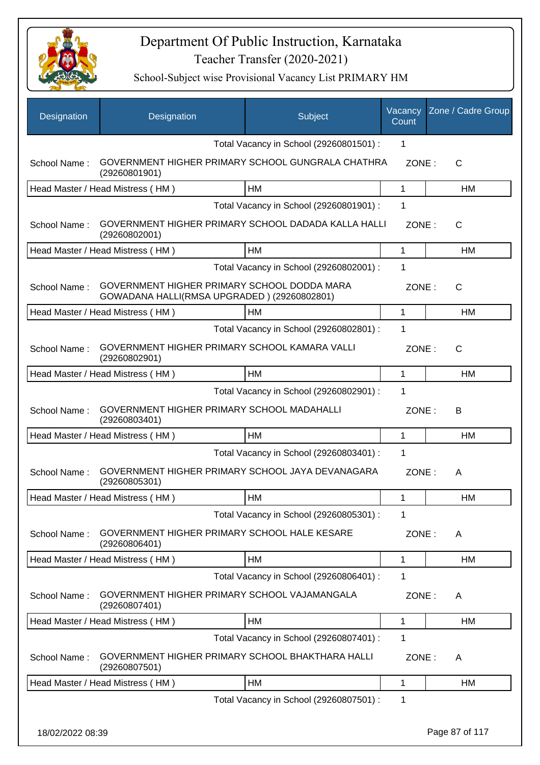# Department Of Public Instruction, Karnataka

Teacher Transfer (2020-2021)

School-Subject wise Provisional Vacancy List PRIMARY HM

| Designation | Designation | Subject | Vacancy Count | Zone / Cadre Group |
|---|---|---|---|---|
| | | Total Vacancy in School (29260801501) : | 1 | |
| School Name : | GOVERNMENT HIGHER PRIMARY SCHOOL GUNGRALA CHATHRA (29260801901) | | ZONE : | C |
| Head Master / Head Mistress ( HM ) | | HM | 1 | HM |
| | | Total Vacancy in School (29260801901) : | 1 | |
| School Name : | GOVERNMENT HIGHER PRIMARY SCHOOL DADADA KALLA HALLI (29260802001) | | ZONE : | C |
| Head Master / Head Mistress ( HM ) | | HM | 1 | HM |
| | | Total Vacancy in School (29260802001) : | 1 | |
| School Name : | GOVERNMENT HIGHER PRIMARY SCHOOL DODDA MARA GOWADANA HALLI(RMSA UPGRADED ) (29260802801) | | ZONE : | C |
| Head Master / Head Mistress ( HM ) | | HM | 1 | HM |
| | | Total Vacancy in School (29260802801) : | 1 | |
| School Name : | GOVERNMENT HIGHER PRIMARY SCHOOL KAMARA VALLI (29260802901) | | ZONE : | C |
| Head Master / Head Mistress ( HM ) | | HM | 1 | HM |
| | | Total Vacancy in School (29260802901) : | 1 | |
| School Name : | GOVERNMENT HIGHER PRIMARY SCHOOL MADAHALLI (29260803401) | | ZONE : | B |
| Head Master / Head Mistress ( HM ) | | HM | 1 | HM |
| | | Total Vacancy in School (29260803401) : | 1 | |
| School Name : | GOVERNMENT HIGHER PRIMARY SCHOOL JAYA DEVANAGARA (29260805301) | | ZONE : | A |
| Head Master / Head Mistress ( HM ) | | HM | 1 | HM |
| | | Total Vacancy in School (29260805301) : | 1 | |
| School Name : | GOVERNMENT HIGHER PRIMARY SCHOOL HALE KESARE (29260806401) | | ZONE : | A |
| Head Master / Head Mistress ( HM ) | | HM | 1 | HM |
| | | Total Vacancy in School (29260806401) : | 1 | |
| School Name : | GOVERNMENT HIGHER PRIMARY SCHOOL VAJAMANGALA (29260807401) | | ZONE : | A |
| Head Master / Head Mistress ( HM ) | | HM | 1 | HM |
| | | Total Vacancy in School (29260807401) : | 1 | |
| School Name : | GOVERNMENT HIGHER PRIMARY SCHOOL BHAKTHARA HALLI (29260807501) | | ZONE : | A |
| Head Master / Head Mistress ( HM ) | | HM | 1 | HM |
| | | Total Vacancy in School (29260807501) : | 1 | |

18/02/2022 08:39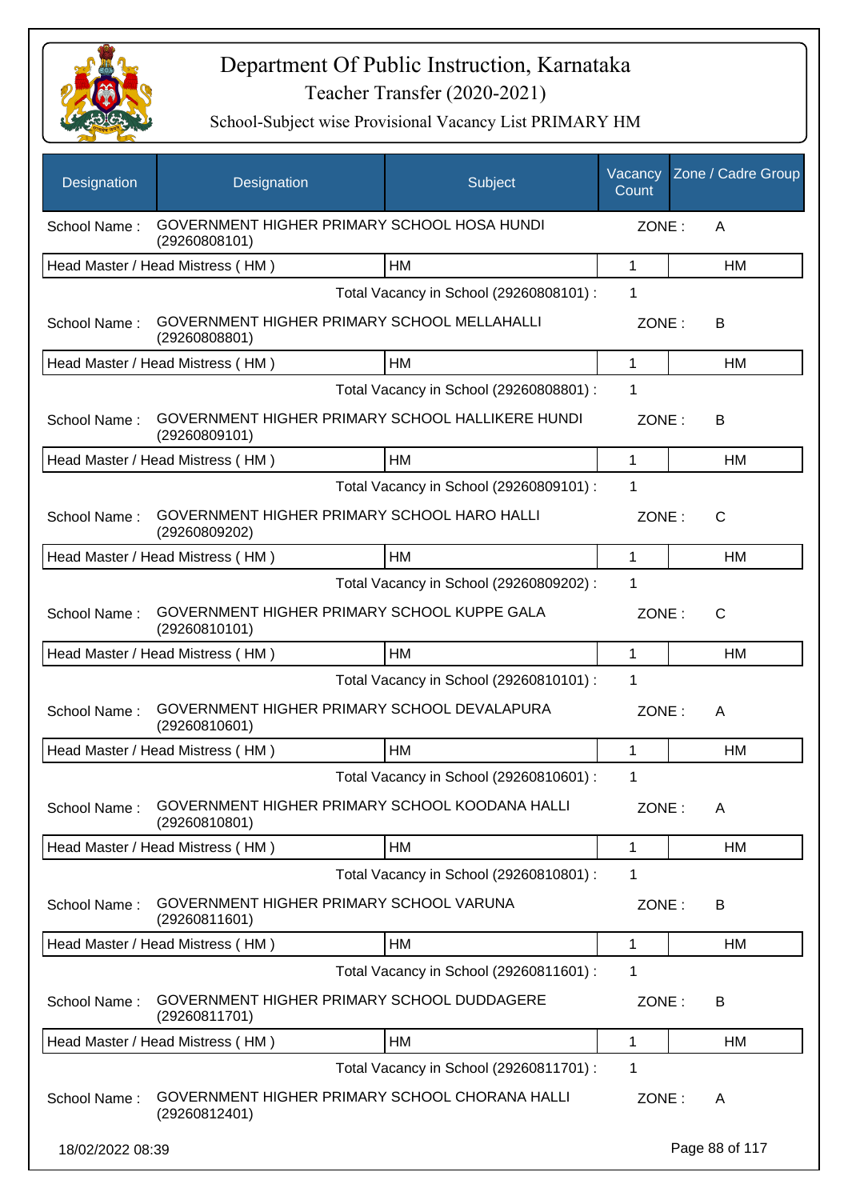# Department Of Public Instruction, Karnataka
Teacher Transfer (2020-2021)
School-Subject wise Provisional Vacancy List PRIMARY HM

| Designation | Designation | Subject | Vacancy Count | Zone / Cadre Group |
|---|---|---|---|---|
| School Name : | GOVERNMENT HIGHER PRIMARY SCHOOL HOSA HUNDI (29260808101) | | ZONE : | A |
| Head Master / Head Mistress ( HM ) | | HM | 1 | HM |
| | | Total Vacancy in School (29260808101) : | 1 | |
| School Name : | GOVERNMENT HIGHER PRIMARY SCHOOL MELLAHALLI (29260808801) | | ZONE : | B |
| Head Master / Head Mistress ( HM ) | | HM | 1 | HM |
| | | Total Vacancy in School (29260808801) : | 1 | |
| School Name : | GOVERNMENT HIGHER PRIMARY SCHOOL HALLIKERE HUNDI (29260809101) | | ZONE : | B |
| Head Master / Head Mistress ( HM ) | | HM | 1 | HM |
| | | Total Vacancy in School (29260809101) : | 1 | |
| School Name : | GOVERNMENT HIGHER PRIMARY SCHOOL HARO HALLI (29260809202) | | ZONE : | C |
| Head Master / Head Mistress ( HM ) | | HM | 1 | HM |
| | | Total Vacancy in School (29260809202) : | 1 | |
| School Name : | GOVERNMENT HIGHER PRIMARY SCHOOL KUPPE GALA (29260810101) | | ZONE : | C |
| Head Master / Head Mistress ( HM ) | | HM | 1 | HM |
| | | Total Vacancy in School (29260810101) : | 1 | |
| School Name : | GOVERNMENT HIGHER PRIMARY SCHOOL DEVALAPURA (29260810601) | | ZONE : | A |
| Head Master / Head Mistress ( HM ) | | HM | 1 | HM |
| | | Total Vacancy in School (29260810601) : | 1 | |
| School Name : | GOVERNMENT HIGHER PRIMARY SCHOOL KOODANA HALLI (29260810801) | | ZONE : | A |
| Head Master / Head Mistress ( HM ) | | HM | 1 | HM |
| | | Total Vacancy in School (29260810801) : | 1 | |
| School Name : | GOVERNMENT HIGHER PRIMARY SCHOOL VARUNA (29260811601) | | ZONE : | B |
| Head Master / Head Mistress ( HM ) | | HM | 1 | HM |
| | | Total Vacancy in School (29260811601) : | 1 | |
| School Name : | GOVERNMENT HIGHER PRIMARY SCHOOL DUDDAGERE (29260811701) | | ZONE : | B |
| Head Master / Head Mistress ( HM ) | | HM | 1 | HM |
| | | Total Vacancy in School (29260811701) : | 1 | |
| School Name : | GOVERNMENT HIGHER PRIMARY SCHOOL CHORANA HALLI (29260812401) | | ZONE : | A |

18/02/2022 08:39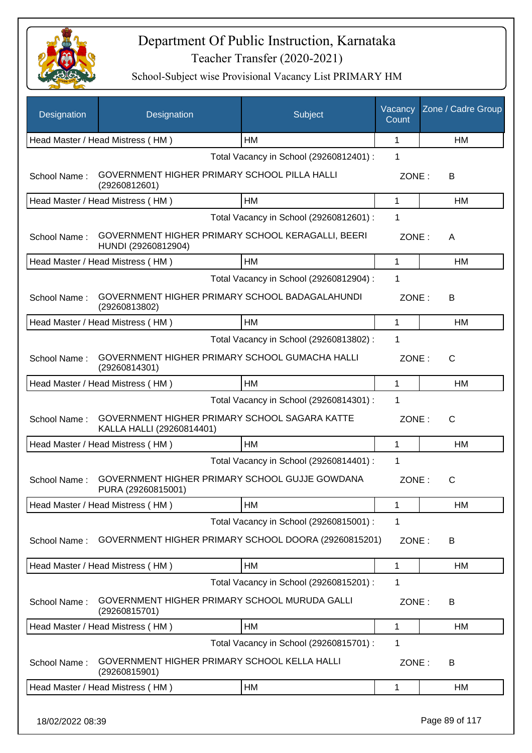# Department Of Public Instruction, Karnataka

Teacher Transfer (2020-2021)

School-Subject wise Provisional Vacancy List PRIMARY HM

| Designation | Designation | Subject | Vacancy Count | Zone / Cadre Group |
|---|---|---|---|---|
| Head Master / Head Mistress ( HM ) | | HM | 1 | HM |
| | | Total Vacancy in School (29260812401) : | 1 | |
| School Name : | GOVERNMENT HIGHER PRIMARY SCHOOL PILLA HALLI (29260812601) | | ZONE : | B |
| Head Master / Head Mistress ( HM ) | | HM | 1 | HM |
| | | Total Vacancy in School (29260812601) : | 1 | |
| School Name : | GOVERNMENT HIGHER PRIMARY SCHOOL KERAGALLI, BEERI HUNDI (29260812904) | | ZONE : | A |
| Head Master / Head Mistress ( HM ) | | HM | 1 | HM |
| | | Total Vacancy in School (29260812904) : | 1 | |
| School Name : | GOVERNMENT HIGHER PRIMARY SCHOOL BADAGALAHUNDI (29260813802) | | ZONE : | B |
| Head Master / Head Mistress ( HM ) | | HM | 1 | HM |
| | | Total Vacancy in School (29260813802) : | 1 | |
| School Name : | GOVERNMENT HIGHER PRIMARY SCHOOL GUMACHA HALLI (29260814301) | | ZONE : | C |
| Head Master / Head Mistress ( HM ) | | HM | 1 | HM |
| | | Total Vacancy in School (29260814301) : | 1 | |
| School Name : | GOVERNMENT HIGHER PRIMARY SCHOOL SAGARA KATTE KALLA HALLI (29260814401) | | ZONE : | C |
| Head Master / Head Mistress ( HM ) | | HM | 1 | HM |
| | | Total Vacancy in School (29260814401) : | 1 | |
| School Name : | GOVERNMENT HIGHER PRIMARY SCHOOL GUJJE GOWDANA PURA (29260815001) | | ZONE : | C |
| Head Master / Head Mistress ( HM ) | | HM | 1 | HM |
| | | Total Vacancy in School (29260815001) : | 1 | |
| School Name : | GOVERNMENT HIGHER PRIMARY SCHOOL DOORA (29260815201) | | ZONE : | B |
| Head Master / Head Mistress ( HM ) | | HM | 1 | HM |
| | | Total Vacancy in School (29260815201) : | 1 | |
| School Name : | GOVERNMENT HIGHER PRIMARY SCHOOL MURUDA GALLI (29260815701) | | ZONE : | B |
| Head Master / Head Mistress ( HM ) | | HM | 1 | HM |
| | | Total Vacancy in School (29260815701) : | 1 | |
| School Name : | GOVERNMENT HIGHER PRIMARY SCHOOL KELLA HALLI (29260815901) | | ZONE : | B |
| Head Master / Head Mistress ( HM ) | | HM | 1 | HM |

18/02/2022 08:39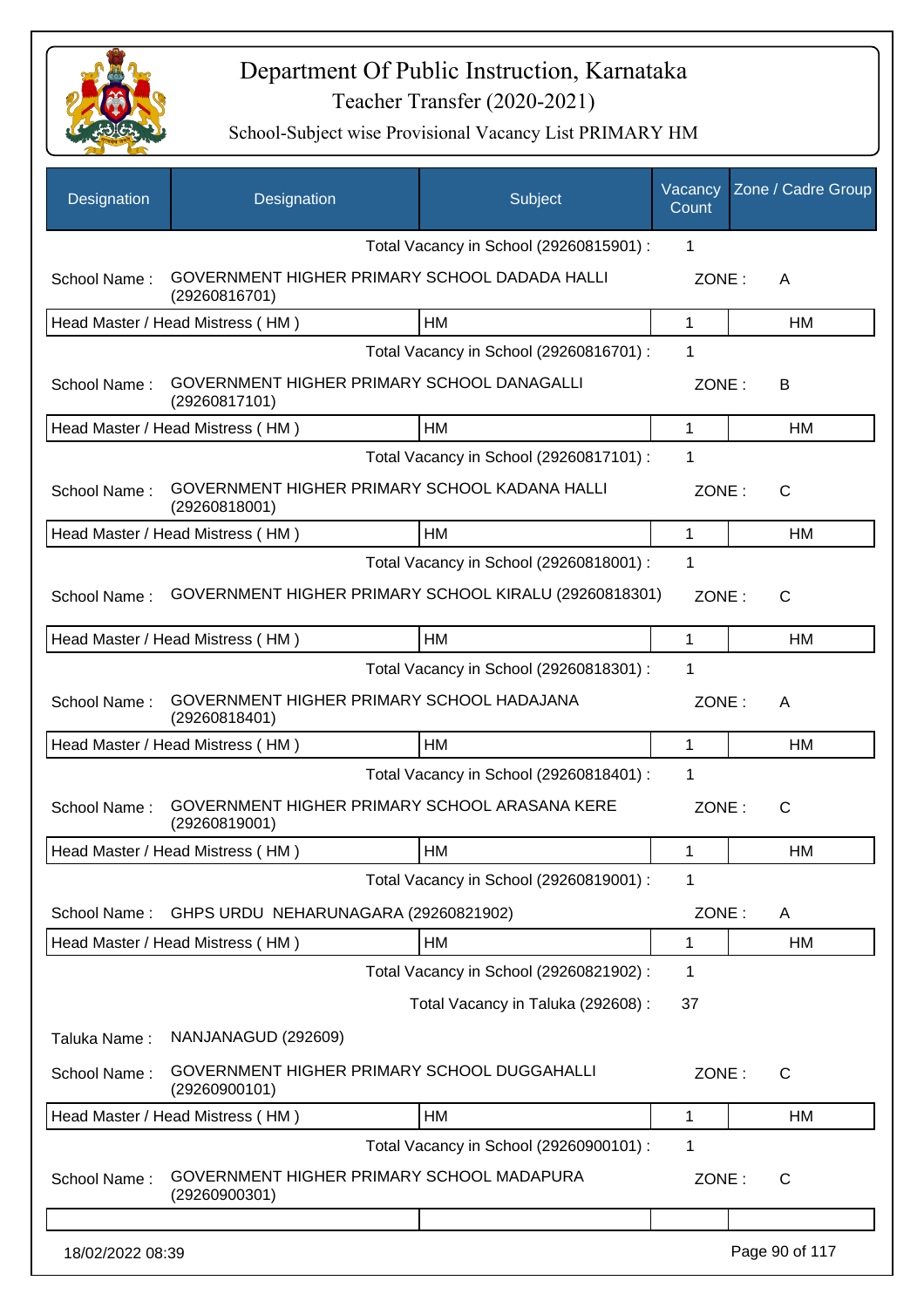# Department Of Public Instruction, Karnataka

Teacher Transfer (2020-2021)

School-Subject wise Provisional Vacancy List PRIMARY HM

| Designation | Designation | Subject | Vacancy Count | Zone / Cadre Group |
|---|---|---|---|---|
| | | Total Vacancy in School (29260815901) : | 1 | |
| School Name : | GOVERNMENT HIGHER PRIMARY SCHOOL DADADA HALLI (29260816701) | | ZONE : | A |
| Head Master / Head Mistress ( HM ) | | HM | 1 | HM |
| | | Total Vacancy in School (29260816701) : | 1 | |
| School Name : | GOVERNMENT HIGHER PRIMARY SCHOOL DANAGALLI (29260817101) | | ZONE : | B |
| Head Master / Head Mistress ( HM ) | | HM | 1 | HM |
| | | Total Vacancy in School (29260817101) : | 1 | |
| School Name : | GOVERNMENT HIGHER PRIMARY SCHOOL KADANA HALLI (29260818001) | | ZONE : | C |
| Head Master / Head Mistress ( HM ) | | HM | 1 | HM |
| | | Total Vacancy in School (29260818001) : | 1 | |
| School Name : | GOVERNMENT HIGHER PRIMARY SCHOOL KIRALU (29260818301) | | ZONE : | C |
| Head Master / Head Mistress ( HM ) | | HM | 1 | HM |
| | | Total Vacancy in School (29260818301) : | 1 | |
| School Name : | GOVERNMENT HIGHER PRIMARY SCHOOL HADAJANA (29260818401) | | ZONE : | A |
| Head Master / Head Mistress ( HM ) | | HM | 1 | HM |
| | | Total Vacancy in School (29260818401) : | 1 | |
| School Name : | GOVERNMENT HIGHER PRIMARY SCHOOL ARASANA KERE (29260819001) | | ZONE : | C |
| Head Master / Head Mistress ( HM ) | | HM | 1 | HM |
| | | Total Vacancy in School (29260819001) : | 1 | |
| School Name : | GHPS URDU NEHARUNAGARA (29260821902) | | ZONE : | A |
| Head Master / Head Mistress ( HM ) | | HM | 1 | HM |
| | | Total Vacancy in School (29260821902) : | 1 | |
| | | Total Vacancy in Taluka (292608) : | 37 | |
| Taluka Name : | NANJANAGUD (292609) | | | |
| School Name : | GOVERNMENT HIGHER PRIMARY SCHOOL DUGGAHALLI (29260900101) | | ZONE : | C |
| Head Master / Head Mistress ( HM ) | | HM | 1 | HM |
| | | Total Vacancy in School (29260900101) : | 1 | |
| School Name : | GOVERNMENT HIGHER PRIMARY SCHOOL MADAPURA (29260900301) | | ZONE : | C |

18/02/2022 08:39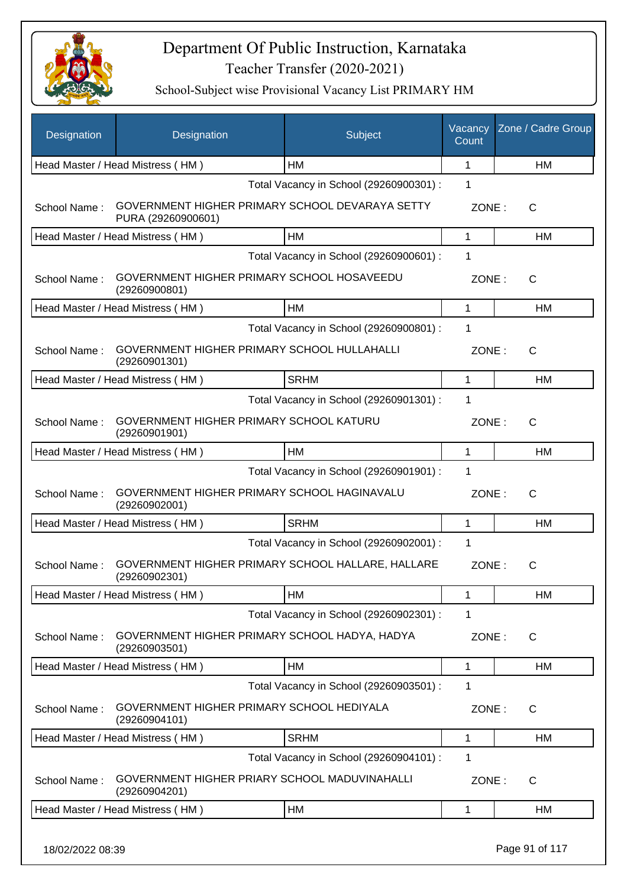# Department Of Public Instruction, Karnataka

Teacher Transfer (2020-2021)

School-Subject wise Provisional Vacancy List PRIMARY HM

| Designation | Designation | Subject | Vacancy Count | Zone / Cadre Group |
|---|---|---|---|---|
| Head Master / Head Mistress ( HM ) | | HM | 1 | HM |
| | | Total Vacancy in School (29260900301) : | 1 | |
| School Name : | GOVERNMENT HIGHER PRIMARY SCHOOL DEVARAYA SETTY PURA (29260900601) | | ZONE : | C |
| Head Master / Head Mistress ( HM ) | | HM | 1 | HM |
| | | Total Vacancy in School (29260900601) : | 1 | |
| School Name : | GOVERNMENT HIGHER PRIMARY SCHOOL HOSAVEEDU (29260900801) | | ZONE : | C |
| Head Master / Head Mistress ( HM ) | | HM | 1 | HM |
| | | Total Vacancy in School (29260900801) : | 1 | |
| School Name : | GOVERNMENT HIGHER PRIMARY SCHOOL HULLAHALLI (29260901301) | | ZONE : | C |
| Head Master / Head Mistress ( HM ) | | SRHM | 1 | HM |
| | | Total Vacancy in School (29260901301) : | 1 | |
| School Name : | GOVERNMENT HIGHER PRIMARY SCHOOL KATURU (29260901901) | | ZONE : | C |
| Head Master / Head Mistress ( HM ) | | HM | 1 | HM |
| | | Total Vacancy in School (29260901901) : | 1 | |
| School Name : | GOVERNMENT HIGHER PRIMARY SCHOOL HAGINAVALU (29260902001) | | ZONE : | C |
| Head Master / Head Mistress ( HM ) | | SRHM | 1 | HM |
| | | Total Vacancy in School (29260902001) : | 1 | |
| School Name : | GOVERNMENT HIGHER PRIMARY SCHOOL HALLARE, HALLARE (29260902301) | | ZONE : | C |
| Head Master / Head Mistress ( HM ) | | HM | 1 | HM |
| | | Total Vacancy in School (29260902301) : | 1 | |
| School Name : | GOVERNMENT HIGHER PRIMARY SCHOOL HADYA, HADYA (29260903501) | | ZONE : | C |
| Head Master / Head Mistress ( HM ) | | HM | 1 | HM |
| | | Total Vacancy in School (29260903501) : | 1 | |
| School Name : | GOVERNMENT HIGHER PRIMARY SCHOOL HEDIYALA (29260904101) | | ZONE : | C |
| Head Master / Head Mistress ( HM ) | | SRHM | 1 | HM |
| | | Total Vacancy in School (29260904101) : | 1 | |
| School Name : | GOVERNMENT HIGHER PRIARY SCHOOL MADUVINAHALLI (29260904201) | | ZONE : | C |
| Head Master / Head Mistress ( HM ) | | HM | 1 | HM |

18/02/2022 08:39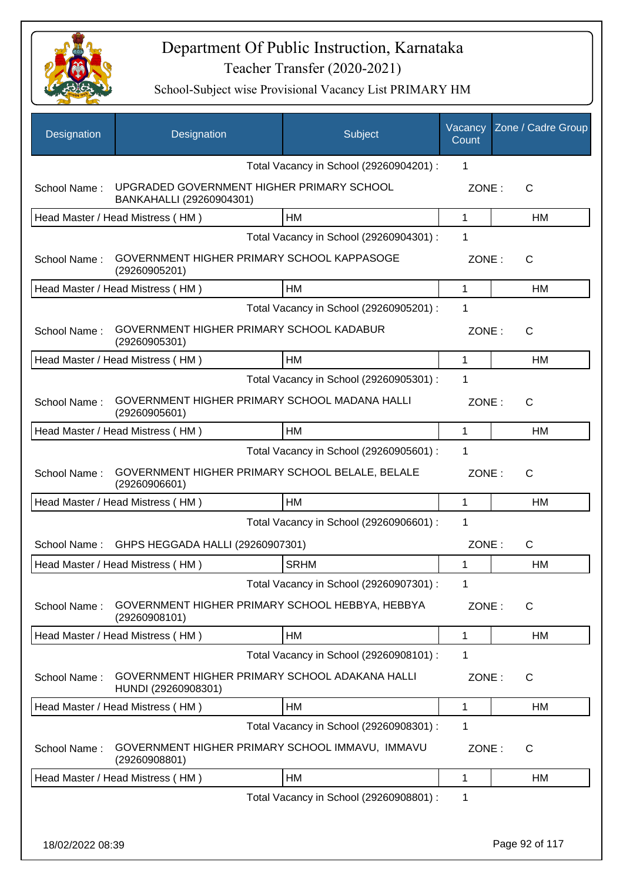# Department Of Public Instruction, Karnataka

Teacher Transfer (2020-2021)

School-Subject wise Provisional Vacancy List PRIMARY HM

| Designation | Designation | Subject | Vacancy Count | Zone / Cadre Group |
|---|---|---|---|---|
| | | Total Vacancy in School (29260904201) : | 1 | |
| School Name : | UPGRADED GOVERNMENT HIGHER PRIMARY SCHOOL BANKAHALLI (29260904301) | | ZONE : | C |
| Head Master / Head Mistress ( HM ) | | HM | 1 | HM |
| | | Total Vacancy in School (29260904301) : | 1 | |
| School Name : | GOVERNMENT HIGHER PRIMARY SCHOOL KAPPASOGE (29260905201) | | ZONE : | C |
| Head Master / Head Mistress ( HM ) | | HM | 1 | HM |
| | | Total Vacancy in School (29260905201) : | 1 | |
| School Name : | GOVERNMENT HIGHER PRIMARY SCHOOL KADABUR (29260905301) | | ZONE : | C |
| Head Master / Head Mistress ( HM ) | | HM | 1 | HM |
| | | Total Vacancy in School (29260905301) : | 1 | |
| School Name : | GOVERNMENT HIGHER PRIMARY SCHOOL MADANA HALLI (29260905601) | | ZONE : | C |
| Head Master / Head Mistress ( HM ) | | HM | 1 | HM |
| | | Total Vacancy in School (29260905601) : | 1 | |
| School Name : | GOVERNMENT HIGHER PRIMARY SCHOOL BELALE, BELALE (29260906601) | | ZONE : | C |
| Head Master / Head Mistress ( HM ) | | HM | 1 | HM |
| | | Total Vacancy in School (29260906601) : | 1 | |
| School Name : | GHPS HEGGADA HALLI (29260907301) | | ZONE : | C |
| Head Master / Head Mistress ( HM ) | | SRHM | 1 | HM |
| | | Total Vacancy in School (29260907301) : | 1 | |
| School Name : | GOVERNMENT HIGHER PRIMARY SCHOOL HEBBYA, HEBBYA (29260908101) | | ZONE : | C |
| Head Master / Head Mistress ( HM ) | | HM | 1 | HM |
| | | Total Vacancy in School (29260908101) : | 1 | |
| School Name : | GOVERNMENT HIGHER PRIMARY SCHOOL ADAKANA HALLI HUNDI (29260908301) | | ZONE : | C |
| Head Master / Head Mistress ( HM ) | | HM | 1 | HM |
| | | Total Vacancy in School (29260908301) : | 1 | |
| School Name : | GOVERNMENT HIGHER PRIMARY SCHOOL IMMAVU, IMMAVU (29260908801) | | ZONE : | C |
| Head Master / Head Mistress ( HM ) | | HM | 1 | HM |
| | | Total Vacancy in School (29260908801) : | 1 | |

18/02/2022 08:39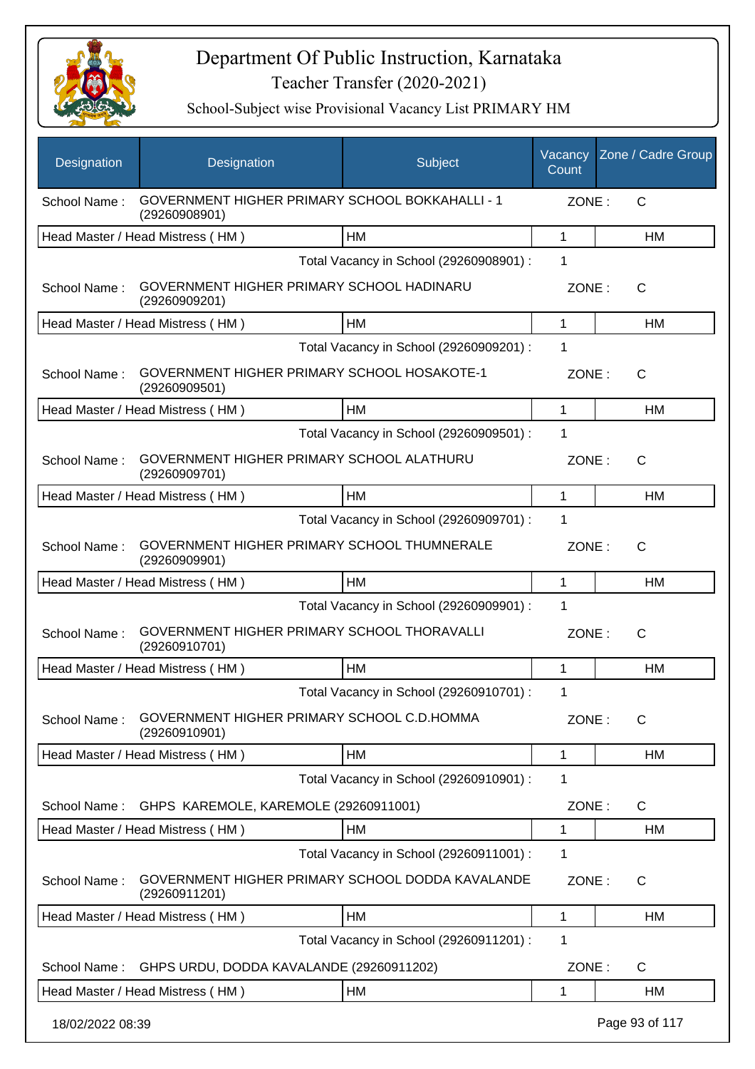# Department Of Public Instruction, Karnataka

## Teacher Transfer (2020-2021)

### School-Subject wise Provisional Vacancy List PRIMARY HM

| Designation | Designation | Subject | Vacancy Count | Zone / Cadre Group |
|---|---|---|---|---|
| School Name : | GOVERNMENT HIGHER PRIMARY SCHOOL BOKKAHALLI - 1 (29260908901) | | ZONE : | C |
| Head Master / Head Mistress ( HM ) | | HM | 1 | HM |
| | | Total Vacancy in School (29260908901) : | 1 | |
| School Name : | GOVERNMENT HIGHER PRIMARY SCHOOL HADINARU (29260909201) | | ZONE : | C |
| Head Master / Head Mistress ( HM ) | | HM | 1 | HM |
| | | Total Vacancy in School (29260909201) : | 1 | |
| School Name : | GOVERNMENT HIGHER PRIMARY SCHOOL HOSAKOTE-1 (29260909501) | | ZONE : | C |
| Head Master / Head Mistress ( HM ) | | HM | 1 | HM |
| | | Total Vacancy in School (29260909501) : | 1 | |
| School Name : | GOVERNMENT HIGHER PRIMARY SCHOOL ALATHURU (29260909701) | | ZONE : | C |
| Head Master / Head Mistress ( HM ) | | HM | 1 | HM |
| | | Total Vacancy in School (29260909701) : | 1 | |
| School Name : | GOVERNMENT HIGHER PRIMARY SCHOOL THUMNERALE (29260909901) | | ZONE : | C |
| Head Master / Head Mistress ( HM ) | | HM | 1 | HM |
| | | Total Vacancy in School (29260909901) : | 1 | |
| School Name : | GOVERNMENT HIGHER PRIMARY SCHOOL THORAVALLI (29260910701) | | ZONE : | C |
| Head Master / Head Mistress ( HM ) | | HM | 1 | HM |
| | | Total Vacancy in School (29260910701) : | 1 | |
| School Name : | GOVERNMENT HIGHER PRIMARY SCHOOL C.D.HOMMA (29260910901) | | ZONE : | C |
| Head Master / Head Mistress ( HM ) | | HM | 1 | HM |
| | | Total Vacancy in School (29260910901) : | 1 | |
| School Name : | GHPS KAREMOLE, KAREMOLE (29260911001) | | ZONE : | C |
| Head Master / Head Mistress ( HM ) | | HM | 1 | HM |
| | | Total Vacancy in School (29260911001) : | 1 | |
| School Name : | GOVERNMENT HIGHER PRIMARY SCHOOL DODDA KAVALANDE (29260911201) | | ZONE : | C |
| Head Master / Head Mistress ( HM ) | | HM | 1 | HM |
| | | Total Vacancy in School (29260911201) : | 1 | |
| School Name : | GHPS URDU, DODDA KAVALANDE (29260911202) | | ZONE : | C |
| Head Master / Head Mistress ( HM ) | | HM | 1 | HM |

18/02/2022 08:39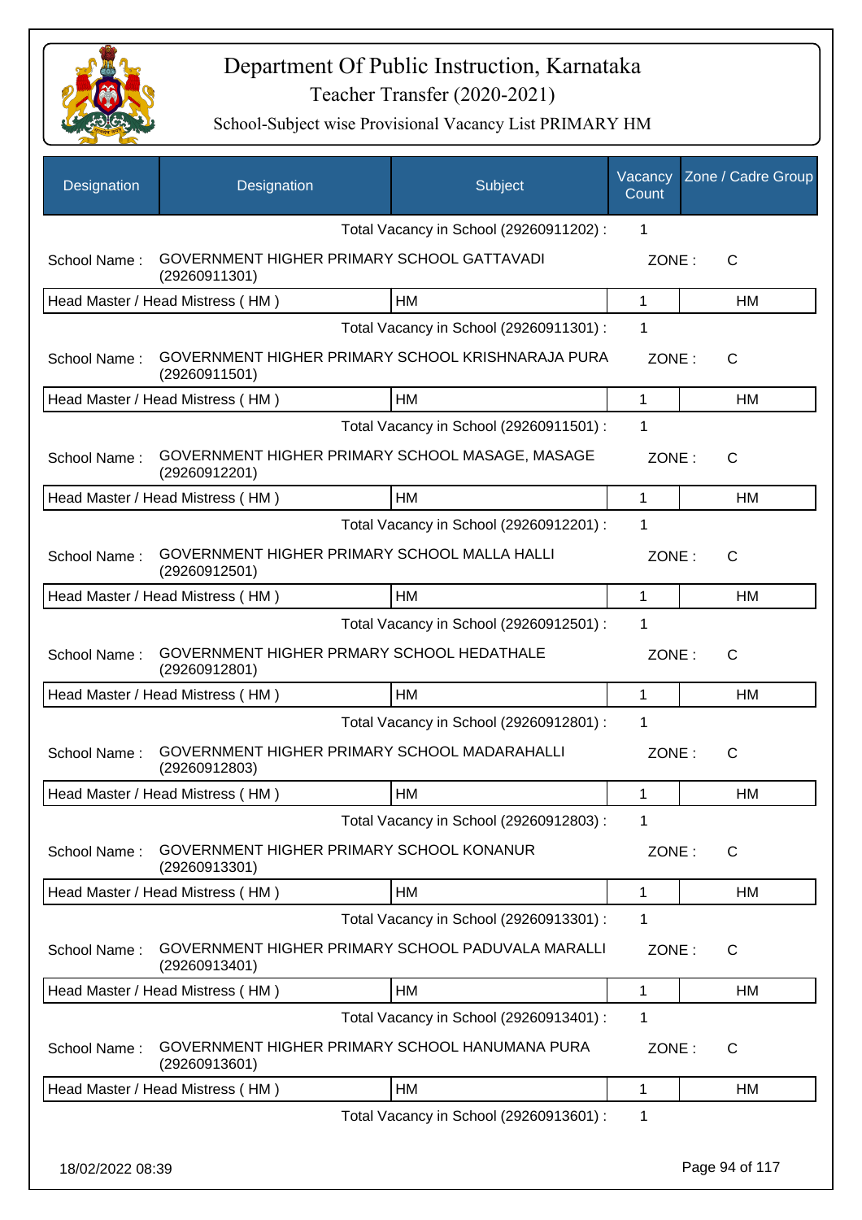# Department Of Public Instruction, Karnataka

Teacher Transfer (2020-2021)

School-Subject wise Provisional Vacancy List PRIMARY HM

| Designation | Designation | Subject | Vacancy Count | Zone / Cadre Group |
|---|---|---|---|---|
| | | Total Vacancy in School (29260911202) : | 1 | |
| School Name : | GOVERNMENT HIGHER PRIMARY SCHOOL GATTAVADI (29260911301) | | ZONE : | C |
| Head Master / Head Mistress ( HM ) | | HM | 1 | HM |
| | | Total Vacancy in School (29260911301) : | 1 | |
| School Name : | GOVERNMENT HIGHER PRIMARY SCHOOL KRISHNARAJA PURA (29260911501) | | ZONE : | C |
| Head Master / Head Mistress ( HM ) | | HM | 1 | HM |
| | | Total Vacancy in School (29260911501) : | 1 | |
| School Name : | GOVERNMENT HIGHER PRIMARY SCHOOL MASAGE, MASAGE (29260912201) | | ZONE : | C |
| Head Master / Head Mistress ( HM ) | | HM | 1 | HM |
| | | Total Vacancy in School (29260912201) : | 1 | |
| School Name : | GOVERNMENT HIGHER PRIMARY SCHOOL MALLA HALLI (29260912501) | | ZONE : | C |
| Head Master / Head Mistress ( HM ) | | HM | 1 | HM |
| | | Total Vacancy in School (29260912501) : | 1 | |
| School Name : | GOVERNMENT HIGHER PRMARY SCHOOL HEDATHALE (29260912801) | | ZONE : | C |
| Head Master / Head Mistress ( HM ) | | HM | 1 | HM |
| | | Total Vacancy in School (29260912801) : | 1 | |
| School Name : | GOVERNMENT HIGHER PRIMARY SCHOOL MADARAHALLI (29260912803) | | ZONE : | C |
| Head Master / Head Mistress ( HM ) | | HM | 1 | HM |
| | | Total Vacancy in School (29260912803) : | 1 | |
| School Name : | GOVERNMENT HIGHER PRIMARY SCHOOL KONANUR (29260913301) | | ZONE : | C |
| Head Master / Head Mistress ( HM ) | | HM | 1 | HM |
| | | Total Vacancy in School (29260913301) : | 1 | |
| School Name : | GOVERNMENT HIGHER PRIMARY SCHOOL PADUVALA MARALLI (29260913401) | | ZONE : | C |
| Head Master / Head Mistress ( HM ) | | HM | 1 | HM |
| | | Total Vacancy in School (29260913401) : | 1 | |
| School Name : | GOVERNMENT HIGHER PRIMARY SCHOOL HANUMANA PURA (29260913601) | | ZONE : | C |
| Head Master / Head Mistress ( HM ) | | HM | 1 | HM |
| | | Total Vacancy in School (29260913601) : | 1 | |

18/02/2022 08:39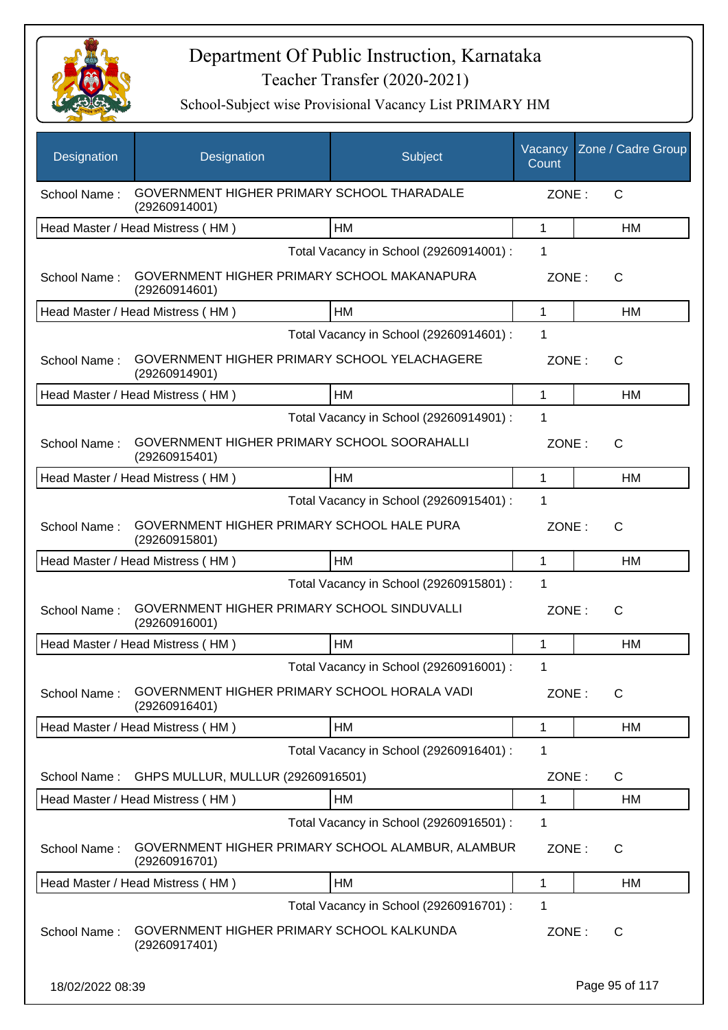# Department Of Public Instruction, Karnataka

## Teacher Transfer (2020-2021)

### School-Subject wise Provisional Vacancy List PRIMARY HM

| Designation | Designation | Subject | Vacancy Count | Zone / Cadre Group |
|---|---|---|---|---|
| School Name : | GOVERNMENT HIGHER PRIMARY SCHOOL THARADALE (29260914001) | | ZONE : | C |
| Head Master / Head Mistress ( HM ) | | HM | 1 | HM |
| | | Total Vacancy in School (29260914001) : | 1 | |
| School Name : | GOVERNMENT HIGHER PRIMARY SCHOOL MAKANAPURA (29260914601) | | ZONE : | C |
| Head Master / Head Mistress ( HM ) | | HM | 1 | HM |
| | | Total Vacancy in School (29260914601) : | 1 | |
| School Name : | GOVERNMENT HIGHER PRIMARY SCHOOL YELACHAGERE (29260914901) | | ZONE : | C |
| Head Master / Head Mistress ( HM ) | | HM | 1 | HM |
| | | Total Vacancy in School (29260914901) : | 1 | |
| School Name : | GOVERNMENT HIGHER PRIMARY SCHOOL SOORAHALLI (29260915401) | | ZONE : | C |
| Head Master / Head Mistress ( HM ) | | HM | 1 | HM |
| | | Total Vacancy in School (29260915401) : | 1 | |
| School Name : | GOVERNMENT HIGHER PRIMARY SCHOOL HALE PURA (29260915801) | | ZONE : | C |
| Head Master / Head Mistress ( HM ) | | HM | 1 | HM |
| | | Total Vacancy in School (29260915801) : | 1 | |
| School Name : | GOVERNMENT HIGHER PRIMARY SCHOOL SINDUVALLI (29260916001) | | ZONE : | C |
| Head Master / Head Mistress ( HM ) | | HM | 1 | HM |
| | | Total Vacancy in School (29260916001) : | 1 | |
| School Name : | GOVERNMENT HIGHER PRIMARY SCHOOL HORALA VADI (29260916401) | | ZONE : | C |
| Head Master / Head Mistress ( HM ) | | HM | 1 | HM |
| | | Total Vacancy in School (29260916401) : | 1 | |
| School Name : | GHPS MULLUR, MULLUR (29260916501) | | ZONE : | C |
| Head Master / Head Mistress ( HM ) | | HM | 1 | HM |
| | | Total Vacancy in School (29260916501) : | 1 | |
| School Name : | GOVERNMENT HIGHER PRIMARY SCHOOL ALAMBUR, ALAMBUR (29260916701) | | ZONE : | C |
| Head Master / Head Mistress ( HM ) | | HM | 1 | HM |
| | | Total Vacancy in School (29260916701) : | 1 | |
| School Name : | GOVERNMENT HIGHER PRIMARY SCHOOL KALKUNDA (29260917401) | | ZONE : | C |

18/02/2022 08:39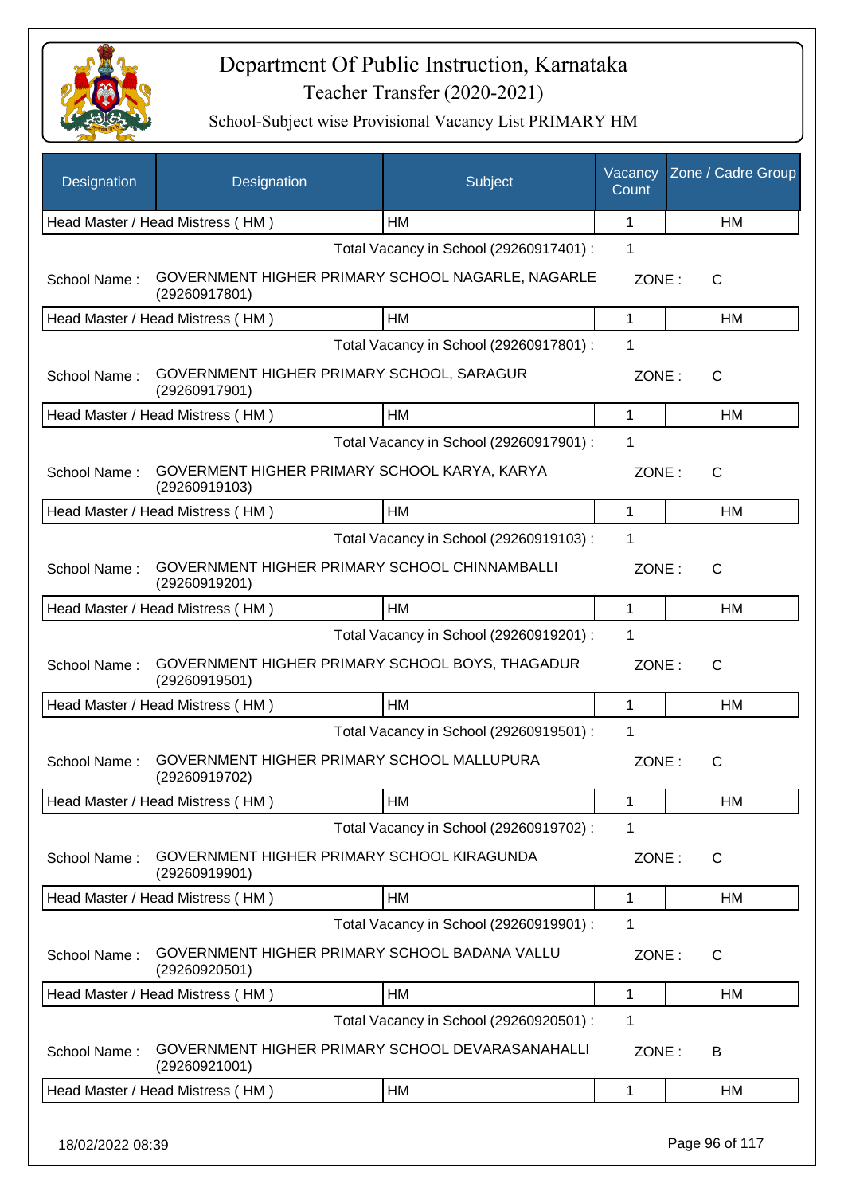# Department Of Public Instruction, Karnataka

Teacher Transfer (2020-2021)

School-Subject wise Provisional Vacancy List PRIMARY HM

| Designation | Designation | Subject | Vacancy Count | Zone / Cadre Group |
|---|---|---|---|---|
| Head Master / Head Mistress ( HM ) | | HM | 1 | HM |
| | | Total Vacancy in School (29260917401) : | 1 | |
| School Name : | GOVERNMENT HIGHER PRIMARY SCHOOL NAGARLE, NAGARLE (29260917801) | | ZONE : | C |
| Head Master / Head Mistress ( HM ) | | HM | 1 | HM |
| | | Total Vacancy in School (29260917801) : | 1 | |
| School Name : | GOVERNMENT HIGHER PRIMARY SCHOOL, SARAGUR (29260917901) | | ZONE : | C |
| Head Master / Head Mistress ( HM ) | | HM | 1 | HM |
| | | Total Vacancy in School (29260917901) : | 1 | |
| School Name : | GOVERMENT HIGHER PRIMARY SCHOOL KARYA, KARYA (29260919103) | | ZONE : | C |
| Head Master / Head Mistress ( HM ) | | HM | 1 | HM |
| | | Total Vacancy in School (29260919103) : | 1 | |
| School Name : | GOVERNMENT HIGHER PRIMARY SCHOOL CHINNAMBALLI (29260919201) | | ZONE : | C |
| Head Master / Head Mistress ( HM ) | | HM | 1 | HM |
| | | Total Vacancy in School (29260919201) : | 1 | |
| School Name : | GOVERNMENT HIGHER PRIMARY SCHOOL BOYS, THAGADUR (29260919501) | | ZONE : | C |
| Head Master / Head Mistress ( HM ) | | HM | 1 | HM |
| | | Total Vacancy in School (29260919501) : | 1 | |
| School Name : | GOVERNMENT HIGHER PRIMARY SCHOOL MALLUPURA (29260919702) | | ZONE : | C |
| Head Master / Head Mistress ( HM ) | | HM | 1 | HM |
| | | Total Vacancy in School (29260919702) : | 1 | |
| School Name : | GOVERNMENT HIGHER PRIMARY SCHOOL KIRAGUNDA (29260919901) | | ZONE : | C |
| Head Master / Head Mistress ( HM ) | | HM | 1 | HM |
| | | Total Vacancy in School (29260919901) : | 1 | |
| School Name : | GOVERNMENT HIGHER PRIMARY SCHOOL BADANA VALLU (29260920501) | | ZONE : | C |
| Head Master / Head Mistress ( HM ) | | HM | 1 | HM |
| | | Total Vacancy in School (29260920501) : | 1 | |
| School Name : | GOVERNMENT HIGHER PRIMARY SCHOOL DEVARASANAHALLI (29260921001) | | ZONE : | B |
| Head Master / Head Mistress ( HM ) | | HM | 1 | HM |

18/02/2022 08:39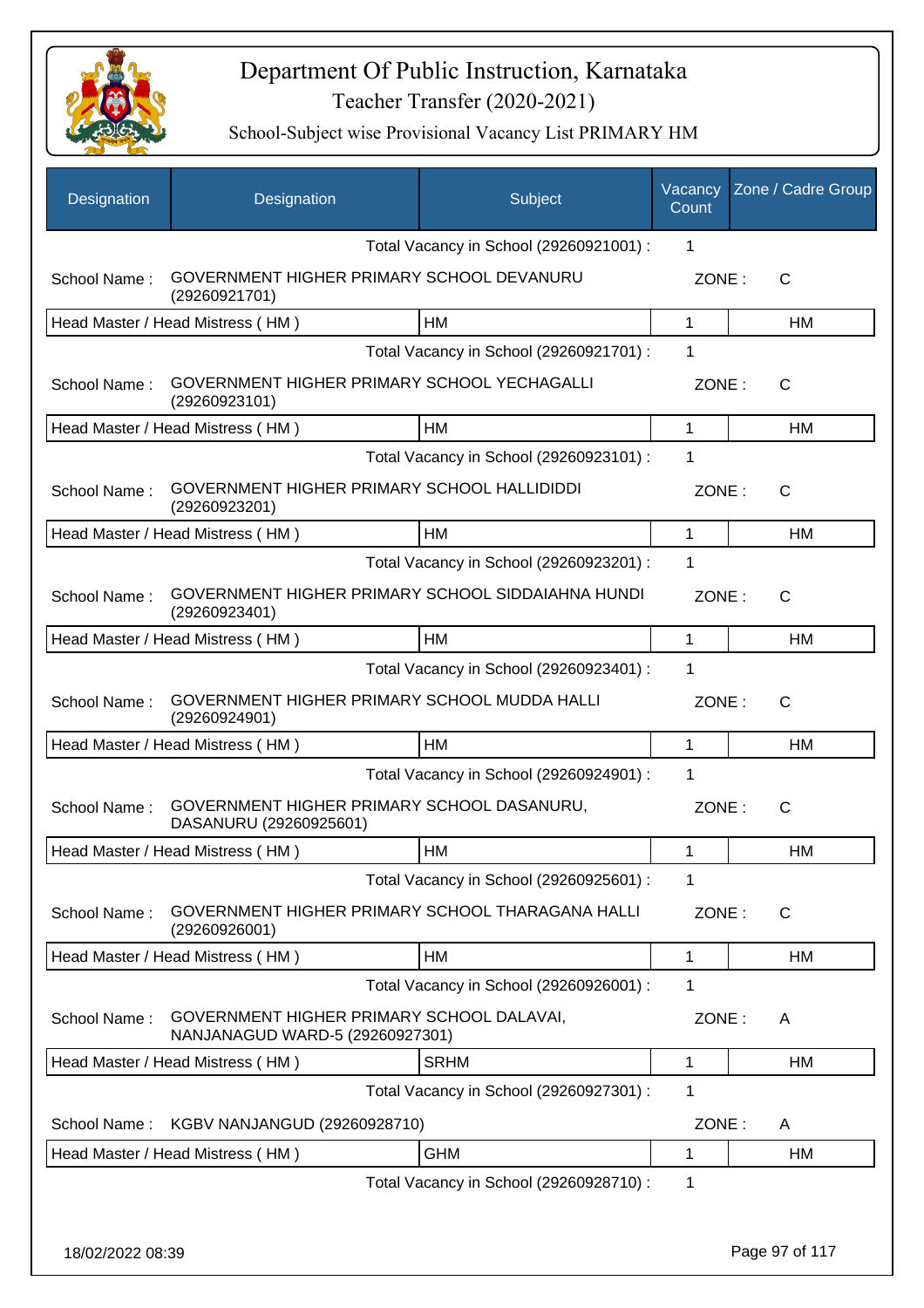# Department Of Public Instruction, Karnataka

## Teacher Transfer (2020-2021)

### School-Subject wise Provisional Vacancy List PRIMARY HM

| Designation | Designation | Subject | Vacancy Count | Zone / Cadre Group |
|---|---|---|---|---|
| | | Total Vacancy in School (29260921001) : | 1 | |
| School Name : | GOVERNMENT HIGHER PRIMARY SCHOOL DEVANURU (29260921701) | | ZONE : | C |
| Head Master / Head Mistress ( HM ) | | HM | 1 | HM |
| | | Total Vacancy in School (29260921701) : | 1 | |
| School Name : | GOVERNMENT HIGHER PRIMARY SCHOOL YECHAGALLI (29260923101) | | ZONE : | C |
| Head Master / Head Mistress ( HM ) | | HM | 1 | HM |
| | | Total Vacancy in School (29260923101) : | 1 | |
| School Name : | GOVERNMENT HIGHER PRIMARY SCHOOL HALLIDIDDI (29260923201) | | ZONE : | C |
| Head Master / Head Mistress ( HM ) | | HM | 1 | HM |
| | | Total Vacancy in School (29260923201) : | 1 | |
| School Name : | GOVERNMENT HIGHER PRIMARY SCHOOL SIDDAIAHNA HUNDI (29260923401) | | ZONE : | C |
| Head Master / Head Mistress ( HM ) | | HM | 1 | HM |
| | | Total Vacancy in School (29260923401) : | 1 | |
| School Name : | GOVERNMENT HIGHER PRIMARY SCHOOL MUDDA HALLI (29260924901) | | ZONE : | C |
| Head Master / Head Mistress ( HM ) | | HM | 1 | HM |
| | | Total Vacancy in School (29260924901) : | 1 | |
| School Name : | GOVERNMENT HIGHER PRIMARY SCHOOL DASANURU, DASANURU (29260925601) | | ZONE : | C |
| Head Master / Head Mistress ( HM ) | | HM | 1 | HM |
| | | Total Vacancy in School (29260925601) : | 1 | |
| School Name : | GOVERNMENT HIGHER PRIMARY SCHOOL THARAGANA HALLI (29260926001) | | ZONE : | C |
| Head Master / Head Mistress ( HM ) | | HM | 1 | HM |
| | | Total Vacancy in School (29260926001) : | 1 | |
| School Name : | GOVERNMENT HIGHER PRIMARY SCHOOL DALAVAI, NANJANAGUD WARD-5 (29260927301) | | ZONE : | A |
| Head Master / Head Mistress ( HM ) | | SRHM | 1 | HM |
| | | Total Vacancy in School (29260927301) : | 1 | |
| School Name : | KGBV NANJANGUD (29260928710) | | ZONE : | A |
| Head Master / Head Mistress ( HM ) | | GHM | 1 | HM |
| | | Total Vacancy in School (29260928710) : | 1 | |

18/02/2022 08:39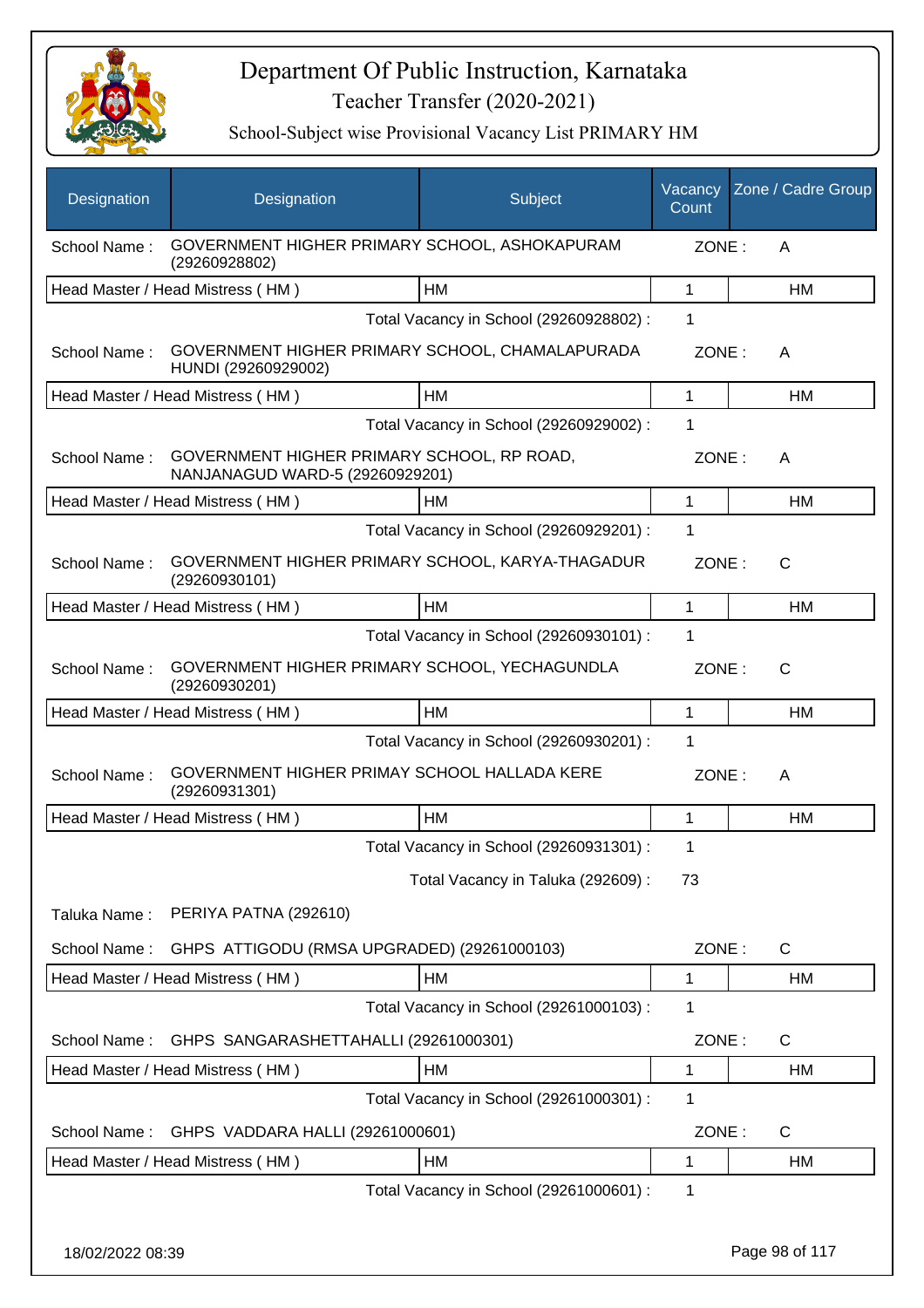# Department Of Public Instruction, Karnataka

Teacher Transfer (2020-2021)

School-Subject wise Provisional Vacancy List PRIMARY HM

| Designation | Designation | Subject | Vacancy Count | Zone / Cadre Group |
|---|---|---|---|---|
| School Name : | GOVERNMENT HIGHER PRIMARY SCHOOL, ASHOKAPURAM (29260928802) | | ZONE : | A |
| Head Master / Head Mistress ( HM ) | | HM | 1 | HM |
| | | Total Vacancy in School (29260928802) : | 1 | |
| School Name : | GOVERNMENT HIGHER PRIMARY SCHOOL, CHAMALAPURADA HUNDI (29260929002) | | ZONE : | A |
| Head Master / Head Mistress ( HM ) | | HM | 1 | HM |
| | | Total Vacancy in School (29260929002) : | 1 | |
| School Name : | GOVERNMENT HIGHER PRIMARY SCHOOL, RP ROAD, NANJANAGUD WARD-5 (29260929201) | | ZONE : | A |
| Head Master / Head Mistress ( HM ) | | HM | 1 | HM |
| | | Total Vacancy in School (29260929201) : | 1 | |
| School Name : | GOVERNMENT HIGHER PRIMARY SCHOOL, KARYA-THAGADUR (29260930101) | | ZONE : | C |
| Head Master / Head Mistress ( HM ) | | HM | 1 | HM |
| | | Total Vacancy in School (29260930101) : | 1 | |
| School Name : | GOVERNMENT HIGHER PRIMARY SCHOOL, YECHAGUNDLA (29260930201) | | ZONE : | C |
| Head Master / Head Mistress ( HM ) | | HM | 1 | HM |
| | | Total Vacancy in School (29260930201) : | 1 | |
| School Name : | GOVERNMENT HIGHER PRIMAY SCHOOL HALLADA KERE (29260931301) | | ZONE : | A |
| Head Master / Head Mistress ( HM ) | | HM | 1 | HM |
| | | Total Vacancy in School (29260931301) : | 1 | |
| | | Total Vacancy in Taluka (292609) : | 73 | |
| Taluka Name : | PERIYA PATNA (292610) | | | |
| School Name : | GHPS ATTIGODU (RMSA UPGRADED) (29261000103) | | ZONE : | C |
| Head Master / Head Mistress ( HM ) | | HM | 1 | HM |
| | | Total Vacancy in School (29261000103) : | 1 | |
| School Name : | GHPS SANGARASHETTAHALLI (29261000301) | | ZONE : | C |
| Head Master / Head Mistress ( HM ) | | HM | 1 | HM |
| | | Total Vacancy in School (29261000301) : | 1 | |
| School Name : | GHPS VADDARA HALLI (29261000601) | | ZONE : | C |
| Head Master / Head Mistress ( HM ) | | HM | 1 | HM |
| | | Total Vacancy in School (29261000601) : | 1 | |

18/02/2022 08:39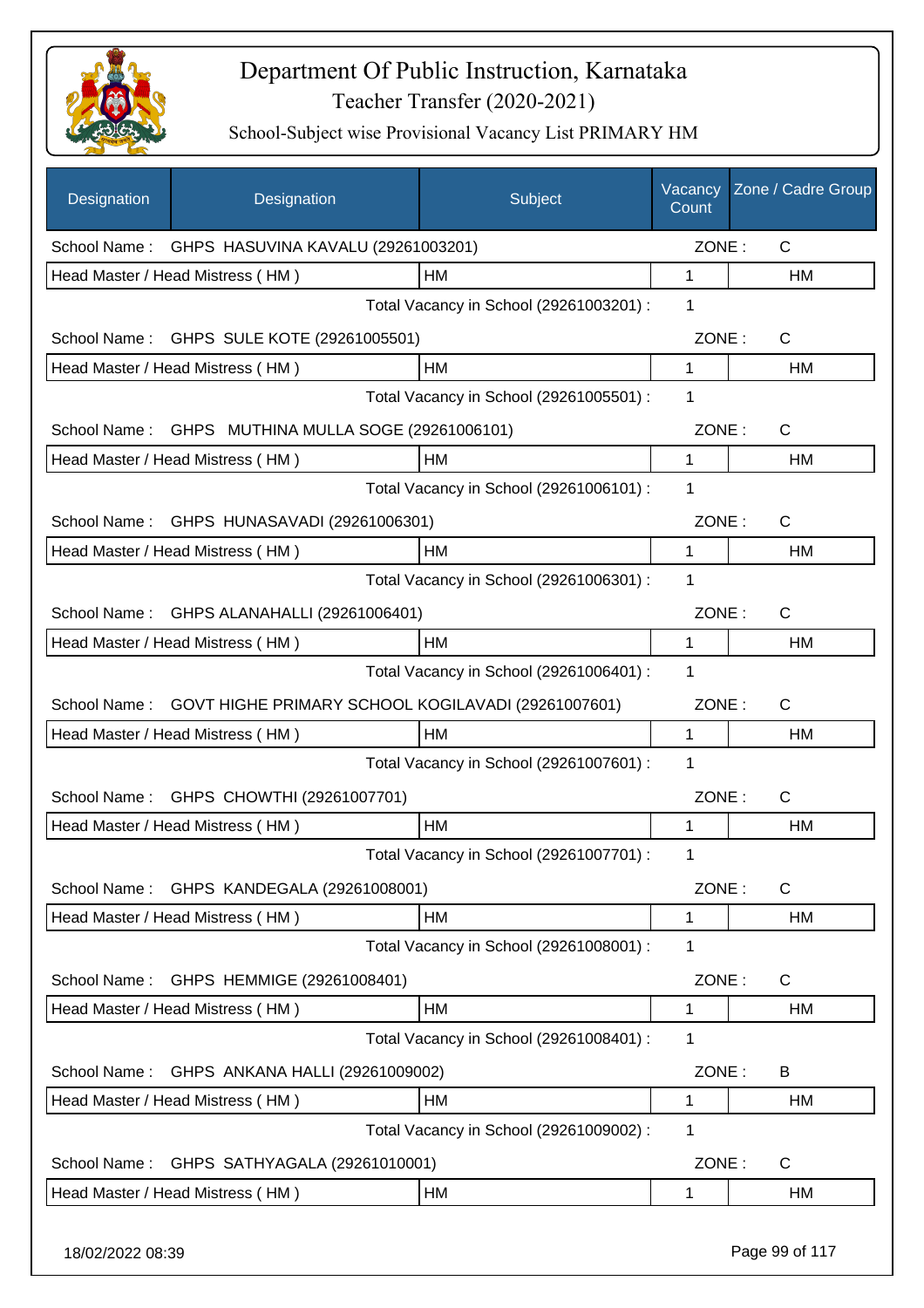# Department Of Public Instruction, Karnataka

Teacher Transfer (2020-2021)

School-Subject wise Provisional Vacancy List PRIMARY HM

| Designation | Designation | Subject | Vacancy Count | Zone / Cadre Group |
|---|---|---|---|---|
| School Name : | GHPS HASUVINA KAVALU (29261003201) | | ZONE : | C |
| Head Master / Head Mistress ( HM ) | | HM | 1 | HM |
| | | Total Vacancy in School (29261003201) : | 1 | |
| School Name : | GHPS SULE KOTE (29261005501) | | ZONE : | C |
| Head Master / Head Mistress ( HM ) | | HM | 1 | HM |
| | | Total Vacancy in School (29261005501) : | 1 | |
| School Name : | GHPS MUTHINA MULLA SOGE (29261006101) | | ZONE : | C |
| Head Master / Head Mistress ( HM ) | | HM | 1 | HM |
| | | Total Vacancy in School (29261006101) : | 1 | |
| School Name : | GHPS HUNASAVADI (29261006301) | | ZONE : | C |
| Head Master / Head Mistress ( HM ) | | HM | 1 | HM |
| | | Total Vacancy in School (29261006301) : | 1 | |
| School Name : | GHPS ALANAHALLI (29261006401) | | ZONE : | C |
| Head Master / Head Mistress ( HM ) | | HM | 1 | HM |
| | | Total Vacancy in School (29261006401) : | 1 | |
| School Name : | GOVT HIGHE PRIMARY SCHOOL KOGILAVADI (29261007601) | | ZONE : | C |
| Head Master / Head Mistress ( HM ) | | HM | 1 | HM |
| | | Total Vacancy in School (29261007601) : | 1 | |
| School Name : | GHPS CHOWTHI (29261007701) | | ZONE : | C |
| Head Master / Head Mistress ( HM ) | | HM | 1 | HM |
| | | Total Vacancy in School (29261007701) : | 1 | |
| School Name : | GHPS KANDEGALA (29261008001) | | ZONE : | C |
| Head Master / Head Mistress ( HM ) | | HM | 1 | HM |
| | | Total Vacancy in School (29261008001) : | 1 | |
| School Name : | GHPS HEMMIGE (29261008401) | | ZONE : | C |
| Head Master / Head Mistress ( HM ) | | HM | 1 | HM |
| | | Total Vacancy in School (29261008401) : | 1 | |
| School Name : | GHPS ANKANA HALLI (29261009002) | | ZONE : | B |
| Head Master / Head Mistress ( HM ) | | HM | 1 | HM |
| | | Total Vacancy in School (29261009002) : | 1 | |
| School Name : | GHPS SATHYAGALA (29261010001) | | ZONE : | C |
| Head Master / Head Mistress ( HM ) | | HM | 1 | HM |

18/02/2022 08:39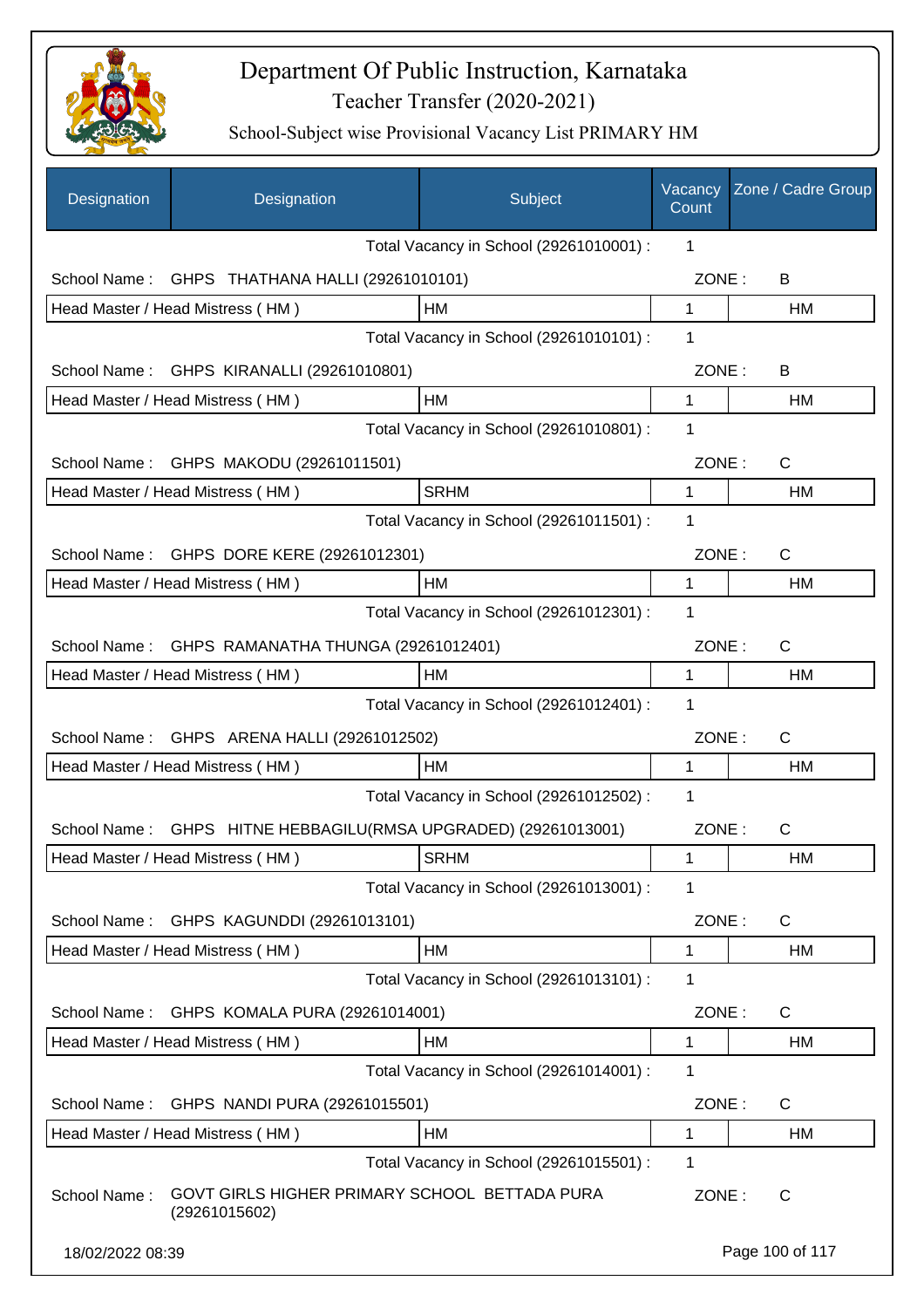Department Of Public Instruction, Karnataka
Teacher Transfer (2020-2021)
School-Subject wise Provisional Vacancy List PRIMARY HM

| Designation | Designation | Subject | Vacancy Count | Zone / Cadre Group |
|---|---|---|---|---|
| | | Total Vacancy in School (29261010001) : | 1 | |
| School Name : | GHPS THATHANA HALLI (29261010101) | | ZONE : | B |
| Head Master / Head Mistress ( HM ) | | HM | 1 | HM |
| | | Total Vacancy in School (29261010101) : | 1 | |
| School Name : | GHPS KIRANALLI (29261010801) | | ZONE : | B |
| Head Master / Head Mistress ( HM ) | | HM | 1 | HM |
| | | Total Vacancy in School (29261010801) : | 1 | |
| School Name : | GHPS MAKODU (29261011501) | | ZONE : | C |
| Head Master / Head Mistress ( HM ) | | SRHM | 1 | HM |
| | | Total Vacancy in School (29261011501) : | 1 | |
| School Name : | GHPS DORE KERE (29261012301) | | ZONE : | C |
| Head Master / Head Mistress ( HM ) | | HM | 1 | HM |
| | | Total Vacancy in School (29261012301) : | 1 | |
| School Name : | GHPS RAMANATHA THUNGA (29261012401) | | ZONE : | C |
| Head Master / Head Mistress ( HM ) | | HM | 1 | HM |
| | | Total Vacancy in School (29261012401) : | 1 | |
| School Name : | GHPS ARENA HALLI (29261012502) | | ZONE : | C |
| Head Master / Head Mistress ( HM ) | | HM | 1 | HM |
| | | Total Vacancy in School (29261012502) : | 1 | |
| School Name : | GHPS HITNE HEBBAGILU(RMSA UPGRADED) (29261013001) | | ZONE : | C |
| Head Master / Head Mistress ( HM ) | | SRHM | 1 | HM |
| | | Total Vacancy in School (29261013001) : | 1 | |
| School Name : | GHPS KAGUNDDI (29261013101) | | ZONE : | C |
| Head Master / Head Mistress ( HM ) | | HM | 1 | HM |
| | | Total Vacancy in School (29261013101) : | 1 | |
| School Name : | GHPS KOMALA PURA (29261014001) | | ZONE : | C |
| Head Master / Head Mistress ( HM ) | | HM | 1 | HM |
| | | Total Vacancy in School (29261014001) : | 1 | |
| School Name : | GHPS NANDI PURA (29261015501) | | ZONE : | C |
| Head Master / Head Mistress ( HM ) | | HM | 1 | HM |
| | | Total Vacancy in School (29261015501) : | 1 | |
| School Name : | GOVT GIRLS HIGHER PRIMARY SCHOOL BETTADA PURA (29261015602) | | ZONE : | C |

18/02/2022 08:39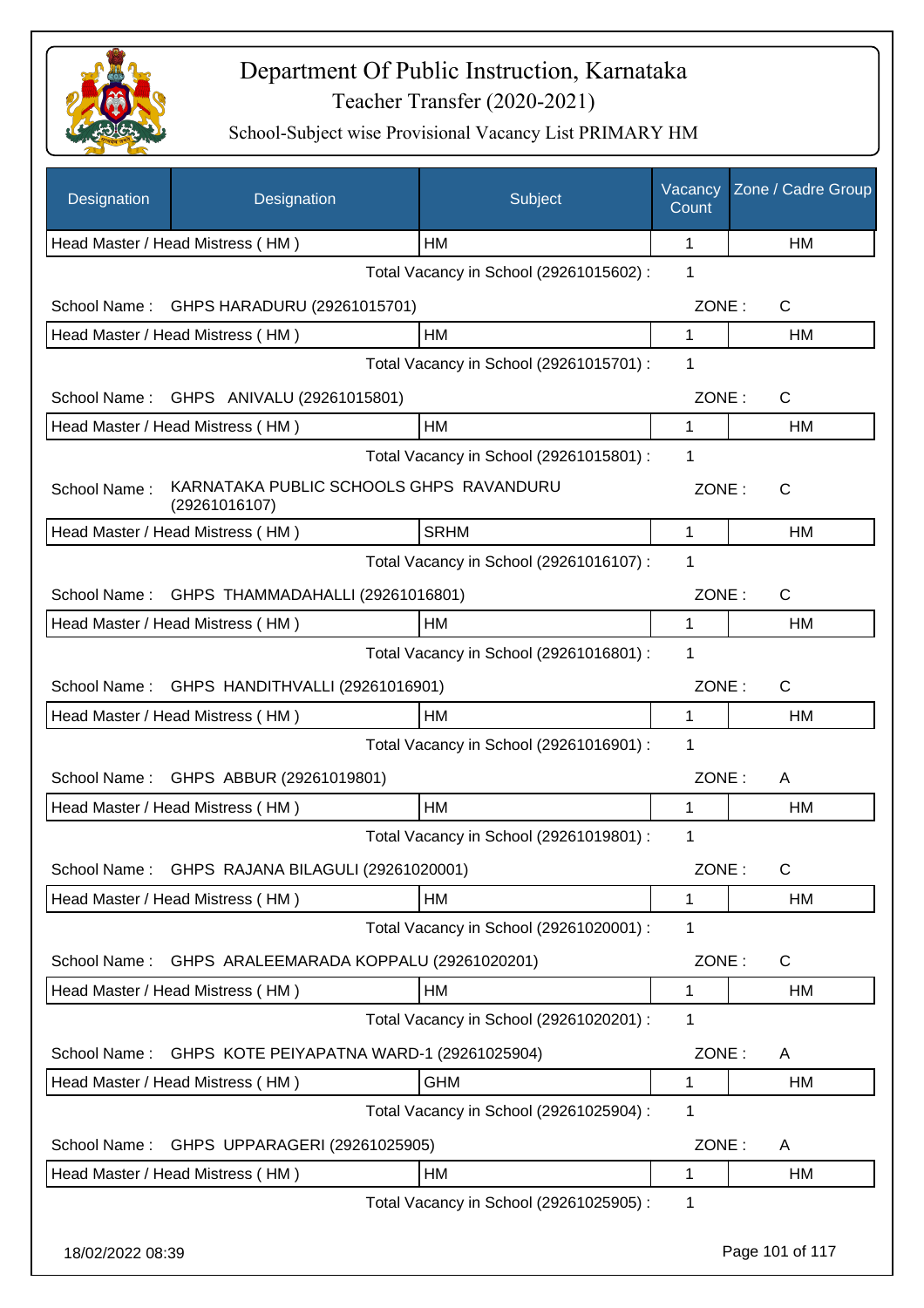# Department Of Public Instruction, Karnataka
## Teacher Transfer (2020-2021)
### School-Subject wise Provisional Vacancy List PRIMARY HM

| Designation | Designation | Subject | Vacancy Count | Zone / Cadre Group |
|---|---|---|---|---|
| Head Master / Head Mistress ( HM ) | | HM | 1 | HM |
| | | Total Vacancy in School (29261015602) : | 1 | |
| School Name : | GHPS HARADURU (29261015701) | | ZONE : | C |
| Head Master / Head Mistress ( HM ) | | HM | 1 | HM |
| | | Total Vacancy in School (29261015701) : | 1 | |
| School Name : | GHPS ANIVALU (29261015801) | | ZONE : | C |
| Head Master / Head Mistress ( HM ) | | HM | 1 | HM |
| | | Total Vacancy in School (29261015801) : | 1 | |
| School Name : | KARNATAKA PUBLIC SCHOOLS GHPS RAVANDURU (29261016107) | | ZONE : | C |
| Head Master / Head Mistress ( HM ) | | SRHM | 1 | HM |
| | | Total Vacancy in School (29261016107) : | 1 | |
| School Name : | GHPS THAMMADAHALLI (29261016801) | | ZONE : | C |
| Head Master / Head Mistress ( HM ) | | HM | 1 | HM |
| | | Total Vacancy in School (29261016801) : | 1 | |
| School Name : | GHPS HANDITHVALLI (29261016901) | | ZONE : | C |
| Head Master / Head Mistress ( HM ) | | HM | 1 | HM |
| | | Total Vacancy in School (29261016901) : | 1 | |
| School Name : | GHPS ABBUR (29261019801) | | ZONE : | A |
| Head Master / Head Mistress ( HM ) | | HM | 1 | HM |
| | | Total Vacancy in School (29261019801) : | 1 | |
| School Name : | GHPS RAJANA BILAGULI (29261020001) | | ZONE : | C |
| Head Master / Head Mistress ( HM ) | | HM | 1 | HM |
| | | Total Vacancy in School (29261020001) : | 1 | |
| School Name : | GHPS ARALEEMARADA KOPPALU (29261020201) | | ZONE : | C |
| Head Master / Head Mistress ( HM ) | | HM | 1 | HM |
| | | Total Vacancy in School (29261020201) : | 1 | |
| School Name : | GHPS KOTE PEIYAPATNA WARD-1 (29261025904) | | ZONE : | A |
| Head Master / Head Mistress ( HM ) | | GHM | 1 | HM |
| | | Total Vacancy in School (29261025904) : | 1 | |
| School Name : | GHPS UPPARAGERI (29261025905) | | ZONE : | A |
| Head Master / Head Mistress ( HM ) | | HM | 1 | HM |
| | | Total Vacancy in School (29261025905) : | 1 | |

18/02/2022 08:39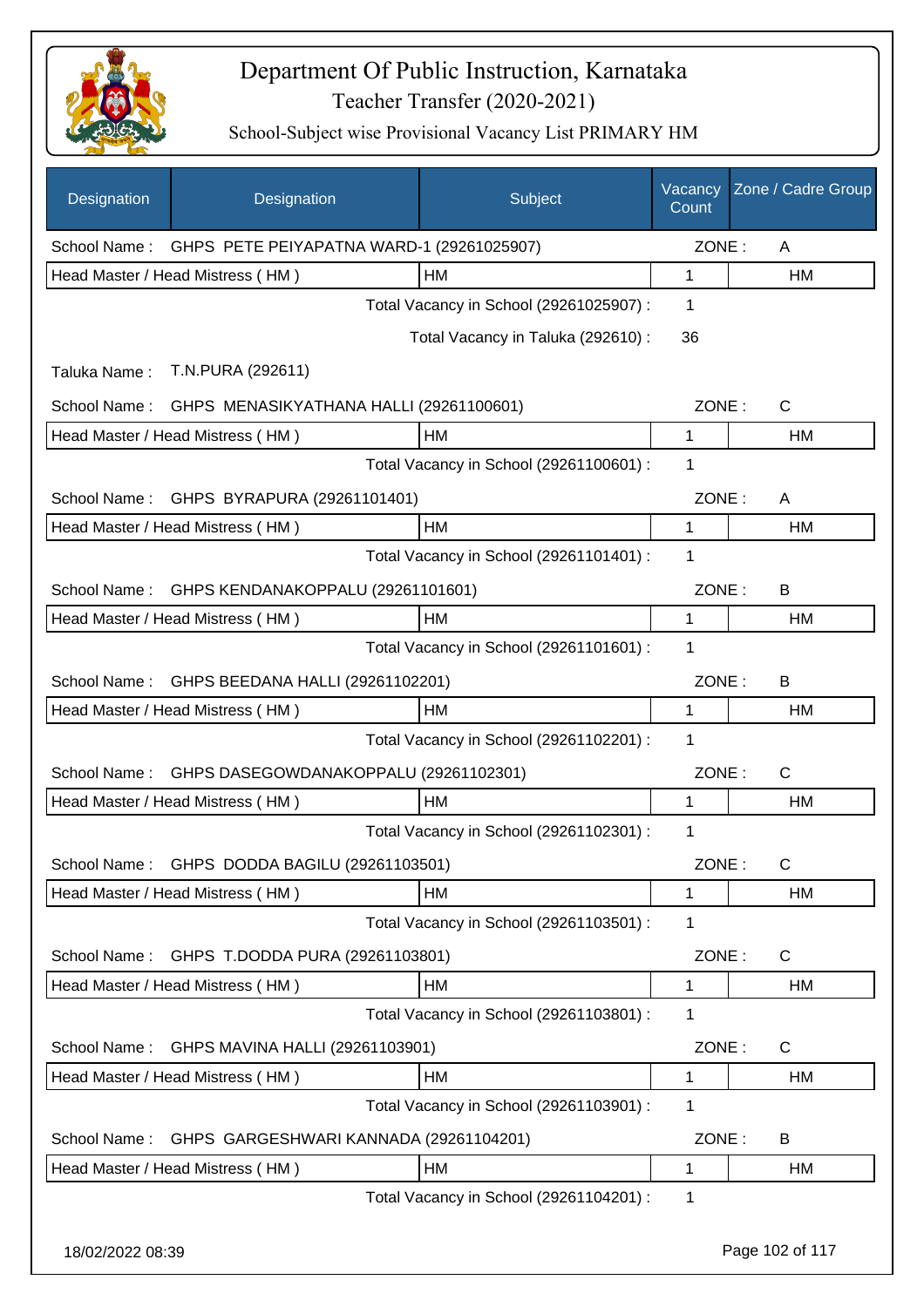# Department Of Public Instruction, Karnataka
## Teacher Transfer (2020-2021)
### School-Subject wise Provisional Vacancy List PRIMARY HM

| Designation | Designation | Subject | Vacancy Count | Zone / Cadre Group |
|---|---|---|---|---|
| School Name : | GHPS PETE PEIYAPATNA WARD-1 (29261025907) | | ZONE : | A |
| Head Master / Head Mistress ( HM ) | | HM | 1 | HM |
| | | Total Vacancy in School (29261025907) : | 1 | |
| | | Total Vacancy in Taluka (292610) : | 36 | |
| Taluka Name : | T.N.PURA (292611) | | | |
| School Name : | GHPS MENASIKYATHANA HALLI (29261100601) | | ZONE : | C |
| Head Master / Head Mistress ( HM ) | | HM | 1 | HM |
| | | Total Vacancy in School (29261100601) : | 1 | |
| School Name : | GHPS BYRAPURA (29261101401) | | ZONE : | A |
| Head Master / Head Mistress ( HM ) | | HM | 1 | HM |
| | | Total Vacancy in School (29261101401) : | 1 | |
| School Name : | GHPS KENDANAKOPPALU (29261101601) | | ZONE : | B |
| Head Master / Head Mistress ( HM ) | | HM | 1 | HM |
| | | Total Vacancy in School (29261101601) : | 1 | |
| School Name : | GHPS BEEDANA HALLI (29261102201) | | ZONE : | B |
| Head Master / Head Mistress ( HM ) | | HM | 1 | HM |
| | | Total Vacancy in School (29261102201) : | 1 | |
| School Name : | GHPS DASEGOWDANAKOPPALU (29261102301) | | ZONE : | C |
| Head Master / Head Mistress ( HM ) | | HM | 1 | HM |
| | | Total Vacancy in School (29261102301) : | 1 | |
| School Name : | GHPS DODDA BAGILU (29261103501) | | ZONE : | C |
| Head Master / Head Mistress ( HM ) | | HM | 1 | HM |
| | | Total Vacancy in School (29261103501) : | 1 | |
| School Name : | GHPS T.DODDA PURA (29261103801) | | ZONE : | C |
| Head Master / Head Mistress ( HM ) | | HM | 1 | HM |
| | | Total Vacancy in School (29261103801) : | 1 | |
| School Name : | GHPS MAVINA HALLI (29261103901) | | ZONE : | C |
| Head Master / Head Mistress ( HM ) | | HM | 1 | HM |
| | | Total Vacancy in School (29261103901) : | 1 | |
| School Name : | GHPS GARGESHWARI KANNADA (29261104201) | | ZONE : | B |
| Head Master / Head Mistress ( HM ) | | HM | 1 | HM |
| | | Total Vacancy in School (29261104201) : | 1 | |

18/02/2022 08:39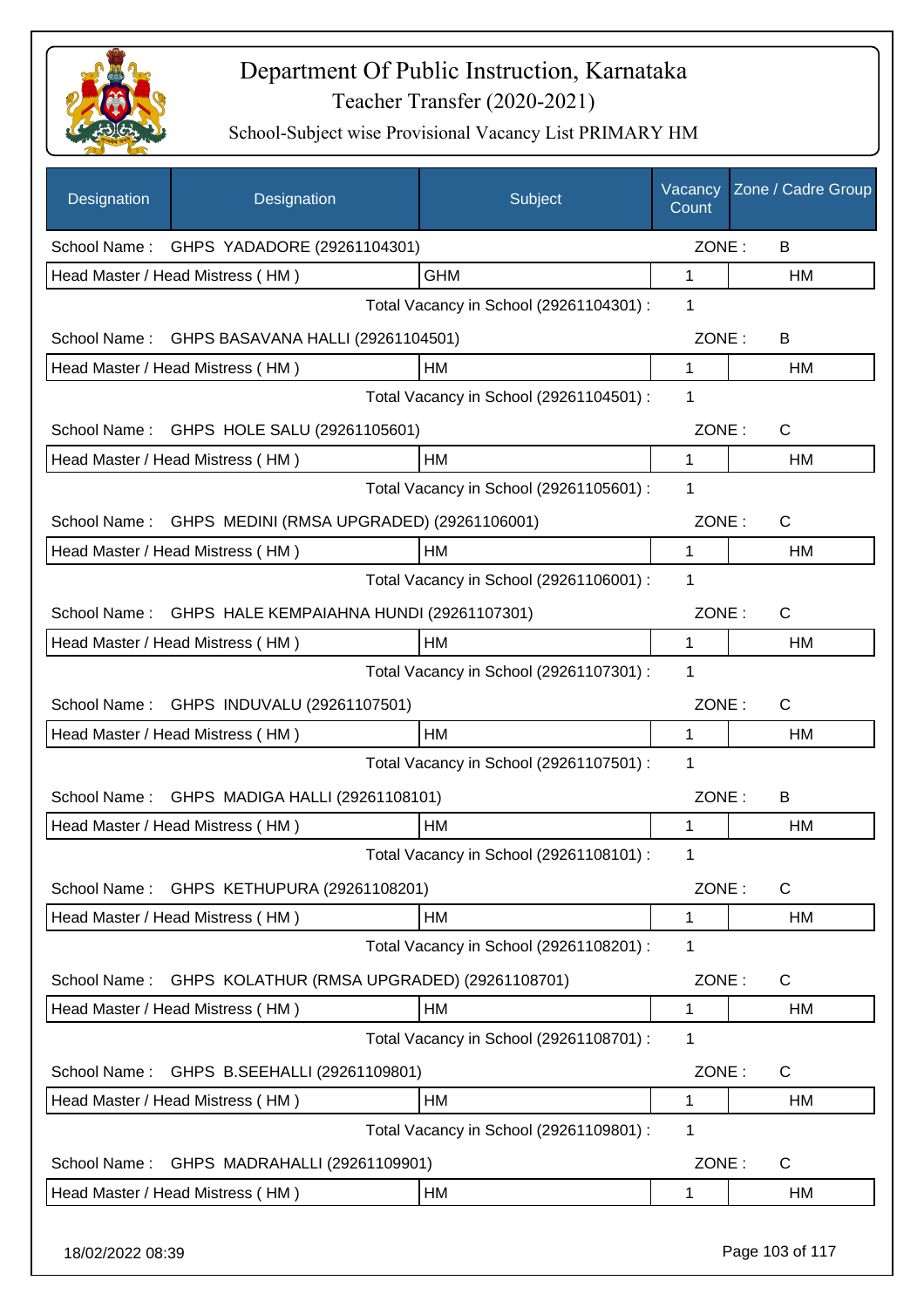# Department Of Public Instruction, Karnataka

## Teacher Transfer (2020-2021)

### School-Subject wise Provisional Vacancy List PRIMARY HM

| Designation | Designation | Subject | Vacancy Count | Zone / Cadre Group |
|---|---|---|---|---|
| School Name : | GHPS YADADORE (29261104301) | | ZONE : | B |
| Head Master / Head Mistress ( HM ) | | GHM | 1 | HM |
| | | Total Vacancy in School (29261104301) : | 1 | |
| School Name : | GHPS BASAVANA HALLI (29261104501) | | ZONE : | B |
| Head Master / Head Mistress ( HM ) | | HM | 1 | HM |
| | | Total Vacancy in School (29261104501) : | 1 | |
| School Name : | GHPS HOLE SALU (29261105601) | | ZONE : | C |
| Head Master / Head Mistress ( HM ) | | HM | 1 | HM |
| | | Total Vacancy in School (29261105601) : | 1 | |
| School Name : | GHPS MEDINI (RMSA UPGRADED) (29261106001) | | ZONE : | C |
| Head Master / Head Mistress ( HM ) | | HM | 1 | HM |
| | | Total Vacancy in School (29261106001) : | 1 | |
| School Name : | GHPS HALE KEMPAIAHNA HUNDI (29261107301) | | ZONE : | C |
| Head Master / Head Mistress ( HM ) | | HM | 1 | HM |
| | | Total Vacancy in School (29261107301) : | 1 | |
| School Name : | GHPS INDUVALU (29261107501) | | ZONE : | C |
| Head Master / Head Mistress ( HM ) | | HM | 1 | HM |
| | | Total Vacancy in School (29261107501) : | 1 | |
| School Name : | GHPS MADIGA HALLI (29261108101) | | ZONE : | B |
| Head Master / Head Mistress ( HM ) | | HM | 1 | HM |
| | | Total Vacancy in School (29261108101) : | 1 | |
| School Name : | GHPS KETHUPURA (29261108201) | | ZONE : | C |
| Head Master / Head Mistress ( HM ) | | HM | 1 | HM |
| | | Total Vacancy in School (29261108201) : | 1 | |
| School Name : | GHPS KOLATHUR (RMSA UPGRADED) (29261108701) | | ZONE : | C |
| Head Master / Head Mistress ( HM ) | | HM | 1 | HM |
| | | Total Vacancy in School (29261108701) : | 1 | |
| School Name : | GHPS B.SEEHALLI (29261109801) | | ZONE : | C |
| Head Master / Head Mistress ( HM ) | | HM | 1 | HM |
| | | Total Vacancy in School (29261109801) : | 1 | |
| School Name : | GHPS MADRAHALLI (29261109901) | | ZONE : | C |
| Head Master / Head Mistress ( HM ) | | HM | 1 | HM |

18/02/2022 08:39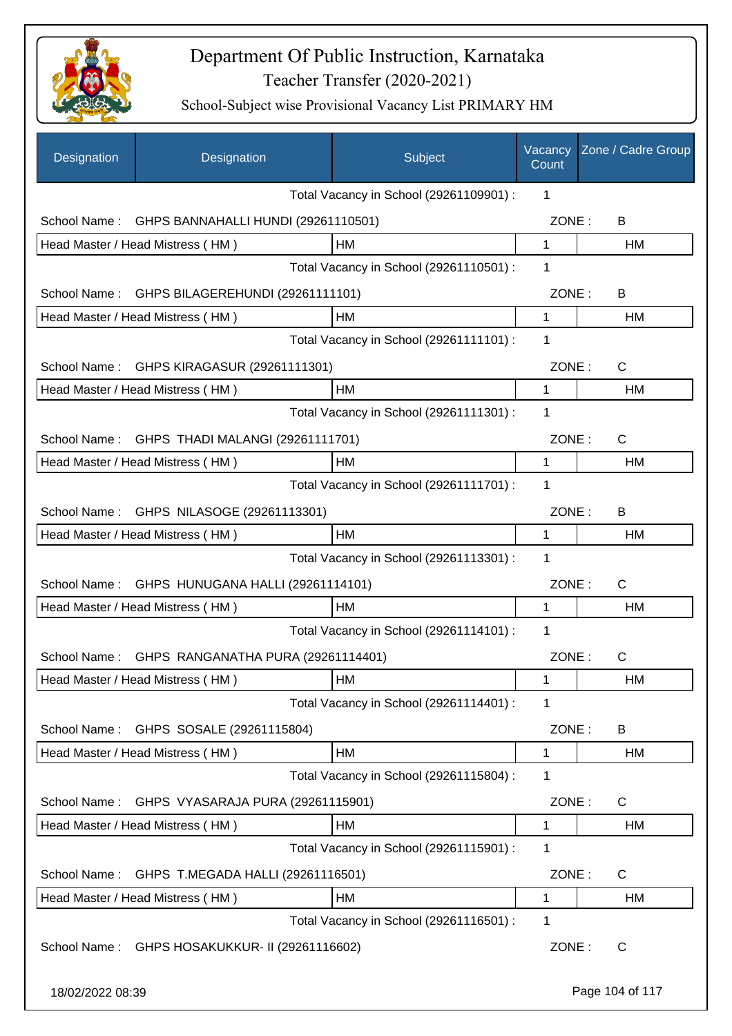# Department Of Public Instruction, Karnataka

Teacher Transfer (2020-2021)

School-Subject wise Provisional Vacancy List PRIMARY HM

| Designation | Designation | Subject | Vacancy Count | Zone / Cadre Group |
|---|---|---|---|---|
| | | Total Vacancy in School (29261109901) : | 1 | |
| School Name : | GHPS BANNAHALLI HUNDI (29261110501) | | ZONE : | B |
| Head Master / Head Mistress ( HM ) | | HM | 1 | HM |
| | | Total Vacancy in School (29261110501) : | 1 | |
| School Name : | GHPS BILAGEREHUNDI (29261111101) | | ZONE : | B |
| Head Master / Head Mistress ( HM ) | | HM | 1 | HM |
| | | Total Vacancy in School (29261111101) : | 1 | |
| School Name : | GHPS KIRAGASUR (29261111301) | | ZONE : | C |
| Head Master / Head Mistress ( HM ) | | HM | 1 | HM |
| | | Total Vacancy in School (29261111301) : | 1 | |
| School Name : | GHPS THADI MALANGI (29261111701) | | ZONE : | C |
| Head Master / Head Mistress ( HM ) | | HM | 1 | HM |
| | | Total Vacancy in School (29261111701) : | 1 | |
| School Name : | GHPS NILASOGE (29261113301) | | ZONE : | B |
| Head Master / Head Mistress ( HM ) | | HM | 1 | HM |
| | | Total Vacancy in School (29261113301) : | 1 | |
| School Name : | GHPS HUNUGANA HALLI (29261114101) | | ZONE : | C |
| Head Master / Head Mistress ( HM ) | | HM | 1 | HM |
| | | Total Vacancy in School (29261114101) : | 1 | |
| School Name : | GHPS RANGANATHA PURA (29261114401) | | ZONE : | C |
| Head Master / Head Mistress ( HM ) | | HM | 1 | HM |
| | | Total Vacancy in School (29261114401) : | 1 | |
| School Name : | GHPS SOSALE (29261115804) | | ZONE : | B |
| Head Master / Head Mistress ( HM ) | | HM | 1 | HM |
| | | Total Vacancy in School (29261115804) : | 1 | |
| School Name : | GHPS VYASARAJA PURA (29261115901) | | ZONE : | C |
| Head Master / Head Mistress ( HM ) | | HM | 1 | HM |
| | | Total Vacancy in School (29261115901) : | 1 | |
| School Name : | GHPS T.MEGADA HALLI (29261116501) | | ZONE : | C |
| Head Master / Head Mistress ( HM ) | | HM | 1 | HM |
| | | Total Vacancy in School (29261116501) : | 1 | |
| School Name : | GHPS HOSAKUKKUR- II (29261116602) | | ZONE : | C |

18/02/2022 08:39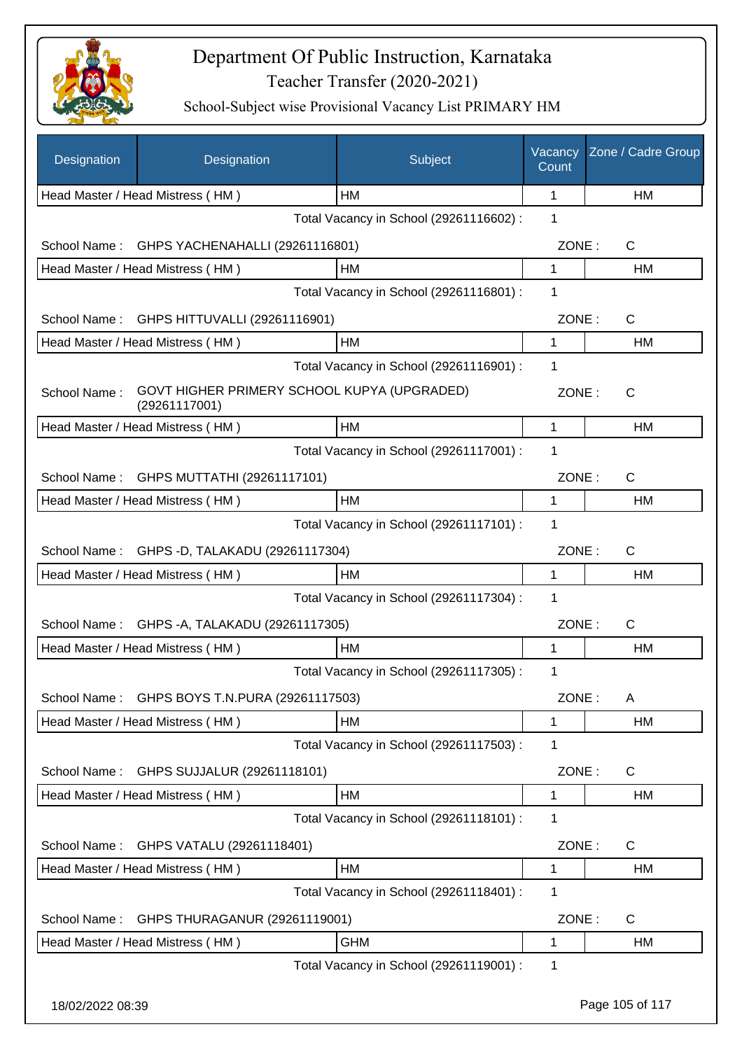# Department Of Public Instruction, Karnataka

## Teacher Transfer (2020-2021)

### School-Subject wise Provisional Vacancy List PRIMARY HM

| Designation | Designation | Subject | Vacancy Count | Zone / Cadre Group |
|---|---|---|---|---|
| Head Master / Head Mistress ( HM ) | | HM | 1 | HM |
| | | Total Vacancy in School (29261116602) : | 1 | |
| School Name : | GHPS YACHENAHALLI (29261116801) | | ZONE : | C |
| Head Master / Head Mistress ( HM ) | | HM | 1 | HM |
| | | Total Vacancy in School (29261116801) : | 1 | |
| School Name : | GHPS HITTUVALLI (29261116901) | | ZONE : | C |
| Head Master / Head Mistress ( HM ) | | HM | 1 | HM |
| | | Total Vacancy in School (29261116901) : | 1 | |
| School Name : | GOVT HIGHER PRIMERY SCHOOL KUPYA (UPGRADED) (29261117001) | | ZONE : | C |
| Head Master / Head Mistress ( HM ) | | HM | 1 | HM |
| | | Total Vacancy in School (29261117001) : | 1 | |
| School Name : | GHPS MUTTATHI (29261117101) | | ZONE : | C |
| Head Master / Head Mistress ( HM ) | | HM | 1 | HM |
| | | Total Vacancy in School (29261117101) : | 1 | |
| School Name : | GHPS -D, TALAKADU (29261117304) | | ZONE : | C |
| Head Master / Head Mistress ( HM ) | | HM | 1 | HM |
| | | Total Vacancy in School (29261117304) : | 1 | |
| School Name : | GHPS -A, TALAKADU (29261117305) | | ZONE : | C |
| Head Master / Head Mistress ( HM ) | | HM | 1 | HM |
| | | Total Vacancy in School (29261117305) : | 1 | |
| School Name : | GHPS BOYS T.N.PURA (29261117503) | | ZONE : | A |
| Head Master / Head Mistress ( HM ) | | HM | 1 | HM |
| | | Total Vacancy in School (29261117503) : | 1 | |
| School Name : | GHPS SUJJALUR (29261118101) | | ZONE : | C |
| Head Master / Head Mistress ( HM ) | | HM | 1 | HM |
| | | Total Vacancy in School (29261118101) : | 1 | |
| School Name : | GHPS VATALU (29261118401) | | ZONE : | C |
| Head Master / Head Mistress ( HM ) | | HM | 1 | HM |
| | | Total Vacancy in School (29261118401) : | 1 | |
| School Name : | GHPS THURAGANUR (29261119001) | | ZONE : | C |
| Head Master / Head Mistress ( HM ) | | GHM | 1 | HM |
| | | Total Vacancy in School (29261119001) : | 1 | |

18/02/2022 08:39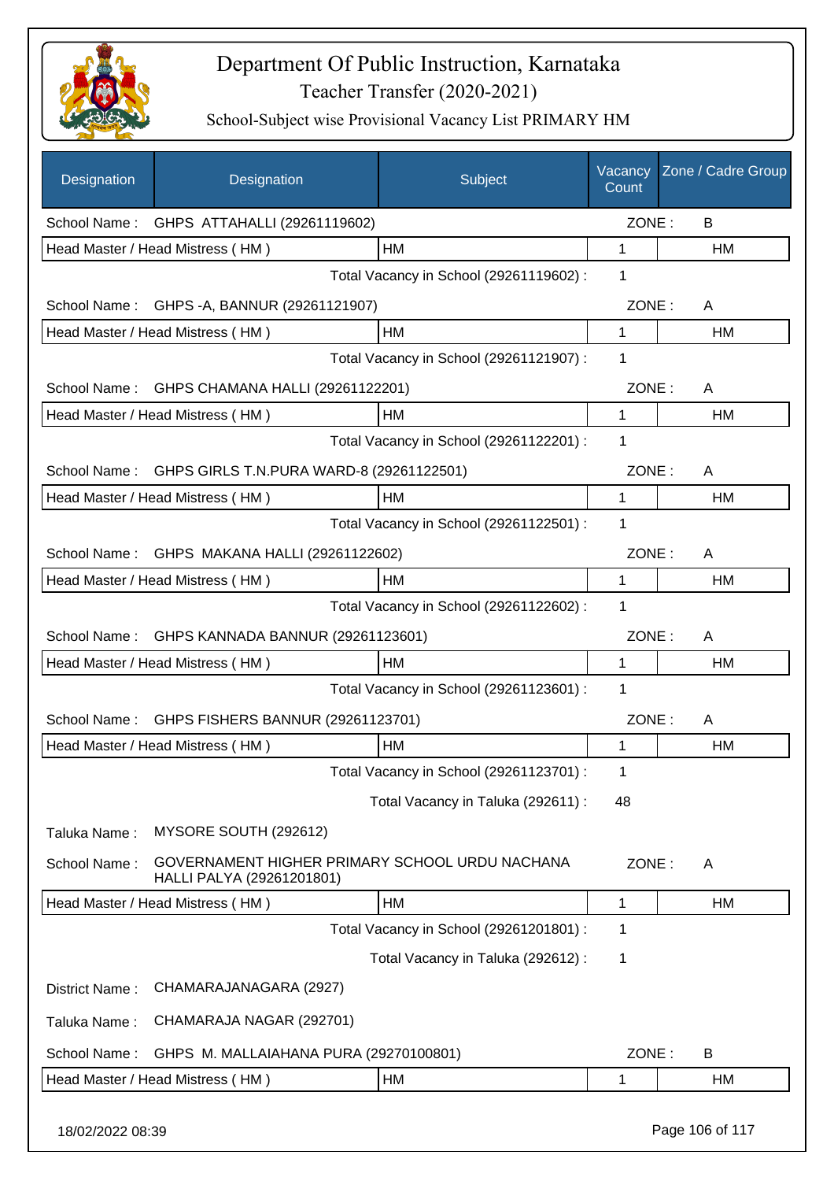# Department Of Public Instruction, Karnataka

Teacher Transfer (2020-2021)

School-Subject wise Provisional Vacancy List PRIMARY HM

| Designation | Designation | Subject | Vacancy Count | Zone / Cadre Group |
|---|---|---|---|---|
| School Name : | GHPS ATTAHALLI (29261119602) | | ZONE : | B |
| Head Master / Head Mistress ( HM ) | | HM | 1 | HM |
| | | Total Vacancy in School (29261119602) : | 1 | |
| School Name : | GHPS -A, BANNUR (29261121907) | | ZONE : | A |
| Head Master / Head Mistress ( HM ) | | HM | 1 | HM |
| | | Total Vacancy in School (29261121907) : | 1 | |
| School Name : | GHPS CHAMANA HALLI (29261122201) | | ZONE : | A |
| Head Master / Head Mistress ( HM ) | | HM | 1 | HM |
| | | Total Vacancy in School (29261122201) : | 1 | |
| School Name : | GHPS GIRLS T.N.PURA WARD-8 (29261122501) | | ZONE : | A |
| Head Master / Head Mistress ( HM ) | | HM | 1 | HM |
| | | Total Vacancy in School (29261122501) : | 1 | |
| School Name : | GHPS MAKANA HALLI (29261122602) | | ZONE : | A |
| Head Master / Head Mistress ( HM ) | | HM | 1 | HM |
| | | Total Vacancy in School (29261122602) : | 1 | |
| School Name : | GHPS KANNADA BANNUR (29261123601) | | ZONE : | A |
| Head Master / Head Mistress ( HM ) | | HM | 1 | HM |
| | | Total Vacancy in School (29261123601) : | 1 | |
| School Name : | GHPS FISHERS BANNUR (29261123701) | | ZONE : | A |
| Head Master / Head Mistress ( HM ) | | HM | 1 | HM |
| | | Total Vacancy in School (29261123701) : | 1 | |
| | | Total Vacancy in Taluka (292611) : | 48 | |
| Taluka Name : | MYSORE SOUTH (292612) | | | |
| School Name : | GOVERNAMENT HIGHER PRIMARY SCHOOL URDU NACHANA HALLI PALYA (29261201801) | | ZONE : | A |
| Head Master / Head Mistress ( HM ) | | HM | 1 | HM |
| | | Total Vacancy in School (29261201801) : | 1 | |
| | | Total Vacancy in Taluka (292612) : | 1 | |
| District Name : | CHAMARAJANAGARA (2927) | | | |
| Taluka Name : | CHAMARAJA NAGAR (292701) | | | |
| School Name : | GHPS M. MALLAIAHANA PURA (29270100801) | | ZONE : | B |
| Head Master / Head Mistress ( HM ) | | HM | 1 | HM |

18/02/2022 08:39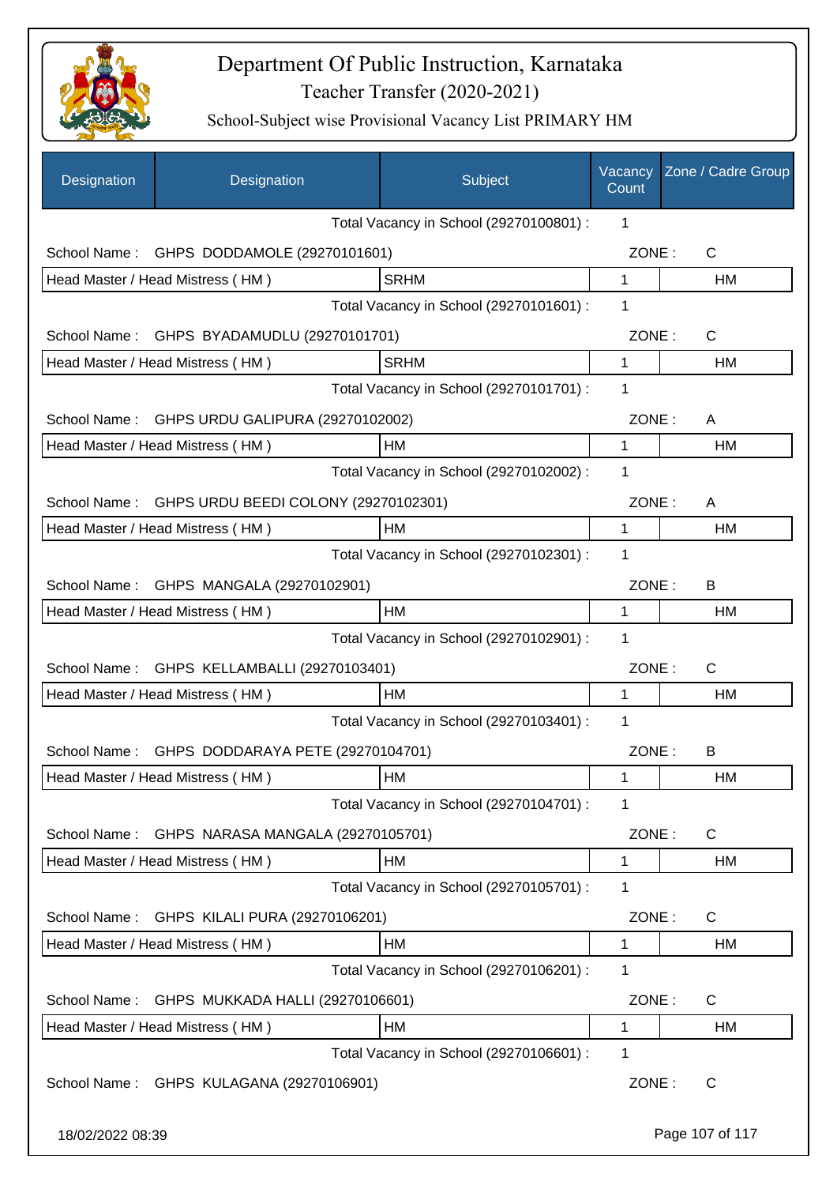# Department Of Public Instruction, Karnataka

Teacher Transfer (2020-2021)

School-Subject wise Provisional Vacancy List PRIMARY HM

| Designation | Designation | Subject | Vacancy Count | Zone / Cadre Group |
|---|---|---|---|---|
| | | Total Vacancy in School (29270100801) : | 1 | |
| School Name : | GHPS DODDAMOLE (29270101601) | | ZONE : | C |
| Head Master / Head Mistress ( HM ) | | SRHM | 1 | HM |
| | | Total Vacancy in School (29270101601) : | 1 | |
| School Name : | GHPS BYADAMUDLU (29270101701) | | ZONE : | C |
| Head Master / Head Mistress ( HM ) | | SRHM | 1 | HM |
| | | Total Vacancy in School (29270101701) : | 1 | |
| School Name : | GHPS URDU GALIPURA (29270102002) | | ZONE : | A |
| Head Master / Head Mistress ( HM ) | | HM | 1 | HM |
| | | Total Vacancy in School (29270102002) : | 1 | |
| School Name : | GHPS URDU BEEDI COLONY (29270102301) | | ZONE : | A |
| Head Master / Head Mistress ( HM ) | | HM | 1 | HM |
| | | Total Vacancy in School (29270102301) : | 1 | |
| School Name : | GHPS MANGALA (29270102901) | | ZONE : | B |
| Head Master / Head Mistress ( HM ) | | HM | 1 | HM |
| | | Total Vacancy in School (29270102901) : | 1 | |
| School Name : | GHPS KELLAMBALLI (29270103401) | | ZONE : | C |
| Head Master / Head Mistress ( HM ) | | HM | 1 | HM |
| | | Total Vacancy in School (29270103401) : | 1 | |
| School Name : | GHPS DODDARAYA PETE (29270104701) | | ZONE : | B |
| Head Master / Head Mistress ( HM ) | | HM | 1 | HM |
| | | Total Vacancy in School (29270104701) : | 1 | |
| School Name : | GHPS NARASA MANGALA (29270105701) | | ZONE : | C |
| Head Master / Head Mistress ( HM ) | | HM | 1 | HM |
| | | Total Vacancy in School (29270105701) : | 1 | |
| School Name : | GHPS KILALI PURA (29270106201) | | ZONE : | C |
| Head Master / Head Mistress ( HM ) | | HM | 1 | HM |
| | | Total Vacancy in School (29270106201) : | 1 | |
| School Name : | GHPS MUKKADA HALLI (29270106601) | | ZONE : | C |
| Head Master / Head Mistress ( HM ) | | HM | 1 | HM |
| | | Total Vacancy in School (29270106601) : | 1 | |
| School Name : | GHPS KULAGANA (29270106901) | | ZONE : | C |

18/02/2022 08:39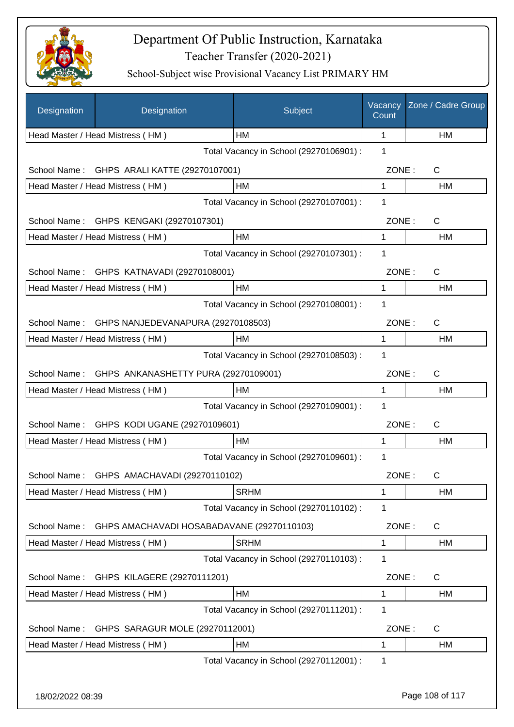# Department Of Public Instruction, Karnataka

## Teacher Transfer (2020-2021)

### School-Subject wise Provisional Vacancy List PRIMARY HM

| Designation | Designation | Subject | Vacancy Count | Zone / Cadre Group |
|---|---|---|---|---|
| Head Master / Head Mistress ( HM ) | | HM | 1 | HM |
| | | Total Vacancy in School (29270106901) : | 1 | |
| School Name : | GHPS ARALI KATTE (29270107001) | | ZONE : | C |
| Head Master / Head Mistress ( HM ) | | HM | 1 | HM |
| | | Total Vacancy in School (29270107001) : | 1 | |
| School Name : | GHPS KENGAKI (29270107301) | | ZONE : | C |
| Head Master / Head Mistress ( HM ) | | HM | 1 | HM |
| | | Total Vacancy in School (29270107301) : | 1 | |
| School Name : | GHPS KATNAVADI (29270108001) | | ZONE : | C |
| Head Master / Head Mistress ( HM ) | | HM | 1 | HM |
| | | Total Vacancy in School (29270108001) : | 1 | |
| School Name : | GHPS NANJEDEVANAPURA (29270108503) | | ZONE : | C |
| Head Master / Head Mistress ( HM ) | | HM | 1 | HM |
| | | Total Vacancy in School (29270108503) : | 1 | |
| School Name : | GHPS ANKANASHETTY PURA (29270109001) | | ZONE : | C |
| Head Master / Head Mistress ( HM ) | | HM | 1 | HM |
| | | Total Vacancy in School (29270109001) : | 1 | |
| School Name : | GHPS KODI UGANE (29270109601) | | ZONE : | C |
| Head Master / Head Mistress ( HM ) | | HM | 1 | HM |
| | | Total Vacancy in School (29270109601) : | 1 | |
| School Name : | GHPS AMACHAVADI (29270110102) | | ZONE : | C |
| Head Master / Head Mistress ( HM ) | | SRHM | 1 | HM |
| | | Total Vacancy in School (29270110102) : | 1 | |
| School Name : | GHPS AMACHAVADI HOSABADAVANE (29270110103) | | ZONE : | C |
| Head Master / Head Mistress ( HM ) | | SRHM | 1 | HM |
| | | Total Vacancy in School (29270110103) : | 1 | |
| School Name : | GHPS KILAGERE (29270111201) | | ZONE : | C |
| Head Master / Head Mistress ( HM ) | | HM | 1 | HM |
| | | Total Vacancy in School (29270111201) : | 1 | |
| School Name : | GHPS SARAGUR MOLE (29270112001) | | ZONE : | C |
| Head Master / Head Mistress ( HM ) | | HM | 1 | HM |
| | | Total Vacancy in School (29270112001) : | 1 | |

18/02/2022 08:39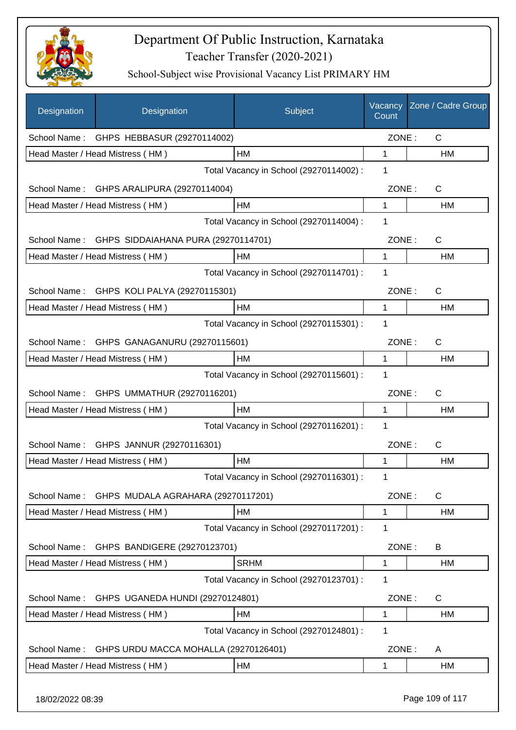# Department Of Public Instruction, Karnataka

## Teacher Transfer (2020-2021)

### School-Subject wise Provisional Vacancy List PRIMARY HM

| Designation | Designation | Subject | Vacancy Count | Zone / Cadre Group |
|---|---|---|---|---|
| School Name : | GHPS HEBBASUR (29270114002) | | ZONE : | C |
| Head Master / Head Mistress ( HM ) | | HM | 1 | HM |
| | | Total Vacancy in School (29270114002) : | 1 | |
| School Name : | GHPS ARALIPURA (29270114004) | | ZONE : | C |
| Head Master / Head Mistress ( HM ) | | HM | 1 | HM |
| | | Total Vacancy in School (29270114004) : | 1 | |
| School Name : | GHPS SIDDAIAHANA PURA (29270114701) | | ZONE : | C |
| Head Master / Head Mistress ( HM ) | | HM | 1 | HM |
| | | Total Vacancy in School (29270114701) : | 1 | |
| School Name : | GHPS KOLI PALYA (29270115301) | | ZONE : | C |
| Head Master / Head Mistress ( HM ) | | HM | 1 | HM |
| | | Total Vacancy in School (29270115301) : | 1 | |
| School Name : | GHPS GANAGANURU (29270115601) | | ZONE : | C |
| Head Master / Head Mistress ( HM ) | | HM | 1 | HM |
| | | Total Vacancy in School (29270115601) : | 1 | |
| School Name : | GHPS UMMATHUR (29270116201) | | ZONE : | C |
| Head Master / Head Mistress ( HM ) | | HM | 1 | HM |
| | | Total Vacancy in School (29270116201) : | 1 | |
| School Name : | GHPS JANNUR (29270116301) | | ZONE : | C |
| Head Master / Head Mistress ( HM ) | | HM | 1 | HM |
| | | Total Vacancy in School (29270116301) : | 1 | |
| School Name : | GHPS MUDALA AGRAHARA (29270117201) | | ZONE : | C |
| Head Master / Head Mistress ( HM ) | | HM | 1 | HM |
| | | Total Vacancy in School (29270117201) : | 1 | |
| School Name : | GHPS BANDIGERE (29270123701) | | ZONE : | B |
| Head Master / Head Mistress ( HM ) | | SRHM | 1 | HM |
| | | Total Vacancy in School (29270123701) : | 1 | |
| School Name : | GHPS UGANEDA HUNDI (29270124801) | | ZONE : | C |
| Head Master / Head Mistress ( HM ) | | HM | 1 | HM |
| | | Total Vacancy in School (29270124801) : | 1 | |
| School Name : | GHPS URDU MACCA MOHALLA (29270126401) | | ZONE : | A |
| Head Master / Head Mistress ( HM ) | | HM | 1 | HM |

18/02/2022 08:39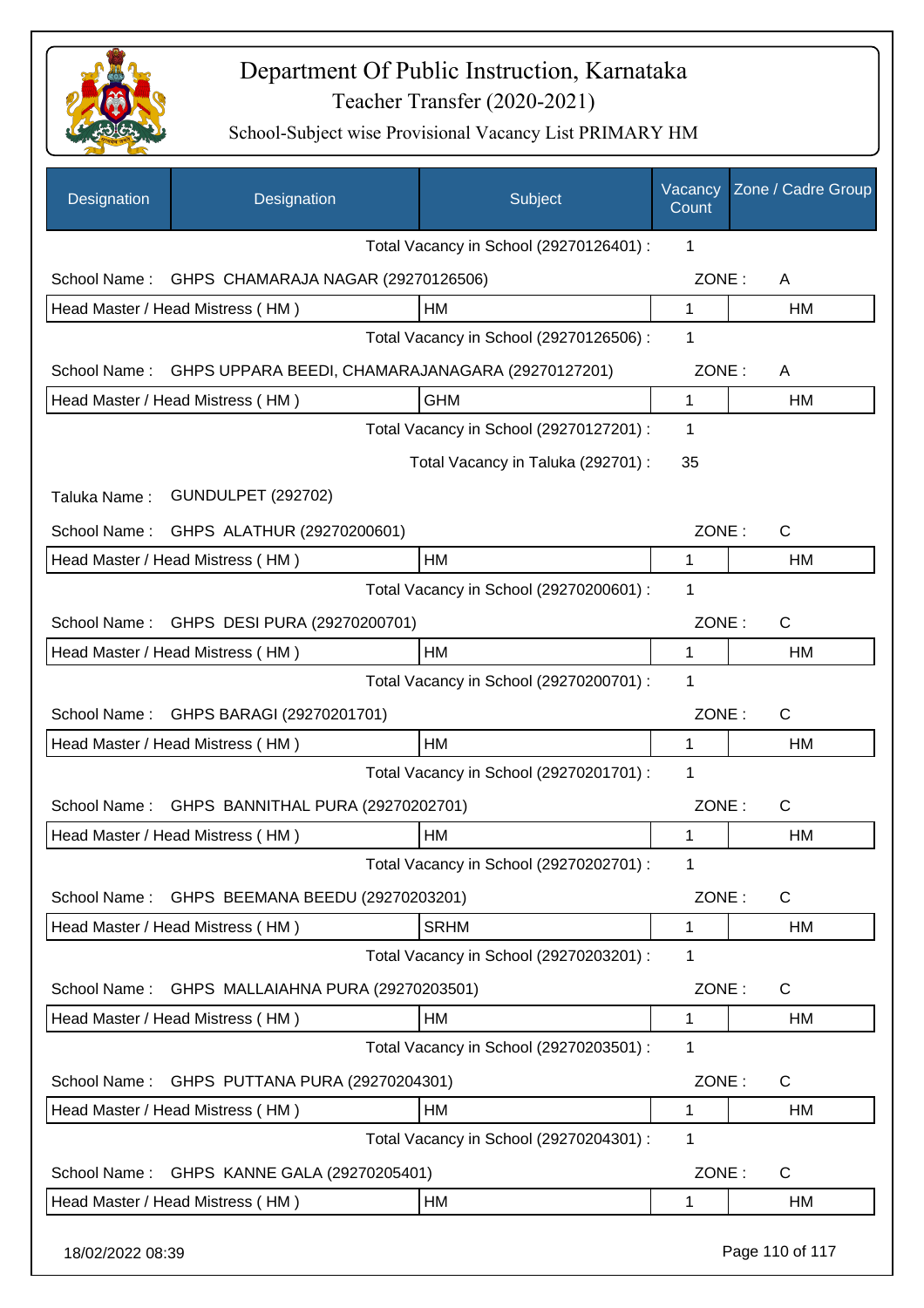# Department Of Public Instruction, Karnataka

Teacher Transfer (2020-2021)

School-Subject wise Provisional Vacancy List PRIMARY HM

| Designation | Designation | Subject | Vacancy Count | Zone / Cadre Group |
|---|---|---|---|---|
| | | Total Vacancy in School (29270126401) : | 1 | |
| School Name : | GHPS CHAMARAJA NAGAR (29270126506) | | ZONE : | A |
| Head Master / Head Mistress ( HM ) | | HM | 1 | HM |
| | | Total Vacancy in School (29270126506) : | 1 | |
| School Name : | GHPS UPPARA BEEDI, CHAMARAJANAGARA (29270127201) | | ZONE : | A |
| Head Master / Head Mistress ( HM ) | | GHM | 1 | HM |
| | | Total Vacancy in School (29270127201) : | 1 | |
| | | Total Vacancy in Taluka (292701) : | 35 | |
| Taluka Name : | GUNDULPET (292702) | | | |
| School Name : | GHPS ALATHUR (29270200601) | | ZONE : | C |
| Head Master / Head Mistress ( HM ) | | HM | 1 | HM |
| | | Total Vacancy in School (29270200601) : | 1 | |
| School Name : | GHPS DESI PURA (29270200701) | | ZONE : | C |
| Head Master / Head Mistress ( HM ) | | HM | 1 | HM |
| | | Total Vacancy in School (29270200701) : | 1 | |
| School Name : | GHPS BARAGI (29270201701) | | ZONE : | C |
| Head Master / Head Mistress ( HM ) | | HM | 1 | HM |
| | | Total Vacancy in School (29270201701) : | 1 | |
| School Name : | GHPS BANNITHAL PURA (29270202701) | | ZONE : | C |
| Head Master / Head Mistress ( HM ) | | HM | 1 | HM |
| | | Total Vacancy in School (29270202701) : | 1 | |
| School Name : | GHPS BEEMANA BEEDU (29270203201) | | ZONE : | C |
| Head Master / Head Mistress ( HM ) | | SRHM | 1 | HM |
| | | Total Vacancy in School (29270203201) : | 1 | |
| School Name : | GHPS MALLAIAHNA PURA (29270203501) | | ZONE : | C |
| Head Master / Head Mistress ( HM ) | | HM | 1 | HM |
| | | Total Vacancy in School (29270203501) : | 1 | |
| School Name : | GHPS PUTTANA PURA (29270204301) | | ZONE : | C |
| Head Master / Head Mistress ( HM ) | | HM | 1 | HM |
| | | Total Vacancy in School (29270204301) : | 1 | |
| School Name : | GHPS KANNE GALA (29270205401) | | ZONE : | C |
| Head Master / Head Mistress ( HM ) | | HM | 1 | HM |

18/02/2022 08:39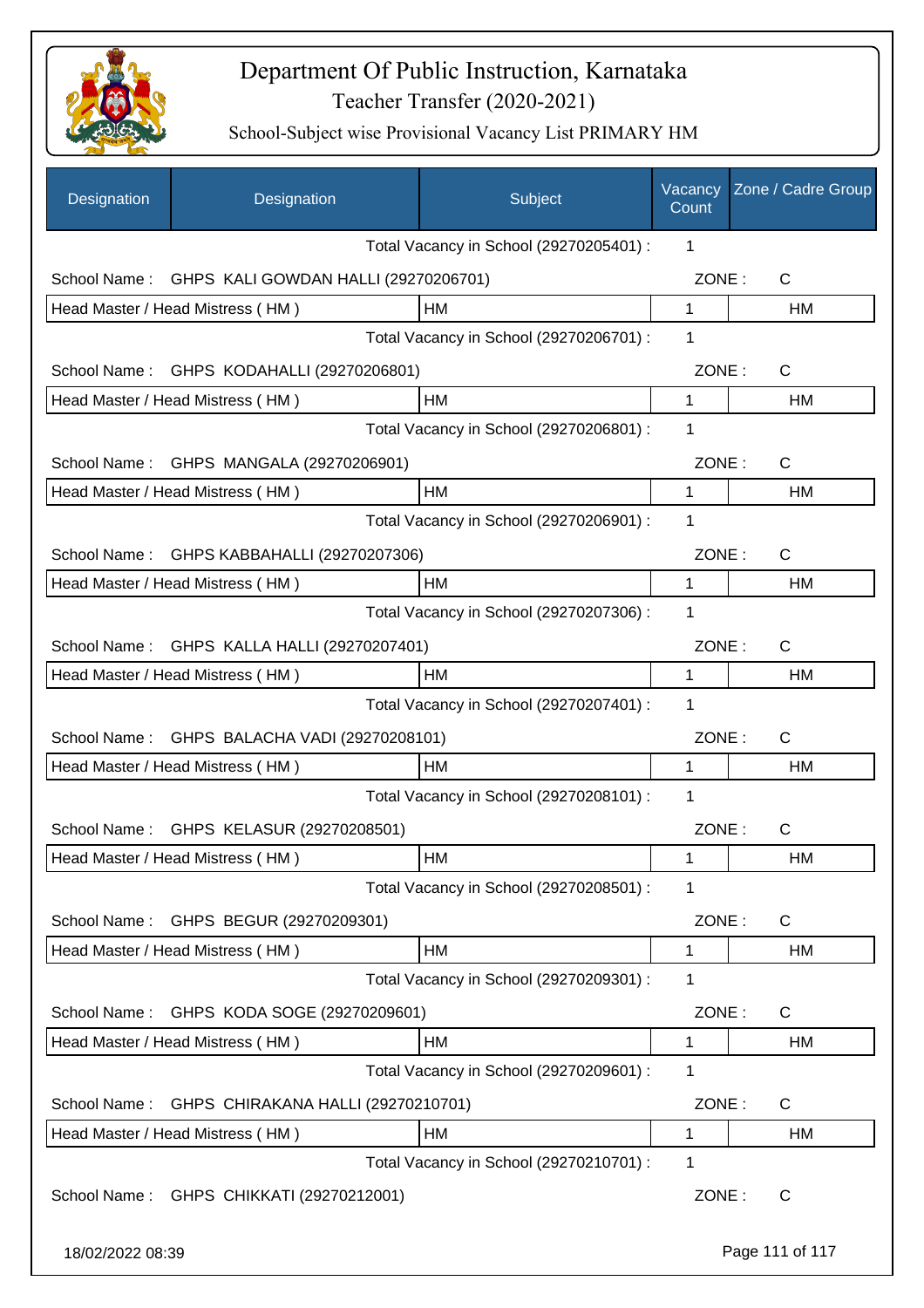# Department Of Public Instruction, Karnataka

Teacher Transfer (2020-2021)

School-Subject wise Provisional Vacancy List PRIMARY HM

| Designation | Designation | Subject | Vacancy Count | Zone / Cadre Group |
|---|---|---|---|---|
| | | Total Vacancy in School (29270205401) : | 1 | |
| School Name : | GHPS KALI GOWDAN HALLI (29270206701) | | ZONE : | C |
| Head Master / Head Mistress ( HM ) | | HM | 1 | HM |
| | | Total Vacancy in School (29270206701) : | 1 | |
| School Name : | GHPS KODAHALLI (29270206801) | | ZONE : | C |
| Head Master / Head Mistress ( HM ) | | HM | 1 | HM |
| | | Total Vacancy in School (29270206801) : | 1 | |
| School Name : | GHPS MANGALA (29270206901) | | ZONE : | C |
| Head Master / Head Mistress ( HM ) | | HM | 1 | HM |
| | | Total Vacancy in School (29270206901) : | 1 | |
| School Name : | GHPS KABBAHALLI (29270207306) | | ZONE : | C |
| Head Master / Head Mistress ( HM ) | | HM | 1 | HM |
| | | Total Vacancy in School (29270207306) : | 1 | |
| School Name : | GHPS KALLA HALLI (29270207401) | | ZONE : | C |
| Head Master / Head Mistress ( HM ) | | HM | 1 | HM |
| | | Total Vacancy in School (29270207401) : | 1 | |
| School Name : | GHPS BALACHA VADI (29270208101) | | ZONE : | C |
| Head Master / Head Mistress ( HM ) | | HM | 1 | HM |
| | | Total Vacancy in School (29270208101) : | 1 | |
| School Name : | GHPS KELASUR (29270208501) | | ZONE : | C |
| Head Master / Head Mistress ( HM ) | | HM | 1 | HM |
| | | Total Vacancy in School (29270208501) : | 1 | |
| School Name : | GHPS BEGUR (29270209301) | | ZONE : | C |
| Head Master / Head Mistress ( HM ) | | HM | 1 | HM |
| | | Total Vacancy in School (29270209301) : | 1 | |
| School Name : | GHPS KODA SOGE (29270209601) | | ZONE : | C |
| Head Master / Head Mistress ( HM ) | | HM | 1 | HM |
| | | Total Vacancy in School (29270209601) : | 1 | |
| School Name : | GHPS CHIRAKANA HALLI (29270210701) | | ZONE : | C |
| Head Master / Head Mistress ( HM ) | | HM | 1 | HM |
| | | Total Vacancy in School (29270210701) : | 1 | |
| School Name : | GHPS CHIKKATI (29270212001) | | ZONE : | C |

18/02/2022 08:39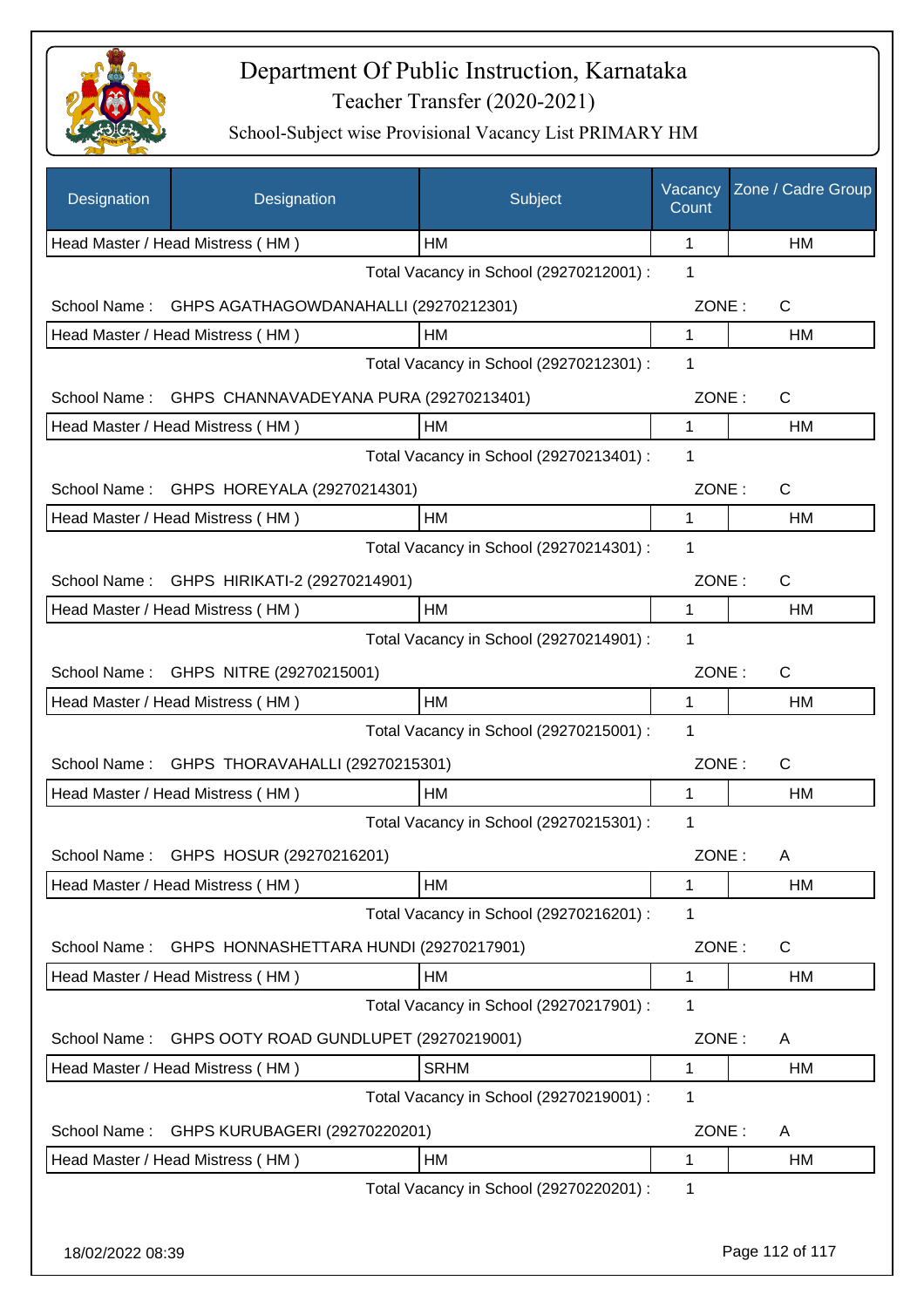# Department Of Public Instruction, Karnataka

Teacher Transfer (2020-2021)

School-Subject wise Provisional Vacancy List PRIMARY HM

| Designation | Designation | Subject | Vacancy Count | Zone / Cadre Group |
|---|---|---|---|---|
| Head Master / Head Mistress ( HM ) | | HM | 1 | HM |
| | | Total Vacancy in School (29270212001) : | 1 | |
| School Name : | GHPS AGATHAGOWDANAHALLI (29270212301) | | ZONE : | C |
| Head Master / Head Mistress ( HM ) | | HM | 1 | HM |
| | | Total Vacancy in School (29270212301) : | 1 | |
| School Name : | GHPS CHANNAVADEYANA PURA (29270213401) | | ZONE : | C |
| Head Master / Head Mistress ( HM ) | | HM | 1 | HM |
| | | Total Vacancy in School (29270213401) : | 1 | |
| School Name : | GHPS HOREYALA (29270214301) | | ZONE : | C |
| Head Master / Head Mistress ( HM ) | | HM | 1 | HM |
| | | Total Vacancy in School (29270214301) : | 1 | |
| School Name : | GHPS HIRIKATI-2 (29270214901) | | ZONE : | C |
| Head Master / Head Mistress ( HM ) | | HM | 1 | HM |
| | | Total Vacancy in School (29270214901) : | 1 | |
| School Name : | GHPS NITRE (29270215001) | | ZONE : | C |
| Head Master / Head Mistress ( HM ) | | HM | 1 | HM |
| | | Total Vacancy in School (29270215001) : | 1 | |
| School Name : | GHPS THORAVAHALLI (29270215301) | | ZONE : | C |
| Head Master / Head Mistress ( HM ) | | HM | 1 | HM |
| | | Total Vacancy in School (29270215301) : | 1 | |
| School Name : | GHPS HOSUR (29270216201) | | ZONE : | A |
| Head Master / Head Mistress ( HM ) | | HM | 1 | HM |
| | | Total Vacancy in School (29270216201) : | 1 | |
| School Name : | GHPS HONNASHETTARA HUNDI (29270217901) | | ZONE : | C |
| Head Master / Head Mistress ( HM ) | | HM | 1 | HM |
| | | Total Vacancy in School (29270217901) : | 1 | |
| School Name : | GHPS OOTY ROAD GUNDLUPET (29270219001) | | ZONE : | A |
| Head Master / Head Mistress ( HM ) | | SRHM | 1 | HM |
| | | Total Vacancy in School (29270219001) : | 1 | |
| School Name : | GHPS KURUBAGERI (29270220201) | | ZONE : | A |
| Head Master / Head Mistress ( HM ) | | HM | 1 | HM |
| | | Total Vacancy in School (29270220201) : | 1 | |

18/02/2022 08:39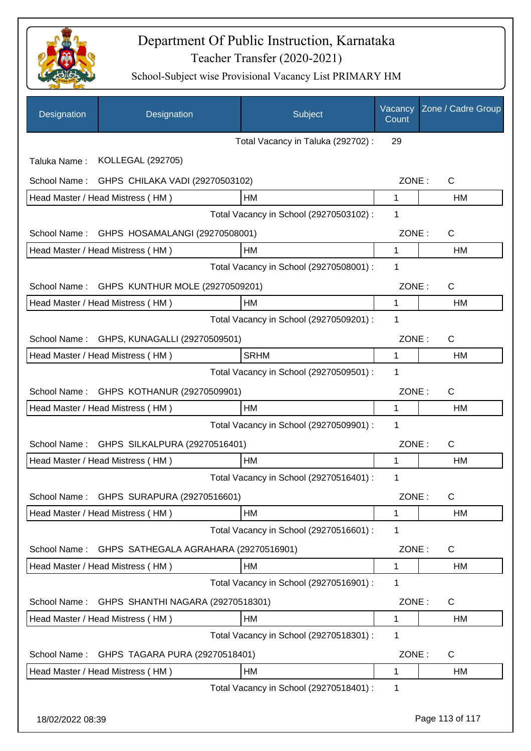# Department Of Public Instruction, Karnataka
## Teacher Transfer (2020-2021)
### School-Subject wise Provisional Vacancy List PRIMARY HM

| Designation | Designation | Subject | Vacancy Count | Zone / Cadre Group |
|---|---|---|---|---|
| | | Total Vacancy in Taluka (292702) : | 29 | |
| Taluka Name : | KOLLEGAL (292705) | | | |
| School Name : | GHPS CHILAKA VADI (29270503102) | | ZONE : | C |
| Head Master / Head Mistress ( HM ) | | HM | 1 | HM |
| | | Total Vacancy in School (29270503102) : | 1 | |
| School Name : | GHPS HOSAMALANGI (29270508001) | | ZONE : | C |
| Head Master / Head Mistress ( HM ) | | HM | 1 | HM |
| | | Total Vacancy in School (29270508001) : | 1 | |
| School Name : | GHPS KUNTHUR MOLE (29270509201) | | ZONE : | C |
| Head Master / Head Mistress ( HM ) | | HM | 1 | HM |
| | | Total Vacancy in School (29270509201) : | 1 | |
| School Name : | GHPS, KUNAGALLI (29270509501) | | ZONE : | C |
| Head Master / Head Mistress ( HM ) | | SRHM | 1 | HM |
| | | Total Vacancy in School (29270509501) : | 1 | |
| School Name : | GHPS KOTHANUR (29270509901) | | ZONE : | C |
| Head Master / Head Mistress ( HM ) | | HM | 1 | HM |
| | | Total Vacancy in School (29270509901) : | 1 | |
| School Name : | GHPS SILKALPURA (29270516401) | | ZONE : | C |
| Head Master / Head Mistress ( HM ) | | HM | 1 | HM |
| | | Total Vacancy in School (29270516401) : | 1 | |
| School Name : | GHPS SURAPURA (29270516601) | | ZONE : | C |
| Head Master / Head Mistress ( HM ) | | HM | 1 | HM |
| | | Total Vacancy in School (29270516601) : | 1 | |
| School Name : | GHPS SATHEGALA AGRAHARA (29270516901) | | ZONE : | C |
| Head Master / Head Mistress ( HM ) | | HM | 1 | HM |
| | | Total Vacancy in School (29270516901) : | 1 | |
| School Name : | GHPS SHANTHI NAGARA (29270518301) | | ZONE : | C |
| Head Master / Head Mistress ( HM ) | | HM | 1 | HM |
| | | Total Vacancy in School (29270518301) : | 1 | |
| School Name : | GHPS TAGARA PURA (29270518401) | | ZONE : | C |
| Head Master / Head Mistress ( HM ) | | HM | 1 | HM |
| | | Total Vacancy in School (29270518401) : | 1 | |

18/02/2022 08:39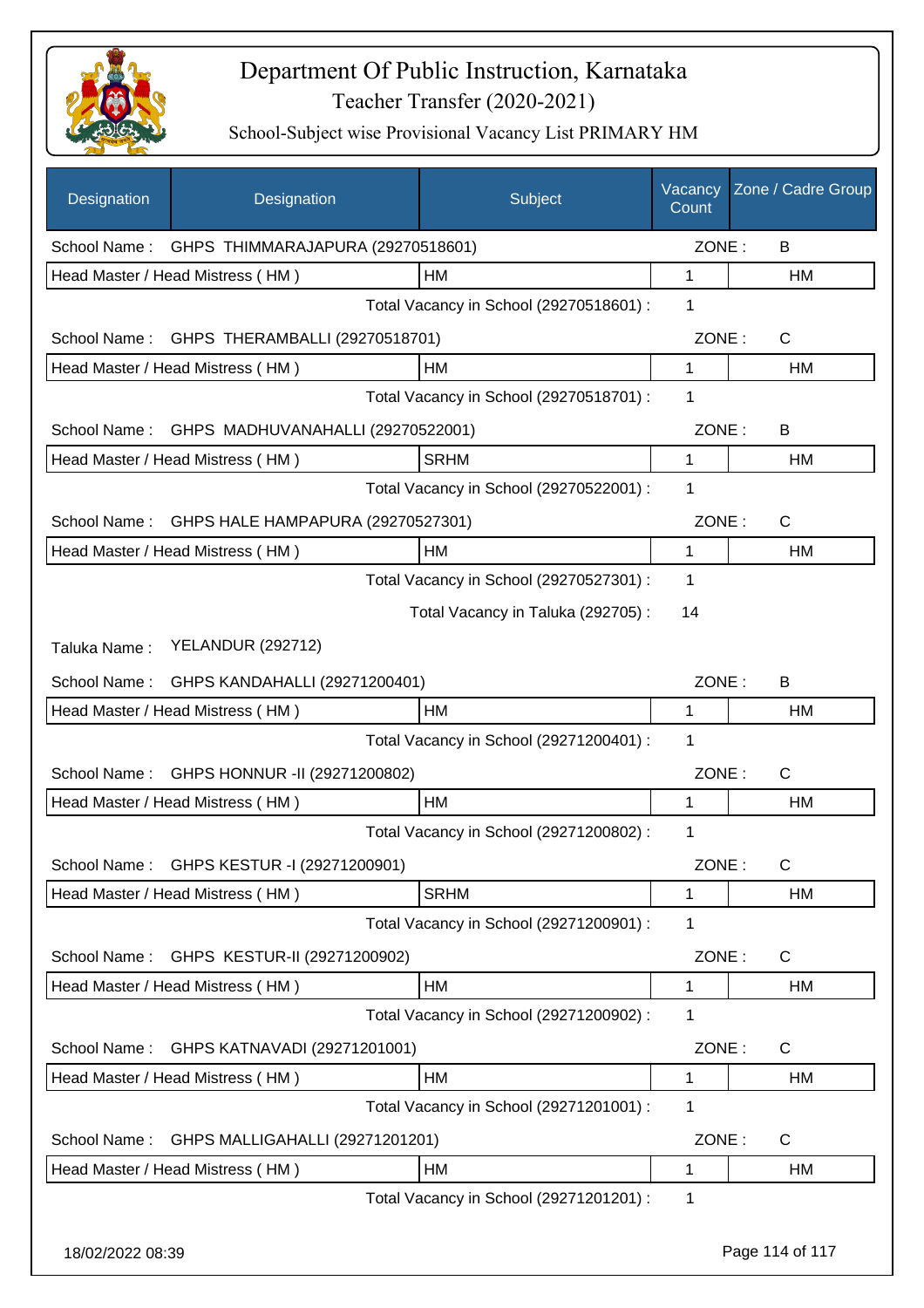# Department Of Public Instruction, Karnataka

## Teacher Transfer (2020-2021)

### School-Subject wise Provisional Vacancy List PRIMARY HM

| Designation | Designation | Subject | Vacancy Count | Zone / Cadre Group |
|---|---|---|---|---|
| School Name : | GHPS THIMMARAJAPURA (29270518601) | | ZONE : | B |
| Head Master / Head Mistress ( HM ) | | HM | 1 | HM |
| | | Total Vacancy in School (29270518601) : | 1 | |
| School Name : | GHPS THERAMBALLI (29270518701) | | ZONE : | C |
| Head Master / Head Mistress ( HM ) | | HM | 1 | HM |
| | | Total Vacancy in School (29270518701) : | 1 | |
| School Name : | GHPS MADHUVANAHALLI (29270522001) | | ZONE : | B |
| Head Master / Head Mistress ( HM ) | | SRHM | 1 | HM |
| | | Total Vacancy in School (29270522001) : | 1 | |
| School Name : | GHPS HALE HAMPAPURA (29270527301) | | ZONE : | C |
| Head Master / Head Mistress ( HM ) | | HM | 1 | HM |
| | | Total Vacancy in School (29270527301) : | 1 | |
| | | Total Vacancy in Taluka (292705) : | 14 | |
| Taluka Name : | YELANDUR (292712) | | | |
| School Name : | GHPS KANDAHALLI (29271200401) | | ZONE : | B |
| Head Master / Head Mistress ( HM ) | | HM | 1 | HM |
| | | Total Vacancy in School (29271200401) : | 1 | |
| School Name : | GHPS HONNUR -II (29271200802) | | ZONE : | C |
| Head Master / Head Mistress ( HM ) | | HM | 1 | HM |
| | | Total Vacancy in School (29271200802) : | 1 | |
| School Name : | GHPS KESTUR -I (29271200901) | | ZONE : | C |
| Head Master / Head Mistress ( HM ) | | SRHM | 1 | HM |
| | | Total Vacancy in School (29271200901) : | 1 | |
| School Name : | GHPS KESTUR-II (29271200902) | | ZONE : | C |
| Head Master / Head Mistress ( HM ) | | HM | 1 | HM |
| | | Total Vacancy in School (29271200902) : | 1 | |
| School Name : | GHPS KATNAVADI (29271201001) | | ZONE : | C |
| Head Master / Head Mistress ( HM ) | | HM | 1 | HM |
| | | Total Vacancy in School (29271201001) : | 1 | |
| School Name : | GHPS MALLIGAHALLI (29271201201) | | ZONE : | C |
| Head Master / Head Mistress ( HM ) | | HM | 1 | HM |
| | | Total Vacancy in School (29271201201) : | 1 | |

18/02/2022 08:39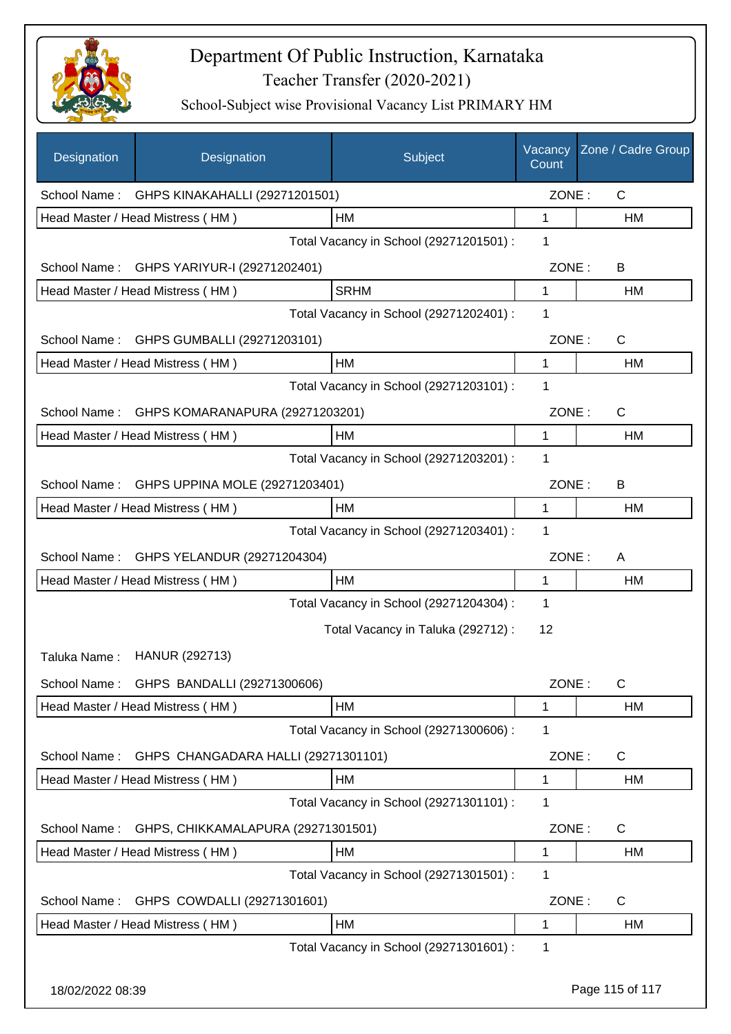# Department Of Public Instruction, Karnataka

## Teacher Transfer (2020-2021)

### School-Subject wise Provisional Vacancy List PRIMARY HM

| Designation | Designation | Subject | Vacancy Count | Zone / Cadre Group |
|---|---|---|---|---|
| School Name : | GHPS KINAKAHALLI (29271201501) | | ZONE : | C |
| Head Master / Head Mistress ( HM ) | | HM | 1 | HM |
| | | Total Vacancy in School (29271201501) : | 1 | |
| School Name : | GHPS YARIYUR-I (29271202401) | | ZONE : | B |
| Head Master / Head Mistress ( HM ) | | SRHM | 1 | HM |
| | | Total Vacancy in School (29271202401) : | 1 | |
| School Name : | GHPS GUMBALLI (29271203101) | | ZONE : | C |
| Head Master / Head Mistress ( HM ) | | HM | 1 | HM |
| | | Total Vacancy in School (29271203101) : | 1 | |
| School Name : | GHPS KOMARANAPURA (29271203201) | | ZONE : | C |
| Head Master / Head Mistress ( HM ) | | HM | 1 | HM |
| | | Total Vacancy in School (29271203201) : | 1 | |
| School Name : | GHPS UPPINA MOLE (29271203401) | | ZONE : | B |
| Head Master / Head Mistress ( HM ) | | HM | 1 | HM |
| | | Total Vacancy in School (29271203401) : | 1 | |
| School Name : | GHPS YELANDUR (29271204304) | | ZONE : | A |
| Head Master / Head Mistress ( HM ) | | HM | 1 | HM |
| | | Total Vacancy in School (29271204304) : | 1 | |
| | | Total Vacancy in Taluka (292712) : | 12 | |
| Taluka Name : | HANUR (292713) | | | |
| School Name : | GHPS BANDALLI (29271300606) | | ZONE : | C |
| Head Master / Head Mistress ( HM ) | | HM | 1 | HM |
| | | Total Vacancy in School (29271300606) : | 1 | |
| School Name : | GHPS CHANGADARA HALLI (29271301101) | | ZONE : | C |
| Head Master / Head Mistress ( HM ) | | HM | 1 | HM |
| | | Total Vacancy in School (29271301101) : | 1 | |
| School Name : | GHPS, CHIKKAMALAPURA (29271301501) | | ZONE : | C |
| Head Master / Head Mistress ( HM ) | | HM | 1 | HM |
| | | Total Vacancy in School (29271301501) : | 1 | |
| School Name : | GHPS COWDALLI (29271301601) | | ZONE : | C |
| Head Master / Head Mistress ( HM ) | | HM | 1 | HM |
| | | Total Vacancy in School (29271301601) : | 1 | |

18/02/2022 08:39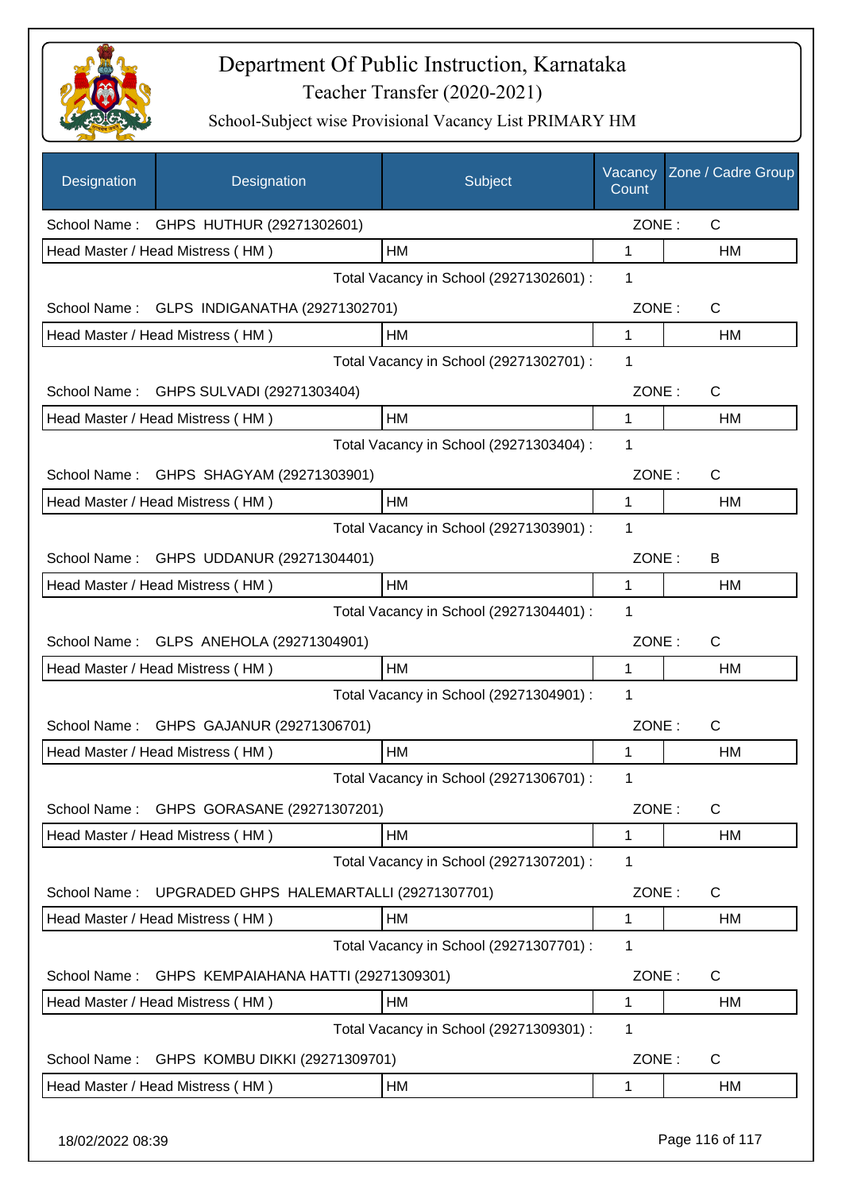# Department Of Public Instruction, Karnataka

Teacher Transfer (2020-2021)

School-Subject wise Provisional Vacancy List PRIMARY HM

| Designation | Designation | Subject | Vacancy Count | Zone / Cadre Group |
|---|---|---|---|---|
| School Name : | GHPS HUTHUR (29271302601) | | ZONE : | C |
| Head Master / Head Mistress ( HM ) | | HM | 1 | HM |
| | | Total Vacancy in School (29271302601) : | 1 | |
| School Name : | GLPS INDIGANATHA (29271302701) | | ZONE : | C |
| Head Master / Head Mistress ( HM ) | | HM | 1 | HM |
| | | Total Vacancy in School (29271302701) : | 1 | |
| School Name : | GHPS SULVADI (29271303404) | | ZONE : | C |
| Head Master / Head Mistress ( HM ) | | HM | 1 | HM |
| | | Total Vacancy in School (29271303404) : | 1 | |
| School Name : | GHPS SHAGYAM (29271303901) | | ZONE : | C |
| Head Master / Head Mistress ( HM ) | | HM | 1 | HM |
| | | Total Vacancy in School (29271303901) : | 1 | |
| School Name : | GHPS UDDANUR (29271304401) | | ZONE : | B |
| Head Master / Head Mistress ( HM ) | | HM | 1 | HM |
| | | Total Vacancy in School (29271304401) : | 1 | |
| School Name : | GLPS ANEHOLA (29271304901) | | ZONE : | C |
| Head Master / Head Mistress ( HM ) | | HM | 1 | HM |
| | | Total Vacancy in School (29271304901) : | 1 | |
| School Name : | GHPS GAJANUR (29271306701) | | ZONE : | C |
| Head Master / Head Mistress ( HM ) | | HM | 1 | HM |
| | | Total Vacancy in School (29271306701) : | 1 | |
| School Name : | GHPS GORASANE (29271307201) | | ZONE : | C |
| Head Master / Head Mistress ( HM ) | | HM | 1 | HM |
| | | Total Vacancy in School (29271307201) : | 1 | |
| School Name : | UPGRADED GHPS HALEMARTALLI (29271307701) | | ZONE : | C |
| Head Master / Head Mistress ( HM ) | | HM | 1 | HM |
| | | Total Vacancy in School (29271307701) : | 1 | |
| School Name : | GHPS KEMPAIAHANA HATTI (29271309301) | | ZONE : | C |
| Head Master / Head Mistress ( HM ) | | HM | 1 | HM |
| | | Total Vacancy in School (29271309301) : | 1 | |
| School Name : | GHPS KOMBU DIKKI (29271309701) | | ZONE : | C |
| Head Master / Head Mistress ( HM ) | | HM | 1 | HM |

18/02/2022 08:39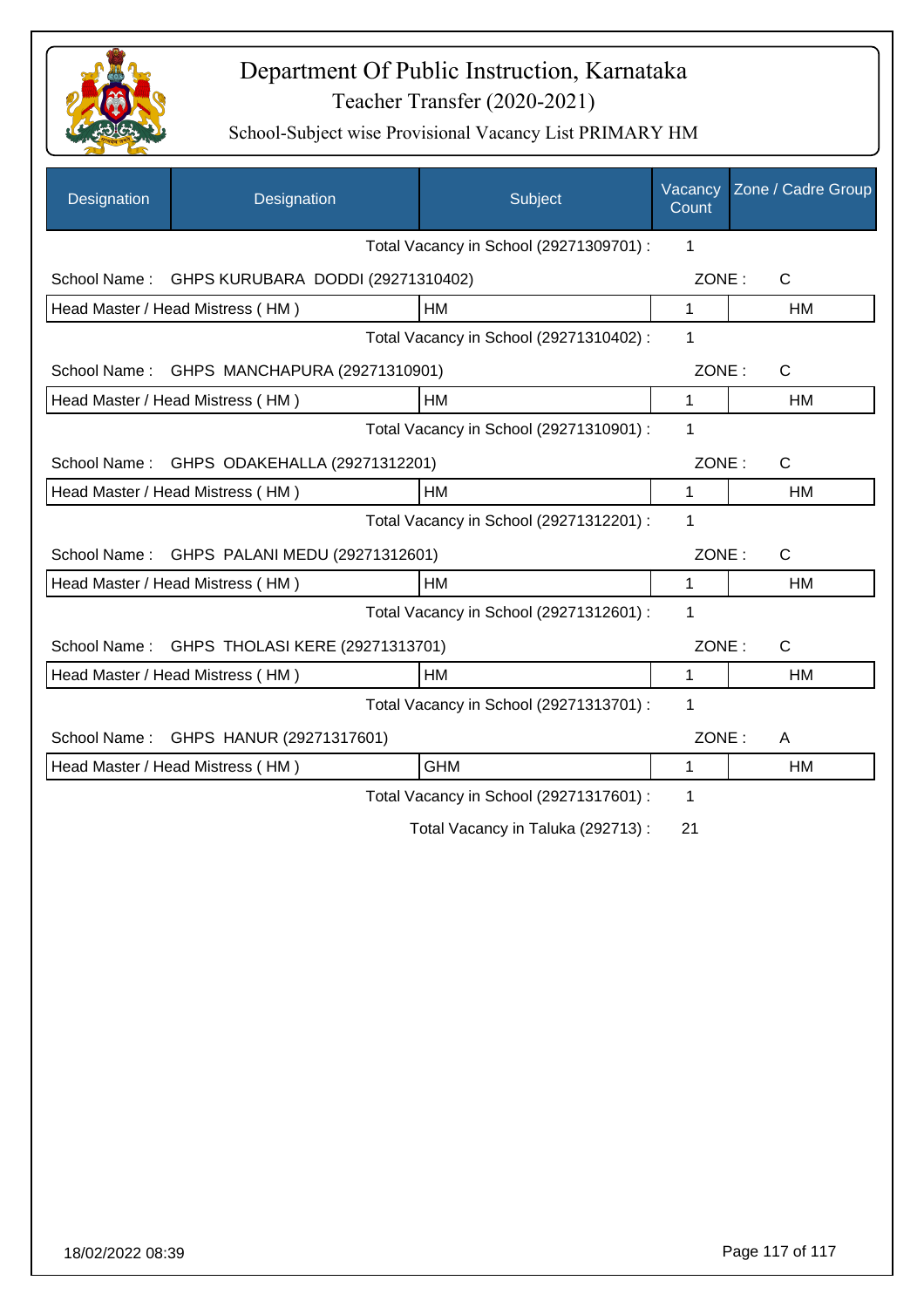# Department Of Public Instruction, Karnataka

## Teacher Transfer (2020-2021)

### School-Subject wise Provisional Vacancy List PRIMARY HM

| Designation | Designation | Subject | Vacancy Count | Zone / Cadre Group |
|---|---|---|---|---|
| | | Total Vacancy in School (29271309701) : | 1 | |
| School Name : | GHPS KURUBARA DODDI (29271310402) | | ZONE : | C |
| Head Master / Head Mistress ( HM ) | | HM | 1 | HM |
| | | Total Vacancy in School (29271310402) : | 1 | |
| School Name : | GHPS MANCHAPURA (29271310901) | | ZONE : | C |
| Head Master / Head Mistress ( HM ) | | HM | 1 | HM |
| | | Total Vacancy in School (29271310901) : | 1 | |
| School Name : | GHPS ODAKEHALLA (29271312201) | | ZONE : | C |
| Head Master / Head Mistress ( HM ) | | HM | 1 | HM |
| | | Total Vacancy in School (29271312201) : | 1 | |
| School Name : | GHPS PALANI MEDU (29271312601) | | ZONE : | C |
| Head Master / Head Mistress ( HM ) | | HM | 1 | HM |
| | | Total Vacancy in School (29271312601) : | 1 | |
| School Name : | GHPS THOLASI KERE (29271313701) | | ZONE : | C |
| Head Master / Head Mistress ( HM ) | | HM | 1 | HM |
| | | Total Vacancy in School (29271313701) : | 1 | |
| School Name : | GHPS HANUR (29271317601) | | ZONE : | A |
| Head Master / Head Mistress ( HM ) | | GHM | 1 | HM |
| | | Total Vacancy in School (29271317601) : | 1 | |
| | | Total Vacancy in Taluka (292713) : | 21 | |

18/02/2022 08:39